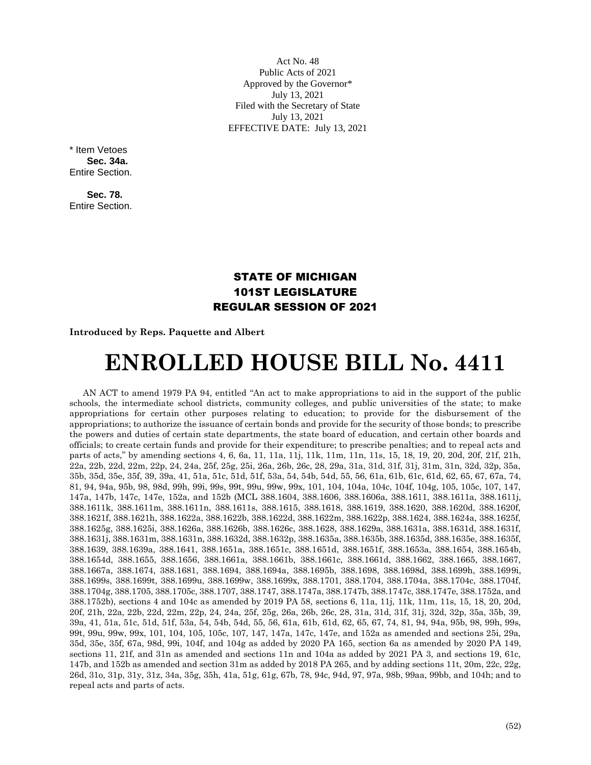Act No. 48
Public Acts of 2021
Approved by the Governor*
July 13, 2021
Filed with the Secretary of State
July 13, 2021
EFFECTIVE DATE: July 13, 2021

\* Item Vetoes
**Sec. 34a.**
Entire Section.

**Sec. 78.**
Entire Section.

## STATE OF MICHIGAN
## 101ST LEGISLATURE
## REGULAR SESSION OF 2021

**Introduced by Reps. Paquette and Albert**

# ENROLLED HOUSE BILL No. 4411

AN ACT to amend 1979 PA 94, entitled "An act to make appropriations to aid in the support of the public schools, the intermediate school districts, community colleges, and public universities of the state; to make appropriations for certain other purposes relating to education; to provide for the disbursement of the appropriations; to authorize the issuance of certain bonds and provide for the security of those bonds; to prescribe the powers and duties of certain state departments, the state board of education, and certain other boards and officials; to create certain funds and provide for their expenditure; to prescribe penalties; and to repeal acts and parts of acts," by amending sections 4, 6, 6a, 11, 11a, 11j, 11k, 11m, 11n, 11s, 15, 18, 19, 20, 20d, 20f, 21f, 21h, 22a, 22b, 22d, 22m, 22p, 24, 24a, 25f, 25g, 25i, 26a, 26b, 26c, 28, 29a, 31a, 31d, 31f, 31j, 31m, 31n, 32d, 32p, 35a, 35b, 35d, 35e, 35f, 39, 39a, 41, 51a, 51c, 51d, 51f, 53a, 54, 54b, 54d, 55, 56, 61a, 61b, 61c, 61d, 62, 65, 67, 67a, 74, 81, 94, 94a, 95b, 98, 98d, 99h, 99i, 99s, 99t, 99u, 99w, 99x, 101, 104, 104a, 104c, 104f, 104g, 105, 105c, 107, 147, 147a, 147b, 147c, 147e, 152a, and 152b (MCL 388.1604, 388.1606, 388.1606a, 388.1611, 388.1611a, 388.1611j, 388.1611k, 388.1611m, 388.1611n, 388.1611s, 388.1615, 388.1618, 388.1619, 388.1620, 388.1620d, 388.1620f, 388.1621f, 388.1621h, 388.1622a, 388.1622b, 388.1622d, 388.1622m, 388.1622p, 388.1624, 388.1624a, 388.1625f, 388.1625g, 388.1625i, 388.1626a, 388.1626b, 388.1626c, 388.1628, 388.1629a, 388.1631a, 388.1631d, 388.1631f, 388.1631j, 388.1631m, 388.1631n, 388.1632d, 388.1632p, 388.1635a, 388.1635b, 388.1635d, 388.1635e, 388.1635f, 388.1639, 388.1639a, 388.1641, 388.1651a, 388.1651c, 388.1651d, 388.1651f, 388.1653a, 388.1654, 388.1654b, 388.1654d, 388.1655, 388.1656, 388.1661a, 388.1661b, 388.1661c, 388.1661d, 388.1662, 388.1665, 388.1667, 388.1667a, 388.1674, 388.1681, 388.1694, 388.1694a, 388.1695b, 388.1698, 388.1698d, 388.1699h, 388.1699i, 388.1699s, 388.1699t, 388.1699u, 388.1699w, 388.1699x, 388.1701, 388.1704, 388.1704a, 388.1704c, 388.1704f, 388.1704g, 388.1705, 388.1705c, 388.1707, 388.1747, 388.1747a, 388.1747b, 388.1747c, 388.1747e, 388.1752a, and 388.1752b), sections 4 and 104c as amended by 2019 PA 58, sections 6, 11a, 11j, 11k, 11m, 11s, 15, 18, 20, 20d, 20f, 21h, 22a, 22b, 22d, 22m, 22p, 24, 24a, 25f, 25g, 26a, 26b, 26c, 28, 31a, 31d, 31f, 31j, 32d, 32p, 35a, 35b, 39, 39a, 41, 51a, 51c, 51d, 51f, 53a, 54, 54b, 54d, 55, 56, 61a, 61b, 61d, 62, 65, 67, 74, 81, 94, 94a, 95b, 98, 99h, 99s, 99t, 99u, 99w, 99x, 101, 104, 105, 105c, 107, 147, 147a, 147c, 147e, and 152a as amended and sections 25i, 29a, 35d, 35e, 35f, 67a, 98d, 99i, 104f, and 104g as added by 2020 PA 165, section 6a as amended by 2020 PA 149, sections 11, 21f, and 31n as amended and sections 11n and 104a as added by 2021 PA 3, and sections 19, 61c, 147b, and 152b as amended and section 31m as added by 2018 PA 265, and by adding sections 11t, 20m, 22c, 22g, 26d, 31o, 31p, 31y, 31z, 34a, 35g, 35h, 41a, 51g, 61g, 67b, 78, 94c, 94d, 97, 97a, 98b, 99aa, 99bb, and 104h; and to repeal acts and parts of acts.

(52)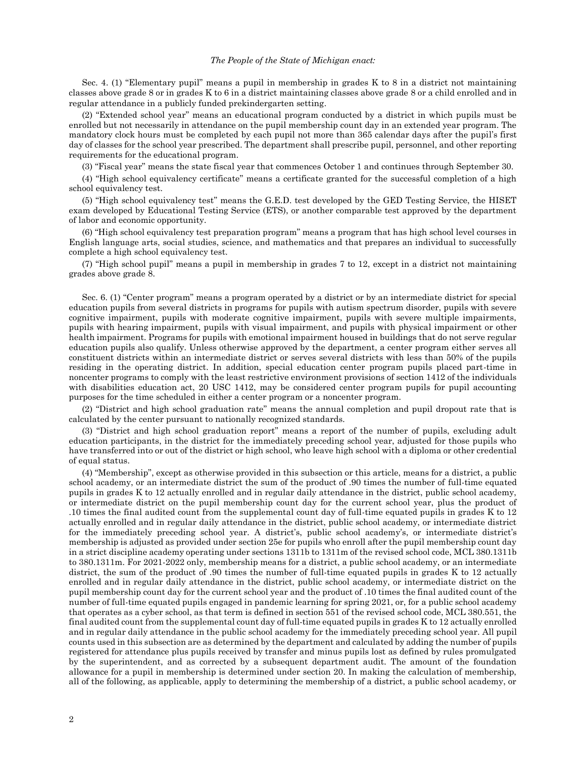*The People of the State of Michigan enact:*

Sec. 4. (1) "Elementary pupil" means a pupil in membership in grades K to 8 in a district not maintaining classes above grade 8 or in grades K to 6 in a district maintaining classes above grade 8 or a child enrolled and in regular attendance in a publicly funded prekindergarten setting.

(2) "Extended school year" means an educational program conducted by a district in which pupils must be enrolled but not necessarily in attendance on the pupil membership count day in an extended year program. The mandatory clock hours must be completed by each pupil not more than 365 calendar days after the pupil's first day of classes for the school year prescribed. The department shall prescribe pupil, personnel, and other reporting requirements for the educational program.

(3) "Fiscal year" means the state fiscal year that commences October 1 and continues through September 30.

(4) "High school equivalency certificate" means a certificate granted for the successful completion of a high school equivalency test.

(5) "High school equivalency test" means the G.E.D. test developed by the GED Testing Service, the HISET exam developed by Educational Testing Service (ETS), or another comparable test approved by the department of labor and economic opportunity.

(6) "High school equivalency test preparation program" means a program that has high school level courses in English language arts, social studies, science, and mathematics and that prepares an individual to successfully complete a high school equivalency test.

(7) "High school pupil" means a pupil in membership in grades 7 to 12, except in a district not maintaining grades above grade 8.

Sec. 6. (1) "Center program" means a program operated by a district or by an intermediate district for special education pupils from several districts in programs for pupils with autism spectrum disorder, pupils with severe cognitive impairment, pupils with moderate cognitive impairment, pupils with severe multiple impairments, pupils with hearing impairment, pupils with visual impairment, and pupils with physical impairment or other health impairment. Programs for pupils with emotional impairment housed in buildings that do not serve regular education pupils also qualify. Unless otherwise approved by the department, a center program either serves all constituent districts within an intermediate district or serves several districts with less than 50% of the pupils residing in the operating district. In addition, special education center program pupils placed part-time in noncenter programs to comply with the least restrictive environment provisions of section 1412 of the individuals with disabilities education act, 20 USC 1412, may be considered center program pupils for pupil accounting purposes for the time scheduled in either a center program or a noncenter program.

(2) "District and high school graduation rate" means the annual completion and pupil dropout rate that is calculated by the center pursuant to nationally recognized standards.

(3) "District and high school graduation report" means a report of the number of pupils, excluding adult education participants, in the district for the immediately preceding school year, adjusted for those pupils who have transferred into or out of the district or high school, who leave high school with a diploma or other credential of equal status.

(4) "Membership", except as otherwise provided in this subsection or this article, means for a district, a public school academy, or an intermediate district the sum of the product of .90 times the number of full-time equated pupils in grades K to 12 actually enrolled and in regular daily attendance in the district, public school academy, or intermediate district on the pupil membership count day for the current school year, plus the product of .10 times the final audited count from the supplemental count day of full-time equated pupils in grades K to 12 actually enrolled and in regular daily attendance in the district, public school academy, or intermediate district for the immediately preceding school year. A district's, public school academy's, or intermediate district's membership is adjusted as provided under section 25e for pupils who enroll after the pupil membership count day in a strict discipline academy operating under sections 1311b to 1311m of the revised school code, MCL 380.1311b to 380.1311m. For 2021-2022 only, membership means for a district, a public school academy, or an intermediate district, the sum of the product of .90 times the number of full-time equated pupils in grades K to 12 actually enrolled and in regular daily attendance in the district, public school academy, or intermediate district on the pupil membership count day for the current school year and the product of .10 times the final audited count of the number of full-time equated pupils engaged in pandemic learning for spring 2021, or, for a public school academy that operates as a cyber school, as that term is defined in section 551 of the revised school code, MCL 380.551, the final audited count from the supplemental count day of full-time equated pupils in grades K to 12 actually enrolled and in regular daily attendance in the public school academy for the immediately preceding school year. All pupil counts used in this subsection are as determined by the department and calculated by adding the number of pupils registered for attendance plus pupils received by transfer and minus pupils lost as defined by rules promulgated by the superintendent, and as corrected by a subsequent department audit. The amount of the foundation allowance for a pupil in membership is determined under section 20. In making the calculation of membership, all of the following, as applicable, apply to determining the membership of a district, a public school academy, or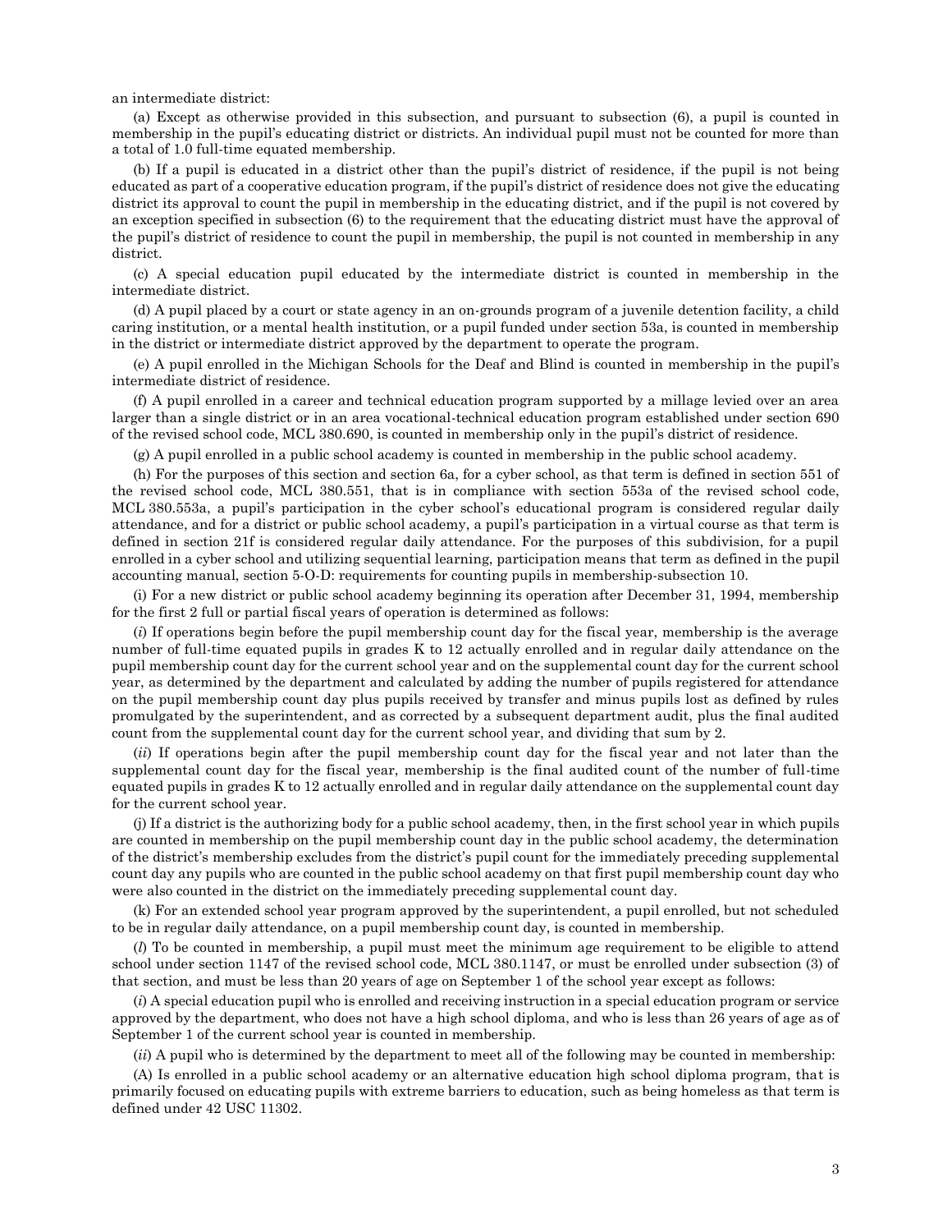an intermediate district:

(a) Except as otherwise provided in this subsection, and pursuant to subsection (6), a pupil is counted in membership in the pupil's educating district or districts. An individual pupil must not be counted for more than a total of 1.0 full-time equated membership.

(b) If a pupil is educated in a district other than the pupil's district of residence, if the pupil is not being educated as part of a cooperative education program, if the pupil's district of residence does not give the educating district its approval to count the pupil in membership in the educating district, and if the pupil is not covered by an exception specified in subsection (6) to the requirement that the educating district must have the approval of the pupil's district of residence to count the pupil in membership, the pupil is not counted in membership in any district.

(c) A special education pupil educated by the intermediate district is counted in membership in the intermediate district.

(d) A pupil placed by a court or state agency in an on-grounds program of a juvenile detention facility, a child caring institution, or a mental health institution, or a pupil funded under section 53a, is counted in membership in the district or intermediate district approved by the department to operate the program.

(e) A pupil enrolled in the Michigan Schools for the Deaf and Blind is counted in membership in the pupil's intermediate district of residence.

(f) A pupil enrolled in a career and technical education program supported by a millage levied over an area larger than a single district or in an area vocational-technical education program established under section 690 of the revised school code, MCL 380.690, is counted in membership only in the pupil's district of residence.

(g) A pupil enrolled in a public school academy is counted in membership in the public school academy.

(h) For the purposes of this section and section 6a, for a cyber school, as that term is defined in section 551 of the revised school code, MCL 380.551, that is in compliance with section 553a of the revised school code, MCL 380.553a, a pupil's participation in the cyber school's educational program is considered regular daily attendance, and for a district or public school academy, a pupil's participation in a virtual course as that term is defined in section 21f is considered regular daily attendance. For the purposes of this subdivision, for a pupil enrolled in a cyber school and utilizing sequential learning, participation means that term as defined in the pupil accounting manual, section 5-O-D: requirements for counting pupils in membership-subsection 10.

(i) For a new district or public school academy beginning its operation after December 31, 1994, membership for the first 2 full or partial fiscal years of operation is determined as follows:

(*i*) If operations begin before the pupil membership count day for the fiscal year, membership is the average number of full-time equated pupils in grades K to 12 actually enrolled and in regular daily attendance on the pupil membership count day for the current school year and on the supplemental count day for the current school year, as determined by the department and calculated by adding the number of pupils registered for attendance on the pupil membership count day plus pupils received by transfer and minus pupils lost as defined by rules promulgated by the superintendent, and as corrected by a subsequent department audit, plus the final audited count from the supplemental count day for the current school year, and dividing that sum by 2.

(*ii*) If operations begin after the pupil membership count day for the fiscal year and not later than the supplemental count day for the fiscal year, membership is the final audited count of the number of full-time equated pupils in grades K to 12 actually enrolled and in regular daily attendance on the supplemental count day for the current school year.

(j) If a district is the authorizing body for a public school academy, then, in the first school year in which pupils are counted in membership on the pupil membership count day in the public school academy, the determination of the district's membership excludes from the district's pupil count for the immediately preceding supplemental count day any pupils who are counted in the public school academy on that first pupil membership count day who were also counted in the district on the immediately preceding supplemental count day.

(k) For an extended school year program approved by the superintendent, a pupil enrolled, but not scheduled to be in regular daily attendance, on a pupil membership count day, is counted in membership.

(*l*) To be counted in membership, a pupil must meet the minimum age requirement to be eligible to attend school under section 1147 of the revised school code, MCL 380.1147, or must be enrolled under subsection (3) of that section, and must be less than 20 years of age on September 1 of the school year except as follows:

(*i*) A special education pupil who is enrolled and receiving instruction in a special education program or service approved by the department, who does not have a high school diploma, and who is less than 26 years of age as of September 1 of the current school year is counted in membership.

(*ii*) A pupil who is determined by the department to meet all of the following may be counted in membership:

(A) Is enrolled in a public school academy or an alternative education high school diploma program, that is primarily focused on educating pupils with extreme barriers to education, such as being homeless as that term is defined under 42 USC 11302.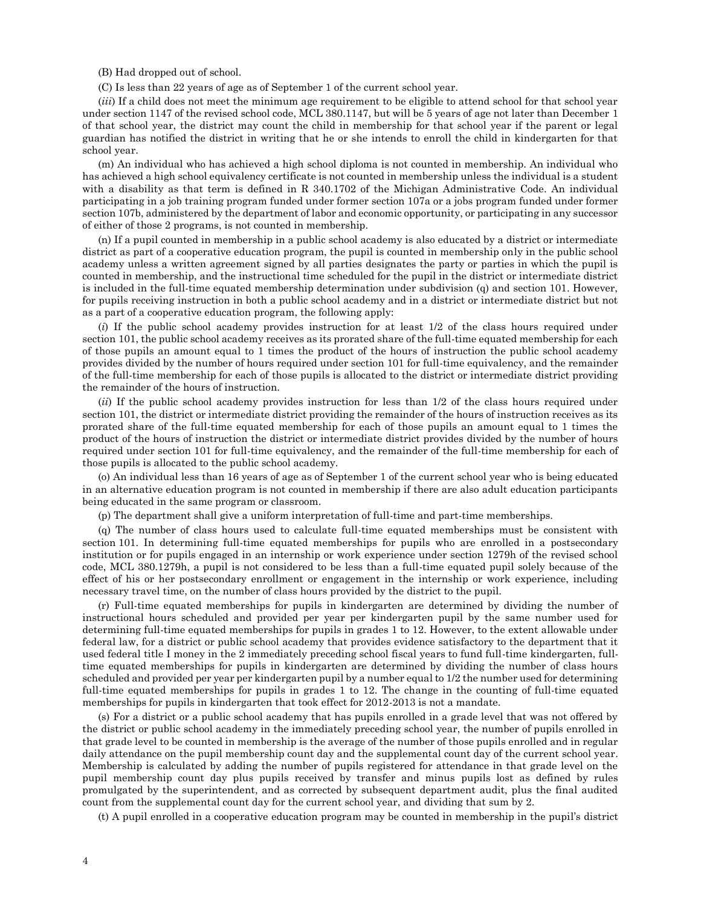(B) Had dropped out of school.

(C) Is less than 22 years of age as of September 1 of the current school year.

(*iii*) If a child does not meet the minimum age requirement to be eligible to attend school for that school year under section 1147 of the revised school code, MCL 380.1147, but will be 5 years of age not later than December 1 of that school year, the district may count the child in membership for that school year if the parent or legal guardian has notified the district in writing that he or she intends to enroll the child in kindergarten for that school year.

(m) An individual who has achieved a high school diploma is not counted in membership. An individual who has achieved a high school equivalency certificate is not counted in membership unless the individual is a student with a disability as that term is defined in R 340.1702 of the Michigan Administrative Code. An individual participating in a job training program funded under former section 107a or a jobs program funded under former section 107b, administered by the department of labor and economic opportunity, or participating in any successor of either of those 2 programs, is not counted in membership.

(n) If a pupil counted in membership in a public school academy is also educated by a district or intermediate district as part of a cooperative education program, the pupil is counted in membership only in the public school academy unless a written agreement signed by all parties designates the party or parties in which the pupil is counted in membership, and the instructional time scheduled for the pupil in the district or intermediate district is included in the full-time equated membership determination under subdivision (q) and section 101. However, for pupils receiving instruction in both a public school academy and in a district or intermediate district but not as a part of a cooperative education program, the following apply:

(*i*) If the public school academy provides instruction for at least 1/2 of the class hours required under section 101, the public school academy receives as its prorated share of the full-time equated membership for each of those pupils an amount equal to 1 times the product of the hours of instruction the public school academy provides divided by the number of hours required under section 101 for full-time equivalency, and the remainder of the full-time membership for each of those pupils is allocated to the district or intermediate district providing the remainder of the hours of instruction.

(*ii*) If the public school academy provides instruction for less than 1/2 of the class hours required under section 101, the district or intermediate district providing the remainder of the hours of instruction receives as its prorated share of the full-time equated membership for each of those pupils an amount equal to 1 times the product of the hours of instruction the district or intermediate district provides divided by the number of hours required under section 101 for full-time equivalency, and the remainder of the full-time membership for each of those pupils is allocated to the public school academy.

(o) An individual less than 16 years of age as of September 1 of the current school year who is being educated in an alternative education program is not counted in membership if there are also adult education participants being educated in the same program or classroom.

(p) The department shall give a uniform interpretation of full-time and part-time memberships.

(q) The number of class hours used to calculate full-time equated memberships must be consistent with section 101. In determining full-time equated memberships for pupils who are enrolled in a postsecondary institution or for pupils engaged in an internship or work experience under section 1279h of the revised school code, MCL 380.1279h, a pupil is not considered to be less than a full-time equated pupil solely because of the effect of his or her postsecondary enrollment or engagement in the internship or work experience, including necessary travel time, on the number of class hours provided by the district to the pupil.

(r) Full-time equated memberships for pupils in kindergarten are determined by dividing the number of instructional hours scheduled and provided per year per kindergarten pupil by the same number used for determining full-time equated memberships for pupils in grades 1 to 12. However, to the extent allowable under federal law, for a district or public school academy that provides evidence satisfactory to the department that it used federal title I money in the 2 immediately preceding school fiscal years to fund full-time kindergarten, full-time equated memberships for pupils in kindergarten are determined by dividing the number of class hours scheduled and provided per year per kindergarten pupil by a number equal to 1/2 the number used for determining full-time equated memberships for pupils in grades 1 to 12. The change in the counting of full-time equated memberships for pupils in kindergarten that took effect for 2012-2013 is not a mandate.

(s) For a district or a public school academy that has pupils enrolled in a grade level that was not offered by the district or public school academy in the immediately preceding school year, the number of pupils enrolled in that grade level to be counted in membership is the average of the number of those pupils enrolled and in regular daily attendance on the pupil membership count day and the supplemental count day of the current school year. Membership is calculated by adding the number of pupils registered for attendance in that grade level on the pupil membership count day plus pupils received by transfer and minus pupils lost as defined by rules promulgated by the superintendent, and as corrected by subsequent department audit, plus the final audited count from the supplemental count day for the current school year, and dividing that sum by 2.

(t) A pupil enrolled in a cooperative education program may be counted in membership in the pupil's district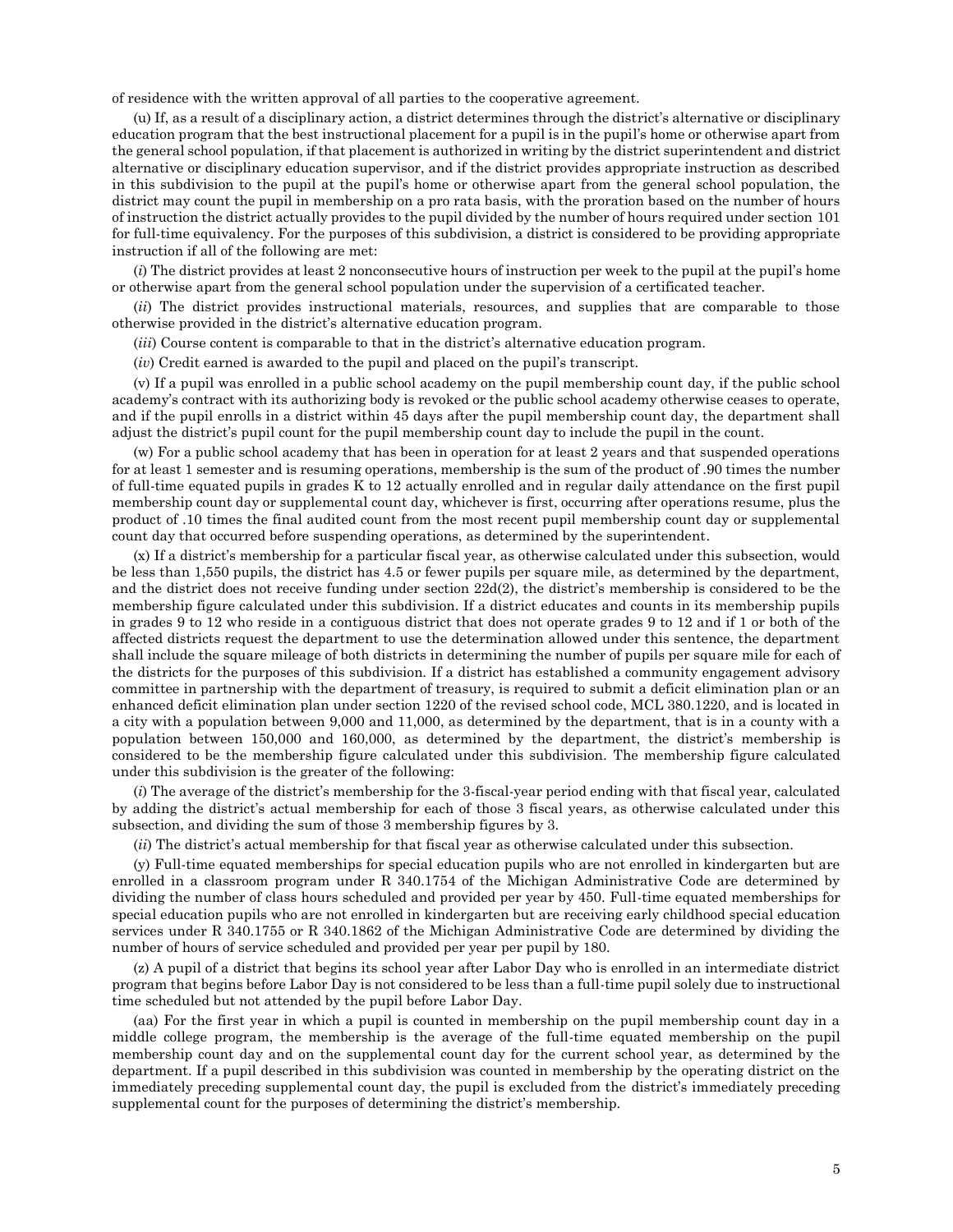of residence with the written approval of all parties to the cooperative agreement.

(u) If, as a result of a disciplinary action, a district determines through the district's alternative or disciplinary education program that the best instructional placement for a pupil is in the pupil's home or otherwise apart from the general school population, if that placement is authorized in writing by the district superintendent and district alternative or disciplinary education supervisor, and if the district provides appropriate instruction as described in this subdivision to the pupil at the pupil's home or otherwise apart from the general school population, the district may count the pupil in membership on a pro rata basis, with the proration based on the number of hours of instruction the district actually provides to the pupil divided by the number of hours required under section 101 for full-time equivalency. For the purposes of this subdivision, a district is considered to be providing appropriate instruction if all of the following are met:

(*i*) The district provides at least 2 nonconsecutive hours of instruction per week to the pupil at the pupil's home or otherwise apart from the general school population under the supervision of a certificated teacher.

(*ii*) The district provides instructional materials, resources, and supplies that are comparable to those otherwise provided in the district's alternative education program.

(*iii*) Course content is comparable to that in the district's alternative education program.

(*iv*) Credit earned is awarded to the pupil and placed on the pupil's transcript.

(v) If a pupil was enrolled in a public school academy on the pupil membership count day, if the public school academy's contract with its authorizing body is revoked or the public school academy otherwise ceases to operate, and if the pupil enrolls in a district within 45 days after the pupil membership count day, the department shall adjust the district's pupil count for the pupil membership count day to include the pupil in the count.

(w) For a public school academy that has been in operation for at least 2 years and that suspended operations for at least 1 semester and is resuming operations, membership is the sum of the product of .90 times the number of full-time equated pupils in grades K to 12 actually enrolled and in regular daily attendance on the first pupil membership count day or supplemental count day, whichever is first, occurring after operations resume, plus the product of .10 times the final audited count from the most recent pupil membership count day or supplemental count day that occurred before suspending operations, as determined by the superintendent.

(x) If a district's membership for a particular fiscal year, as otherwise calculated under this subsection, would be less than 1,550 pupils, the district has 4.5 or fewer pupils per square mile, as determined by the department, and the district does not receive funding under section 22d(2), the district's membership is considered to be the membership figure calculated under this subdivision. If a district educates and counts in its membership pupils in grades 9 to 12 who reside in a contiguous district that does not operate grades 9 to 12 and if 1 or both of the affected districts request the department to use the determination allowed under this sentence, the department shall include the square mileage of both districts in determining the number of pupils per square mile for each of the districts for the purposes of this subdivision. If a district has established a community engagement advisory committee in partnership with the department of treasury, is required to submit a deficit elimination plan or an enhanced deficit elimination plan under section 1220 of the revised school code, MCL 380.1220, and is located in a city with a population between 9,000 and 11,000, as determined by the department, that is in a county with a population between 150,000 and 160,000, as determined by the department, the district's membership is considered to be the membership figure calculated under this subdivision. The membership figure calculated under this subdivision is the greater of the following:

(*i*) The average of the district's membership for the 3-fiscal-year period ending with that fiscal year, calculated by adding the district's actual membership for each of those 3 fiscal years, as otherwise calculated under this subsection, and dividing the sum of those 3 membership figures by 3.

(*ii*) The district's actual membership for that fiscal year as otherwise calculated under this subsection.

(y) Full-time equated memberships for special education pupils who are not enrolled in kindergarten but are enrolled in a classroom program under R 340.1754 of the Michigan Administrative Code are determined by dividing the number of class hours scheduled and provided per year by 450. Full-time equated memberships for special education pupils who are not enrolled in kindergarten but are receiving early childhood special education services under R 340.1755 or R 340.1862 of the Michigan Administrative Code are determined by dividing the number of hours of service scheduled and provided per year per pupil by 180.

(z) A pupil of a district that begins its school year after Labor Day who is enrolled in an intermediate district program that begins before Labor Day is not considered to be less than a full-time pupil solely due to instructional time scheduled but not attended by the pupil before Labor Day.

(aa) For the first year in which a pupil is counted in membership on the pupil membership count day in a middle college program, the membership is the average of the full-time equated membership on the pupil membership count day and on the supplemental count day for the current school year, as determined by the department. If a pupil described in this subdivision was counted in membership by the operating district on the immediately preceding supplemental count day, the pupil is excluded from the district's immediately preceding supplemental count for the purposes of determining the district's membership.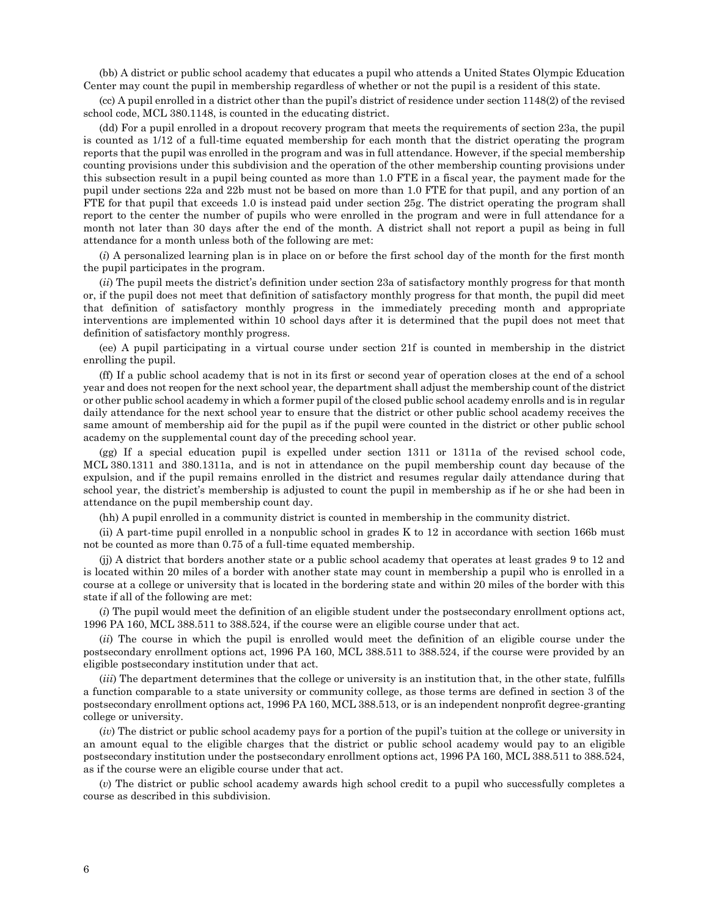(bb) A district or public school academy that educates a pupil who attends a United States Olympic Education Center may count the pupil in membership regardless of whether or not the pupil is a resident of this state.

(cc) A pupil enrolled in a district other than the pupil's district of residence under section 1148(2) of the revised school code, MCL 380.1148, is counted in the educating district.

(dd) For a pupil enrolled in a dropout recovery program that meets the requirements of section 23a, the pupil is counted as 1/12 of a full-time equated membership for each month that the district operating the program reports that the pupil was enrolled in the program and was in full attendance. However, if the special membership counting provisions under this subdivision and the operation of the other membership counting provisions under this subsection result in a pupil being counted as more than 1.0 FTE in a fiscal year, the payment made for the pupil under sections 22a and 22b must not be based on more than 1.0 FTE for that pupil, and any portion of an FTE for that pupil that exceeds 1.0 is instead paid under section 25g. The district operating the program shall report to the center the number of pupils who were enrolled in the program and were in full attendance for a month not later than 30 days after the end of the month. A district shall not report a pupil as being in full attendance for a month unless both of the following are met:

(*i*) A personalized learning plan is in place on or before the first school day of the month for the first month the pupil participates in the program.

(*ii*) The pupil meets the district's definition under section 23a of satisfactory monthly progress for that month or, if the pupil does not meet that definition of satisfactory monthly progress for that month, the pupil did meet that definition of satisfactory monthly progress in the immediately preceding month and appropriate interventions are implemented within 10 school days after it is determined that the pupil does not meet that definition of satisfactory monthly progress.

(ee) A pupil participating in a virtual course under section 21f is counted in membership in the district enrolling the pupil.

(ff) If a public school academy that is not in its first or second year of operation closes at the end of a school year and does not reopen for the next school year, the department shall adjust the membership count of the district or other public school academy in which a former pupil of the closed public school academy enrolls and is in regular daily attendance for the next school year to ensure that the district or other public school academy receives the same amount of membership aid for the pupil as if the pupil were counted in the district or other public school academy on the supplemental count day of the preceding school year.

(gg) If a special education pupil is expelled under section 1311 or 1311a of the revised school code, MCL 380.1311 and 380.1311a, and is not in attendance on the pupil membership count day because of the expulsion, and if the pupil remains enrolled in the district and resumes regular daily attendance during that school year, the district's membership is adjusted to count the pupil in membership as if he or she had been in attendance on the pupil membership count day.

(hh) A pupil enrolled in a community district is counted in membership in the community district.

(ii) A part-time pupil enrolled in a nonpublic school in grades K to 12 in accordance with section 166b must not be counted as more than 0.75 of a full-time equated membership.

(jj) A district that borders another state or a public school academy that operates at least grades 9 to 12 and is located within 20 miles of a border with another state may count in membership a pupil who is enrolled in a course at a college or university that is located in the bordering state and within 20 miles of the border with this state if all of the following are met:

(*i*) The pupil would meet the definition of an eligible student under the postsecondary enrollment options act, 1996 PA 160, MCL 388.511 to 388.524, if the course were an eligible course under that act.

(*ii*) The course in which the pupil is enrolled would meet the definition of an eligible course under the postsecondary enrollment options act, 1996 PA 160, MCL 388.511 to 388.524, if the course were provided by an eligible postsecondary institution under that act.

(*iii*) The department determines that the college or university is an institution that, in the other state, fulfills a function comparable to a state university or community college, as those terms are defined in section 3 of the postsecondary enrollment options act, 1996 PA 160, MCL 388.513, or is an independent nonprofit degree-granting college or university.

(*iv*) The district or public school academy pays for a portion of the pupil's tuition at the college or university in an amount equal to the eligible charges that the district or public school academy would pay to an eligible postsecondary institution under the postsecondary enrollment options act, 1996 PA 160, MCL 388.511 to 388.524, as if the course were an eligible course under that act.

(*v*) The district or public school academy awards high school credit to a pupil who successfully completes a course as described in this subdivision.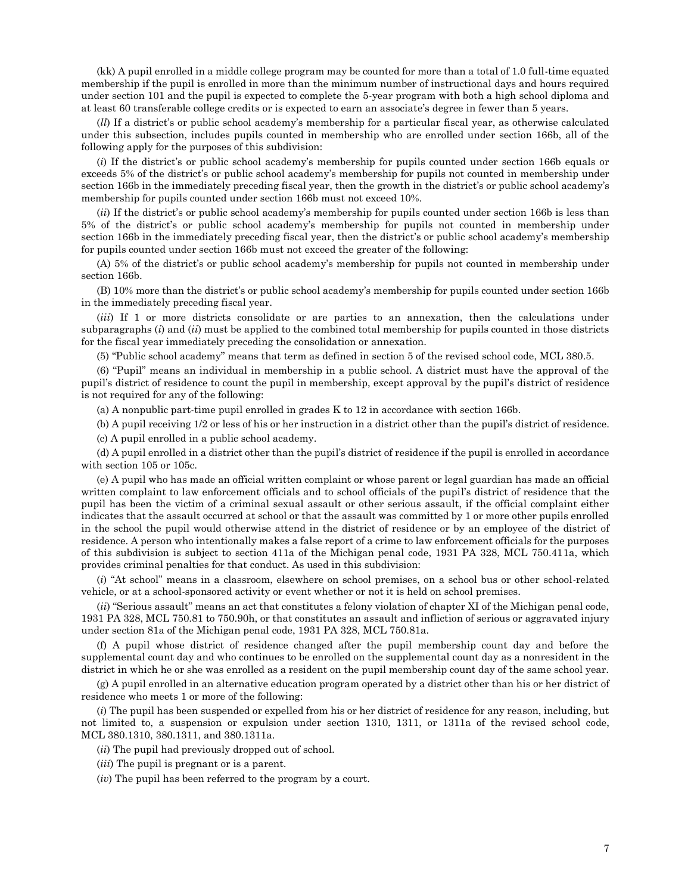(kk) A pupil enrolled in a middle college program may be counted for more than a total of 1.0 full-time equated membership if the pupil is enrolled in more than the minimum number of instructional days and hours required under section 101 and the pupil is expected to complete the 5-year program with both a high school diploma and at least 60 transferable college credits or is expected to earn an associate's degree in fewer than 5 years.

(*ll*) If a district's or public school academy's membership for a particular fiscal year, as otherwise calculated under this subsection, includes pupils counted in membership who are enrolled under section 166b, all of the following apply for the purposes of this subdivision:

(*i*) If the district's or public school academy's membership for pupils counted under section 166b equals or exceeds 5% of the district's or public school academy's membership for pupils not counted in membership under section 166b in the immediately preceding fiscal year, then the growth in the district's or public school academy's membership for pupils counted under section 166b must not exceed 10%.

(*ii*) If the district's or public school academy's membership for pupils counted under section 166b is less than 5% of the district's or public school academy's membership for pupils not counted in membership under section 166b in the immediately preceding fiscal year, then the district's or public school academy's membership for pupils counted under section 166b must not exceed the greater of the following:

(A) 5% of the district's or public school academy's membership for pupils not counted in membership under section 166b.

(B) 10% more than the district's or public school academy's membership for pupils counted under section 166b in the immediately preceding fiscal year.

(*iii*) If 1 or more districts consolidate or are parties to an annexation, then the calculations under subparagraphs (*i*) and (*ii*) must be applied to the combined total membership for pupils counted in those districts for the fiscal year immediately preceding the consolidation or annexation.

(5) "Public school academy" means that term as defined in section 5 of the revised school code, MCL 380.5.

(6) "Pupil" means an individual in membership in a public school. A district must have the approval of the pupil's district of residence to count the pupil in membership, except approval by the pupil's district of residence is not required for any of the following:

(a) A nonpublic part-time pupil enrolled in grades K to 12 in accordance with section 166b.

(b) A pupil receiving 1/2 or less of his or her instruction in a district other than the pupil's district of residence.

(c) A pupil enrolled in a public school academy.

(d) A pupil enrolled in a district other than the pupil's district of residence if the pupil is enrolled in accordance with section 105 or 105c.

(e) A pupil who has made an official written complaint or whose parent or legal guardian has made an official written complaint to law enforcement officials and to school officials of the pupil's district of residence that the pupil has been the victim of a criminal sexual assault or other serious assault, if the official complaint either indicates that the assault occurred at school or that the assault was committed by 1 or more other pupils enrolled in the school the pupil would otherwise attend in the district of residence or by an employee of the district of residence. A person who intentionally makes a false report of a crime to law enforcement officials for the purposes of this subdivision is subject to section 411a of the Michigan penal code, 1931 PA 328, MCL 750.411a, which provides criminal penalties for that conduct. As used in this subdivision:

(*i*) "At school" means in a classroom, elsewhere on school premises, on a school bus or other school-related vehicle, or at a school-sponsored activity or event whether or not it is held on school premises.

(*ii*) "Serious assault" means an act that constitutes a felony violation of chapter XI of the Michigan penal code, 1931 PA 328, MCL 750.81 to 750.90h, or that constitutes an assault and infliction of serious or aggravated injury under section 81a of the Michigan penal code, 1931 PA 328, MCL 750.81a.

(f) A pupil whose district of residence changed after the pupil membership count day and before the supplemental count day and who continues to be enrolled on the supplemental count day as a nonresident in the district in which he or she was enrolled as a resident on the pupil membership count day of the same school year.

(g) A pupil enrolled in an alternative education program operated by a district other than his or her district of residence who meets 1 or more of the following:

(*i*) The pupil has been suspended or expelled from his or her district of residence for any reason, including, but not limited to, a suspension or expulsion under section 1310, 1311, or 1311a of the revised school code, MCL 380.1310, 380.1311, and 380.1311a.

(*ii*) The pupil had previously dropped out of school.

(*iii*) The pupil is pregnant or is a parent.

(*iv*) The pupil has been referred to the program by a court.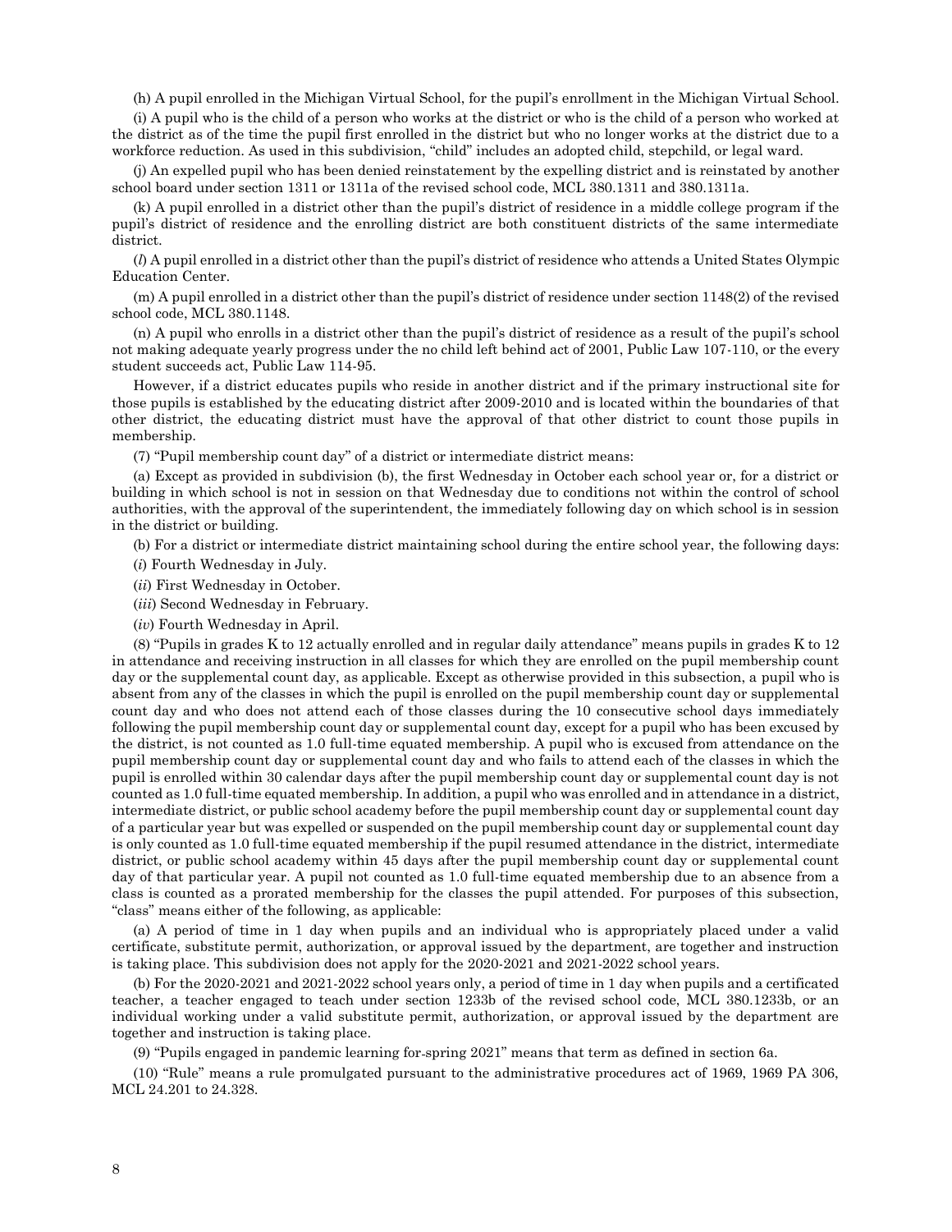(h) A pupil enrolled in the Michigan Virtual School, for the pupil's enrollment in the Michigan Virtual School.

(i) A pupil who is the child of a person who works at the district or who is the child of a person who worked at the district as of the time the pupil first enrolled in the district but who no longer works at the district due to a workforce reduction. As used in this subdivision, "child" includes an adopted child, stepchild, or legal ward.

(j) An expelled pupil who has been denied reinstatement by the expelling district and is reinstated by another school board under section 1311 or 1311a of the revised school code, MCL 380.1311 and 380.1311a.

(k) A pupil enrolled in a district other than the pupil's district of residence in a middle college program if the pupil's district of residence and the enrolling district are both constituent districts of the same intermediate district.

(*l*) A pupil enrolled in a district other than the pupil's district of residence who attends a United States Olympic Education Center.

(m) A pupil enrolled in a district other than the pupil's district of residence under section 1148(2) of the revised school code, MCL 380.1148.

(n) A pupil who enrolls in a district other than the pupil's district of residence as a result of the pupil's school not making adequate yearly progress under the no child left behind act of 2001, Public Law 107-110, or the every student succeeds act, Public Law 114-95.

However, if a district educates pupils who reside in another district and if the primary instructional site for those pupils is established by the educating district after 2009-2010 and is located within the boundaries of that other district, the educating district must have the approval of that other district to count those pupils in membership.

(7) "Pupil membership count day" of a district or intermediate district means:

(a) Except as provided in subdivision (b), the first Wednesday in October each school year or, for a district or building in which school is not in session on that Wednesday due to conditions not within the control of school authorities, with the approval of the superintendent, the immediately following day on which school is in session in the district or building.

(b) For a district or intermediate district maintaining school during the entire school year, the following days:

(*i*) Fourth Wednesday in July.

(*ii*) First Wednesday in October.

(*iii*) Second Wednesday in February.

(*iv*) Fourth Wednesday in April.

(8) "Pupils in grades K to 12 actually enrolled and in regular daily attendance" means pupils in grades K to 12 in attendance and receiving instruction in all classes for which they are enrolled on the pupil membership count day or the supplemental count day, as applicable. Except as otherwise provided in this subsection, a pupil who is absent from any of the classes in which the pupil is enrolled on the pupil membership count day or supplemental count day and who does not attend each of those classes during the 10 consecutive school days immediately following the pupil membership count day or supplemental count day, except for a pupil who has been excused by the district, is not counted as 1.0 full-time equated membership. A pupil who is excused from attendance on the pupil membership count day or supplemental count day and who fails to attend each of the classes in which the pupil is enrolled within 30 calendar days after the pupil membership count day or supplemental count day is not counted as 1.0 full-time equated membership. In addition, a pupil who was enrolled and in attendance in a district, intermediate district, or public school academy before the pupil membership count day or supplemental count day of a particular year but was expelled or suspended on the pupil membership count day or supplemental count day is only counted as 1.0 full-time equated membership if the pupil resumed attendance in the district, intermediate district, or public school academy within 45 days after the pupil membership count day or supplemental count day of that particular year. A pupil not counted as 1.0 full-time equated membership due to an absence from a class is counted as a prorated membership for the classes the pupil attended. For purposes of this subsection, "class" means either of the following, as applicable:

(a) A period of time in 1 day when pupils and an individual who is appropriately placed under a valid certificate, substitute permit, authorization, or approval issued by the department, are together and instruction is taking place. This subdivision does not apply for the 2020-2021 and 2021-2022 school years.

(b) For the 2020-2021 and 2021-2022 school years only, a period of time in 1 day when pupils and a certificated teacher, a teacher engaged to teach under section 1233b of the revised school code, MCL 380.1233b, or an individual working under a valid substitute permit, authorization, or approval issued by the department are together and instruction is taking place.

(9) "Pupils engaged in pandemic learning for spring 2021" means that term as defined in section 6a.

(10) "Rule" means a rule promulgated pursuant to the administrative procedures act of 1969, 1969 PA 306, MCL 24.201 to 24.328.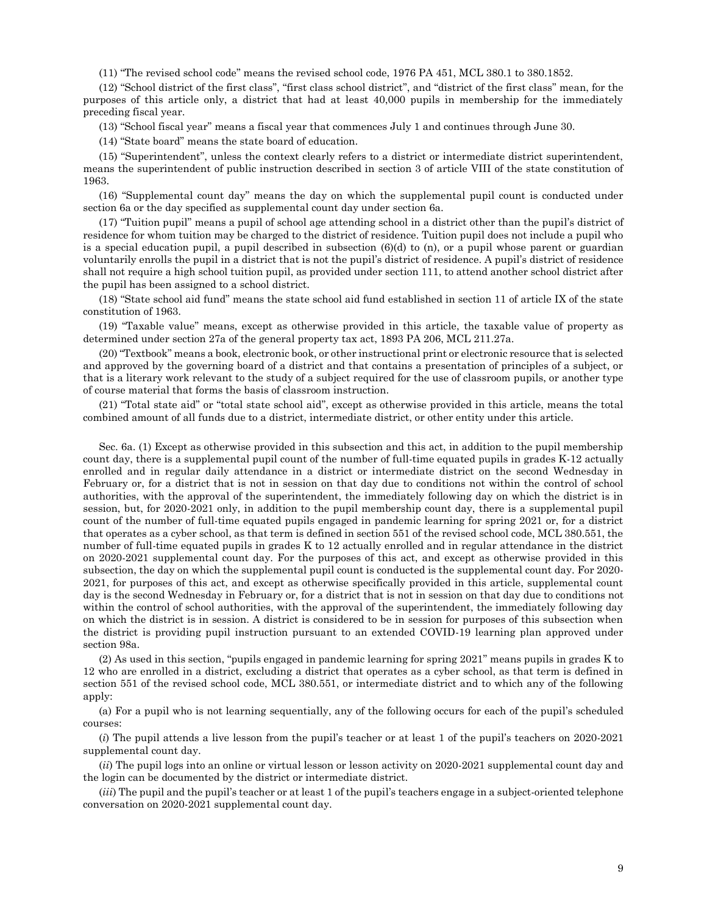(11) "The revised school code" means the revised school code, 1976 PA 451, MCL 380.1 to 380.1852.

(12) "School district of the first class", "first class school district", and "district of the first class" mean, for the purposes of this article only, a district that had at least 40,000 pupils in membership for the immediately preceding fiscal year.

(13) "School fiscal year" means a fiscal year that commences July 1 and continues through June 30.

(14) "State board" means the state board of education.

(15) "Superintendent", unless the context clearly refers to a district or intermediate district superintendent, means the superintendent of public instruction described in section 3 of article VIII of the state constitution of 1963.

(16) "Supplemental count day" means the day on which the supplemental pupil count is conducted under section 6a or the day specified as supplemental count day under section 6a.

(17) "Tuition pupil" means a pupil of school age attending school in a district other than the pupil's district of residence for whom tuition may be charged to the district of residence. Tuition pupil does not include a pupil who is a special education pupil, a pupil described in subsection (6)(d) to (n), or a pupil whose parent or guardian voluntarily enrolls the pupil in a district that is not the pupil's district of residence. A pupil's district of residence shall not require a high school tuition pupil, as provided under section 111, to attend another school district after the pupil has been assigned to a school district.

(18) "State school aid fund" means the state school aid fund established in section 11 of article IX of the state constitution of 1963.

(19) "Taxable value" means, except as otherwise provided in this article, the taxable value of property as determined under section 27a of the general property tax act, 1893 PA 206, MCL 211.27a.

(20) "Textbook" means a book, electronic book, or other instructional print or electronic resource that is selected and approved by the governing board of a district and that contains a presentation of principles of a subject, or that is a literary work relevant to the study of a subject required for the use of classroom pupils, or another type of course material that forms the basis of classroom instruction.

(21) "Total state aid" or "total state school aid", except as otherwise provided in this article, means the total combined amount of all funds due to a district, intermediate district, or other entity under this article.

Sec. 6a. (1) Except as otherwise provided in this subsection and this act, in addition to the pupil membership count day, there is a supplemental pupil count of the number of full-time equated pupils in grades K-12 actually enrolled and in regular daily attendance in a district or intermediate district on the second Wednesday in February or, for a district that is not in session on that day due to conditions not within the control of school authorities, with the approval of the superintendent, the immediately following day on which the district is in session, but, for 2020-2021 only, in addition to the pupil membership count day, there is a supplemental pupil count of the number of full-time equated pupils engaged in pandemic learning for spring 2021 or, for a district that operates as a cyber school, as that term is defined in section 551 of the revised school code, MCL 380.551, the number of full-time equated pupils in grades K to 12 actually enrolled and in regular attendance in the district on 2020-2021 supplemental count day. For the purposes of this act, and except as otherwise provided in this subsection, the day on which the supplemental pupil count is conducted is the supplemental count day. For 2020-2021, for purposes of this act, and except as otherwise specifically provided in this article, supplemental count day is the second Wednesday in February or, for a district that is not in session on that day due to conditions not within the control of school authorities, with the approval of the superintendent, the immediately following day on which the district is in session. A district is considered to be in session for purposes of this subsection when the district is providing pupil instruction pursuant to an extended COVID-19 learning plan approved under section 98a.

(2) As used in this section, "pupils engaged in pandemic learning for spring 2021" means pupils in grades K to 12 who are enrolled in a district, excluding a district that operates as a cyber school, as that term is defined in section 551 of the revised school code, MCL 380.551, or intermediate district and to which any of the following apply:

(a) For a pupil who is not learning sequentially, any of the following occurs for each of the pupil's scheduled courses:

(*i*) The pupil attends a live lesson from the pupil's teacher or at least 1 of the pupil's teachers on 2020-2021 supplemental count day.

(*ii*) The pupil logs into an online or virtual lesson or lesson activity on 2020-2021 supplemental count day and the login can be documented by the district or intermediate district.

(*iii*) The pupil and the pupil's teacher or at least 1 of the pupil's teachers engage in a subject-oriented telephone conversation on 2020-2021 supplemental count day.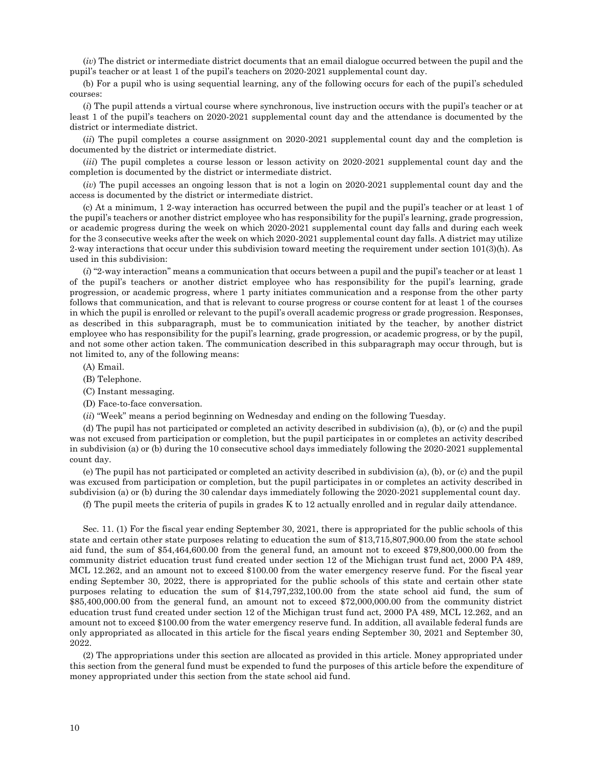(*iv*) The district or intermediate district documents that an email dialogue occurred between the pupil and the pupil's teacher or at least 1 of the pupil's teachers on 2020-2021 supplemental count day.

(b) For a pupil who is using sequential learning, any of the following occurs for each of the pupil's scheduled courses:

(*i*) The pupil attends a virtual course where synchronous, live instruction occurs with the pupil's teacher or at least 1 of the pupil's teachers on 2020-2021 supplemental count day and the attendance is documented by the district or intermediate district.

(*ii*) The pupil completes a course assignment on 2020-2021 supplemental count day and the completion is documented by the district or intermediate district.

(*iii*) The pupil completes a course lesson or lesson activity on 2020-2021 supplemental count day and the completion is documented by the district or intermediate district.

(*iv*) The pupil accesses an ongoing lesson that is not a login on 2020-2021 supplemental count day and the access is documented by the district or intermediate district.

(c) At a minimum, 1 2-way interaction has occurred between the pupil and the pupil's teacher or at least 1 of the pupil's teachers or another district employee who has responsibility for the pupil's learning, grade progression, or academic progress during the week on which 2020-2021 supplemental count day falls and during each week for the 3 consecutive weeks after the week on which 2020-2021 supplemental count day falls. A district may utilize 2-way interactions that occur under this subdivision toward meeting the requirement under section 101(3)(h). As used in this subdivision:

(*i*) "2-way interaction" means a communication that occurs between a pupil and the pupil's teacher or at least 1 of the pupil's teachers or another district employee who has responsibility for the pupil's learning, grade progression, or academic progress, where 1 party initiates communication and a response from the other party follows that communication, and that is relevant to course progress or course content for at least 1 of the courses in which the pupil is enrolled or relevant to the pupil's overall academic progress or grade progression. Responses, as described in this subparagraph, must be to communication initiated by the teacher, by another district employee who has responsibility for the pupil's learning, grade progression, or academic progress, or by the pupil, and not some other action taken. The communication described in this subparagraph may occur through, but is not limited to, any of the following means:

(A) Email.

(B) Telephone.

(C) Instant messaging.

(D) Face-to-face conversation.

(*ii*) "Week" means a period beginning on Wednesday and ending on the following Tuesday.

(d) The pupil has not participated or completed an activity described in subdivision (a), (b), or (c) and the pupil was not excused from participation or completion, but the pupil participates in or completes an activity described in subdivision (a) or (b) during the 10 consecutive school days immediately following the 2020-2021 supplemental count day.

(e) The pupil has not participated or completed an activity described in subdivision (a), (b), or (c) and the pupil was excused from participation or completion, but the pupil participates in or completes an activity described in subdivision (a) or (b) during the 30 calendar days immediately following the 2020-2021 supplemental count day.

(f) The pupil meets the criteria of pupils in grades K to 12 actually enrolled and in regular daily attendance.

Sec. 11. (1) For the fiscal year ending September 30, 2021, there is appropriated for the public schools of this state and certain other state purposes relating to education the sum of $13,715,807,900.00 from the state school aid fund, the sum of $54,464,600.00 from the general fund, an amount not to exceed $79,800,000.00 from the community district education trust fund created under section 12 of the Michigan trust fund act, 2000 PA 489, MCL 12.262, and an amount not to exceed $100.00 from the water emergency reserve fund. For the fiscal year ending September 30, 2022, there is appropriated for the public schools of this state and certain other state purposes relating to education the sum of $14,797,232,100.00 from the state school aid fund, the sum of $85,400,000.00 from the general fund, an amount not to exceed $72,000,000.00 from the community district education trust fund created under section 12 of the Michigan trust fund act, 2000 PA 489, MCL 12.262, and an amount not to exceed $100.00 from the water emergency reserve fund. In addition, all available federal funds are only appropriated as allocated in this article for the fiscal years ending September 30, 2021 and September 30, 2022.

(2) The appropriations under this section are allocated as provided in this article. Money appropriated under this section from the general fund must be expended to fund the purposes of this article before the expenditure of money appropriated under this section from the state school aid fund.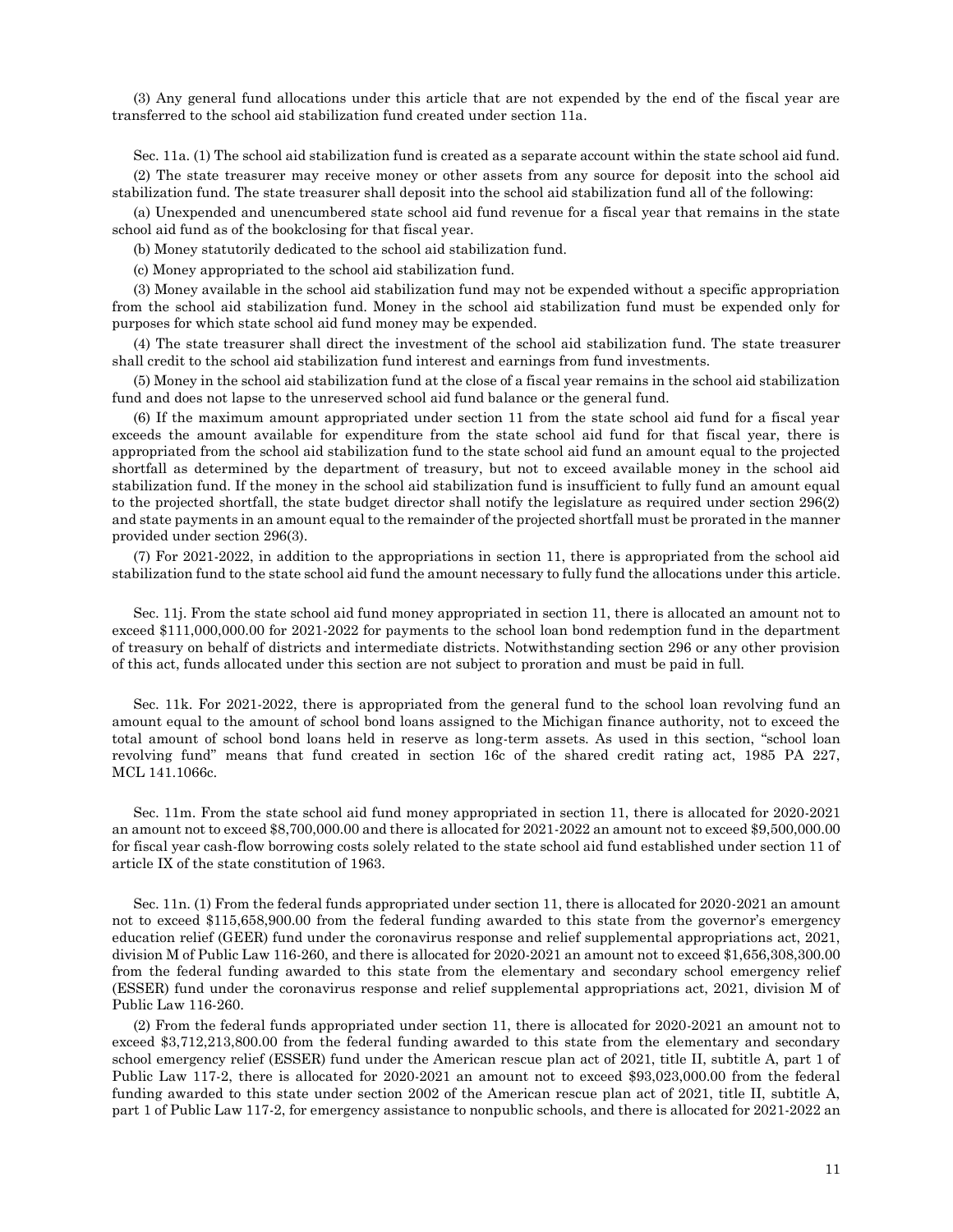(3) Any general fund allocations under this article that are not expended by the end of the fiscal year are transferred to the school aid stabilization fund created under section 11a.

Sec. 11a. (1) The school aid stabilization fund is created as a separate account within the state school aid fund.

(2) The state treasurer may receive money or other assets from any source for deposit into the school aid stabilization fund. The state treasurer shall deposit into the school aid stabilization fund all of the following:

(a) Unexpended and unencumbered state school aid fund revenue for a fiscal year that remains in the state school aid fund as of the bookclosing for that fiscal year.

(b) Money statutorily dedicated to the school aid stabilization fund.

(c) Money appropriated to the school aid stabilization fund.

(3) Money available in the school aid stabilization fund may not be expended without a specific appropriation from the school aid stabilization fund. Money in the school aid stabilization fund must be expended only for purposes for which state school aid fund money may be expended.

(4) The state treasurer shall direct the investment of the school aid stabilization fund. The state treasurer shall credit to the school aid stabilization fund interest and earnings from fund investments.

(5) Money in the school aid stabilization fund at the close of a fiscal year remains in the school aid stabilization fund and does not lapse to the unreserved school aid fund balance or the general fund.

(6) If the maximum amount appropriated under section 11 from the state school aid fund for a fiscal year exceeds the amount available for expenditure from the state school aid fund for that fiscal year, there is appropriated from the school aid stabilization fund to the state school aid fund an amount equal to the projected shortfall as determined by the department of treasury, but not to exceed available money in the school aid stabilization fund. If the money in the school aid stabilization fund is insufficient to fully fund an amount equal to the projected shortfall, the state budget director shall notify the legislature as required under section 296(2) and state payments in an amount equal to the remainder of the projected shortfall must be prorated in the manner provided under section 296(3).

(7) For 2021-2022, in addition to the appropriations in section 11, there is appropriated from the school aid stabilization fund to the state school aid fund the amount necessary to fully fund the allocations under this article.

Sec. 11j. From the state school aid fund money appropriated in section 11, there is allocated an amount not to exceed $111,000,000.00 for 2021-2022 for payments to the school loan bond redemption fund in the department of treasury on behalf of districts and intermediate districts. Notwithstanding section 296 or any other provision of this act, funds allocated under this section are not subject to proration and must be paid in full.

Sec. 11k. For 2021-2022, there is appropriated from the general fund to the school loan revolving fund an amount equal to the amount of school bond loans assigned to the Michigan finance authority, not to exceed the total amount of school bond loans held in reserve as long-term assets. As used in this section, "school loan revolving fund" means that fund created in section 16c of the shared credit rating act, 1985 PA 227, MCL 141.1066c.

Sec. 11m. From the state school aid fund money appropriated in section 11, there is allocated for 2020-2021 an amount not to exceed $8,700,000.00 and there is allocated for 2021-2022 an amount not to exceed $9,500,000.00 for fiscal year cash-flow borrowing costs solely related to the state school aid fund established under section 11 of article IX of the state constitution of 1963.

Sec. 11n. (1) From the federal funds appropriated under section 11, there is allocated for 2020-2021 an amount not to exceed $115,658,900.00 from the federal funding awarded to this state from the governor's emergency education relief (GEER) fund under the coronavirus response and relief supplemental appropriations act, 2021, division M of Public Law 116-260, and there is allocated for 2020-2021 an amount not to exceed $1,656,308,300.00 from the federal funding awarded to this state from the elementary and secondary school emergency relief (ESSER) fund under the coronavirus response and relief supplemental appropriations act, 2021, division M of Public Law 116-260.

(2) From the federal funds appropriated under section 11, there is allocated for 2020-2021 an amount not to exceed $3,712,213,800.00 from the federal funding awarded to this state from the elementary and secondary school emergency relief (ESSER) fund under the American rescue plan act of 2021, title II, subtitle A, part 1 of Public Law 117-2, there is allocated for 2020-2021 an amount not to exceed $93,023,000.00 from the federal funding awarded to this state under section 2002 of the American rescue plan act of 2021, title II, subtitle A, part 1 of Public Law 117-2, for emergency assistance to nonpublic schools, and there is allocated for 2021-2022 an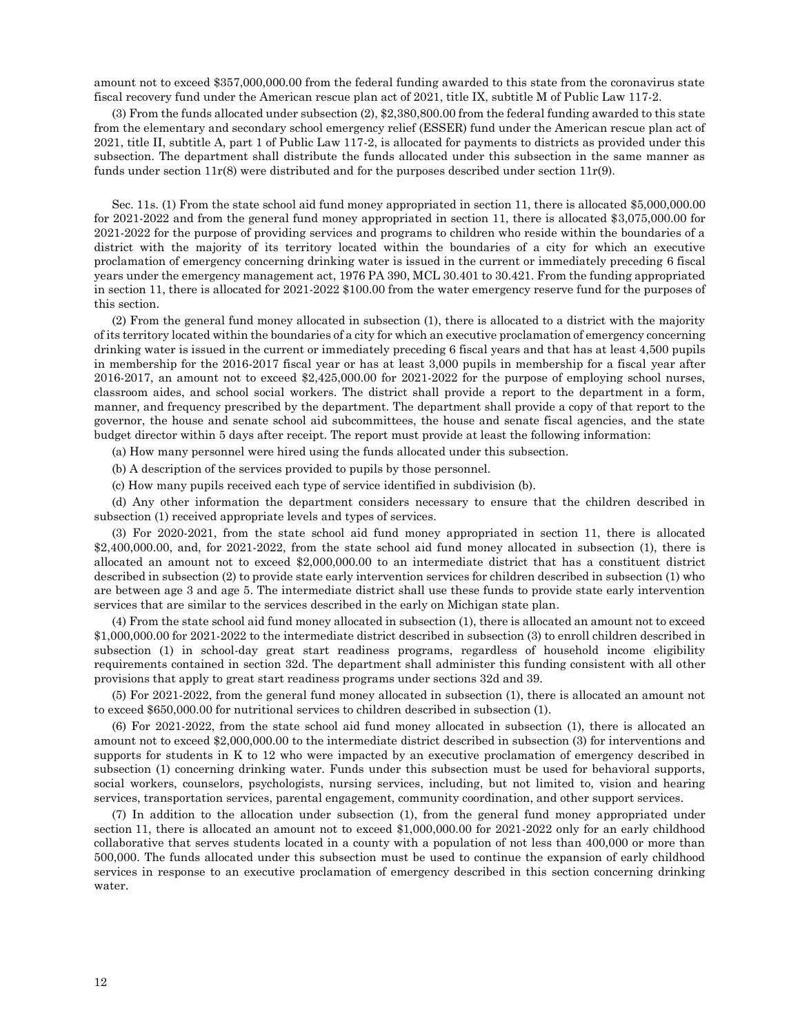amount not to exceed $357,000,000.00 from the federal funding awarded to this state from the coronavirus state fiscal recovery fund under the American rescue plan act of 2021, title IX, subtitle M of Public Law 117-2.

(3) From the funds allocated under subsection (2), $2,380,800.00 from the federal funding awarded to this state from the elementary and secondary school emergency relief (ESSER) fund under the American rescue plan act of 2021, title II, subtitle A, part 1 of Public Law 117-2, is allocated for payments to districts as provided under this subsection. The department shall distribute the funds allocated under this subsection in the same manner as funds under section 11r(8) were distributed and for the purposes described under section 11r(9).

Sec. 11s. (1) From the state school aid fund money appropriated in section 11, there is allocated $5,000,000.00 for 2021-2022 and from the general fund money appropriated in section 11, there is allocated $3,075,000.00 for 2021-2022 for the purpose of providing services and programs to children who reside within the boundaries of a district with the majority of its territory located within the boundaries of a city for which an executive proclamation of emergency concerning drinking water is issued in the current or immediately preceding 6 fiscal years under the emergency management act, 1976 PA 390, MCL 30.401 to 30.421. From the funding appropriated in section 11, there is allocated for 2021-2022 $100.00 from the water emergency reserve fund for the purposes of this section.

(2) From the general fund money allocated in subsection (1), there is allocated to a district with the majority of its territory located within the boundaries of a city for which an executive proclamation of emergency concerning drinking water is issued in the current or immediately preceding 6 fiscal years and that has at least 4,500 pupils in membership for the 2016-2017 fiscal year or has at least 3,000 pupils in membership for a fiscal year after 2016-2017, an amount not to exceed $2,425,000.00 for 2021-2022 for the purpose of employing school nurses, classroom aides, and school social workers. The district shall provide a report to the department in a form, manner, and frequency prescribed by the department. The department shall provide a copy of that report to the governor, the house and senate school aid subcommittees, the house and senate fiscal agencies, and the state budget director within 5 days after receipt. The report must provide at least the following information:

(a) How many personnel were hired using the funds allocated under this subsection.

(b) A description of the services provided to pupils by those personnel.

(c) How many pupils received each type of service identified in subdivision (b).

(d) Any other information the department considers necessary to ensure that the children described in subsection (1) received appropriate levels and types of services.

(3) For 2020-2021, from the state school aid fund money appropriated in section 11, there is allocated $2,400,000.00, and, for 2021-2022, from the state school aid fund money allocated in subsection (1), there is allocated an amount not to exceed $2,000,000.00 to an intermediate district that has a constituent district described in subsection (2) to provide state early intervention services for children described in subsection (1) who are between age 3 and age 5. The intermediate district shall use these funds to provide state early intervention services that are similar to the services described in the early on Michigan state plan.

(4) From the state school aid fund money allocated in subsection (1), there is allocated an amount not to exceed $1,000,000.00 for 2021-2022 to the intermediate district described in subsection (3) to enroll children described in subsection (1) in school-day great start readiness programs, regardless of household income eligibility requirements contained in section 32d. The department shall administer this funding consistent with all other provisions that apply to great start readiness programs under sections 32d and 39.

(5) For 2021-2022, from the general fund money allocated in subsection (1), there is allocated an amount not to exceed $650,000.00 for nutritional services to children described in subsection (1).

(6) For 2021-2022, from the state school aid fund money allocated in subsection (1), there is allocated an amount not to exceed $2,000,000.00 to the intermediate district described in subsection (3) for interventions and supports for students in K to 12 who were impacted by an executive proclamation of emergency described in subsection (1) concerning drinking water. Funds under this subsection must be used for behavioral supports, social workers, counselors, psychologists, nursing services, including, but not limited to, vision and hearing services, transportation services, parental engagement, community coordination, and other support services.

(7) In addition to the allocation under subsection (1), from the general fund money appropriated under section 11, there is allocated an amount not to exceed $1,000,000.00 for 2021-2022 only for an early childhood collaborative that serves students located in a county with a population of not less than 400,000 or more than 500,000. The funds allocated under this subsection must be used to continue the expansion of early childhood services in response to an executive proclamation of emergency described in this section concerning drinking water.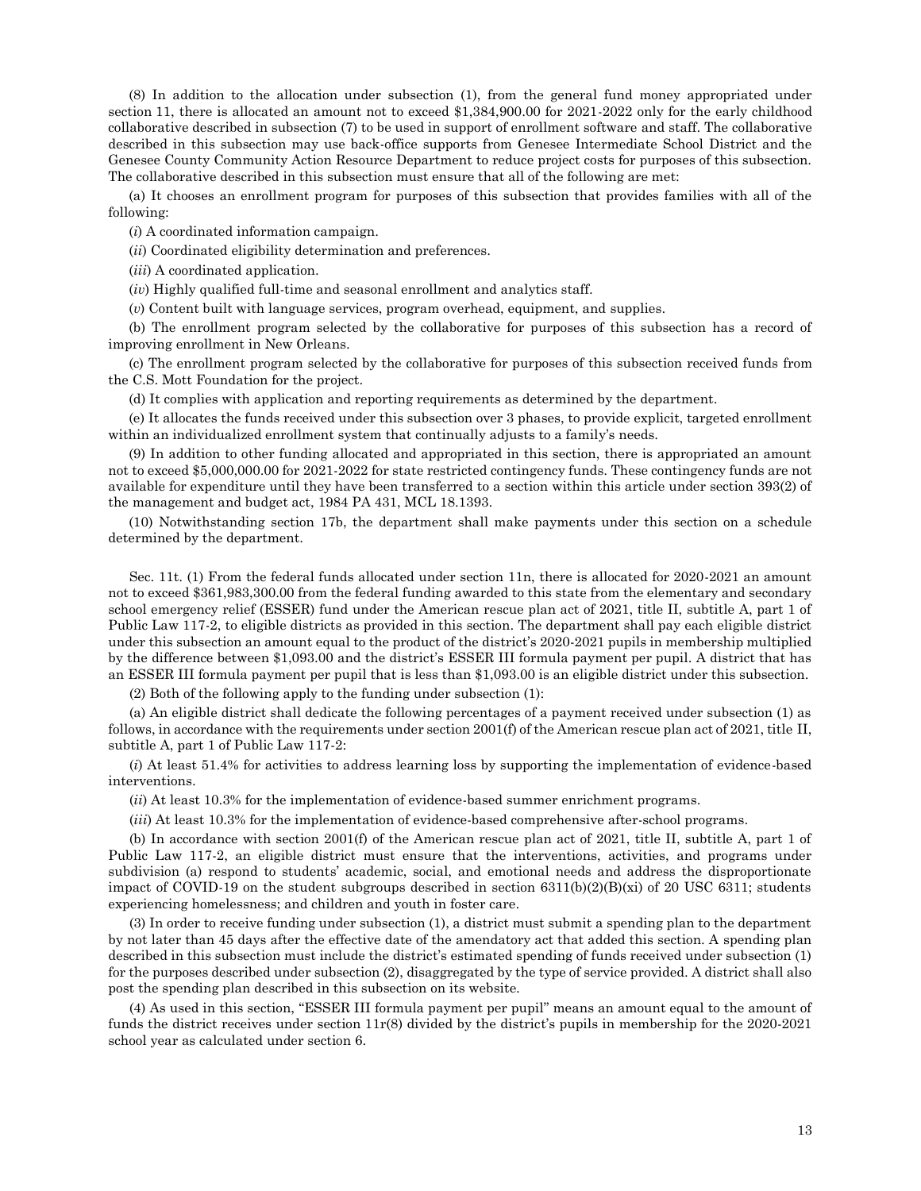(8) In addition to the allocation under subsection (1), from the general fund money appropriated under section 11, there is allocated an amount not to exceed $1,384,900.00 for 2021-2022 only for the early childhood collaborative described in subsection (7) to be used in support of enrollment software and staff. The collaborative described in this subsection may use back-office supports from Genesee Intermediate School District and the Genesee County Community Action Resource Department to reduce project costs for purposes of this subsection. The collaborative described in this subsection must ensure that all of the following are met:

(a) It chooses an enrollment program for purposes of this subsection that provides families with all of the following:

(*i*) A coordinated information campaign.

(*ii*) Coordinated eligibility determination and preferences.

(*iii*) A coordinated application.

(*iv*) Highly qualified full-time and seasonal enrollment and analytics staff.

(*v*) Content built with language services, program overhead, equipment, and supplies.

(b) The enrollment program selected by the collaborative for purposes of this subsection has a record of improving enrollment in New Orleans.

(c) The enrollment program selected by the collaborative for purposes of this subsection received funds from the C.S. Mott Foundation for the project.

(d) It complies with application and reporting requirements as determined by the department.

(e) It allocates the funds received under this subsection over 3 phases, to provide explicit, targeted enrollment within an individualized enrollment system that continually adjusts to a family's needs.

(9) In addition to other funding allocated and appropriated in this section, there is appropriated an amount not to exceed $5,000,000.00 for 2021-2022 for state restricted contingency funds. These contingency funds are not available for expenditure until they have been transferred to a section within this article under section 393(2) of the management and budget act, 1984 PA 431, MCL 18.1393.

(10) Notwithstanding section 17b, the department shall make payments under this section on a schedule determined by the department.

Sec. 11t. (1) From the federal funds allocated under section 11n, there is allocated for 2020-2021 an amount not to exceed $361,983,300.00 from the federal funding awarded to this state from the elementary and secondary school emergency relief (ESSER) fund under the American rescue plan act of 2021, title II, subtitle A, part 1 of Public Law 117-2, to eligible districts as provided in this section. The department shall pay each eligible district under this subsection an amount equal to the product of the district's 2020-2021 pupils in membership multiplied by the difference between $1,093.00 and the district's ESSER III formula payment per pupil. A district that has an ESSER III formula payment per pupil that is less than $1,093.00 is an eligible district under this subsection.

(2) Both of the following apply to the funding under subsection (1):

(a) An eligible district shall dedicate the following percentages of a payment received under subsection (1) as follows, in accordance with the requirements under section 2001(f) of the American rescue plan act of 2021, title II, subtitle A, part 1 of Public Law 117-2:

(*i*) At least 51.4% for activities to address learning loss by supporting the implementation of evidence-based interventions.

(*ii*) At least 10.3% for the implementation of evidence-based summer enrichment programs.

(*iii*) At least 10.3% for the implementation of evidence-based comprehensive after-school programs.

(b) In accordance with section 2001(f) of the American rescue plan act of 2021, title II, subtitle A, part 1 of Public Law 117-2, an eligible district must ensure that the interventions, activities, and programs under subdivision (a) respond to students' academic, social, and emotional needs and address the disproportionate impact of COVID-19 on the student subgroups described in section 6311(b)(2)(B)(xi) of 20 USC 6311; students experiencing homelessness; and children and youth in foster care.

(3) In order to receive funding under subsection (1), a district must submit a spending plan to the department by not later than 45 days after the effective date of the amendatory act that added this section. A spending plan described in this subsection must include the district's estimated spending of funds received under subsection (1) for the purposes described under subsection (2), disaggregated by the type of service provided. A district shall also post the spending plan described in this subsection on its website.

(4) As used in this section, "ESSER III formula payment per pupil" means an amount equal to the amount of funds the district receives under section 11r(8) divided by the district's pupils in membership for the 2020-2021 school year as calculated under section 6.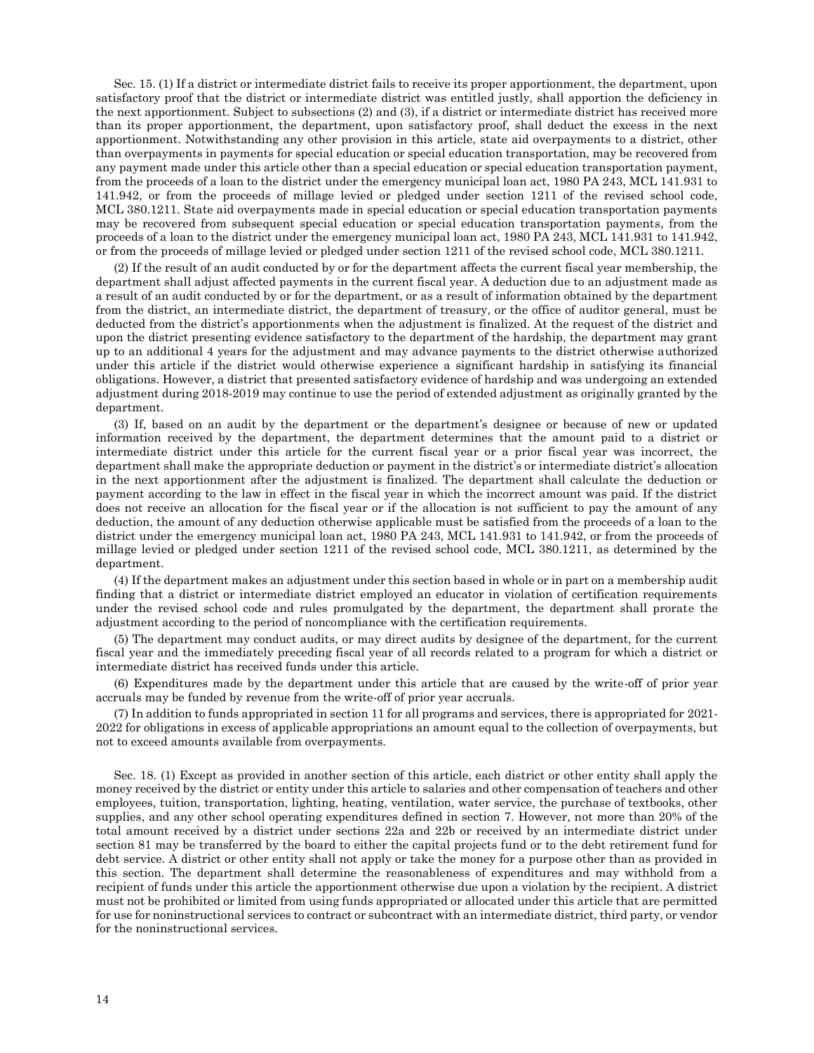Sec. 15. (1) If a district or intermediate district fails to receive its proper apportionment, the department, upon satisfactory proof that the district or intermediate district was entitled justly, shall apportion the deficiency in the next apportionment. Subject to subsections (2) and (3), if a district or intermediate district has received more than its proper apportionment, the department, upon satisfactory proof, shall deduct the excess in the next apportionment. Notwithstanding any other provision in this article, state aid overpayments to a district, other than overpayments in payments for special education or special education transportation, may be recovered from any payment made under this article other than a special education or special education transportation payment, from the proceeds of a loan to the district under the emergency municipal loan act, 1980 PA 243, MCL 141.931 to 141.942, or from the proceeds of millage levied or pledged under section 1211 of the revised school code, MCL 380.1211. State aid overpayments made in special education or special education transportation payments may be recovered from subsequent special education or special education transportation payments, from the proceeds of a loan to the district under the emergency municipal loan act, 1980 PA 243, MCL 141.931 to 141.942, or from the proceeds of millage levied or pledged under section 1211 of the revised school code, MCL 380.1211.

(2) If the result of an audit conducted by or for the department affects the current fiscal year membership, the department shall adjust affected payments in the current fiscal year. A deduction due to an adjustment made as a result of an audit conducted by or for the department, or as a result of information obtained by the department from the district, an intermediate district, the department of treasury, or the office of auditor general, must be deducted from the district's apportionments when the adjustment is finalized. At the request of the district and upon the district presenting evidence satisfactory to the department of the hardship, the department may grant up to an additional 4 years for the adjustment and may advance payments to the district otherwise authorized under this article if the district would otherwise experience a significant hardship in satisfying its financial obligations. However, a district that presented satisfactory evidence of hardship and was undergoing an extended adjustment during 2018-2019 may continue to use the period of extended adjustment as originally granted by the department.

(3) If, based on an audit by the department or the department's designee or because of new or updated information received by the department, the department determines that the amount paid to a district or intermediate district under this article for the current fiscal year or a prior fiscal year was incorrect, the department shall make the appropriate deduction or payment in the district's or intermediate district's allocation in the next apportionment after the adjustment is finalized. The department shall calculate the deduction or payment according to the law in effect in the fiscal year in which the incorrect amount was paid. If the district does not receive an allocation for the fiscal year or if the allocation is not sufficient to pay the amount of any deduction, the amount of any deduction otherwise applicable must be satisfied from the proceeds of a loan to the district under the emergency municipal loan act, 1980 PA 243, MCL 141.931 to 141.942, or from the proceeds of millage levied or pledged under section 1211 of the revised school code, MCL 380.1211, as determined by the department.

(4) If the department makes an adjustment under this section based in whole or in part on a membership audit finding that a district or intermediate district employed an educator in violation of certification requirements under the revised school code and rules promulgated by the department, the department shall prorate the adjustment according to the period of noncompliance with the certification requirements.

(5) The department may conduct audits, or may direct audits by designee of the department, for the current fiscal year and the immediately preceding fiscal year of all records related to a program for which a district or intermediate district has received funds under this article.

(6) Expenditures made by the department under this article that are caused by the write-off of prior year accruals may be funded by revenue from the write-off of prior year accruals.

(7) In addition to funds appropriated in section 11 for all programs and services, there is appropriated for 2021-2022 for obligations in excess of applicable appropriations an amount equal to the collection of overpayments, but not to exceed amounts available from overpayments.

Sec. 18. (1) Except as provided in another section of this article, each district or other entity shall apply the money received by the district or entity under this article to salaries and other compensation of teachers and other employees, tuition, transportation, lighting, heating, ventilation, water service, the purchase of textbooks, other supplies, and any other school operating expenditures defined in section 7. However, not more than 20% of the total amount received by a district under sections 22a and 22b or received by an intermediate district under section 81 may be transferred by the board to either the capital projects fund or to the debt retirement fund for debt service. A district or other entity shall not apply or take the money for a purpose other than as provided in this section. The department shall determine the reasonableness of expenditures and may withhold from a recipient of funds under this article the apportionment otherwise due upon a violation by the recipient. A district must not be prohibited or limited from using funds appropriated or allocated under this article that are permitted for use for noninstructional services to contract or subcontract with an intermediate district, third party, or vendor for the noninstructional services.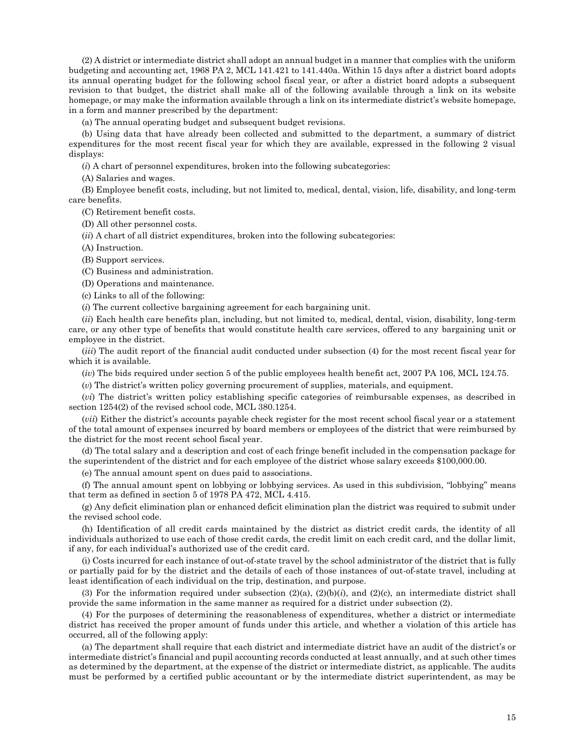(2) A district or intermediate district shall adopt an annual budget in a manner that complies with the uniform budgeting and accounting act, 1968 PA 2, MCL 141.421 to 141.440a. Within 15 days after a district board adopts its annual operating budget for the following school fiscal year, or after a district board adopts a subsequent revision to that budget, the district shall make all of the following available through a link on its website homepage, or may make the information available through a link on its intermediate district's website homepage, in a form and manner prescribed by the department:

(a) The annual operating budget and subsequent budget revisions.

(b) Using data that have already been collected and submitted to the department, a summary of district expenditures for the most recent fiscal year for which they are available, expressed in the following 2 visual displays:

(*i*) A chart of personnel expenditures, broken into the following subcategories:

(A) Salaries and wages.

(B) Employee benefit costs, including, but not limited to, medical, dental, vision, life, disability, and long-term care benefits.

(C) Retirement benefit costs.

(D) All other personnel costs.

(*ii*) A chart of all district expenditures, broken into the following subcategories:

(A) Instruction.

(B) Support services.

(C) Business and administration.

(D) Operations and maintenance.

(c) Links to all of the following:

(*i*) The current collective bargaining agreement for each bargaining unit.

(*ii*) Each health care benefits plan, including, but not limited to, medical, dental, vision, disability, long-term care, or any other type of benefits that would constitute health care services, offered to any bargaining unit or employee in the district.

(*iii*) The audit report of the financial audit conducted under subsection (4) for the most recent fiscal year for which it is available.

(*iv*) The bids required under section 5 of the public employees health benefit act, 2007 PA 106, MCL 124.75.

(*v*) The district's written policy governing procurement of supplies, materials, and equipment.

(*vi*) The district's written policy establishing specific categories of reimbursable expenses, as described in section 1254(2) of the revised school code, MCL 380.1254.

(*vii*) Either the district's accounts payable check register for the most recent school fiscal year or a statement of the total amount of expenses incurred by board members or employees of the district that were reimbursed by the district for the most recent school fiscal year.

(d) The total salary and a description and cost of each fringe benefit included in the compensation package for the superintendent of the district and for each employee of the district whose salary exceeds $100,000.00.

(e) The annual amount spent on dues paid to associations.

(f) The annual amount spent on lobbying or lobbying services. As used in this subdivision, "lobbying" means that term as defined in section 5 of 1978 PA 472, MCL 4.415.

(g) Any deficit elimination plan or enhanced deficit elimination plan the district was required to submit under the revised school code.

(h) Identification of all credit cards maintained by the district as district credit cards, the identity of all individuals authorized to use each of those credit cards, the credit limit on each credit card, and the dollar limit, if any, for each individual's authorized use of the credit card.

(i) Costs incurred for each instance of out-of-state travel by the school administrator of the district that is fully or partially paid for by the district and the details of each of those instances of out-of-state travel, including at least identification of each individual on the trip, destination, and purpose.

(3) For the information required under subsection (2)(a), (2)(b)(*i*), and (2)(c), an intermediate district shall provide the same information in the same manner as required for a district under subsection (2).

(4) For the purposes of determining the reasonableness of expenditures, whether a district or intermediate district has received the proper amount of funds under this article, and whether a violation of this article has occurred, all of the following apply:

(a) The department shall require that each district and intermediate district have an audit of the district's or intermediate district's financial and pupil accounting records conducted at least annually, and at such other times as determined by the department, at the expense of the district or intermediate district, as applicable. The audits must be performed by a certified public accountant or by the intermediate district superintendent, as may be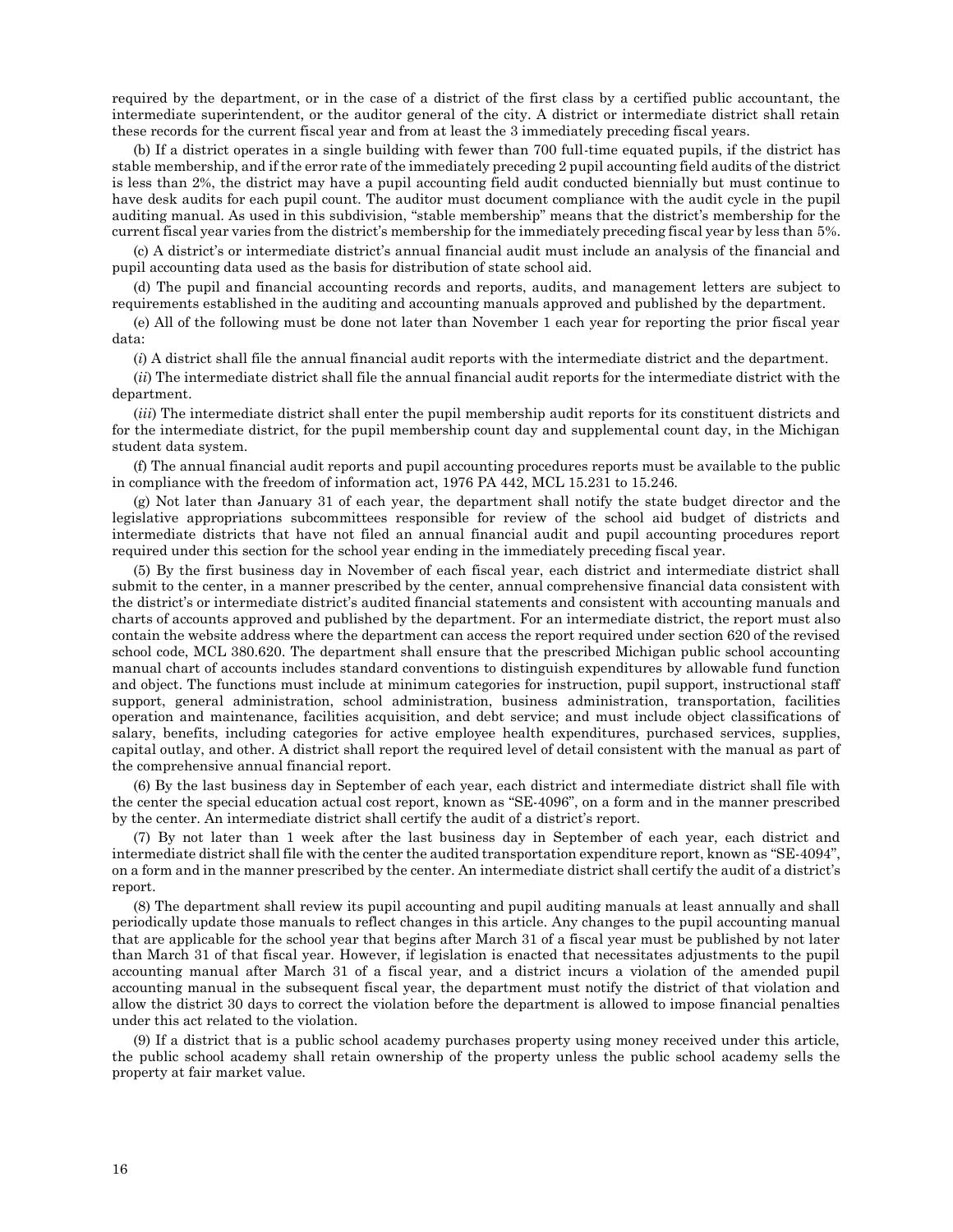required by the department, or in the case of a district of the first class by a certified public accountant, the intermediate superintendent, or the auditor general of the city. A district or intermediate district shall retain these records for the current fiscal year and from at least the 3 immediately preceding fiscal years.

(b) If a district operates in a single building with fewer than 700 full-time equated pupils, if the district has stable membership, and if the error rate of the immediately preceding 2 pupil accounting field audits of the district is less than 2%, the district may have a pupil accounting field audit conducted biennially but must continue to have desk audits for each pupil count. The auditor must document compliance with the audit cycle in the pupil auditing manual. As used in this subdivision, "stable membership" means that the district's membership for the current fiscal year varies from the district's membership for the immediately preceding fiscal year by less than 5%.

(c) A district's or intermediate district's annual financial audit must include an analysis of the financial and pupil accounting data used as the basis for distribution of state school aid.

(d) The pupil and financial accounting records and reports, audits, and management letters are subject to requirements established in the auditing and accounting manuals approved and published by the department.

(e) All of the following must be done not later than November 1 each year for reporting the prior fiscal year data:

(*i*) A district shall file the annual financial audit reports with the intermediate district and the department.

(*ii*) The intermediate district shall file the annual financial audit reports for the intermediate district with the department.

(*iii*) The intermediate district shall enter the pupil membership audit reports for its constituent districts and for the intermediate district, for the pupil membership count day and supplemental count day, in the Michigan student data system.

(f) The annual financial audit reports and pupil accounting procedures reports must be available to the public in compliance with the freedom of information act, 1976 PA 442, MCL 15.231 to 15.246.

(g) Not later than January 31 of each year, the department shall notify the state budget director and the legislative appropriations subcommittees responsible for review of the school aid budget of districts and intermediate districts that have not filed an annual financial audit and pupil accounting procedures report required under this section for the school year ending in the immediately preceding fiscal year.

(5) By the first business day in November of each fiscal year, each district and intermediate district shall submit to the center, in a manner prescribed by the center, annual comprehensive financial data consistent with the district's or intermediate district's audited financial statements and consistent with accounting manuals and charts of accounts approved and published by the department. For an intermediate district, the report must also contain the website address where the department can access the report required under section 620 of the revised school code, MCL 380.620. The department shall ensure that the prescribed Michigan public school accounting manual chart of accounts includes standard conventions to distinguish expenditures by allowable fund function and object. The functions must include at minimum categories for instruction, pupil support, instructional staff support, general administration, school administration, business administration, transportation, facilities operation and maintenance, facilities acquisition, and debt service; and must include object classifications of salary, benefits, including categories for active employee health expenditures, purchased services, supplies, capital outlay, and other. A district shall report the required level of detail consistent with the manual as part of the comprehensive annual financial report.

(6) By the last business day in September of each year, each district and intermediate district shall file with the center the special education actual cost report, known as "SE-4096", on a form and in the manner prescribed by the center. An intermediate district shall certify the audit of a district's report.

(7) By not later than 1 week after the last business day in September of each year, each district and intermediate district shall file with the center the audited transportation expenditure report, known as "SE-4094", on a form and in the manner prescribed by the center. An intermediate district shall certify the audit of a district's report.

(8) The department shall review its pupil accounting and pupil auditing manuals at least annually and shall periodically update those manuals to reflect changes in this article. Any changes to the pupil accounting manual that are applicable for the school year that begins after March 31 of a fiscal year must be published by not later than March 31 of that fiscal year. However, if legislation is enacted that necessitates adjustments to the pupil accounting manual after March 31 of a fiscal year, and a district incurs a violation of the amended pupil accounting manual in the subsequent fiscal year, the department must notify the district of that violation and allow the district 30 days to correct the violation before the department is allowed to impose financial penalties under this act related to the violation.

(9) If a district that is a public school academy purchases property using money received under this article, the public school academy shall retain ownership of the property unless the public school academy sells the property at fair market value.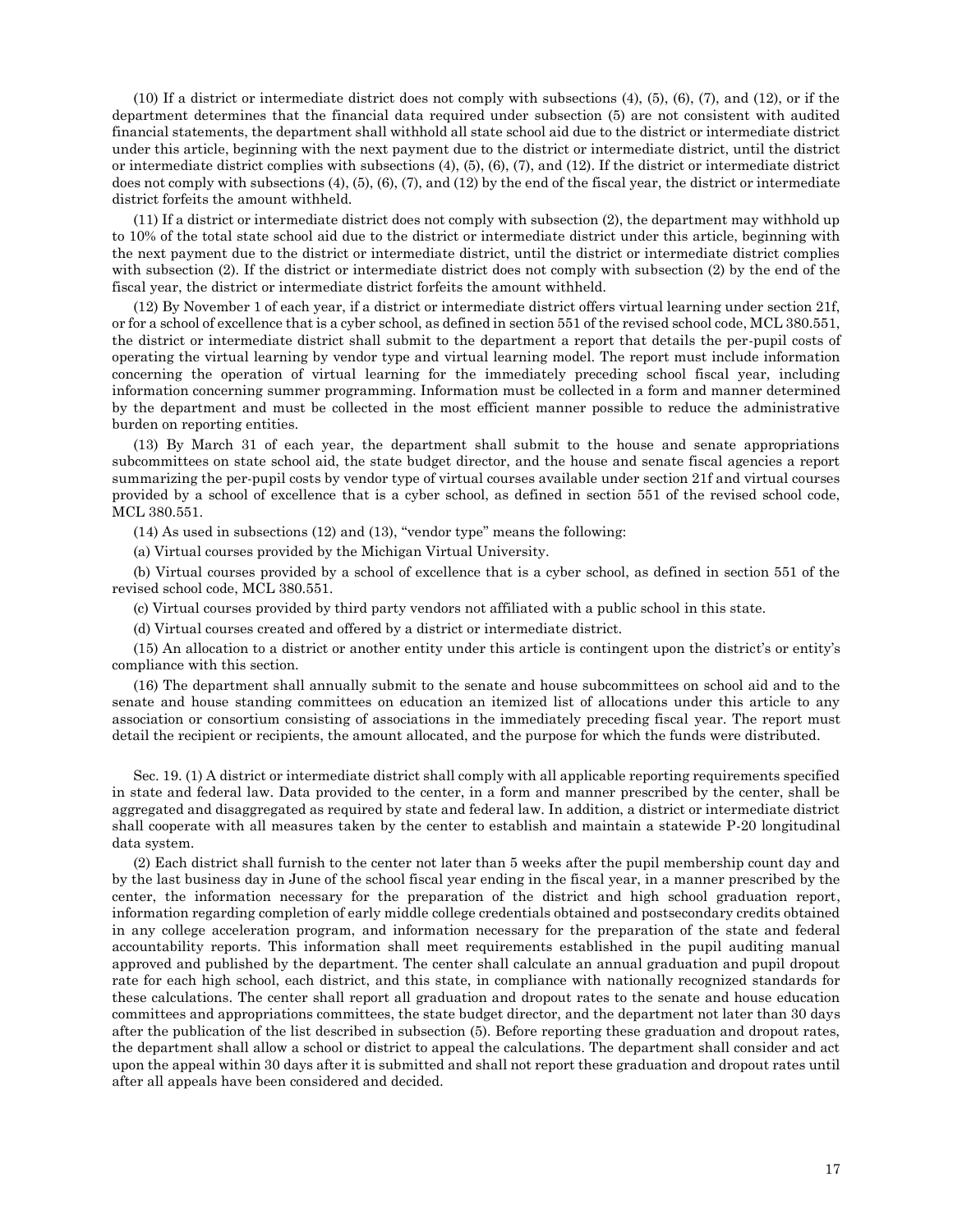(10) If a district or intermediate district does not comply with subsections (4), (5), (6), (7), and (12), or if the department determines that the financial data required under subsection (5) are not consistent with audited financial statements, the department shall withhold all state school aid due to the district or intermediate district under this article, beginning with the next payment due to the district or intermediate district, until the district or intermediate district complies with subsections (4), (5), (6), (7), and (12). If the district or intermediate district does not comply with subsections (4), (5), (6), (7), and (12) by the end of the fiscal year, the district or intermediate district forfeits the amount withheld.

(11) If a district or intermediate district does not comply with subsection (2), the department may withhold up to 10% of the total state school aid due to the district or intermediate district under this article, beginning with the next payment due to the district or intermediate district, until the district or intermediate district complies with subsection (2). If the district or intermediate district does not comply with subsection (2) by the end of the fiscal year, the district or intermediate district forfeits the amount withheld.

(12) By November 1 of each year, if a district or intermediate district offers virtual learning under section 21f, or for a school of excellence that is a cyber school, as defined in section 551 of the revised school code, MCL 380.551, the district or intermediate district shall submit to the department a report that details the per-pupil costs of operating the virtual learning by vendor type and virtual learning model. The report must include information concerning the operation of virtual learning for the immediately preceding school fiscal year, including information concerning summer programming. Information must be collected in a form and manner determined by the department and must be collected in the most efficient manner possible to reduce the administrative burden on reporting entities.

(13) By March 31 of each year, the department shall submit to the house and senate appropriations subcommittees on state school aid, the state budget director, and the house and senate fiscal agencies a report summarizing the per-pupil costs by vendor type of virtual courses available under section 21f and virtual courses provided by a school of excellence that is a cyber school, as defined in section 551 of the revised school code, MCL 380.551.

(14) As used in subsections (12) and (13), "vendor type" means the following:

(a) Virtual courses provided by the Michigan Virtual University.

(b) Virtual courses provided by a school of excellence that is a cyber school, as defined in section 551 of the revised school code, MCL 380.551.

(c) Virtual courses provided by third party vendors not affiliated with a public school in this state.

(d) Virtual courses created and offered by a district or intermediate district.

(15) An allocation to a district or another entity under this article is contingent upon the district's or entity's compliance with this section.

(16) The department shall annually submit to the senate and house subcommittees on school aid and to the senate and house standing committees on education an itemized list of allocations under this article to any association or consortium consisting of associations in the immediately preceding fiscal year. The report must detail the recipient or recipients, the amount allocated, and the purpose for which the funds were distributed.

Sec. 19. (1) A district or intermediate district shall comply with all applicable reporting requirements specified in state and federal law. Data provided to the center, in a form and manner prescribed by the center, shall be aggregated and disaggregated as required by state and federal law. In addition, a district or intermediate district shall cooperate with all measures taken by the center to establish and maintain a statewide P-20 longitudinal data system.

(2) Each district shall furnish to the center not later than 5 weeks after the pupil membership count day and by the last business day in June of the school fiscal year ending in the fiscal year, in a manner prescribed by the center, the information necessary for the preparation of the district and high school graduation report, information regarding completion of early middle college credentials obtained and postsecondary credits obtained in any college acceleration program, and information necessary for the preparation of the state and federal accountability reports. This information shall meet requirements established in the pupil auditing manual approved and published by the department. The center shall calculate an annual graduation and pupil dropout rate for each high school, each district, and this state, in compliance with nationally recognized standards for these calculations. The center shall report all graduation and dropout rates to the senate and house education committees and appropriations committees, the state budget director, and the department not later than 30 days after the publication of the list described in subsection (5). Before reporting these graduation and dropout rates, the department shall allow a school or district to appeal the calculations. The department shall consider and act upon the appeal within 30 days after it is submitted and shall not report these graduation and dropout rates until after all appeals have been considered and decided.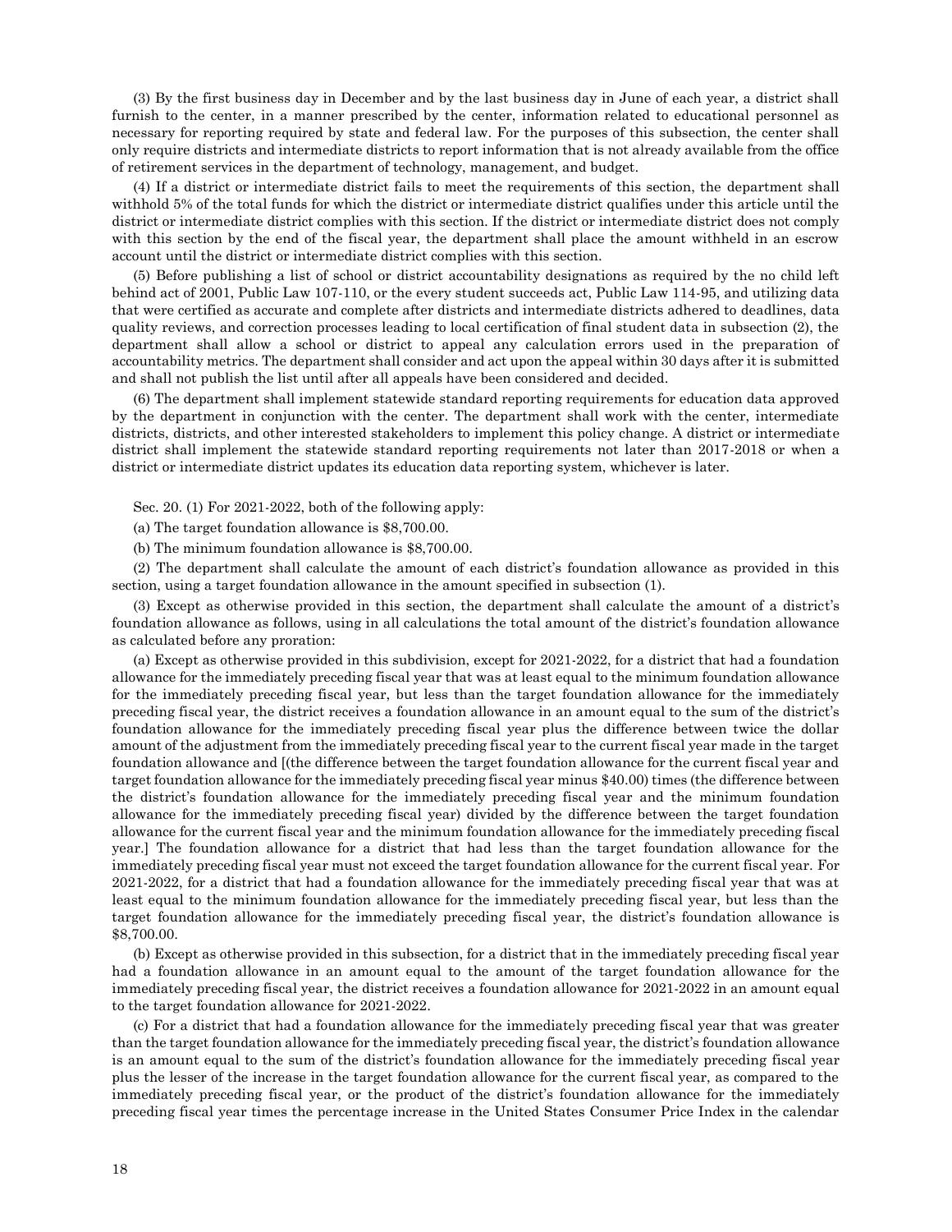(3) By the first business day in December and by the last business day in June of each year, a district shall furnish to the center, in a manner prescribed by the center, information related to educational personnel as necessary for reporting required by state and federal law. For the purposes of this subsection, the center shall only require districts and intermediate districts to report information that is not already available from the office of retirement services in the department of technology, management, and budget.

(4) If a district or intermediate district fails to meet the requirements of this section, the department shall withhold 5% of the total funds for which the district or intermediate district qualifies under this article until the district or intermediate district complies with this section. If the district or intermediate district does not comply with this section by the end of the fiscal year, the department shall place the amount withheld in an escrow account until the district or intermediate district complies with this section.

(5) Before publishing a list of school or district accountability designations as required by the no child left behind act of 2001, Public Law 107-110, or the every student succeeds act, Public Law 114-95, and utilizing data that were certified as accurate and complete after districts and intermediate districts adhered to deadlines, data quality reviews, and correction processes leading to local certification of final student data in subsection (2), the department shall allow a school or district to appeal any calculation errors used in the preparation of accountability metrics. The department shall consider and act upon the appeal within 30 days after it is submitted and shall not publish the list until after all appeals have been considered and decided.

(6) The department shall implement statewide standard reporting requirements for education data approved by the department in conjunction with the center. The department shall work with the center, intermediate districts, districts, and other interested stakeholders to implement this policy change. A district or intermediate district shall implement the statewide standard reporting requirements not later than 2017-2018 or when a district or intermediate district updates its education data reporting system, whichever is later.

Sec. 20. (1) For 2021-2022, both of the following apply:

(a) The target foundation allowance is $8,700.00.

(b) The minimum foundation allowance is $8,700.00.

(2) The department shall calculate the amount of each district's foundation allowance as provided in this section, using a target foundation allowance in the amount specified in subsection (1).

(3) Except as otherwise provided in this section, the department shall calculate the amount of a district's foundation allowance as follows, using in all calculations the total amount of the district's foundation allowance as calculated before any proration:

(a) Except as otherwise provided in this subdivision, except for 2021-2022, for a district that had a foundation allowance for the immediately preceding fiscal year that was at least equal to the minimum foundation allowance for the immediately preceding fiscal year, but less than the target foundation allowance for the immediately preceding fiscal year, the district receives a foundation allowance in an amount equal to the sum of the district's foundation allowance for the immediately preceding fiscal year plus the difference between twice the dollar amount of the adjustment from the immediately preceding fiscal year to the current fiscal year made in the target foundation allowance and [(the difference between the target foundation allowance for the current fiscal year and target foundation allowance for the immediately preceding fiscal year minus $40.00) times (the difference between the district's foundation allowance for the immediately preceding fiscal year and the minimum foundation allowance for the immediately preceding fiscal year) divided by the difference between the target foundation allowance for the current fiscal year and the minimum foundation allowance for the immediately preceding fiscal year.] The foundation allowance for a district that had less than the target foundation allowance for the immediately preceding fiscal year must not exceed the target foundation allowance for the current fiscal year. For 2021-2022, for a district that had a foundation allowance for the immediately preceding fiscal year that was at least equal to the minimum foundation allowance for the immediately preceding fiscal year, but less than the target foundation allowance for the immediately preceding fiscal year, the district's foundation allowance is $8,700.00.

(b) Except as otherwise provided in this subsection, for a district that in the immediately preceding fiscal year had a foundation allowance in an amount equal to the amount of the target foundation allowance for the immediately preceding fiscal year, the district receives a foundation allowance for 2021-2022 in an amount equal to the target foundation allowance for 2021-2022.

(c) For a district that had a foundation allowance for the immediately preceding fiscal year that was greater than the target foundation allowance for the immediately preceding fiscal year, the district's foundation allowance is an amount equal to the sum of the district's foundation allowance for the immediately preceding fiscal year plus the lesser of the increase in the target foundation allowance for the current fiscal year, as compared to the immediately preceding fiscal year, or the product of the district's foundation allowance for the immediately preceding fiscal year times the percentage increase in the United States Consumer Price Index in the calendar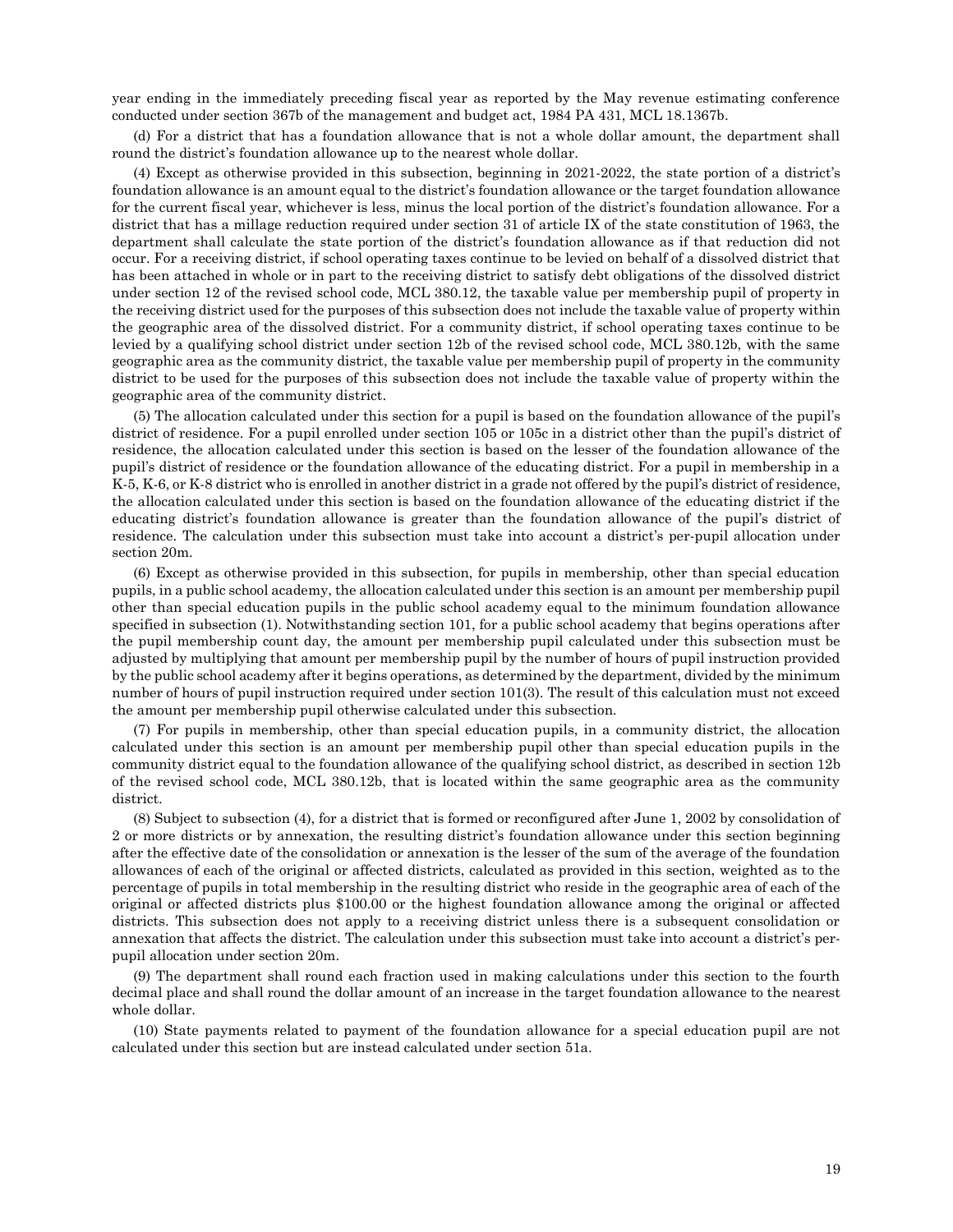year ending in the immediately preceding fiscal year as reported by the May revenue estimating conference conducted under section 367b of the management and budget act, 1984 PA 431, MCL 18.1367b.

(d) For a district that has a foundation allowance that is not a whole dollar amount, the department shall round the district's foundation allowance up to the nearest whole dollar.

(4) Except as otherwise provided in this subsection, beginning in 2021-2022, the state portion of a district's foundation allowance is an amount equal to the district's foundation allowance or the target foundation allowance for the current fiscal year, whichever is less, minus the local portion of the district's foundation allowance. For a district that has a millage reduction required under section 31 of article IX of the state constitution of 1963, the department shall calculate the state portion of the district's foundation allowance as if that reduction did not occur. For a receiving district, if school operating taxes continue to be levied on behalf of a dissolved district that has been attached in whole or in part to the receiving district to satisfy debt obligations of the dissolved district under section 12 of the revised school code, MCL 380.12, the taxable value per membership pupil of property in the receiving district used for the purposes of this subsection does not include the taxable value of property within the geographic area of the dissolved district. For a community district, if school operating taxes continue to be levied by a qualifying school district under section 12b of the revised school code, MCL 380.12b, with the same geographic area as the community district, the taxable value per membership pupil of property in the community district to be used for the purposes of this subsection does not include the taxable value of property within the geographic area of the community district.

(5) The allocation calculated under this section for a pupil is based on the foundation allowance of the pupil's district of residence. For a pupil enrolled under section 105 or 105c in a district other than the pupil's district of residence, the allocation calculated under this section is based on the lesser of the foundation allowance of the pupil's district of residence or the foundation allowance of the educating district. For a pupil in membership in a K-5, K-6, or K-8 district who is enrolled in another district in a grade not offered by the pupil's district of residence, the allocation calculated under this section is based on the foundation allowance of the educating district if the educating district's foundation allowance is greater than the foundation allowance of the pupil's district of residence. The calculation under this subsection must take into account a district's per-pupil allocation under section 20m.

(6) Except as otherwise provided in this subsection, for pupils in membership, other than special education pupils, in a public school academy, the allocation calculated under this section is an amount per membership pupil other than special education pupils in the public school academy equal to the minimum foundation allowance specified in subsection (1). Notwithstanding section 101, for a public school academy that begins operations after the pupil membership count day, the amount per membership pupil calculated under this subsection must be adjusted by multiplying that amount per membership pupil by the number of hours of pupil instruction provided by the public school academy after it begins operations, as determined by the department, divided by the minimum number of hours of pupil instruction required under section 101(3). The result of this calculation must not exceed the amount per membership pupil otherwise calculated under this subsection.

(7) For pupils in membership, other than special education pupils, in a community district, the allocation calculated under this section is an amount per membership pupil other than special education pupils in the community district equal to the foundation allowance of the qualifying school district, as described in section 12b of the revised school code, MCL 380.12b, that is located within the same geographic area as the community district.

(8) Subject to subsection (4), for a district that is formed or reconfigured after June 1, 2002 by consolidation of 2 or more districts or by annexation, the resulting district's foundation allowance under this section beginning after the effective date of the consolidation or annexation is the lesser of the sum of the average of the foundation allowances of each of the original or affected districts, calculated as provided in this section, weighted as to the percentage of pupils in total membership in the resulting district who reside in the geographic area of each of the original or affected districts plus $100.00 or the highest foundation allowance among the original or affected districts. This subsection does not apply to a receiving district unless there is a subsequent consolidation or annexation that affects the district. The calculation under this subsection must take into account a district's per-pupil allocation under section 20m.

(9) The department shall round each fraction used in making calculations under this section to the fourth decimal place and shall round the dollar amount of an increase in the target foundation allowance to the nearest whole dollar.

(10) State payments related to payment of the foundation allowance for a special education pupil are not calculated under this section but are instead calculated under section 51a.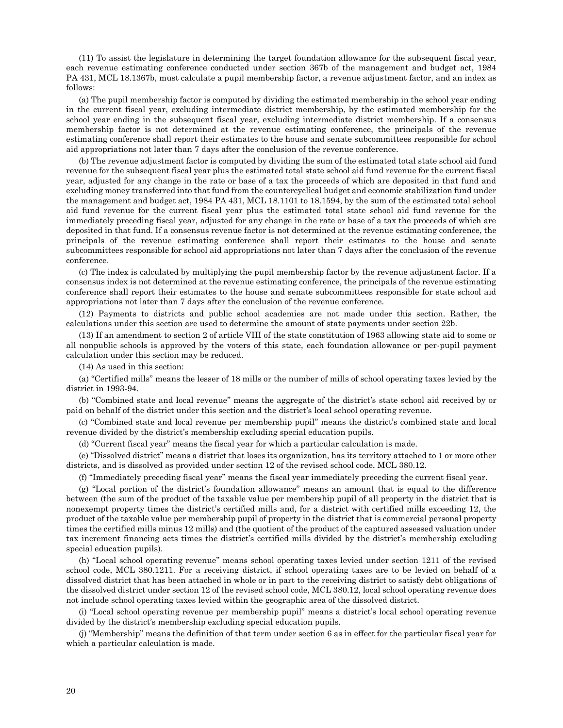(11) To assist the legislature in determining the target foundation allowance for the subsequent fiscal year, each revenue estimating conference conducted under section 367b of the management and budget act, 1984 PA 431, MCL 18.1367b, must calculate a pupil membership factor, a revenue adjustment factor, and an index as follows:

(a) The pupil membership factor is computed by dividing the estimated membership in the school year ending in the current fiscal year, excluding intermediate district membership, by the estimated membership for the school year ending in the subsequent fiscal year, excluding intermediate district membership. If a consensus membership factor is not determined at the revenue estimating conference, the principals of the revenue estimating conference shall report their estimates to the house and senate subcommittees responsible for school aid appropriations not later than 7 days after the conclusion of the revenue conference.

(b) The revenue adjustment factor is computed by dividing the sum of the estimated total state school aid fund revenue for the subsequent fiscal year plus the estimated total state school aid fund revenue for the current fiscal year, adjusted for any change in the rate or base of a tax the proceeds of which are deposited in that fund and excluding money transferred into that fund from the countercyclical budget and economic stabilization fund under the management and budget act, 1984 PA 431, MCL 18.1101 to 18.1594, by the sum of the estimated total school aid fund revenue for the current fiscal year plus the estimated total state school aid fund revenue for the immediately preceding fiscal year, adjusted for any change in the rate or base of a tax the proceeds of which are deposited in that fund. If a consensus revenue factor is not determined at the revenue estimating conference, the principals of the revenue estimating conference shall report their estimates to the house and senate subcommittees responsible for school aid appropriations not later than 7 days after the conclusion of the revenue conference.

(c) The index is calculated by multiplying the pupil membership factor by the revenue adjustment factor. If a consensus index is not determined at the revenue estimating conference, the principals of the revenue estimating conference shall report their estimates to the house and senate subcommittees responsible for state school aid appropriations not later than 7 days after the conclusion of the revenue conference.

(12) Payments to districts and public school academies are not made under this section. Rather, the calculations under this section are used to determine the amount of state payments under section 22b.

(13) If an amendment to section 2 of article VIII of the state constitution of 1963 allowing state aid to some or all nonpublic schools is approved by the voters of this state, each foundation allowance or per-pupil payment calculation under this section may be reduced.

(14) As used in this section:

(a) "Certified mills" means the lesser of 18 mills or the number of mills of school operating taxes levied by the district in 1993-94.

(b) "Combined state and local revenue" means the aggregate of the district's state school aid received by or paid on behalf of the district under this section and the district's local school operating revenue.

(c) "Combined state and local revenue per membership pupil" means the district's combined state and local revenue divided by the district's membership excluding special education pupils.

(d) "Current fiscal year" means the fiscal year for which a particular calculation is made.

(e) "Dissolved district" means a district that loses its organization, has its territory attached to 1 or more other districts, and is dissolved as provided under section 12 of the revised school code, MCL 380.12.

(f) "Immediately preceding fiscal year" means the fiscal year immediately preceding the current fiscal year.

(g) "Local portion of the district's foundation allowance" means an amount that is equal to the difference between (the sum of the product of the taxable value per membership pupil of all property in the district that is nonexempt property times the district's certified mills and, for a district with certified mills exceeding 12, the product of the taxable value per membership pupil of property in the district that is commercial personal property times the certified mills minus 12 mills) and (the quotient of the product of the captured assessed valuation under tax increment financing acts times the district's certified mills divided by the district's membership excluding special education pupils).

(h) "Local school operating revenue" means school operating taxes levied under section 1211 of the revised school code, MCL 380.1211. For a receiving district, if school operating taxes are to be levied on behalf of a dissolved district that has been attached in whole or in part to the receiving district to satisfy debt obligations of the dissolved district under section 12 of the revised school code, MCL 380.12, local school operating revenue does not include school operating taxes levied within the geographic area of the dissolved district.

(i) "Local school operating revenue per membership pupil" means a district's local school operating revenue divided by the district's membership excluding special education pupils.

(j) "Membership" means the definition of that term under section 6 as in effect for the particular fiscal year for which a particular calculation is made.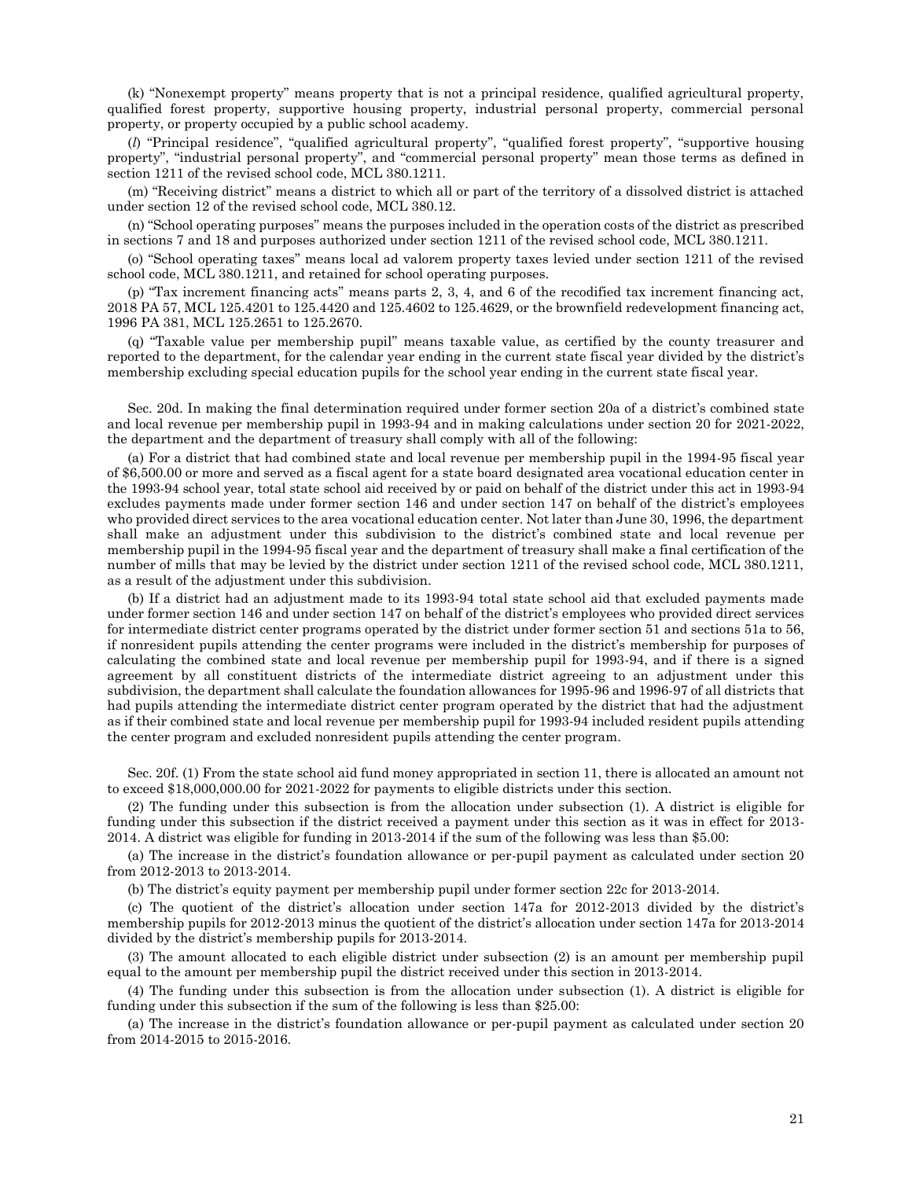(k) "Nonexempt property" means property that is not a principal residence, qualified agricultural property, qualified forest property, supportive housing property, industrial personal property, commercial personal property, or property occupied by a public school academy.

(*l*) "Principal residence", "qualified agricultural property", "qualified forest property", "supportive housing property", "industrial personal property", and "commercial personal property" mean those terms as defined in section 1211 of the revised school code, MCL 380.1211.

(m) "Receiving district" means a district to which all or part of the territory of a dissolved district is attached under section 12 of the revised school code, MCL 380.12.

(n) "School operating purposes" means the purposes included in the operation costs of the district as prescribed in sections 7 and 18 and purposes authorized under section 1211 of the revised school code, MCL 380.1211.

(o) "School operating taxes" means local ad valorem property taxes levied under section 1211 of the revised school code, MCL 380.1211, and retained for school operating purposes.

(p) "Tax increment financing acts" means parts 2, 3, 4, and 6 of the recodified tax increment financing act, 2018 PA 57, MCL 125.4201 to 125.4420 and 125.4602 to 125.4629, or the brownfield redevelopment financing act, 1996 PA 381, MCL 125.2651 to 125.2670.

(q) "Taxable value per membership pupil" means taxable value, as certified by the county treasurer and reported to the department, for the calendar year ending in the current state fiscal year divided by the district's membership excluding special education pupils for the school year ending in the current state fiscal year.

Sec. 20d. In making the final determination required under former section 20a of a district's combined state and local revenue per membership pupil in 1993-94 and in making calculations under section 20 for 2021-2022, the department and the department of treasury shall comply with all of the following:

(a) For a district that had combined state and local revenue per membership pupil in the 1994-95 fiscal year of $6,500.00 or more and served as a fiscal agent for a state board designated area vocational education center in the 1993-94 school year, total state school aid received by or paid on behalf of the district under this act in 1993-94 excludes payments made under former section 146 and under section 147 on behalf of the district's employees who provided direct services to the area vocational education center. Not later than June 30, 1996, the department shall make an adjustment under this subdivision to the district's combined state and local revenue per membership pupil in the 1994-95 fiscal year and the department of treasury shall make a final certification of the number of mills that may be levied by the district under section 1211 of the revised school code, MCL 380.1211, as a result of the adjustment under this subdivision.

(b) If a district had an adjustment made to its 1993-94 total state school aid that excluded payments made under former section 146 and under section 147 on behalf of the district's employees who provided direct services for intermediate district center programs operated by the district under former section 51 and sections 51a to 56, if nonresident pupils attending the center programs were included in the district's membership for purposes of calculating the combined state and local revenue per membership pupil for 1993-94, and if there is a signed agreement by all constituent districts of the intermediate district agreeing to an adjustment under this subdivision, the department shall calculate the foundation allowances for 1995-96 and 1996-97 of all districts that had pupils attending the intermediate district center program operated by the district that had the adjustment as if their combined state and local revenue per membership pupil for 1993-94 included resident pupils attending the center program and excluded nonresident pupils attending the center program.

Sec. 20f. (1) From the state school aid fund money appropriated in section 11, there is allocated an amount not to exceed $18,000,000.00 for 2021-2022 for payments to eligible districts under this section.

(2) The funding under this subsection is from the allocation under subsection (1). A district is eligible for funding under this subsection if the district received a payment under this section as it was in effect for 2013-2014. A district was eligible for funding in 2013-2014 if the sum of the following was less than $5.00:

(a) The increase in the district's foundation allowance or per-pupil payment as calculated under section 20 from 2012-2013 to 2013-2014.

(b) The district's equity payment per membership pupil under former section 22c for 2013-2014.

(c) The quotient of the district's allocation under section 147a for 2012-2013 divided by the district's membership pupils for 2012-2013 minus the quotient of the district's allocation under section 147a for 2013-2014 divided by the district's membership pupils for 2013-2014.

(3) The amount allocated to each eligible district under subsection (2) is an amount per membership pupil equal to the amount per membership pupil the district received under this section in 2013-2014.

(4) The funding under this subsection is from the allocation under subsection (1). A district is eligible for funding under this subsection if the sum of the following is less than $25.00:

(a) The increase in the district's foundation allowance or per-pupil payment as calculated under section 20 from 2014-2015 to 2015-2016.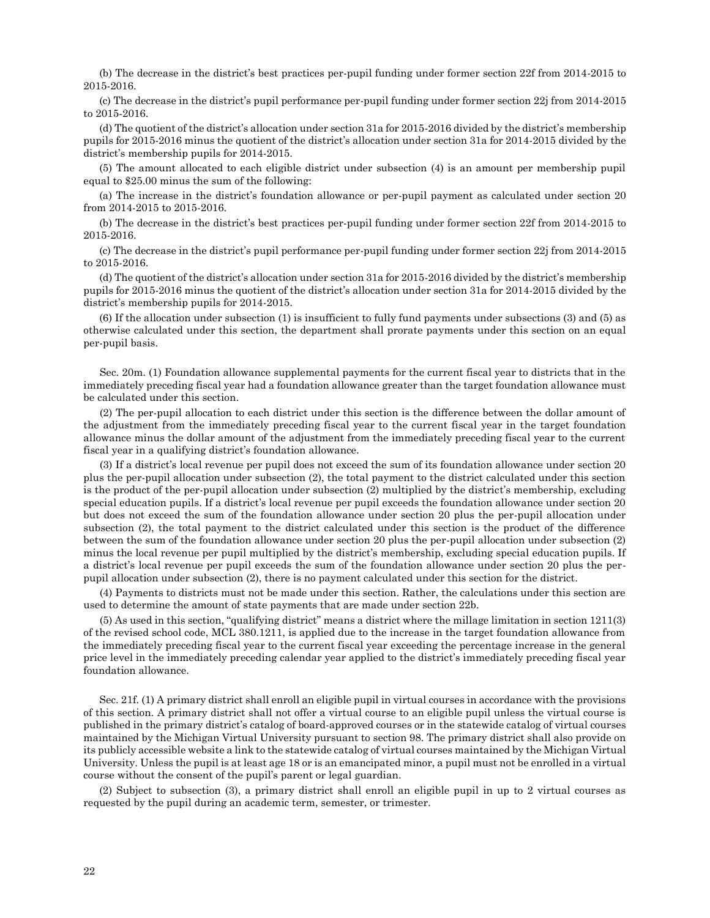(b) The decrease in the district's best practices per-pupil funding under former section 22f from 2014-2015 to 2015-2016.

(c) The decrease in the district's pupil performance per-pupil funding under former section 22j from 2014-2015 to 2015-2016.

(d) The quotient of the district's allocation under section 31a for 2015-2016 divided by the district's membership pupils for 2015-2016 minus the quotient of the district's allocation under section 31a for 2014-2015 divided by the district's membership pupils for 2014-2015.

(5) The amount allocated to each eligible district under subsection (4) is an amount per membership pupil equal to $25.00 minus the sum of the following:

(a) The increase in the district's foundation allowance or per-pupil payment as calculated under section 20 from 2014-2015 to 2015-2016.

(b) The decrease in the district's best practices per-pupil funding under former section 22f from 2014-2015 to 2015-2016.

(c) The decrease in the district's pupil performance per-pupil funding under former section 22j from 2014-2015 to 2015-2016.

(d) The quotient of the district's allocation under section 31a for 2015-2016 divided by the district's membership pupils for 2015-2016 minus the quotient of the district's allocation under section 31a for 2014-2015 divided by the district's membership pupils for 2014-2015.

(6) If the allocation under subsection (1) is insufficient to fully fund payments under subsections (3) and (5) as otherwise calculated under this section, the department shall prorate payments under this section on an equal per-pupil basis.

Sec. 20m. (1) Foundation allowance supplemental payments for the current fiscal year to districts that in the immediately preceding fiscal year had a foundation allowance greater than the target foundation allowance must be calculated under this section.

(2) The per-pupil allocation to each district under this section is the difference between the dollar amount of the adjustment from the immediately preceding fiscal year to the current fiscal year in the target foundation allowance minus the dollar amount of the adjustment from the immediately preceding fiscal year to the current fiscal year in a qualifying district's foundation allowance.

(3) If a district's local revenue per pupil does not exceed the sum of its foundation allowance under section 20 plus the per-pupil allocation under subsection (2), the total payment to the district calculated under this section is the product of the per-pupil allocation under subsection (2) multiplied by the district's membership, excluding special education pupils. If a district's local revenue per pupil exceeds the foundation allowance under section 20 but does not exceed the sum of the foundation allowance under section 20 plus the per-pupil allocation under subsection (2), the total payment to the district calculated under this section is the product of the difference between the sum of the foundation allowance under section 20 plus the per-pupil allocation under subsection (2) minus the local revenue per pupil multiplied by the district's membership, excluding special education pupils. If a district's local revenue per pupil exceeds the sum of the foundation allowance under section 20 plus the per-pupil allocation under subsection (2), there is no payment calculated under this section for the district.

(4) Payments to districts must not be made under this section. Rather, the calculations under this section are used to determine the amount of state payments that are made under section 22b.

(5) As used in this section, "qualifying district" means a district where the millage limitation in section 1211(3) of the revised school code, MCL 380.1211, is applied due to the increase in the target foundation allowance from the immediately preceding fiscal year to the current fiscal year exceeding the percentage increase in the general price level in the immediately preceding calendar year applied to the district's immediately preceding fiscal year foundation allowance.

Sec. 21f. (1) A primary district shall enroll an eligible pupil in virtual courses in accordance with the provisions of this section. A primary district shall not offer a virtual course to an eligible pupil unless the virtual course is published in the primary district's catalog of board-approved courses or in the statewide catalog of virtual courses maintained by the Michigan Virtual University pursuant to section 98. The primary district shall also provide on its publicly accessible website a link to the statewide catalog of virtual courses maintained by the Michigan Virtual University. Unless the pupil is at least age 18 or is an emancipated minor, a pupil must not be enrolled in a virtual course without the consent of the pupil's parent or legal guardian.

(2) Subject to subsection (3), a primary district shall enroll an eligible pupil in up to 2 virtual courses as requested by the pupil during an academic term, semester, or trimester.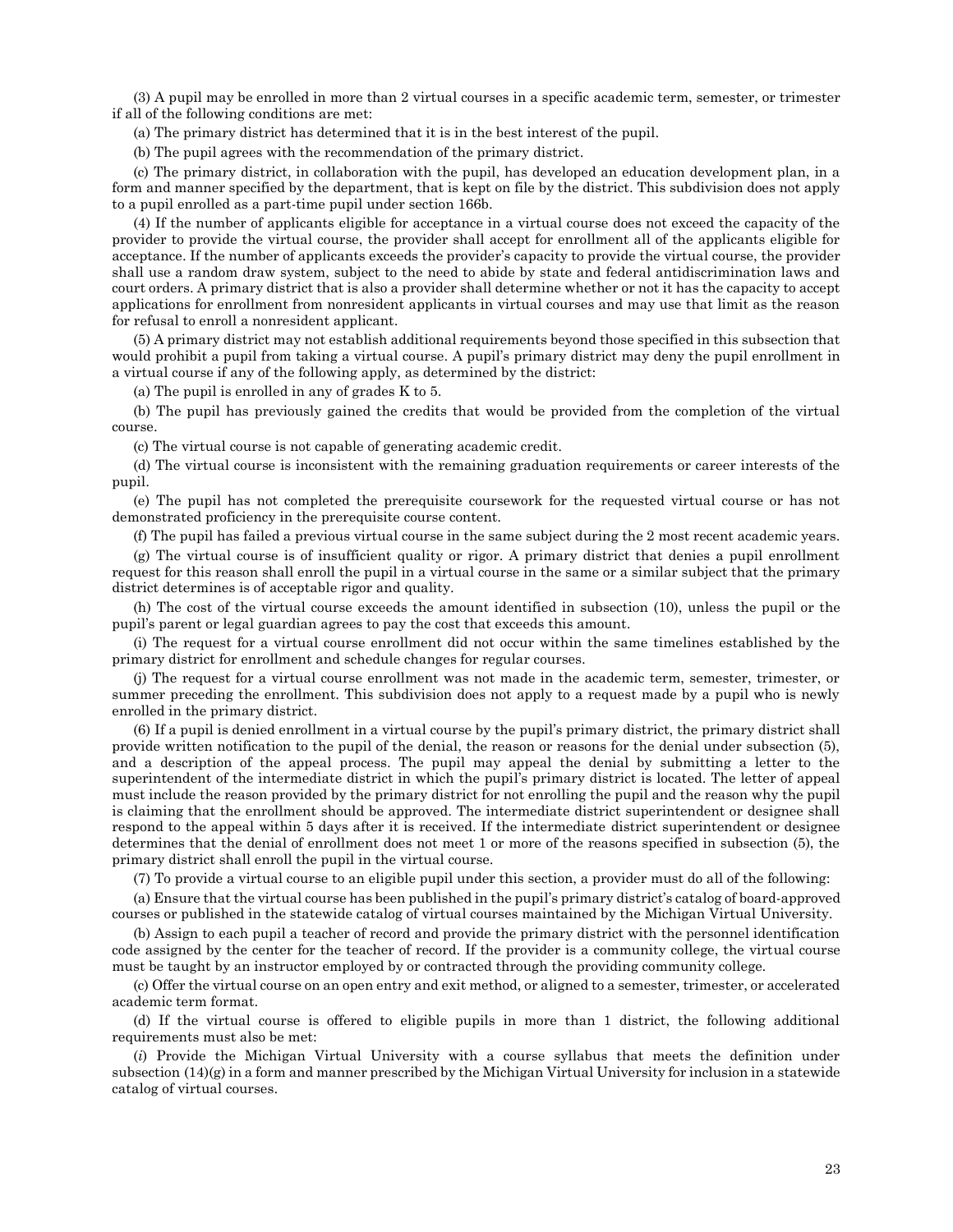(3) A pupil may be enrolled in more than 2 virtual courses in a specific academic term, semester, or trimester if all of the following conditions are met:

(a) The primary district has determined that it is in the best interest of the pupil.

(b) The pupil agrees with the recommendation of the primary district.

(c) The primary district, in collaboration with the pupil, has developed an education development plan, in a form and manner specified by the department, that is kept on file by the district. This subdivision does not apply to a pupil enrolled as a part-time pupil under section 166b.

(4) If the number of applicants eligible for acceptance in a virtual course does not exceed the capacity of the provider to provide the virtual course, the provider shall accept for enrollment all of the applicants eligible for acceptance. If the number of applicants exceeds the provider's capacity to provide the virtual course, the provider shall use a random draw system, subject to the need to abide by state and federal antidiscrimination laws and court orders. A primary district that is also a provider shall determine whether or not it has the capacity to accept applications for enrollment from nonresident applicants in virtual courses and may use that limit as the reason for refusal to enroll a nonresident applicant.

(5) A primary district may not establish additional requirements beyond those specified in this subsection that would prohibit a pupil from taking a virtual course. A pupil's primary district may deny the pupil enrollment in a virtual course if any of the following apply, as determined by the district:

(a) The pupil is enrolled in any of grades K to 5.

(b) The pupil has previously gained the credits that would be provided from the completion of the virtual course.

(c) The virtual course is not capable of generating academic credit.

(d) The virtual course is inconsistent with the remaining graduation requirements or career interests of the pupil.

(e) The pupil has not completed the prerequisite coursework for the requested virtual course or has not demonstrated proficiency in the prerequisite course content.

(f) The pupil has failed a previous virtual course in the same subject during the 2 most recent academic years.

(g) The virtual course is of insufficient quality or rigor. A primary district that denies a pupil enrollment request for this reason shall enroll the pupil in a virtual course in the same or a similar subject that the primary district determines is of acceptable rigor and quality.

(h) The cost of the virtual course exceeds the amount identified in subsection (10), unless the pupil or the pupil's parent or legal guardian agrees to pay the cost that exceeds this amount.

(i) The request for a virtual course enrollment did not occur within the same timelines established by the primary district for enrollment and schedule changes for regular courses.

(j) The request for a virtual course enrollment was not made in the academic term, semester, trimester, or summer preceding the enrollment. This subdivision does not apply to a request made by a pupil who is newly enrolled in the primary district.

(6) If a pupil is denied enrollment in a virtual course by the pupil's primary district, the primary district shall provide written notification to the pupil of the denial, the reason or reasons for the denial under subsection (5), and a description of the appeal process. The pupil may appeal the denial by submitting a letter to the superintendent of the intermediate district in which the pupil's primary district is located. The letter of appeal must include the reason provided by the primary district for not enrolling the pupil and the reason why the pupil is claiming that the enrollment should be approved. The intermediate district superintendent or designee shall respond to the appeal within 5 days after it is received. If the intermediate district superintendent or designee determines that the denial of enrollment does not meet 1 or more of the reasons specified in subsection (5), the primary district shall enroll the pupil in the virtual course.

(7) To provide a virtual course to an eligible pupil under this section, a provider must do all of the following:

(a) Ensure that the virtual course has been published in the pupil's primary district's catalog of board-approved courses or published in the statewide catalog of virtual courses maintained by the Michigan Virtual University.

(b) Assign to each pupil a teacher of record and provide the primary district with the personnel identification code assigned by the center for the teacher of record. If the provider is a community college, the virtual course must be taught by an instructor employed by or contracted through the providing community college.

(c) Offer the virtual course on an open entry and exit method, or aligned to a semester, trimester, or accelerated academic term format.

(d) If the virtual course is offered to eligible pupils in more than 1 district, the following additional requirements must also be met:

(*i*) Provide the Michigan Virtual University with a course syllabus that meets the definition under subsection (14)(g) in a form and manner prescribed by the Michigan Virtual University for inclusion in a statewide catalog of virtual courses.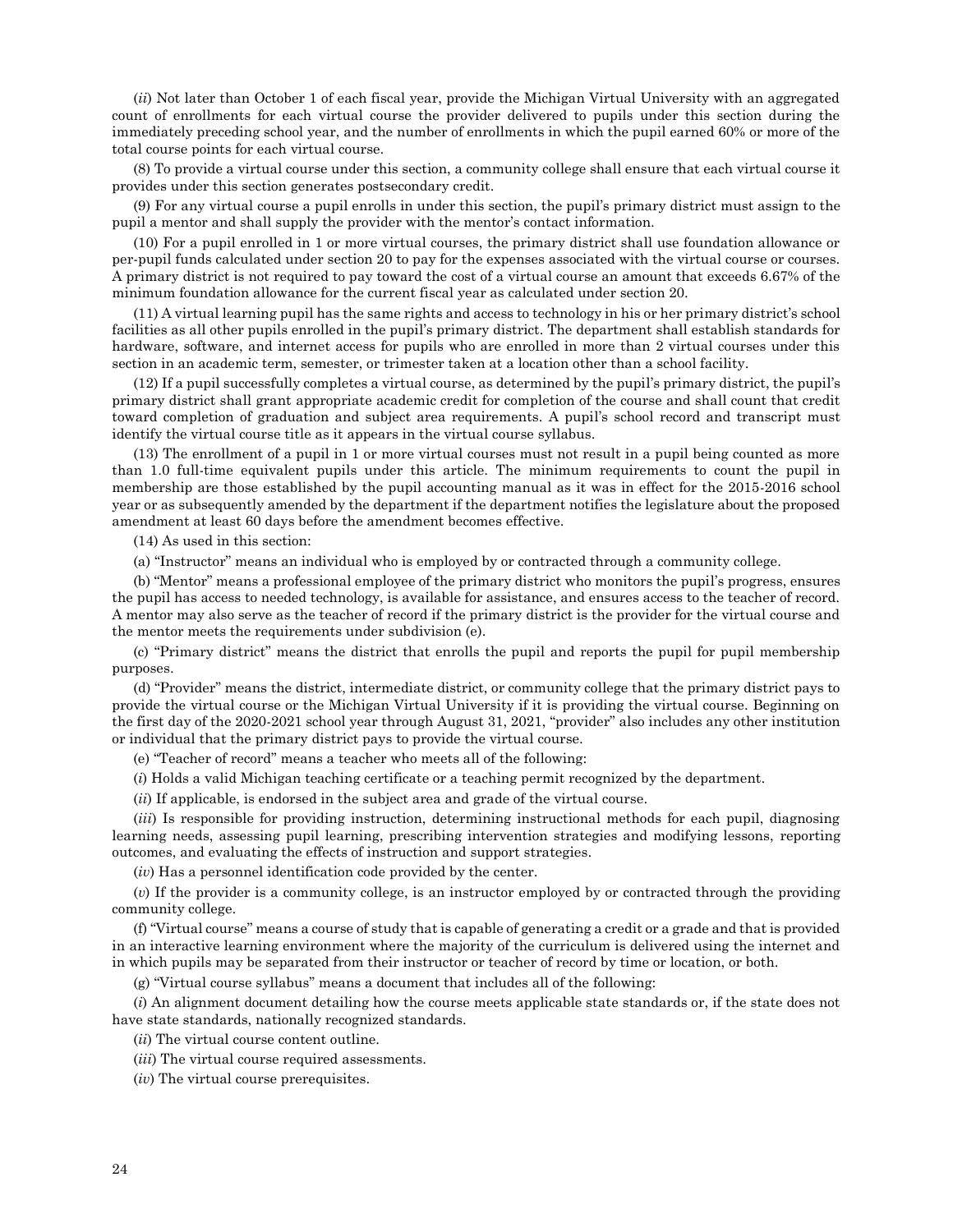(*ii*) Not later than October 1 of each fiscal year, provide the Michigan Virtual University with an aggregated count of enrollments for each virtual course the provider delivered to pupils under this section during the immediately preceding school year, and the number of enrollments in which the pupil earned 60% or more of the total course points for each virtual course.

(8) To provide a virtual course under this section, a community college shall ensure that each virtual course it provides under this section generates postsecondary credit.

(9) For any virtual course a pupil enrolls in under this section, the pupil's primary district must assign to the pupil a mentor and shall supply the provider with the mentor's contact information.

(10) For a pupil enrolled in 1 or more virtual courses, the primary district shall use foundation allowance or per-pupil funds calculated under section 20 to pay for the expenses associated with the virtual course or courses. A primary district is not required to pay toward the cost of a virtual course an amount that exceeds 6.67% of the minimum foundation allowance for the current fiscal year as calculated under section 20.

(11) A virtual learning pupil has the same rights and access to technology in his or her primary district's school facilities as all other pupils enrolled in the pupil's primary district. The department shall establish standards for hardware, software, and internet access for pupils who are enrolled in more than 2 virtual courses under this section in an academic term, semester, or trimester taken at a location other than a school facility.

(12) If a pupil successfully completes a virtual course, as determined by the pupil's primary district, the pupil's primary district shall grant appropriate academic credit for completion of the course and shall count that credit toward completion of graduation and subject area requirements. A pupil's school record and transcript must identify the virtual course title as it appears in the virtual course syllabus.

(13) The enrollment of a pupil in 1 or more virtual courses must not result in a pupil being counted as more than 1.0 full-time equivalent pupils under this article. The minimum requirements to count the pupil in membership are those established by the pupil accounting manual as it was in effect for the 2015-2016 school year or as subsequently amended by the department if the department notifies the legislature about the proposed amendment at least 60 days before the amendment becomes effective.

(14) As used in this section:

(a) "Instructor" means an individual who is employed by or contracted through a community college.

(b) "Mentor" means a professional employee of the primary district who monitors the pupil's progress, ensures the pupil has access to needed technology, is available for assistance, and ensures access to the teacher of record. A mentor may also serve as the teacher of record if the primary district is the provider for the virtual course and the mentor meets the requirements under subdivision (e).

(c) "Primary district" means the district that enrolls the pupil and reports the pupil for pupil membership purposes.

(d) "Provider" means the district, intermediate district, or community college that the primary district pays to provide the virtual course or the Michigan Virtual University if it is providing the virtual course. Beginning on the first day of the 2020-2021 school year through August 31, 2021, "provider" also includes any other institution or individual that the primary district pays to provide the virtual course.

(e) "Teacher of record" means a teacher who meets all of the following:

(*i*) Holds a valid Michigan teaching certificate or a teaching permit recognized by the department.

(*ii*) If applicable, is endorsed in the subject area and grade of the virtual course.

(*iii*) Is responsible for providing instruction, determining instructional methods for each pupil, diagnosing learning needs, assessing pupil learning, prescribing intervention strategies and modifying lessons, reporting outcomes, and evaluating the effects of instruction and support strategies.

(*iv*) Has a personnel identification code provided by the center.

(*v*) If the provider is a community college, is an instructor employed by or contracted through the providing community college.

(f) "Virtual course" means a course of study that is capable of generating a credit or a grade and that is provided in an interactive learning environment where the majority of the curriculum is delivered using the internet and in which pupils may be separated from their instructor or teacher of record by time or location, or both.

(g) "Virtual course syllabus" means a document that includes all of the following:

(*i*) An alignment document detailing how the course meets applicable state standards or, if the state does not have state standards, nationally recognized standards.

(*ii*) The virtual course content outline.

(*iii*) The virtual course required assessments.

(*iv*) The virtual course prerequisites.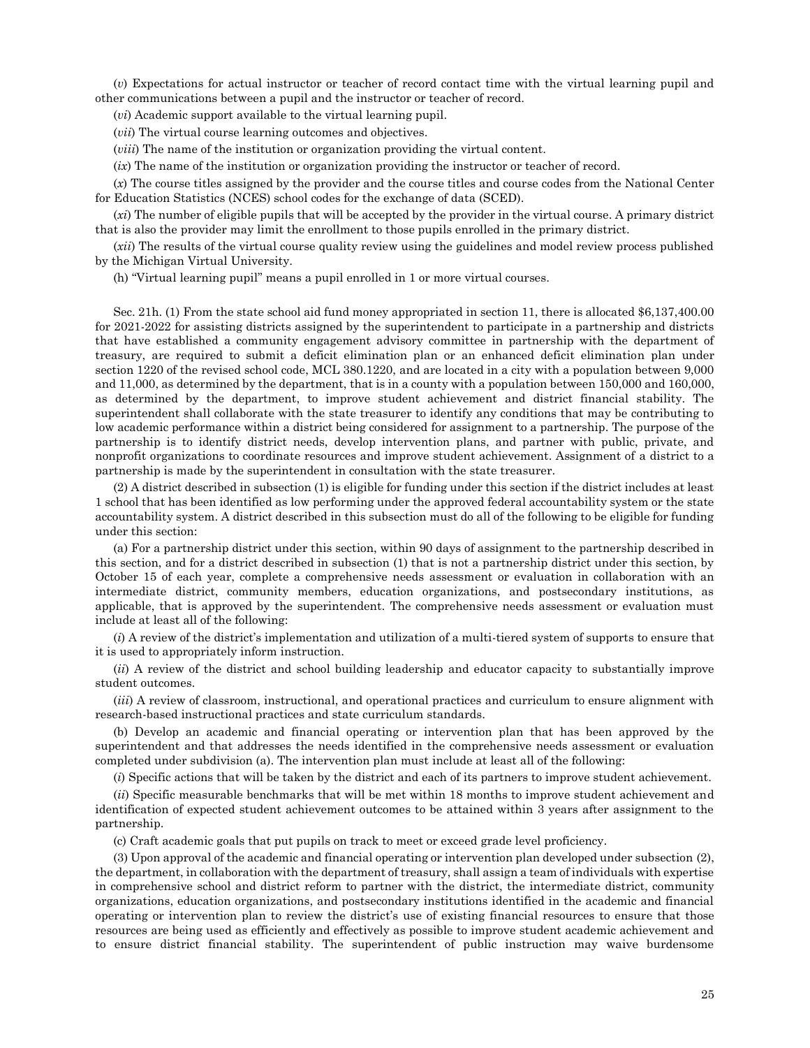(*v*) Expectations for actual instructor or teacher of record contact time with the virtual learning pupil and other communications between a pupil and the instructor or teacher of record.

(*vi*) Academic support available to the virtual learning pupil.

(*vii*) The virtual course learning outcomes and objectives.

(*viii*) The name of the institution or organization providing the virtual content.

(*ix*) The name of the institution or organization providing the instructor or teacher of record.

(*x*) The course titles assigned by the provider and the course titles and course codes from the National Center for Education Statistics (NCES) school codes for the exchange of data (SCED).

(*xi*) The number of eligible pupils that will be accepted by the provider in the virtual course. A primary district that is also the provider may limit the enrollment to those pupils enrolled in the primary district.

(*xii*) The results of the virtual course quality review using the guidelines and model review process published by the Michigan Virtual University.

(h) "Virtual learning pupil" means a pupil enrolled in 1 or more virtual courses.

Sec. 21h. (1) From the state school aid fund money appropriated in section 11, there is allocated $6,137,400.00 for 2021-2022 for assisting districts assigned by the superintendent to participate in a partnership and districts that have established a community engagement advisory committee in partnership with the department of treasury, are required to submit a deficit elimination plan or an enhanced deficit elimination plan under section 1220 of the revised school code, MCL 380.1220, and are located in a city with a population between 9,000 and 11,000, as determined by the department, that is in a county with a population between 150,000 and 160,000, as determined by the department, to improve student achievement and district financial stability. The superintendent shall collaborate with the state treasurer to identify any conditions that may be contributing to low academic performance within a district being considered for assignment to a partnership. The purpose of the partnership is to identify district needs, develop intervention plans, and partner with public, private, and nonprofit organizations to coordinate resources and improve student achievement. Assignment of a district to a partnership is made by the superintendent in consultation with the state treasurer.

(2) A district described in subsection (1) is eligible for funding under this section if the district includes at least 1 school that has been identified as low performing under the approved federal accountability system or the state accountability system. A district described in this subsection must do all of the following to be eligible for funding under this section:

(a) For a partnership district under this section, within 90 days of assignment to the partnership described in this section, and for a district described in subsection (1) that is not a partnership district under this section, by October 15 of each year, complete a comprehensive needs assessment or evaluation in collaboration with an intermediate district, community members, education organizations, and postsecondary institutions, as applicable, that is approved by the superintendent. The comprehensive needs assessment or evaluation must include at least all of the following:

(*i*) A review of the district's implementation and utilization of a multi-tiered system of supports to ensure that it is used to appropriately inform instruction.

(*ii*) A review of the district and school building leadership and educator capacity to substantially improve student outcomes.

(*iii*) A review of classroom, instructional, and operational practices and curriculum to ensure alignment with research-based instructional practices and state curriculum standards.

(b) Develop an academic and financial operating or intervention plan that has been approved by the superintendent and that addresses the needs identified in the comprehensive needs assessment or evaluation completed under subdivision (a). The intervention plan must include at least all of the following:

(*i*) Specific actions that will be taken by the district and each of its partners to improve student achievement.

(*ii*) Specific measurable benchmarks that will be met within 18 months to improve student achievement and identification of expected student achievement outcomes to be attained within 3 years after assignment to the partnership.

(c) Craft academic goals that put pupils on track to meet or exceed grade level proficiency.

(3) Upon approval of the academic and financial operating or intervention plan developed under subsection (2), the department, in collaboration with the department of treasury, shall assign a team of individuals with expertise in comprehensive school and district reform to partner with the district, the intermediate district, community organizations, education organizations, and postsecondary institutions identified in the academic and financial operating or intervention plan to review the district's use of existing financial resources to ensure that those resources are being used as efficiently and effectively as possible to improve student academic achievement and to ensure district financial stability. The superintendent of public instruction may waive burdensome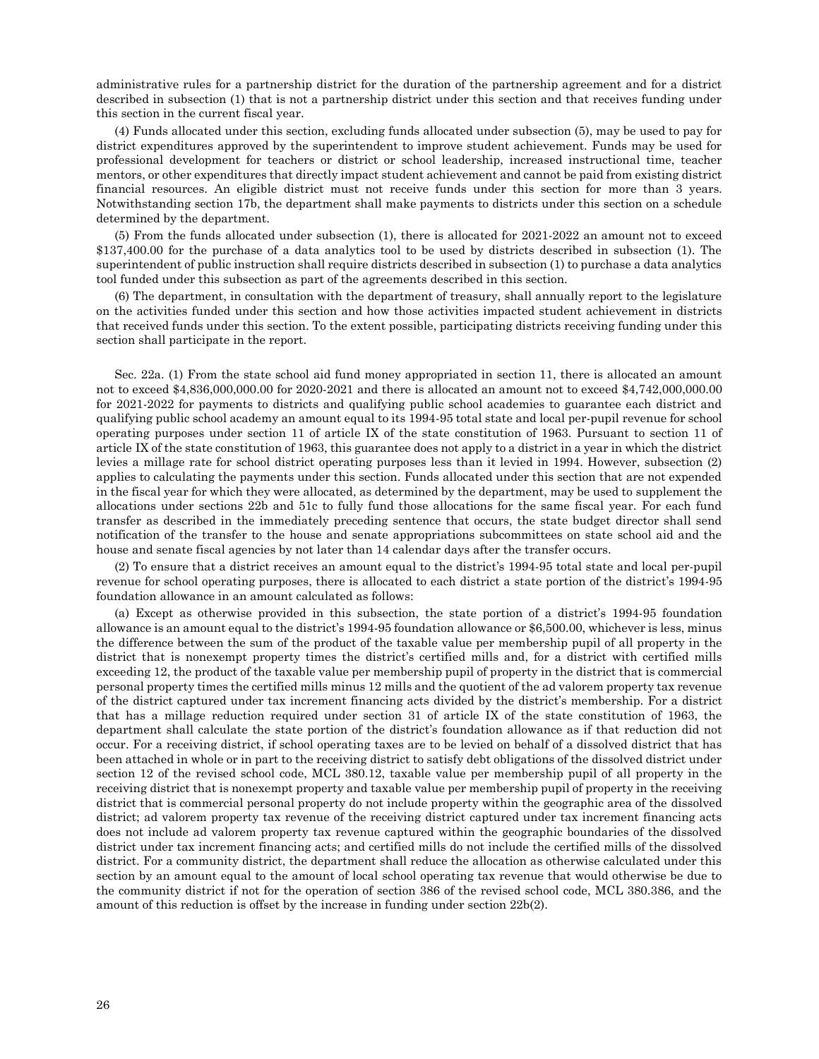administrative rules for a partnership district for the duration of the partnership agreement and for a district described in subsection (1) that is not a partnership district under this section and that receives funding under this section in the current fiscal year.

(4) Funds allocated under this section, excluding funds allocated under subsection (5), may be used to pay for district expenditures approved by the superintendent to improve student achievement. Funds may be used for professional development for teachers or district or school leadership, increased instructional time, teacher mentors, or other expenditures that directly impact student achievement and cannot be paid from existing district financial resources. An eligible district must not receive funds under this section for more than 3 years. Notwithstanding section 17b, the department shall make payments to districts under this section on a schedule determined by the department.

(5) From the funds allocated under subsection (1), there is allocated for 2021-2022 an amount not to exceed $137,400.00 for the purchase of a data analytics tool to be used by districts described in subsection (1). The superintendent of public instruction shall require districts described in subsection (1) to purchase a data analytics tool funded under this subsection as part of the agreements described in this section.

(6) The department, in consultation with the department of treasury, shall annually report to the legislature on the activities funded under this section and how those activities impacted student achievement in districts that received funds under this section. To the extent possible, participating districts receiving funding under this section shall participate in the report.

Sec. 22a. (1) From the state school aid fund money appropriated in section 11, there is allocated an amount not to exceed $4,836,000,000.00 for 2020-2021 and there is allocated an amount not to exceed $4,742,000,000.00 for 2021-2022 for payments to districts and qualifying public school academies to guarantee each district and qualifying public school academy an amount equal to its 1994-95 total state and local per-pupil revenue for school operating purposes under section 11 of article IX of the state constitution of 1963. Pursuant to section 11 of article IX of the state constitution of 1963, this guarantee does not apply to a district in a year in which the district levies a millage rate for school district operating purposes less than it levied in 1994. However, subsection (2) applies to calculating the payments under this section. Funds allocated under this section that are not expended in the fiscal year for which they were allocated, as determined by the department, may be used to supplement the allocations under sections 22b and 51c to fully fund those allocations for the same fiscal year. For each fund transfer as described in the immediately preceding sentence that occurs, the state budget director shall send notification of the transfer to the house and senate appropriations subcommittees on state school aid and the house and senate fiscal agencies by not later than 14 calendar days after the transfer occurs.

(2) To ensure that a district receives an amount equal to the district's 1994-95 total state and local per-pupil revenue for school operating purposes, there is allocated to each district a state portion of the district's 1994-95 foundation allowance in an amount calculated as follows:

(a) Except as otherwise provided in this subsection, the state portion of a district's 1994-95 foundation allowance is an amount equal to the district's 1994-95 foundation allowance or $6,500.00, whichever is less, minus the difference between the sum of the product of the taxable value per membership pupil of all property in the district that is nonexempt property times the district's certified mills and, for a district with certified mills exceeding 12, the product of the taxable value per membership pupil of property in the district that is commercial personal property times the certified mills minus 12 mills and the quotient of the ad valorem property tax revenue of the district captured under tax increment financing acts divided by the district's membership. For a district that has a millage reduction required under section 31 of article IX of the state constitution of 1963, the department shall calculate the state portion of the district's foundation allowance as if that reduction did not occur. For a receiving district, if school operating taxes are to be levied on behalf of a dissolved district that has been attached in whole or in part to the receiving district to satisfy debt obligations of the dissolved district under section 12 of the revised school code, MCL 380.12, taxable value per membership pupil of all property in the receiving district that is nonexempt property and taxable value per membership pupil of property in the receiving district that is commercial personal property do not include property within the geographic area of the dissolved district; ad valorem property tax revenue of the receiving district captured under tax increment financing acts does not include ad valorem property tax revenue captured within the geographic boundaries of the dissolved district under tax increment financing acts; and certified mills do not include the certified mills of the dissolved district. For a community district, the department shall reduce the allocation as otherwise calculated under this section by an amount equal to the amount of local school operating tax revenue that would otherwise be due to the community district if not for the operation of section 386 of the revised school code, MCL 380.386, and the amount of this reduction is offset by the increase in funding under section 22b(2).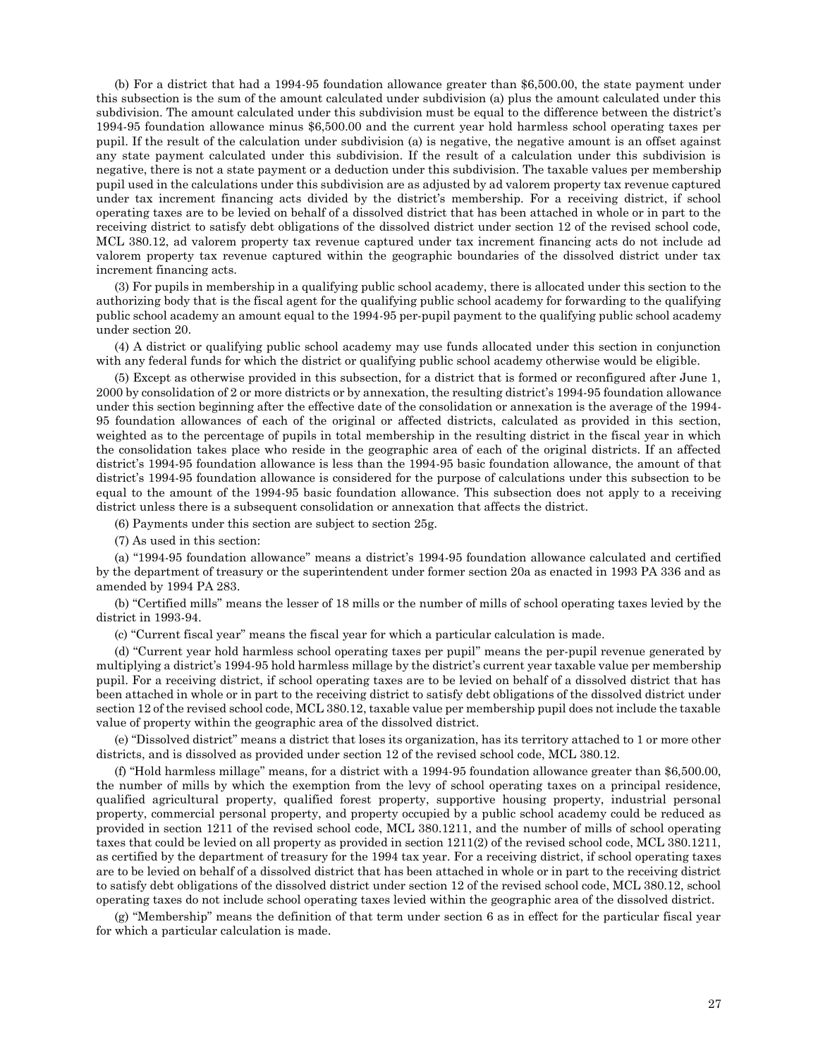(b) For a district that had a 1994-95 foundation allowance greater than $6,500.00, the state payment under this subsection is the sum of the amount calculated under subdivision (a) plus the amount calculated under this subdivision. The amount calculated under this subdivision must be equal to the difference between the district's 1994-95 foundation allowance minus $6,500.00 and the current year hold harmless school operating taxes per pupil. If the result of the calculation under subdivision (a) is negative, the negative amount is an offset against any state payment calculated under this subdivision. If the result of a calculation under this subdivision is negative, there is not a state payment or a deduction under this subdivision. The taxable values per membership pupil used in the calculations under this subdivision are as adjusted by ad valorem property tax revenue captured under tax increment financing acts divided by the district's membership. For a receiving district, if school operating taxes are to be levied on behalf of a dissolved district that has been attached in whole or in part to the receiving district to satisfy debt obligations of the dissolved district under section 12 of the revised school code, MCL 380.12, ad valorem property tax revenue captured under tax increment financing acts do not include ad valorem property tax revenue captured within the geographic boundaries of the dissolved district under tax increment financing acts.

(3) For pupils in membership in a qualifying public school academy, there is allocated under this section to the authorizing body that is the fiscal agent for the qualifying public school academy for forwarding to the qualifying public school academy an amount equal to the 1994-95 per-pupil payment to the qualifying public school academy under section 20.

(4) A district or qualifying public school academy may use funds allocated under this section in conjunction with any federal funds for which the district or qualifying public school academy otherwise would be eligible.

(5) Except as otherwise provided in this subsection, for a district that is formed or reconfigured after June 1, 2000 by consolidation of 2 or more districts or by annexation, the resulting district's 1994-95 foundation allowance under this section beginning after the effective date of the consolidation or annexation is the average of the 1994-95 foundation allowances of each of the original or affected districts, calculated as provided in this section, weighted as to the percentage of pupils in total membership in the resulting district in the fiscal year in which the consolidation takes place who reside in the geographic area of each of the original districts. If an affected district's 1994-95 foundation allowance is less than the 1994-95 basic foundation allowance, the amount of that district's 1994-95 foundation allowance is considered for the purpose of calculations under this subsection to be equal to the amount of the 1994-95 basic foundation allowance. This subsection does not apply to a receiving district unless there is a subsequent consolidation or annexation that affects the district.

(6) Payments under this section are subject to section 25g.

(7) As used in this section:

(a) "1994-95 foundation allowance" means a district's 1994-95 foundation allowance calculated and certified by the department of treasury or the superintendent under former section 20a as enacted in 1993 PA 336 and as amended by 1994 PA 283.

(b) "Certified mills" means the lesser of 18 mills or the number of mills of school operating taxes levied by the district in 1993-94.

(c) "Current fiscal year" means the fiscal year for which a particular calculation is made.

(d) "Current year hold harmless school operating taxes per pupil" means the per-pupil revenue generated by multiplying a district's 1994-95 hold harmless millage by the district's current year taxable value per membership pupil. For a receiving district, if school operating taxes are to be levied on behalf of a dissolved district that has been attached in whole or in part to the receiving district to satisfy debt obligations of the dissolved district under section 12 of the revised school code, MCL 380.12, taxable value per membership pupil does not include the taxable value of property within the geographic area of the dissolved district.

(e) "Dissolved district" means a district that loses its organization, has its territory attached to 1 or more other districts, and is dissolved as provided under section 12 of the revised school code, MCL 380.12.

(f) "Hold harmless millage" means, for a district with a 1994-95 foundation allowance greater than $6,500.00, the number of mills by which the exemption from the levy of school operating taxes on a principal residence, qualified agricultural property, qualified forest property, supportive housing property, industrial personal property, commercial personal property, and property occupied by a public school academy could be reduced as provided in section 1211 of the revised school code, MCL 380.1211, and the number of mills of school operating taxes that could be levied on all property as provided in section 1211(2) of the revised school code, MCL 380.1211, as certified by the department of treasury for the 1994 tax year. For a receiving district, if school operating taxes are to be levied on behalf of a dissolved district that has been attached in whole or in part to the receiving district to satisfy debt obligations of the dissolved district under section 12 of the revised school code, MCL 380.12, school operating taxes do not include school operating taxes levied within the geographic area of the dissolved district.

(g) "Membership" means the definition of that term under section 6 as in effect for the particular fiscal year for which a particular calculation is made.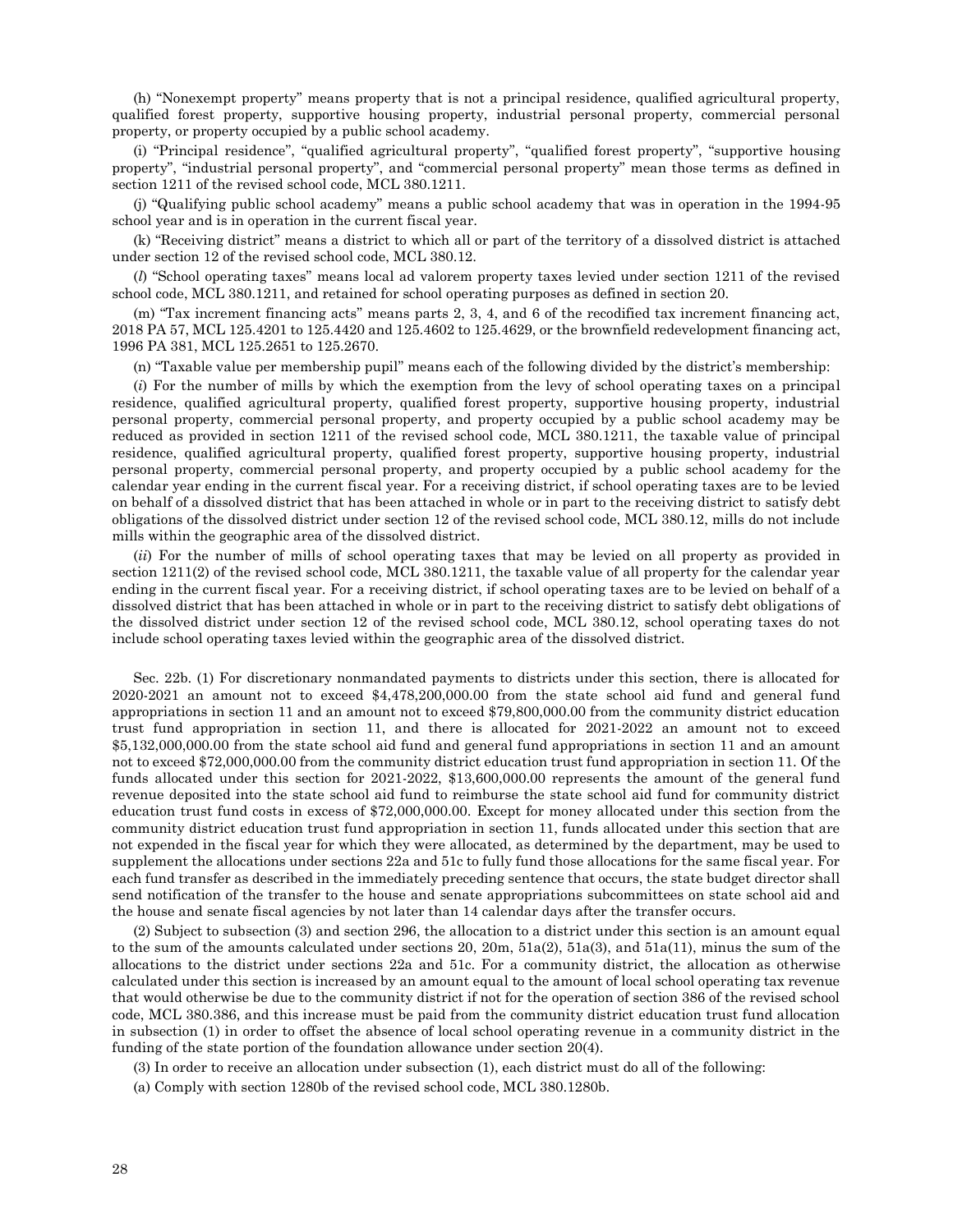(h) "Nonexempt property" means property that is not a principal residence, qualified agricultural property, qualified forest property, supportive housing property, industrial personal property, commercial personal property, or property occupied by a public school academy.

(i) "Principal residence", "qualified agricultural property", "qualified forest property", "supportive housing property", "industrial personal property", and "commercial personal property" mean those terms as defined in section 1211 of the revised school code, MCL 380.1211.

(j) "Qualifying public school academy" means a public school academy that was in operation in the 1994-95 school year and is in operation in the current fiscal year.

(k) "Receiving district" means a district to which all or part of the territory of a dissolved district is attached under section 12 of the revised school code, MCL 380.12.

(*l*) "School operating taxes" means local ad valorem property taxes levied under section 1211 of the revised school code, MCL 380.1211, and retained for school operating purposes as defined in section 20.

(m) "Tax increment financing acts" means parts 2, 3, 4, and 6 of the recodified tax increment financing act, 2018 PA 57, MCL 125.4201 to 125.4420 and 125.4602 to 125.4629, or the brownfield redevelopment financing act, 1996 PA 381, MCL 125.2651 to 125.2670.

(n) "Taxable value per membership pupil" means each of the following divided by the district's membership:

(*i*) For the number of mills by which the exemption from the levy of school operating taxes on a principal residence, qualified agricultural property, qualified forest property, supportive housing property, industrial personal property, commercial personal property, and property occupied by a public school academy may be reduced as provided in section 1211 of the revised school code, MCL 380.1211, the taxable value of principal residence, qualified agricultural property, qualified forest property, supportive housing property, industrial personal property, commercial personal property, and property occupied by a public school academy for the calendar year ending in the current fiscal year. For a receiving district, if school operating taxes are to be levied on behalf of a dissolved district that has been attached in whole or in part to the receiving district to satisfy debt obligations of the dissolved district under section 12 of the revised school code, MCL 380.12, mills do not include mills within the geographic area of the dissolved district.

(*ii*) For the number of mills of school operating taxes that may be levied on all property as provided in section 1211(2) of the revised school code, MCL 380.1211, the taxable value of all property for the calendar year ending in the current fiscal year. For a receiving district, if school operating taxes are to be levied on behalf of a dissolved district that has been attached in whole or in part to the receiving district to satisfy debt obligations of the dissolved district under section 12 of the revised school code, MCL 380.12, school operating taxes do not include school operating taxes levied within the geographic area of the dissolved district.

Sec. 22b. (1) For discretionary nonmandated payments to districts under this section, there is allocated for 2020-2021 an amount not to exceed $4,478,200,000.00 from the state school aid fund and general fund appropriations in section 11 and an amount not to exceed $79,800,000.00 from the community district education trust fund appropriation in section 11, and there is allocated for 2021-2022 an amount not to exceed $5,132,000,000.00 from the state school aid fund and general fund appropriations in section 11 and an amount not to exceed $72,000,000.00 from the community district education trust fund appropriation in section 11. Of the funds allocated under this section for 2021-2022, $13,600,000.00 represents the amount of the general fund revenue deposited into the state school aid fund to reimburse the state school aid fund for community district education trust fund costs in excess of $72,000,000.00. Except for money allocated under this section from the community district education trust fund appropriation in section 11, funds allocated under this section that are not expended in the fiscal year for which they were allocated, as determined by the department, may be used to supplement the allocations under sections 22a and 51c to fully fund those allocations for the same fiscal year. For each fund transfer as described in the immediately preceding sentence that occurs, the state budget director shall send notification of the transfer to the house and senate appropriations subcommittees on state school aid and the house and senate fiscal agencies by not later than 14 calendar days after the transfer occurs.

(2) Subject to subsection (3) and section 296, the allocation to a district under this section is an amount equal to the sum of the amounts calculated under sections 20, 20m, 51a(2), 51a(3), and 51a(11), minus the sum of the allocations to the district under sections 22a and 51c. For a community district, the allocation as otherwise calculated under this section is increased by an amount equal to the amount of local school operating tax revenue that would otherwise be due to the community district if not for the operation of section 386 of the revised school code, MCL 380.386, and this increase must be paid from the community district education trust fund allocation in subsection (1) in order to offset the absence of local school operating revenue in a community district in the funding of the state portion of the foundation allowance under section 20(4).

(3) In order to receive an allocation under subsection (1), each district must do all of the following:

(a) Comply with section 1280b of the revised school code, MCL 380.1280b.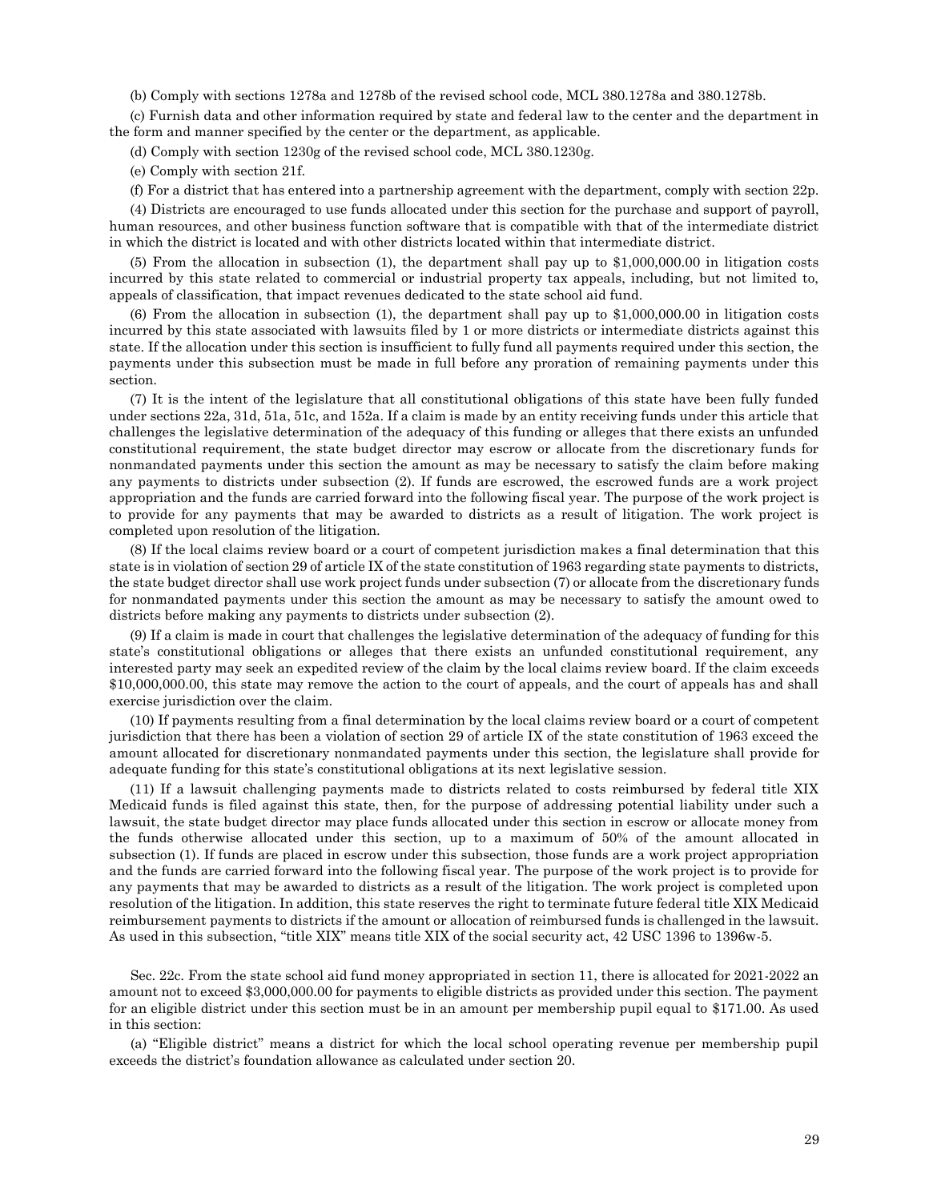(b) Comply with sections 1278a and 1278b of the revised school code, MCL 380.1278a and 380.1278b.

(c) Furnish data and other information required by state and federal law to the center and the department in the form and manner specified by the center or the department, as applicable.

(d) Comply with section 1230g of the revised school code, MCL 380.1230g.

(e) Comply with section 21f.

(f) For a district that has entered into a partnership agreement with the department, comply with section 22p.

(4) Districts are encouraged to use funds allocated under this section for the purchase and support of payroll, human resources, and other business function software that is compatible with that of the intermediate district in which the district is located and with other districts located within that intermediate district.

(5) From the allocation in subsection (1), the department shall pay up to $1,000,000.00 in litigation costs incurred by this state related to commercial or industrial property tax appeals, including, but not limited to, appeals of classification, that impact revenues dedicated to the state school aid fund.

(6) From the allocation in subsection (1), the department shall pay up to $1,000,000.00 in litigation costs incurred by this state associated with lawsuits filed by 1 or more districts or intermediate districts against this state. If the allocation under this section is insufficient to fully fund all payments required under this section, the payments under this subsection must be made in full before any proration of remaining payments under this section.

(7) It is the intent of the legislature that all constitutional obligations of this state have been fully funded under sections 22a, 31d, 51a, 51c, and 152a. If a claim is made by an entity receiving funds under this article that challenges the legislative determination of the adequacy of this funding or alleges that there exists an unfunded constitutional requirement, the state budget director may escrow or allocate from the discretionary funds for nonmandated payments under this section the amount as may be necessary to satisfy the claim before making any payments to districts under subsection (2). If funds are escrowed, the escrowed funds are a work project appropriation and the funds are carried forward into the following fiscal year. The purpose of the work project is to provide for any payments that may be awarded to districts as a result of litigation. The work project is completed upon resolution of the litigation.

(8) If the local claims review board or a court of competent jurisdiction makes a final determination that this state is in violation of section 29 of article IX of the state constitution of 1963 regarding state payments to districts, the state budget director shall use work project funds under subsection (7) or allocate from the discretionary funds for nonmandated payments under this section the amount as may be necessary to satisfy the amount owed to districts before making any payments to districts under subsection (2).

(9) If a claim is made in court that challenges the legislative determination of the adequacy of funding for this state's constitutional obligations or alleges that there exists an unfunded constitutional requirement, any interested party may seek an expedited review of the claim by the local claims review board. If the claim exceeds $10,000,000.00, this state may remove the action to the court of appeals, and the court of appeals has and shall exercise jurisdiction over the claim.

(10) If payments resulting from a final determination by the local claims review board or a court of competent jurisdiction that there has been a violation of section 29 of article IX of the state constitution of 1963 exceed the amount allocated for discretionary nonmandated payments under this section, the legislature shall provide for adequate funding for this state's constitutional obligations at its next legislative session.

(11) If a lawsuit challenging payments made to districts related to costs reimbursed by federal title XIX Medicaid funds is filed against this state, then, for the purpose of addressing potential liability under such a lawsuit, the state budget director may place funds allocated under this section in escrow or allocate money from the funds otherwise allocated under this section, up to a maximum of 50% of the amount allocated in subsection (1). If funds are placed in escrow under this subsection, those funds are a work project appropriation and the funds are carried forward into the following fiscal year. The purpose of the work project is to provide for any payments that may be awarded to districts as a result of the litigation. The work project is completed upon resolution of the litigation. In addition, this state reserves the right to terminate future federal title XIX Medicaid reimbursement payments to districts if the amount or allocation of reimbursed funds is challenged in the lawsuit. As used in this subsection, "title XIX" means title XIX of the social security act, 42 USC 1396 to 1396w-5.

Sec. 22c. From the state school aid fund money appropriated in section 11, there is allocated for 2021-2022 an amount not to exceed $3,000,000.00 for payments to eligible districts as provided under this section. The payment for an eligible district under this section must be in an amount per membership pupil equal to $171.00. As used in this section:

(a) "Eligible district" means a district for which the local school operating revenue per membership pupil exceeds the district's foundation allowance as calculated under section 20.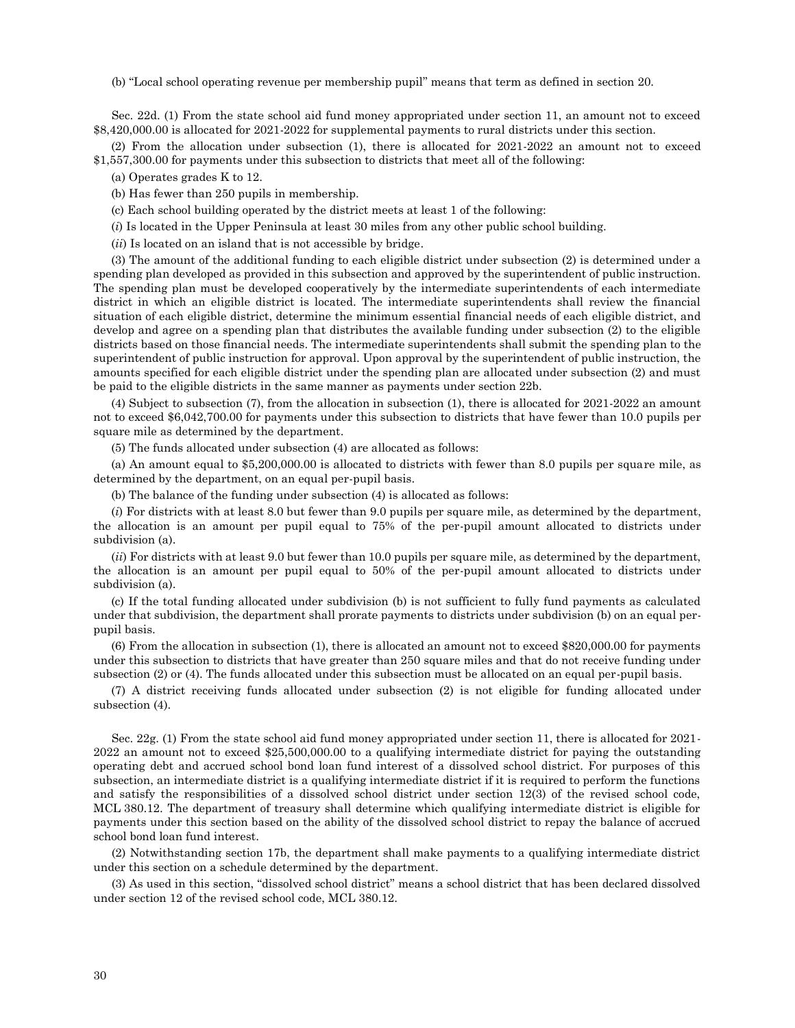(b) "Local school operating revenue per membership pupil" means that term as defined in section 20.

Sec. 22d. (1) From the state school aid fund money appropriated under section 11, an amount not to exceed $8,420,000.00 is allocated for 2021-2022 for supplemental payments to rural districts under this section.

(2) From the allocation under subsection (1), there is allocated for 2021-2022 an amount not to exceed $1,557,300.00 for payments under this subsection to districts that meet all of the following:

(a) Operates grades K to 12.

(b) Has fewer than 250 pupils in membership.

(c) Each school building operated by the district meets at least 1 of the following:

(*i*) Is located in the Upper Peninsula at least 30 miles from any other public school building.

(*ii*) Is located on an island that is not accessible by bridge.

(3) The amount of the additional funding to each eligible district under subsection (2) is determined under a spending plan developed as provided in this subsection and approved by the superintendent of public instruction. The spending plan must be developed cooperatively by the intermediate superintendents of each intermediate district in which an eligible district is located. The intermediate superintendents shall review the financial situation of each eligible district, determine the minimum essential financial needs of each eligible district, and develop and agree on a spending plan that distributes the available funding under subsection (2) to the eligible districts based on those financial needs. The intermediate superintendents shall submit the spending plan to the superintendent of public instruction for approval. Upon approval by the superintendent of public instruction, the amounts specified for each eligible district under the spending plan are allocated under subsection (2) and must be paid to the eligible districts in the same manner as payments under section 22b.

(4) Subject to subsection (7), from the allocation in subsection (1), there is allocated for 2021-2022 an amount not to exceed $6,042,700.00 for payments under this subsection to districts that have fewer than 10.0 pupils per square mile as determined by the department.

(5) The funds allocated under subsection (4) are allocated as follows:

(a) An amount equal to $5,200,000.00 is allocated to districts with fewer than 8.0 pupils per square mile, as determined by the department, on an equal per-pupil basis.

(b) The balance of the funding under subsection (4) is allocated as follows:

(*i*) For districts with at least 8.0 but fewer than 9.0 pupils per square mile, as determined by the department, the allocation is an amount per pupil equal to 75% of the per-pupil amount allocated to districts under subdivision (a).

(*ii*) For districts with at least 9.0 but fewer than 10.0 pupils per square mile, as determined by the department, the allocation is an amount per pupil equal to 50% of the per-pupil amount allocated to districts under subdivision (a).

(c) If the total funding allocated under subdivision (b) is not sufficient to fully fund payments as calculated under that subdivision, the department shall prorate payments to districts under subdivision (b) on an equal per-pupil basis.

(6) From the allocation in subsection (1), there is allocated an amount not to exceed $820,000.00 for payments under this subsection to districts that have greater than 250 square miles and that do not receive funding under subsection (2) or (4). The funds allocated under this subsection must be allocated on an equal per-pupil basis.

(7) A district receiving funds allocated under subsection (2) is not eligible for funding allocated under subsection (4).

Sec. 22g. (1) From the state school aid fund money appropriated under section 11, there is allocated for 2021-2022 an amount not to exceed $25,500,000.00 to a qualifying intermediate district for paying the outstanding operating debt and accrued school bond loan fund interest of a dissolved school district. For purposes of this subsection, an intermediate district is a qualifying intermediate district if it is required to perform the functions and satisfy the responsibilities of a dissolved school district under section 12(3) of the revised school code, MCL 380.12. The department of treasury shall determine which qualifying intermediate district is eligible for payments under this section based on the ability of the dissolved school district to repay the balance of accrued school bond loan fund interest.

(2) Notwithstanding section 17b, the department shall make payments to a qualifying intermediate district under this section on a schedule determined by the department.

(3) As used in this section, "dissolved school district" means a school district that has been declared dissolved under section 12 of the revised school code, MCL 380.12.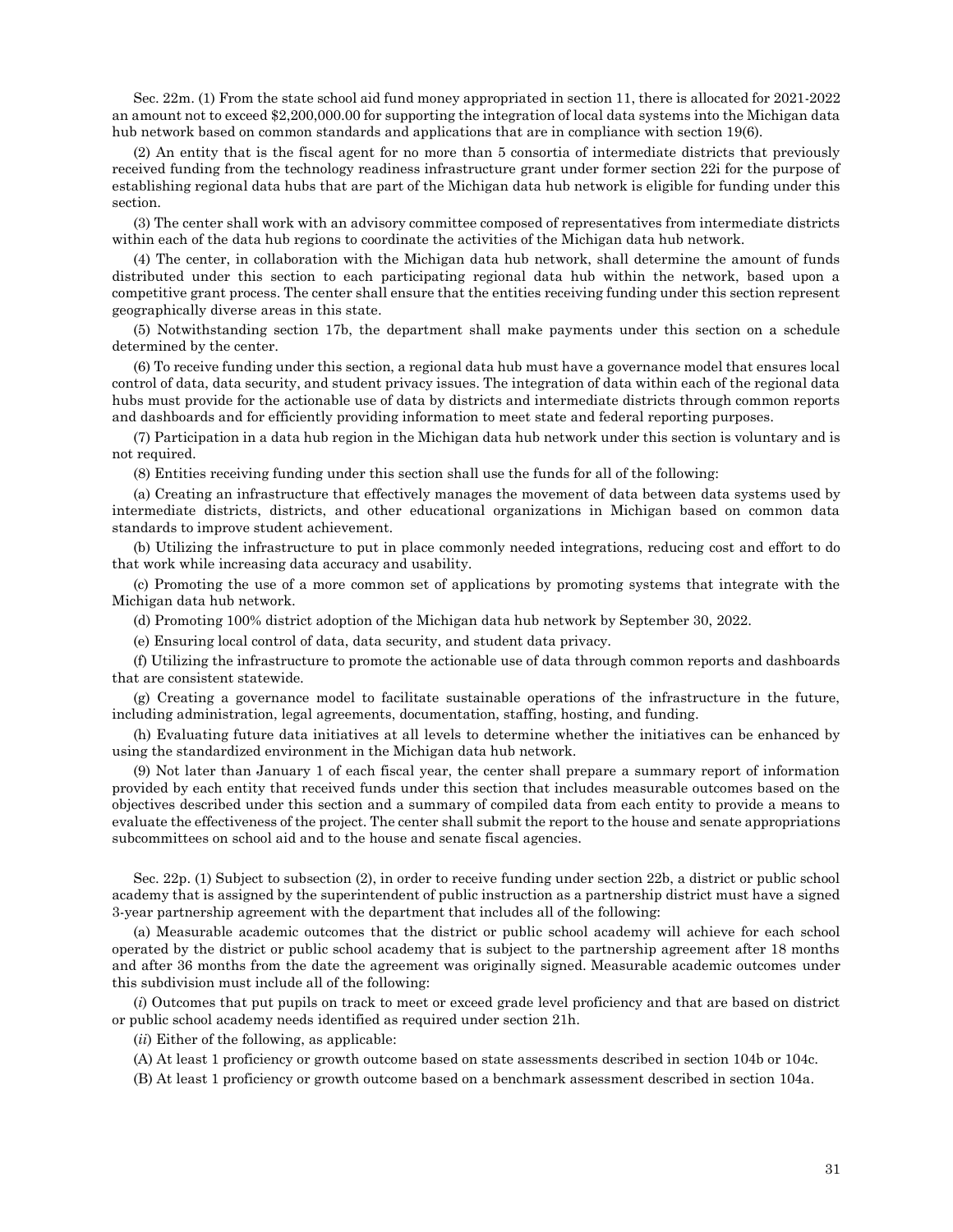Sec. 22m. (1) From the state school aid fund money appropriated in section 11, there is allocated for 2021-2022 an amount not to exceed $2,200,000.00 for supporting the integration of local data systems into the Michigan data hub network based on common standards and applications that are in compliance with section 19(6).

(2) An entity that is the fiscal agent for no more than 5 consortia of intermediate districts that previously received funding from the technology readiness infrastructure grant under former section 22i for the purpose of establishing regional data hubs that are part of the Michigan data hub network is eligible for funding under this section.

(3) The center shall work with an advisory committee composed of representatives from intermediate districts within each of the data hub regions to coordinate the activities of the Michigan data hub network.

(4) The center, in collaboration with the Michigan data hub network, shall determine the amount of funds distributed under this section to each participating regional data hub within the network, based upon a competitive grant process. The center shall ensure that the entities receiving funding under this section represent geographically diverse areas in this state.

(5) Notwithstanding section 17b, the department shall make payments under this section on a schedule determined by the center.

(6) To receive funding under this section, a regional data hub must have a governance model that ensures local control of data, data security, and student privacy issues. The integration of data within each of the regional data hubs must provide for the actionable use of data by districts and intermediate districts through common reports and dashboards and for efficiently providing information to meet state and federal reporting purposes.

(7) Participation in a data hub region in the Michigan data hub network under this section is voluntary and is not required.

(8) Entities receiving funding under this section shall use the funds for all of the following:

(a) Creating an infrastructure that effectively manages the movement of data between data systems used by intermediate districts, districts, and other educational organizations in Michigan based on common data standards to improve student achievement.

(b) Utilizing the infrastructure to put in place commonly needed integrations, reducing cost and effort to do that work while increasing data accuracy and usability.

(c) Promoting the use of a more common set of applications by promoting systems that integrate with the Michigan data hub network.

(d) Promoting 100% district adoption of the Michigan data hub network by September 30, 2022.

(e) Ensuring local control of data, data security, and student data privacy.

(f) Utilizing the infrastructure to promote the actionable use of data through common reports and dashboards that are consistent statewide.

(g) Creating a governance model to facilitate sustainable operations of the infrastructure in the future, including administration, legal agreements, documentation, staffing, hosting, and funding.

(h) Evaluating future data initiatives at all levels to determine whether the initiatives can be enhanced by using the standardized environment in the Michigan data hub network.

(9) Not later than January 1 of each fiscal year, the center shall prepare a summary report of information provided by each entity that received funds under this section that includes measurable outcomes based on the objectives described under this section and a summary of compiled data from each entity to provide a means to evaluate the effectiveness of the project. The center shall submit the report to the house and senate appropriations subcommittees on school aid and to the house and senate fiscal agencies.

Sec. 22p. (1) Subject to subsection (2), in order to receive funding under section 22b, a district or public school academy that is assigned by the superintendent of public instruction as a partnership district must have a signed 3-year partnership agreement with the department that includes all of the following:

(a) Measurable academic outcomes that the district or public school academy will achieve for each school operated by the district or public school academy that is subject to the partnership agreement after 18 months and after 36 months from the date the agreement was originally signed. Measurable academic outcomes under this subdivision must include all of the following:

(*i*) Outcomes that put pupils on track to meet or exceed grade level proficiency and that are based on district or public school academy needs identified as required under section 21h.

(*ii*) Either of the following, as applicable:

(A) At least 1 proficiency or growth outcome based on state assessments described in section 104b or 104c.

(B) At least 1 proficiency or growth outcome based on a benchmark assessment described in section 104a.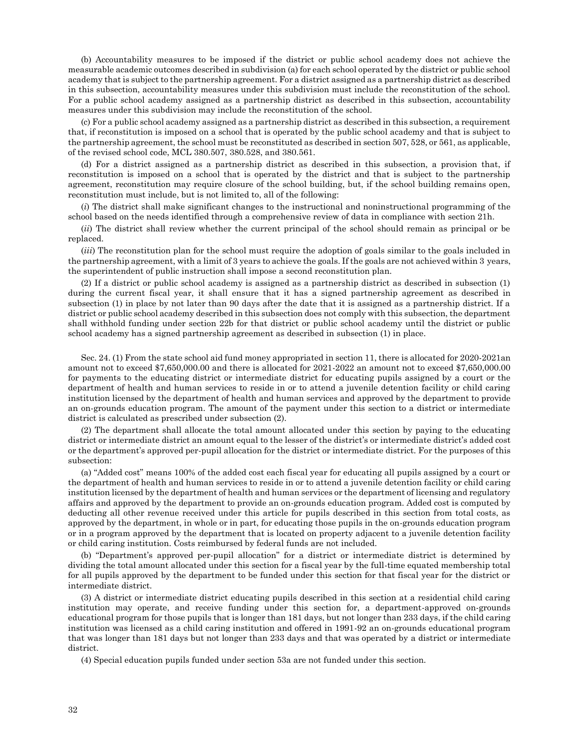(b) Accountability measures to be imposed if the district or public school academy does not achieve the measurable academic outcomes described in subdivision (a) for each school operated by the district or public school academy that is subject to the partnership agreement. For a district assigned as a partnership district as described in this subsection, accountability measures under this subdivision must include the reconstitution of the school. For a public school academy assigned as a partnership district as described in this subsection, accountability measures under this subdivision may include the reconstitution of the school.

(c) For a public school academy assigned as a partnership district as described in this subsection, a requirement that, if reconstitution is imposed on a school that is operated by the public school academy and that is subject to the partnership agreement, the school must be reconstituted as described in section 507, 528, or 561, as applicable, of the revised school code, MCL 380.507, 380.528, and 380.561.

(d) For a district assigned as a partnership district as described in this subsection, a provision that, if reconstitution is imposed on a school that is operated by the district and that is subject to the partnership agreement, reconstitution may require closure of the school building, but, if the school building remains open, reconstitution must include, but is not limited to, all of the following:

(*i*) The district shall make significant changes to the instructional and noninstructional programming of the school based on the needs identified through a comprehensive review of data in compliance with section 21h.

(*ii*) The district shall review whether the current principal of the school should remain as principal or be replaced.

(*iii*) The reconstitution plan for the school must require the adoption of goals similar to the goals included in the partnership agreement, with a limit of 3 years to achieve the goals. If the goals are not achieved within 3 years, the superintendent of public instruction shall impose a second reconstitution plan.

(2) If a district or public school academy is assigned as a partnership district as described in subsection (1) during the current fiscal year, it shall ensure that it has a signed partnership agreement as described in subsection (1) in place by not later than 90 days after the date that it is assigned as a partnership district. If a district or public school academy described in this subsection does not comply with this subsection, the department shall withhold funding under section 22b for that district or public school academy until the district or public school academy has a signed partnership agreement as described in subsection (1) in place.

Sec. 24. (1) From the state school aid fund money appropriated in section 11, there is allocated for 2020-2021an amount not to exceed $7,650,000.00 and there is allocated for 2021-2022 an amount not to exceed $7,650,000.00 for payments to the educating district or intermediate district for educating pupils assigned by a court or the department of health and human services to reside in or to attend a juvenile detention facility or child caring institution licensed by the department of health and human services and approved by the department to provide an on-grounds education program. The amount of the payment under this section to a district or intermediate district is calculated as prescribed under subsection (2).

(2) The department shall allocate the total amount allocated under this section by paying to the educating district or intermediate district an amount equal to the lesser of the district's or intermediate district's added cost or the department's approved per-pupil allocation for the district or intermediate district. For the purposes of this subsection:

(a) "Added cost" means 100% of the added cost each fiscal year for educating all pupils assigned by a court or the department of health and human services to reside in or to attend a juvenile detention facility or child caring institution licensed by the department of health and human services or the department of licensing and regulatory affairs and approved by the department to provide an on-grounds education program. Added cost is computed by deducting all other revenue received under this article for pupils described in this section from total costs, as approved by the department, in whole or in part, for educating those pupils in the on-grounds education program or in a program approved by the department that is located on property adjacent to a juvenile detention facility or child caring institution. Costs reimbursed by federal funds are not included.

(b) "Department's approved per-pupil allocation" for a district or intermediate district is determined by dividing the total amount allocated under this section for a fiscal year by the full-time equated membership total for all pupils approved by the department to be funded under this section for that fiscal year for the district or intermediate district.

(3) A district or intermediate district educating pupils described in this section at a residential child caring institution may operate, and receive funding under this section for, a department-approved on-grounds educational program for those pupils that is longer than 181 days, but not longer than 233 days, if the child caring institution was licensed as a child caring institution and offered in 1991-92 an on-grounds educational program that was longer than 181 days but not longer than 233 days and that was operated by a district or intermediate district.

(4) Special education pupils funded under section 53a are not funded under this section.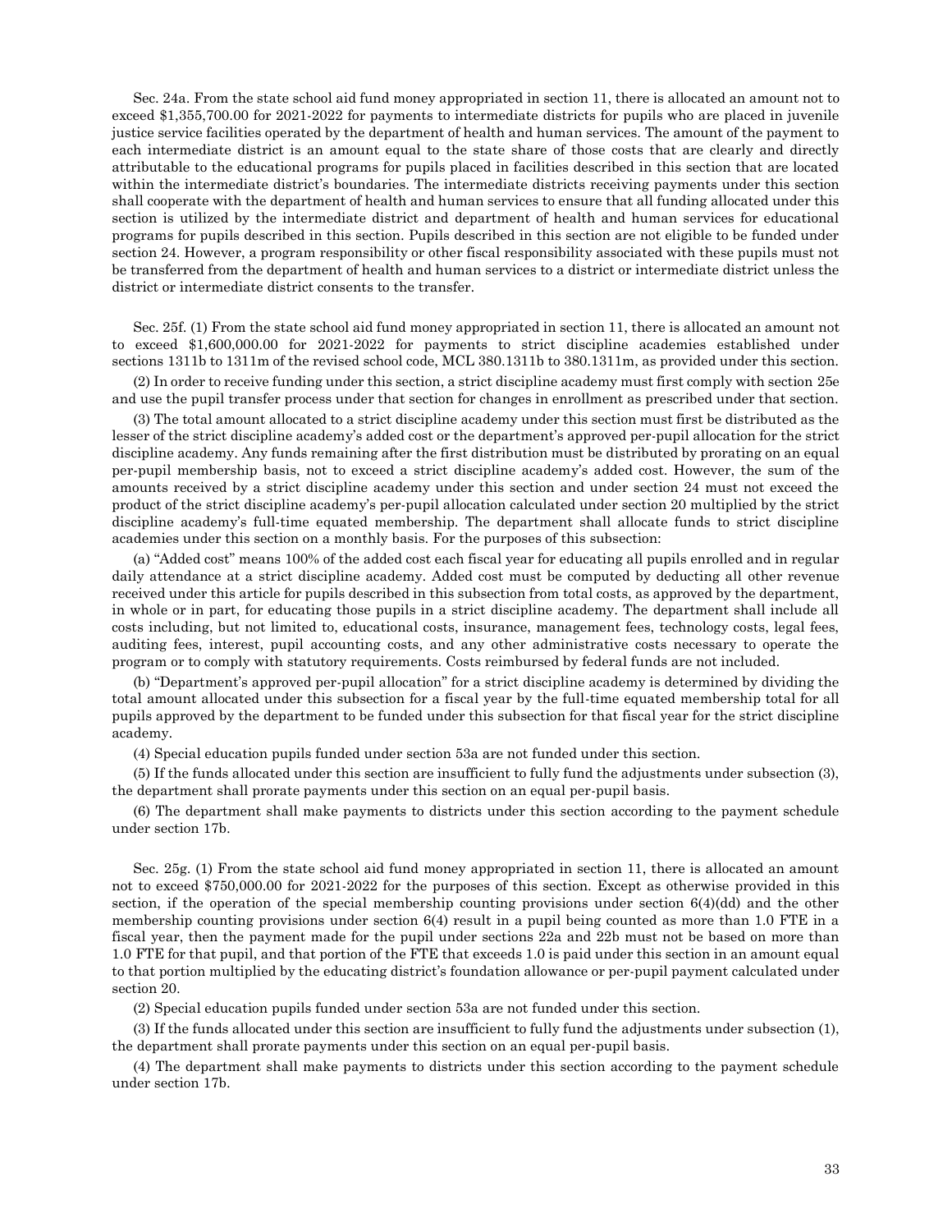Sec. 24a. From the state school aid fund money appropriated in section 11, there is allocated an amount not to exceed $1,355,700.00 for 2021-2022 for payments to intermediate districts for pupils who are placed in juvenile justice service facilities operated by the department of health and human services. The amount of the payment to each intermediate district is an amount equal to the state share of those costs that are clearly and directly attributable to the educational programs for pupils placed in facilities described in this section that are located within the intermediate district's boundaries. The intermediate districts receiving payments under this section shall cooperate with the department of health and human services to ensure that all funding allocated under this section is utilized by the intermediate district and department of health and human services for educational programs for pupils described in this section. Pupils described in this section are not eligible to be funded under section 24. However, a program responsibility or other fiscal responsibility associated with these pupils must not be transferred from the department of health and human services to a district or intermediate district unless the district or intermediate district consents to the transfer.

Sec. 25f. (1) From the state school aid fund money appropriated in section 11, there is allocated an amount not to exceed $1,600,000.00 for 2021-2022 for payments to strict discipline academies established under sections 1311b to 1311m of the revised school code, MCL 380.1311b to 380.1311m, as provided under this section.

(2) In order to receive funding under this section, a strict discipline academy must first comply with section 25e and use the pupil transfer process under that section for changes in enrollment as prescribed under that section.

(3) The total amount allocated to a strict discipline academy under this section must first be distributed as the lesser of the strict discipline academy's added cost or the department's approved per-pupil allocation for the strict discipline academy. Any funds remaining after the first distribution must be distributed by prorating on an equal per-pupil membership basis, not to exceed a strict discipline academy's added cost. However, the sum of the amounts received by a strict discipline academy under this section and under section 24 must not exceed the product of the strict discipline academy's per-pupil allocation calculated under section 20 multiplied by the strict discipline academy's full-time equated membership. The department shall allocate funds to strict discipline academies under this section on a monthly basis. For the purposes of this subsection:

(a) "Added cost" means 100% of the added cost each fiscal year for educating all pupils enrolled and in regular daily attendance at a strict discipline academy. Added cost must be computed by deducting all other revenue received under this article for pupils described in this subsection from total costs, as approved by the department, in whole or in part, for educating those pupils in a strict discipline academy. The department shall include all costs including, but not limited to, educational costs, insurance, management fees, technology costs, legal fees, auditing fees, interest, pupil accounting costs, and any other administrative costs necessary to operate the program or to comply with statutory requirements. Costs reimbursed by federal funds are not included.

(b) "Department's approved per-pupil allocation" for a strict discipline academy is determined by dividing the total amount allocated under this subsection for a fiscal year by the full-time equated membership total for all pupils approved by the department to be funded under this subsection for that fiscal year for the strict discipline academy.

(4) Special education pupils funded under section 53a are not funded under this section.

(5) If the funds allocated under this section are insufficient to fully fund the adjustments under subsection (3), the department shall prorate payments under this section on an equal per-pupil basis.

(6) The department shall make payments to districts under this section according to the payment schedule under section 17b.

Sec. 25g. (1) From the state school aid fund money appropriated in section 11, there is allocated an amount not to exceed $750,000.00 for 2021-2022 for the purposes of this section. Except as otherwise provided in this section, if the operation of the special membership counting provisions under section 6(4)(dd) and the other membership counting provisions under section 6(4) result in a pupil being counted as more than 1.0 FTE in a fiscal year, then the payment made for the pupil under sections 22a and 22b must not be based on more than 1.0 FTE for that pupil, and that portion of the FTE that exceeds 1.0 is paid under this section in an amount equal to that portion multiplied by the educating district's foundation allowance or per-pupil payment calculated under section 20.

(2) Special education pupils funded under section 53a are not funded under this section.

(3) If the funds allocated under this section are insufficient to fully fund the adjustments under subsection (1), the department shall prorate payments under this section on an equal per-pupil basis.

(4) The department shall make payments to districts under this section according to the payment schedule under section 17b.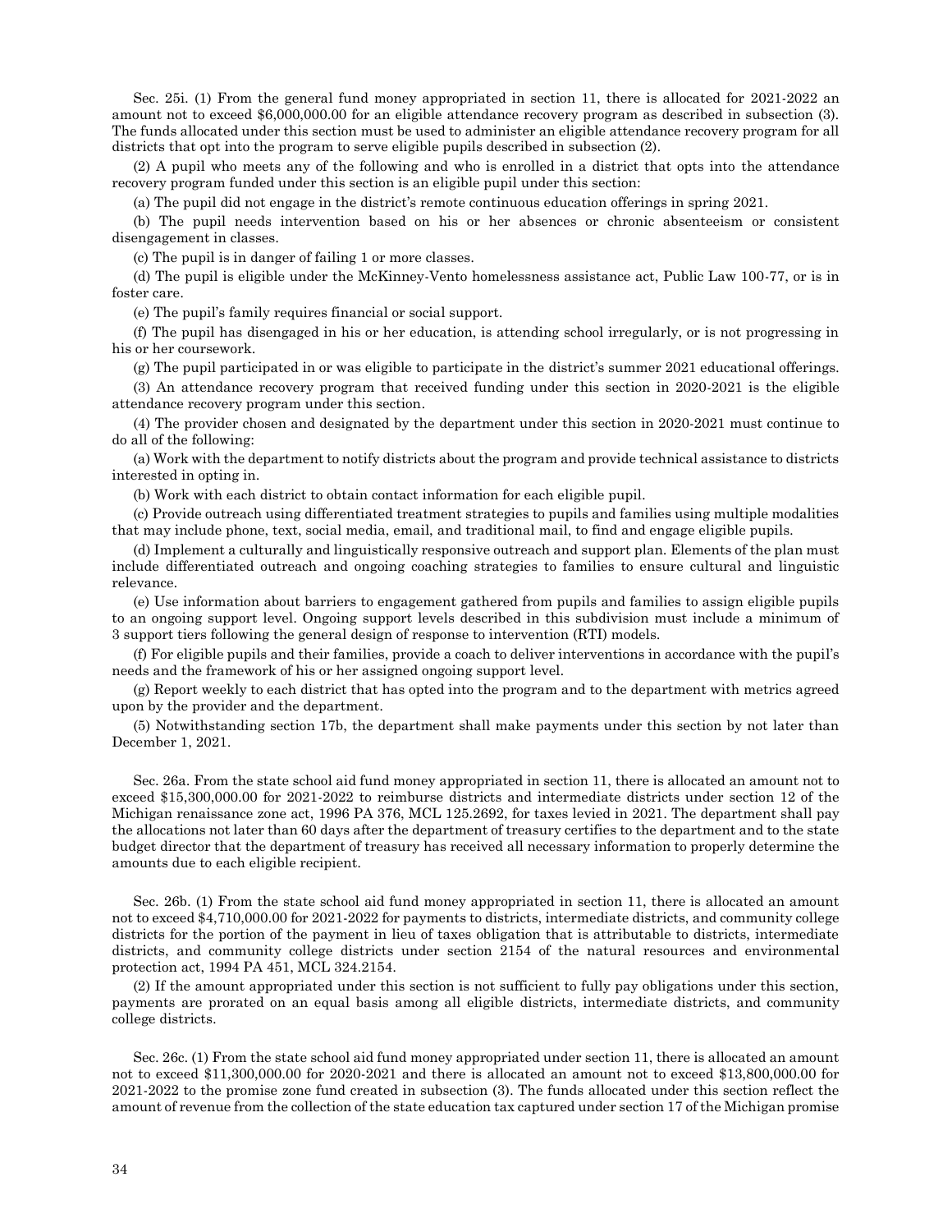Sec. 25i. (1) From the general fund money appropriated in section 11, there is allocated for 2021-2022 an amount not to exceed $6,000,000.00 for an eligible attendance recovery program as described in subsection (3). The funds allocated under this section must be used to administer an eligible attendance recovery program for all districts that opt into the program to serve eligible pupils described in subsection (2).

(2) A pupil who meets any of the following and who is enrolled in a district that opts into the attendance recovery program funded under this section is an eligible pupil under this section:

(a) The pupil did not engage in the district's remote continuous education offerings in spring 2021.

(b) The pupil needs intervention based on his or her absences or chronic absenteeism or consistent disengagement in classes.

(c) The pupil is in danger of failing 1 or more classes.

(d) The pupil is eligible under the McKinney-Vento homelessness assistance act, Public Law 100-77, or is in foster care.

(e) The pupil's family requires financial or social support.

(f) The pupil has disengaged in his or her education, is attending school irregularly, or is not progressing in his or her coursework.

(g) The pupil participated in or was eligible to participate in the district's summer 2021 educational offerings.

(3) An attendance recovery program that received funding under this section in 2020-2021 is the eligible attendance recovery program under this section.

(4) The provider chosen and designated by the department under this section in 2020-2021 must continue to do all of the following:

(a) Work with the department to notify districts about the program and provide technical assistance to districts interested in opting in.

(b) Work with each district to obtain contact information for each eligible pupil.

(c) Provide outreach using differentiated treatment strategies to pupils and families using multiple modalities that may include phone, text, social media, email, and traditional mail, to find and engage eligible pupils.

(d) Implement a culturally and linguistically responsive outreach and support plan. Elements of the plan must include differentiated outreach and ongoing coaching strategies to families to ensure cultural and linguistic relevance.

(e) Use information about barriers to engagement gathered from pupils and families to assign eligible pupils to an ongoing support level. Ongoing support levels described in this subdivision must include a minimum of 3 support tiers following the general design of response to intervention (RTI) models.

(f) For eligible pupils and their families, provide a coach to deliver interventions in accordance with the pupil's needs and the framework of his or her assigned ongoing support level.

(g) Report weekly to each district that has opted into the program and to the department with metrics agreed upon by the provider and the department.

(5) Notwithstanding section 17b, the department shall make payments under this section by not later than December 1, 2021.

Sec. 26a. From the state school aid fund money appropriated in section 11, there is allocated an amount not to exceed $15,300,000.00 for 2021-2022 to reimburse districts and intermediate districts under section 12 of the Michigan renaissance zone act, 1996 PA 376, MCL 125.2692, for taxes levied in 2021. The department shall pay the allocations not later than 60 days after the department of treasury certifies to the department and to the state budget director that the department of treasury has received all necessary information to properly determine the amounts due to each eligible recipient.

Sec. 26b. (1) From the state school aid fund money appropriated in section 11, there is allocated an amount not to exceed $4,710,000.00 for 2021-2022 for payments to districts, intermediate districts, and community college districts for the portion of the payment in lieu of taxes obligation that is attributable to districts, intermediate districts, and community college districts under section 2154 of the natural resources and environmental protection act, 1994 PA 451, MCL 324.2154.

(2) If the amount appropriated under this section is not sufficient to fully pay obligations under this section, payments are prorated on an equal basis among all eligible districts, intermediate districts, and community college districts.

Sec. 26c. (1) From the state school aid fund money appropriated under section 11, there is allocated an amount not to exceed $11,300,000.00 for 2020-2021 and there is allocated an amount not to exceed $13,800,000.00 for 2021-2022 to the promise zone fund created in subsection (3). The funds allocated under this section reflect the amount of revenue from the collection of the state education tax captured under section 17 of the Michigan promise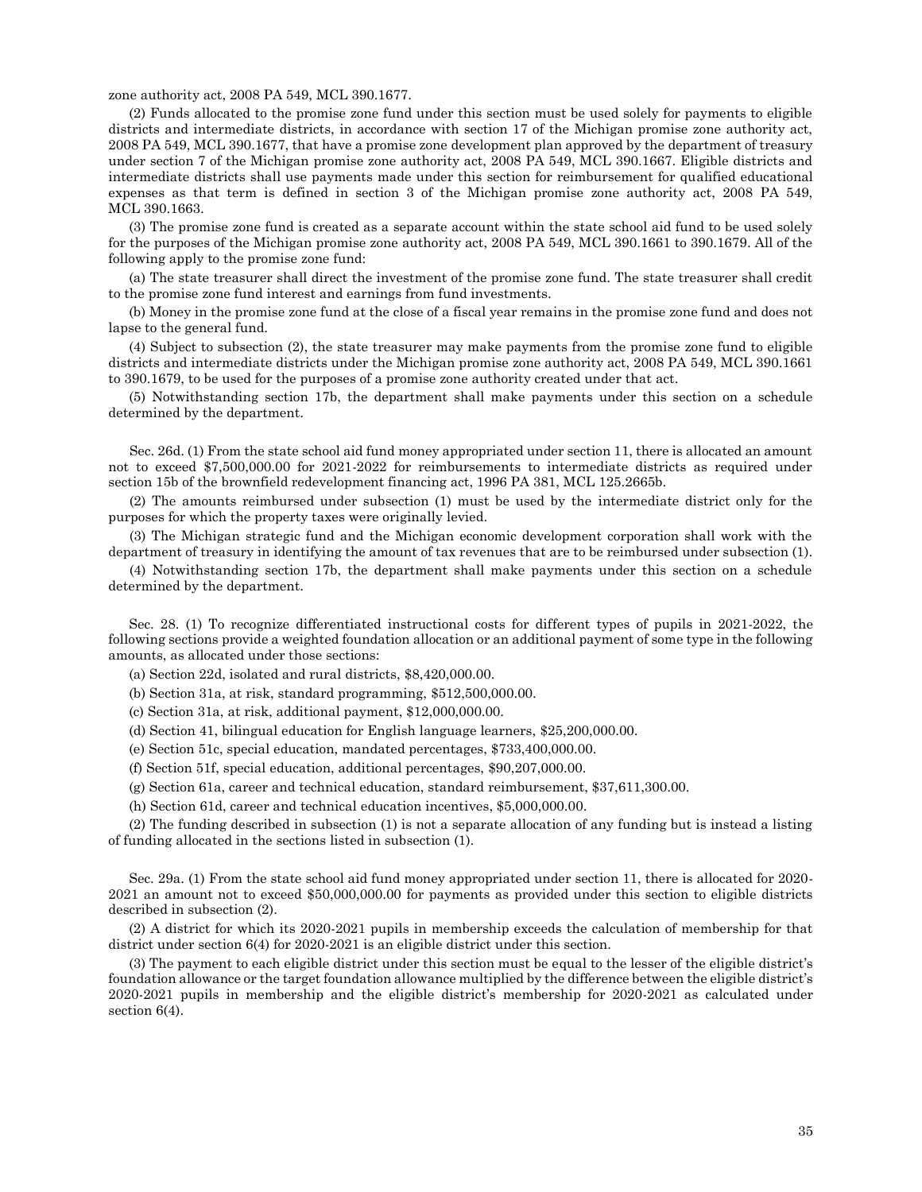zone authority act, 2008 PA 549, MCL 390.1677.

(2) Funds allocated to the promise zone fund under this section must be used solely for payments to eligible districts and intermediate districts, in accordance with section 17 of the Michigan promise zone authority act, 2008 PA 549, MCL 390.1677, that have a promise zone development plan approved by the department of treasury under section 7 of the Michigan promise zone authority act, 2008 PA 549, MCL 390.1667. Eligible districts and intermediate districts shall use payments made under this section for reimbursement for qualified educational expenses as that term is defined in section 3 of the Michigan promise zone authority act, 2008 PA 549, MCL 390.1663.

(3) The promise zone fund is created as a separate account within the state school aid fund to be used solely for the purposes of the Michigan promise zone authority act, 2008 PA 549, MCL 390.1661 to 390.1679. All of the following apply to the promise zone fund:

(a) The state treasurer shall direct the investment of the promise zone fund. The state treasurer shall credit to the promise zone fund interest and earnings from fund investments.

(b) Money in the promise zone fund at the close of a fiscal year remains in the promise zone fund and does not lapse to the general fund.

(4) Subject to subsection (2), the state treasurer may make payments from the promise zone fund to eligible districts and intermediate districts under the Michigan promise zone authority act, 2008 PA 549, MCL 390.1661 to 390.1679, to be used for the purposes of a promise zone authority created under that act.

(5) Notwithstanding section 17b, the department shall make payments under this section on a schedule determined by the department.

Sec. 26d. (1) From the state school aid fund money appropriated under section 11, there is allocated an amount not to exceed $7,500,000.00 for 2021-2022 for reimbursements to intermediate districts as required under section 15b of the brownfield redevelopment financing act, 1996 PA 381, MCL 125.2665b.

(2) The amounts reimbursed under subsection (1) must be used by the intermediate district only for the purposes for which the property taxes were originally levied.

(3) The Michigan strategic fund and the Michigan economic development corporation shall work with the department of treasury in identifying the amount of tax revenues that are to be reimbursed under subsection (1).

(4) Notwithstanding section 17b, the department shall make payments under this section on a schedule determined by the department.

Sec. 28. (1) To recognize differentiated instructional costs for different types of pupils in 2021-2022, the following sections provide a weighted foundation allocation or an additional payment of some type in the following amounts, as allocated under those sections:

(a) Section 22d, isolated and rural districts, $8,420,000.00.

(b) Section 31a, at risk, standard programming, $512,500,000.00.

(c) Section 31a, at risk, additional payment, $12,000,000.00.

(d) Section 41, bilingual education for English language learners, $25,200,000.00.

(e) Section 51c, special education, mandated percentages, $733,400,000.00.

(f) Section 51f, special education, additional percentages, $90,207,000.00.

(g) Section 61a, career and technical education, standard reimbursement, $37,611,300.00.

(h) Section 61d, career and technical education incentives, $5,000,000.00.

(2) The funding described in subsection (1) is not a separate allocation of any funding but is instead a listing of funding allocated in the sections listed in subsection (1).

Sec. 29a. (1) From the state school aid fund money appropriated under section 11, there is allocated for 2020-2021 an amount not to exceed $50,000,000.00 for payments as provided under this section to eligible districts described in subsection (2).

(2) A district for which its 2020-2021 pupils in membership exceeds the calculation of membership for that district under section 6(4) for 2020-2021 is an eligible district under this section.

(3) The payment to each eligible district under this section must be equal to the lesser of the eligible district's foundation allowance or the target foundation allowance multiplied by the difference between the eligible district's 2020-2021 pupils in membership and the eligible district's membership for 2020-2021 as calculated under section 6(4).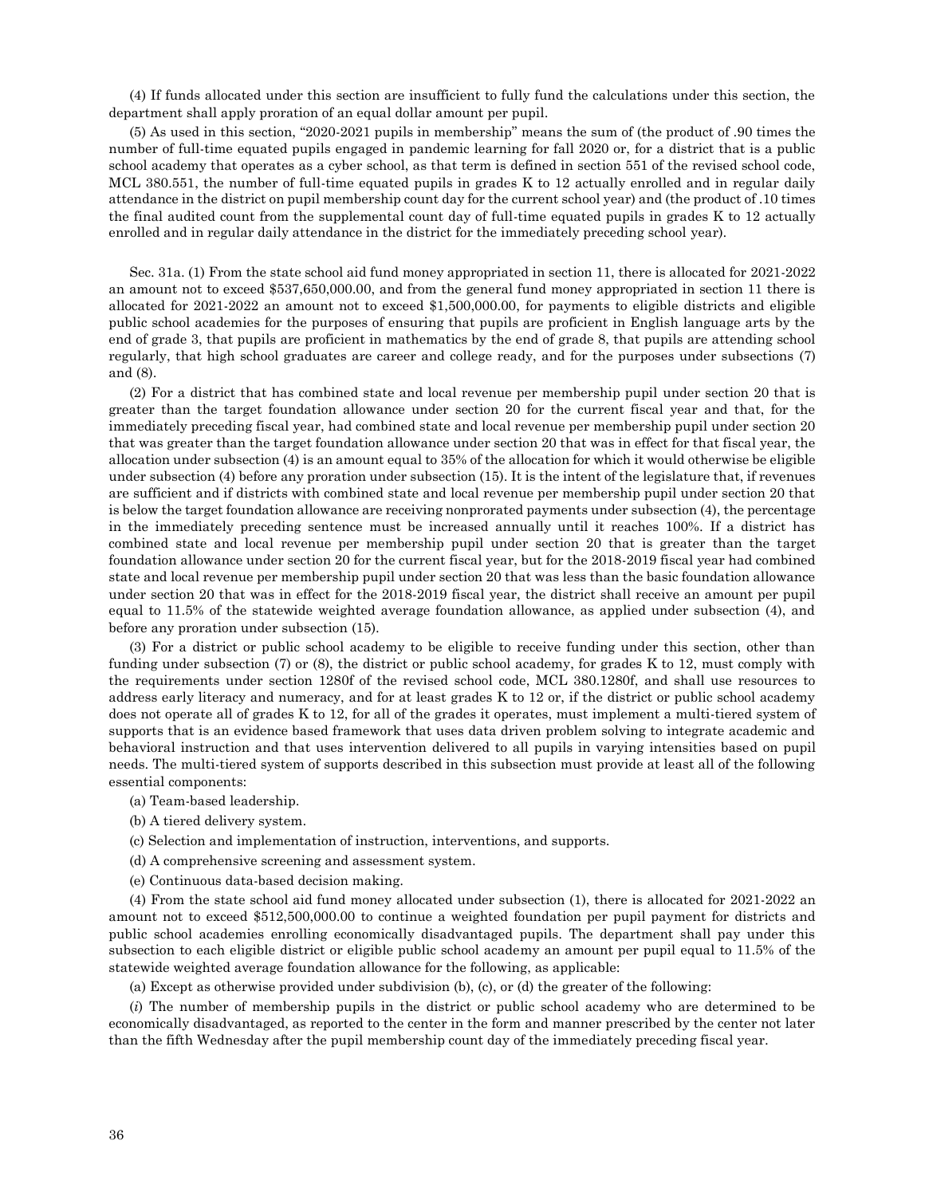(4) If funds allocated under this section are insufficient to fully fund the calculations under this section, the department shall apply proration of an equal dollar amount per pupil.

(5) As used in this section, "2020-2021 pupils in membership" means the sum of (the product of .90 times the number of full-time equated pupils engaged in pandemic learning for fall 2020 or, for a district that is a public school academy that operates as a cyber school, as that term is defined in section 551 of the revised school code, MCL 380.551, the number of full-time equated pupils in grades K to 12 actually enrolled and in regular daily attendance in the district on pupil membership count day for the current school year) and (the product of .10 times the final audited count from the supplemental count day of full-time equated pupils in grades K to 12 actually enrolled and in regular daily attendance in the district for the immediately preceding school year).

Sec. 31a. (1) From the state school aid fund money appropriated in section 11, there is allocated for 2021-2022 an amount not to exceed $537,650,000.00, and from the general fund money appropriated in section 11 there is allocated for 2021-2022 an amount not to exceed $1,500,000.00, for payments to eligible districts and eligible public school academies for the purposes of ensuring that pupils are proficient in English language arts by the end of grade 3, that pupils are proficient in mathematics by the end of grade 8, that pupils are attending school regularly, that high school graduates are career and college ready, and for the purposes under subsections (7) and (8).

(2) For a district that has combined state and local revenue per membership pupil under section 20 that is greater than the target foundation allowance under section 20 for the current fiscal year and that, for the immediately preceding fiscal year, had combined state and local revenue per membership pupil under section 20 that was greater than the target foundation allowance under section 20 that was in effect for that fiscal year, the allocation under subsection (4) is an amount equal to 35% of the allocation for which it would otherwise be eligible under subsection (4) before any proration under subsection (15). It is the intent of the legislature that, if revenues are sufficient and if districts with combined state and local revenue per membership pupil under section 20 that is below the target foundation allowance are receiving nonprorated payments under subsection (4), the percentage in the immediately preceding sentence must be increased annually until it reaches 100%. If a district has combined state and local revenue per membership pupil under section 20 that is greater than the target foundation allowance under section 20 for the current fiscal year, but for the 2018-2019 fiscal year had combined state and local revenue per membership pupil under section 20 that was less than the basic foundation allowance under section 20 that was in effect for the 2018-2019 fiscal year, the district shall receive an amount per pupil equal to 11.5% of the statewide weighted average foundation allowance, as applied under subsection (4), and before any proration under subsection (15).

(3) For a district or public school academy to be eligible to receive funding under this section, other than funding under subsection (7) or (8), the district or public school academy, for grades K to 12, must comply with the requirements under section 1280f of the revised school code, MCL 380.1280f, and shall use resources to address early literacy and numeracy, and for at least grades K to 12 or, if the district or public school academy does not operate all of grades K to 12, for all of the grades it operates, must implement a multi-tiered system of supports that is an evidence based framework that uses data driven problem solving to integrate academic and behavioral instruction and that uses intervention delivered to all pupils in varying intensities based on pupil needs. The multi-tiered system of supports described in this subsection must provide at least all of the following essential components:

(a) Team-based leadership.

(b) A tiered delivery system.

(c) Selection and implementation of instruction, interventions, and supports.

(d) A comprehensive screening and assessment system.

(e) Continuous data-based decision making.

(4) From the state school aid fund money allocated under subsection (1), there is allocated for 2021-2022 an amount not to exceed $512,500,000.00 to continue a weighted foundation per pupil payment for districts and public school academies enrolling economically disadvantaged pupils. The department shall pay under this subsection to each eligible district or eligible public school academy an amount per pupil equal to 11.5% of the statewide weighted average foundation allowance for the following, as applicable:

(a) Except as otherwise provided under subdivision (b), (c), or (d) the greater of the following:

(*i*) The number of membership pupils in the district or public school academy who are determined to be economically disadvantaged, as reported to the center in the form and manner prescribed by the center not later than the fifth Wednesday after the pupil membership count day of the immediately preceding fiscal year.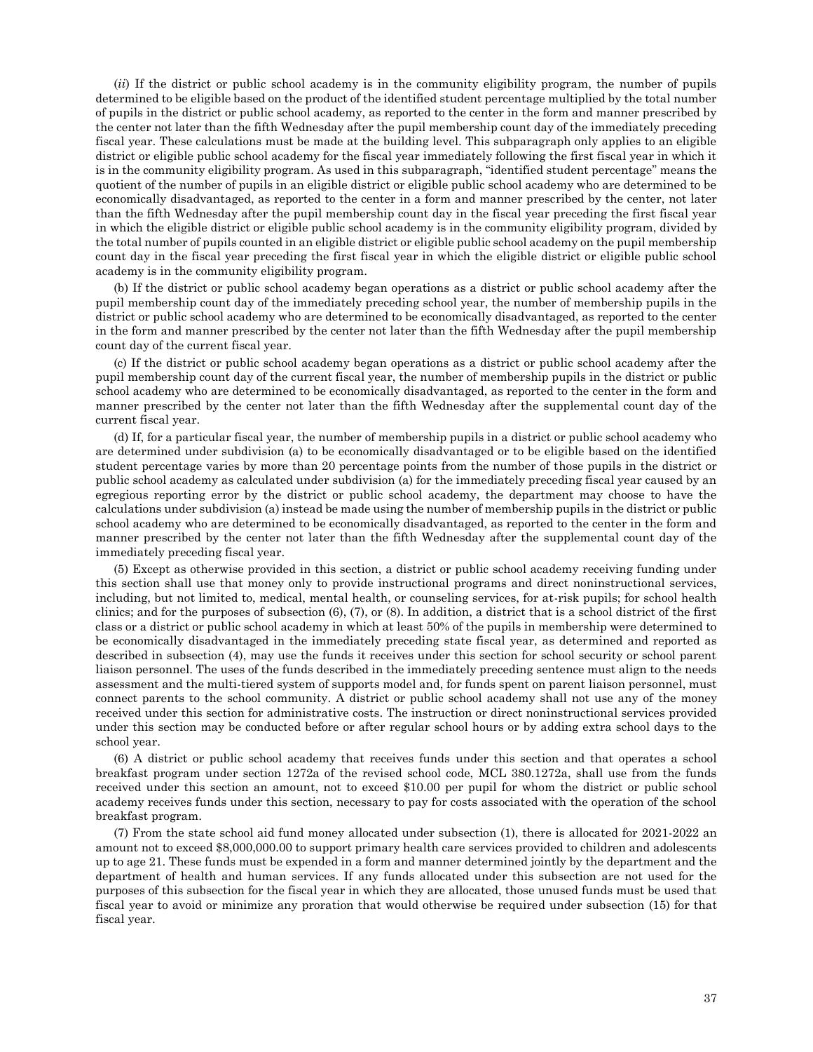(*ii*) If the district or public school academy is in the community eligibility program, the number of pupils determined to be eligible based on the product of the identified student percentage multiplied by the total number of pupils in the district or public school academy, as reported to the center in the form and manner prescribed by the center not later than the fifth Wednesday after the pupil membership count day of the immediately preceding fiscal year. These calculations must be made at the building level. This subparagraph only applies to an eligible district or eligible public school academy for the fiscal year immediately following the first fiscal year in which it is in the community eligibility program. As used in this subparagraph, "identified student percentage" means the quotient of the number of pupils in an eligible district or eligible public school academy who are determined to be economically disadvantaged, as reported to the center in a form and manner prescribed by the center, not later than the fifth Wednesday after the pupil membership count day in the fiscal year preceding the first fiscal year in which the eligible district or eligible public school academy is in the community eligibility program, divided by the total number of pupils counted in an eligible district or eligible public school academy on the pupil membership count day in the fiscal year preceding the first fiscal year in which the eligible district or eligible public school academy is in the community eligibility program.

(b) If the district or public school academy began operations as a district or public school academy after the pupil membership count day of the immediately preceding school year, the number of membership pupils in the district or public school academy who are determined to be economically disadvantaged, as reported to the center in the form and manner prescribed by the center not later than the fifth Wednesday after the pupil membership count day of the current fiscal year.

(c) If the district or public school academy began operations as a district or public school academy after the pupil membership count day of the current fiscal year, the number of membership pupils in the district or public school academy who are determined to be economically disadvantaged, as reported to the center in the form and manner prescribed by the center not later than the fifth Wednesday after the supplemental count day of the current fiscal year.

(d) If, for a particular fiscal year, the number of membership pupils in a district or public school academy who are determined under subdivision (a) to be economically disadvantaged or to be eligible based on the identified student percentage varies by more than 20 percentage points from the number of those pupils in the district or public school academy as calculated under subdivision (a) for the immediately preceding fiscal year caused by an egregious reporting error by the district or public school academy, the department may choose to have the calculations under subdivision (a) instead be made using the number of membership pupils in the district or public school academy who are determined to be economically disadvantaged, as reported to the center in the form and manner prescribed by the center not later than the fifth Wednesday after the supplemental count day of the immediately preceding fiscal year.

(5) Except as otherwise provided in this section, a district or public school academy receiving funding under this section shall use that money only to provide instructional programs and direct noninstructional services, including, but not limited to, medical, mental health, or counseling services, for at-risk pupils; for school health clinics; and for the purposes of subsection (6), (7), or (8). In addition, a district that is a school district of the first class or a district or public school academy in which at least 50% of the pupils in membership were determined to be economically disadvantaged in the immediately preceding state fiscal year, as determined and reported as described in subsection (4), may use the funds it receives under this section for school security or school parent liaison personnel. The uses of the funds described in the immediately preceding sentence must align to the needs assessment and the multi-tiered system of supports model and, for funds spent on parent liaison personnel, must connect parents to the school community. A district or public school academy shall not use any of the money received under this section for administrative costs. The instruction or direct noninstructional services provided under this section may be conducted before or after regular school hours or by adding extra school days to the school year.

(6) A district or public school academy that receives funds under this section and that operates a school breakfast program under section 1272a of the revised school code, MCL 380.1272a, shall use from the funds received under this section an amount, not to exceed $10.00 per pupil for whom the district or public school academy receives funds under this section, necessary to pay for costs associated with the operation of the school breakfast program.

(7) From the state school aid fund money allocated under subsection (1), there is allocated for 2021-2022 an amount not to exceed $8,000,000.00 to support primary health care services provided to children and adolescents up to age 21. These funds must be expended in a form and manner determined jointly by the department and the department of health and human services. If any funds allocated under this subsection are not used for the purposes of this subsection for the fiscal year in which they are allocated, those unused funds must be used that fiscal year to avoid or minimize any proration that would otherwise be required under subsection (15) for that fiscal year.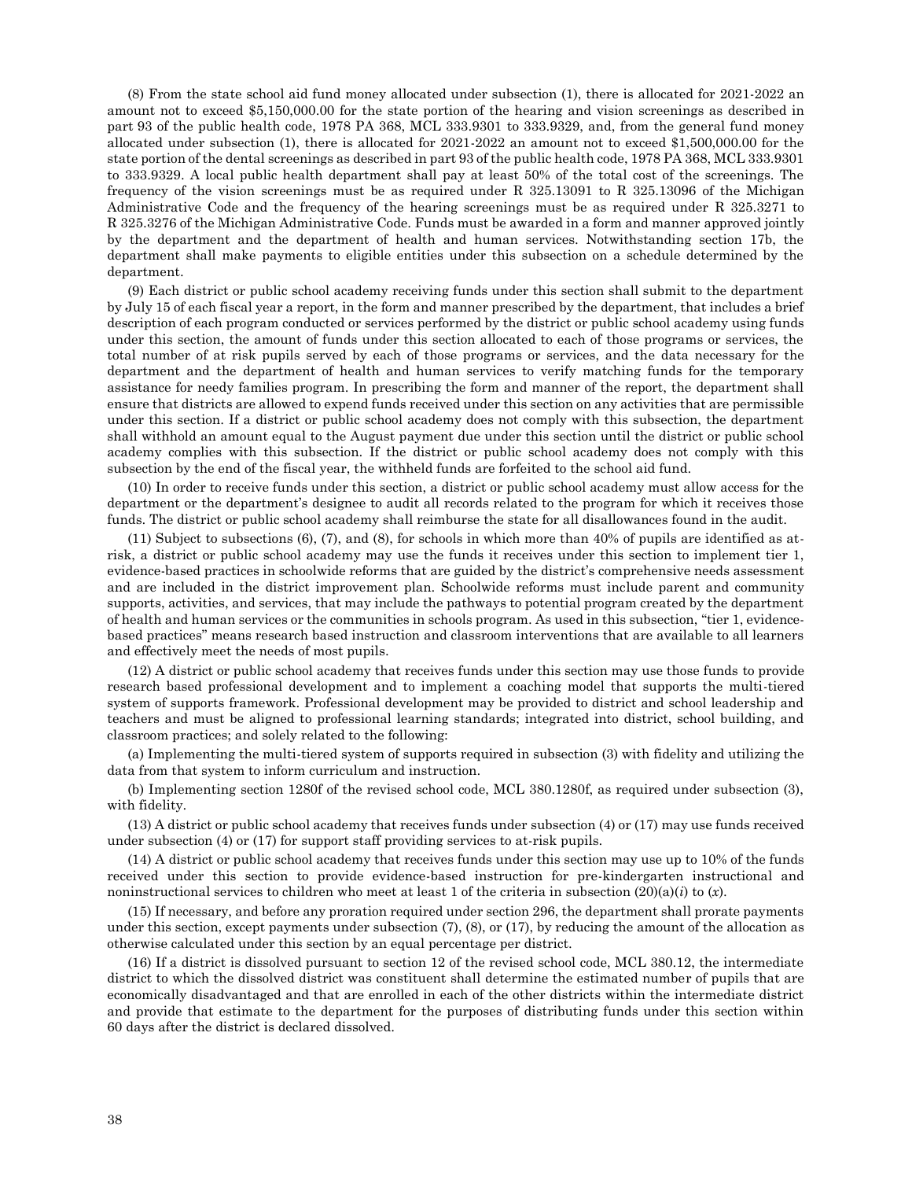(8) From the state school aid fund money allocated under subsection (1), there is allocated for 2021-2022 an amount not to exceed $5,150,000.00 for the state portion of the hearing and vision screenings as described in part 93 of the public health code, 1978 PA 368, MCL 333.9301 to 333.9329, and, from the general fund money allocated under subsection (1), there is allocated for 2021-2022 an amount not to exceed $1,500,000.00 for the state portion of the dental screenings as described in part 93 of the public health code, 1978 PA 368, MCL 333.9301 to 333.9329. A local public health department shall pay at least 50% of the total cost of the screenings. The frequency of the vision screenings must be as required under R 325.13091 to R 325.13096 of the Michigan Administrative Code and the frequency of the hearing screenings must be as required under R 325.3271 to R 325.3276 of the Michigan Administrative Code. Funds must be awarded in a form and manner approved jointly by the department and the department of health and human services. Notwithstanding section 17b, the department shall make payments to eligible entities under this subsection on a schedule determined by the department.

(9) Each district or public school academy receiving funds under this section shall submit to the department by July 15 of each fiscal year a report, in the form and manner prescribed by the department, that includes a brief description of each program conducted or services performed by the district or public school academy using funds under this section, the amount of funds under this section allocated to each of those programs or services, the total number of at risk pupils served by each of those programs or services, and the data necessary for the department and the department of health and human services to verify matching funds for the temporary assistance for needy families program. In prescribing the form and manner of the report, the department shall ensure that districts are allowed to expend funds received under this section on any activities that are permissible under this section. If a district or public school academy does not comply with this subsection, the department shall withhold an amount equal to the August payment due under this section until the district or public school academy complies with this subsection. If the district or public school academy does not comply with this subsection by the end of the fiscal year, the withheld funds are forfeited to the school aid fund.

(10) In order to receive funds under this section, a district or public school academy must allow access for the department or the department's designee to audit all records related to the program for which it receives those funds. The district or public school academy shall reimburse the state for all disallowances found in the audit.

(11) Subject to subsections (6), (7), and (8), for schools in which more than 40% of pupils are identified as at-risk, a district or public school academy may use the funds it receives under this section to implement tier 1, evidence-based practices in schoolwide reforms that are guided by the district's comprehensive needs assessment and are included in the district improvement plan. Schoolwide reforms must include parent and community supports, activities, and services, that may include the pathways to potential program created by the department of health and human services or the communities in schools program. As used in this subsection, "tier 1, evidence-based practices" means research based instruction and classroom interventions that are available to all learners and effectively meet the needs of most pupils.

(12) A district or public school academy that receives funds under this section may use those funds to provide research based professional development and to implement a coaching model that supports the multi-tiered system of supports framework. Professional development may be provided to district and school leadership and teachers and must be aligned to professional learning standards; integrated into district, school building, and classroom practices; and solely related to the following:

(a) Implementing the multi-tiered system of supports required in subsection (3) with fidelity and utilizing the data from that system to inform curriculum and instruction.

(b) Implementing section 1280f of the revised school code, MCL 380.1280f, as required under subsection (3), with fidelity.

(13) A district or public school academy that receives funds under subsection (4) or (17) may use funds received under subsection (4) or (17) for support staff providing services to at-risk pupils.

(14) A district or public school academy that receives funds under this section may use up to 10% of the funds received under this section to provide evidence-based instruction for pre-kindergarten instructional and noninstructional services to children who meet at least 1 of the criteria in subsection (20)(a)(*i*) to (*x*).

(15) If necessary, and before any proration required under section 296, the department shall prorate payments under this section, except payments under subsection (7), (8), or (17), by reducing the amount of the allocation as otherwise calculated under this section by an equal percentage per district.

(16) If a district is dissolved pursuant to section 12 of the revised school code, MCL 380.12, the intermediate district to which the dissolved district was constituent shall determine the estimated number of pupils that are economically disadvantaged and that are enrolled in each of the other districts within the intermediate district and provide that estimate to the department for the purposes of distributing funds under this section within 60 days after the district is declared dissolved.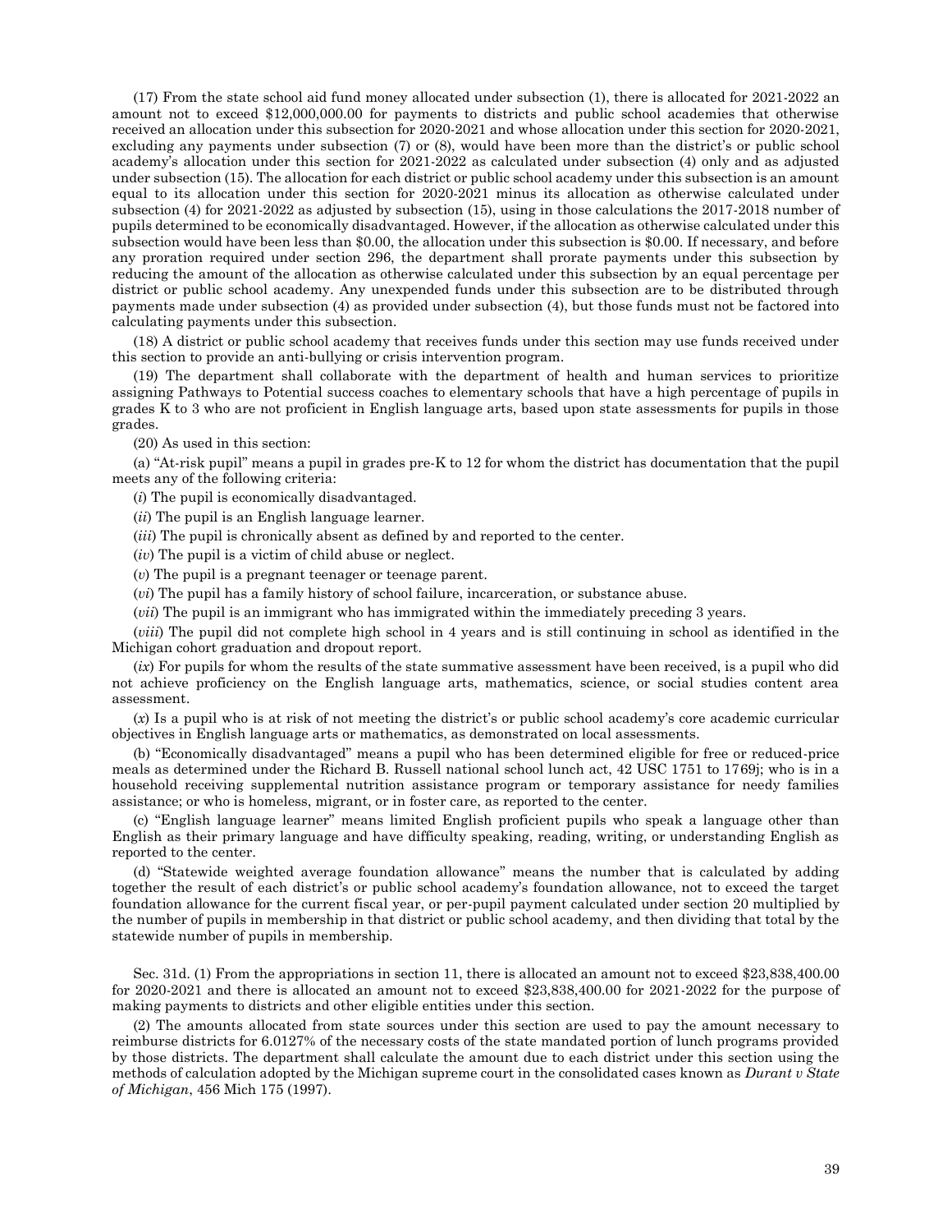(17) From the state school aid fund money allocated under subsection (1), there is allocated for 2021-2022 an amount not to exceed $12,000,000.00 for payments to districts and public school academies that otherwise received an allocation under this subsection for 2020-2021 and whose allocation under this section for 2020-2021, excluding any payments under subsection (7) or (8), would have been more than the district's or public school academy's allocation under this section for 2021-2022 as calculated under subsection (4) only and as adjusted under subsection (15). The allocation for each district or public school academy under this subsection is an amount equal to its allocation under this section for 2020-2021 minus its allocation as otherwise calculated under subsection (4) for 2021-2022 as adjusted by subsection (15), using in those calculations the 2017-2018 number of pupils determined to be economically disadvantaged. However, if the allocation as otherwise calculated under this subsection would have been less than $0.00, the allocation under this subsection is $0.00. If necessary, and before any proration required under section 296, the department shall prorate payments under this subsection by reducing the amount of the allocation as otherwise calculated under this subsection by an equal percentage per district or public school academy. Any unexpended funds under this subsection are to be distributed through payments made under subsection (4) as provided under subsection (4), but those funds must not be factored into calculating payments under this subsection.

(18) A district or public school academy that receives funds under this section may use funds received under this section to provide an anti-bullying or crisis intervention program.

(19) The department shall collaborate with the department of health and human services to prioritize assigning Pathways to Potential success coaches to elementary schools that have a high percentage of pupils in grades K to 3 who are not proficient in English language arts, based upon state assessments for pupils in those grades.

(20) As used in this section:

(a) "At-risk pupil" means a pupil in grades pre-K to 12 for whom the district has documentation that the pupil meets any of the following criteria:

(*i*) The pupil is economically disadvantaged.

(*ii*) The pupil is an English language learner.

(*iii*) The pupil is chronically absent as defined by and reported to the center.

(*iv*) The pupil is a victim of child abuse or neglect.

(*v*) The pupil is a pregnant teenager or teenage parent.

(*vi*) The pupil has a family history of school failure, incarceration, or substance abuse.

(*vii*) The pupil is an immigrant who has immigrated within the immediately preceding 3 years.

(*viii*) The pupil did not complete high school in 4 years and is still continuing in school as identified in the Michigan cohort graduation and dropout report.

(*ix*) For pupils for whom the results of the state summative assessment have been received, is a pupil who did not achieve proficiency on the English language arts, mathematics, science, or social studies content area assessment.

(*x*) Is a pupil who is at risk of not meeting the district's or public school academy's core academic curricular objectives in English language arts or mathematics, as demonstrated on local assessments.

(b) "Economically disadvantaged" means a pupil who has been determined eligible for free or reduced-price meals as determined under the Richard B. Russell national school lunch act, 42 USC 1751 to 1769j; who is in a household receiving supplemental nutrition assistance program or temporary assistance for needy families assistance; or who is homeless, migrant, or in foster care, as reported to the center.

(c) "English language learner" means limited English proficient pupils who speak a language other than English as their primary language and have difficulty speaking, reading, writing, or understanding English as reported to the center.

(d) "Statewide weighted average foundation allowance" means the number that is calculated by adding together the result of each district's or public school academy's foundation allowance, not to exceed the target foundation allowance for the current fiscal year, or per-pupil payment calculated under section 20 multiplied by the number of pupils in membership in that district or public school academy, and then dividing that total by the statewide number of pupils in membership.

Sec. 31d. (1) From the appropriations in section 11, there is allocated an amount not to exceed $23,838,400.00 for 2020-2021 and there is allocated an amount not to exceed $23,838,400.00 for 2021-2022 for the purpose of making payments to districts and other eligible entities under this section.

(2) The amounts allocated from state sources under this section are used to pay the amount necessary to reimburse districts for 6.0127% of the necessary costs of the state mandated portion of lunch programs provided by those districts. The department shall calculate the amount due to each district under this section using the methods of calculation adopted by the Michigan supreme court in the consolidated cases known as *Durant v State of Michigan*, 456 Mich 175 (1997).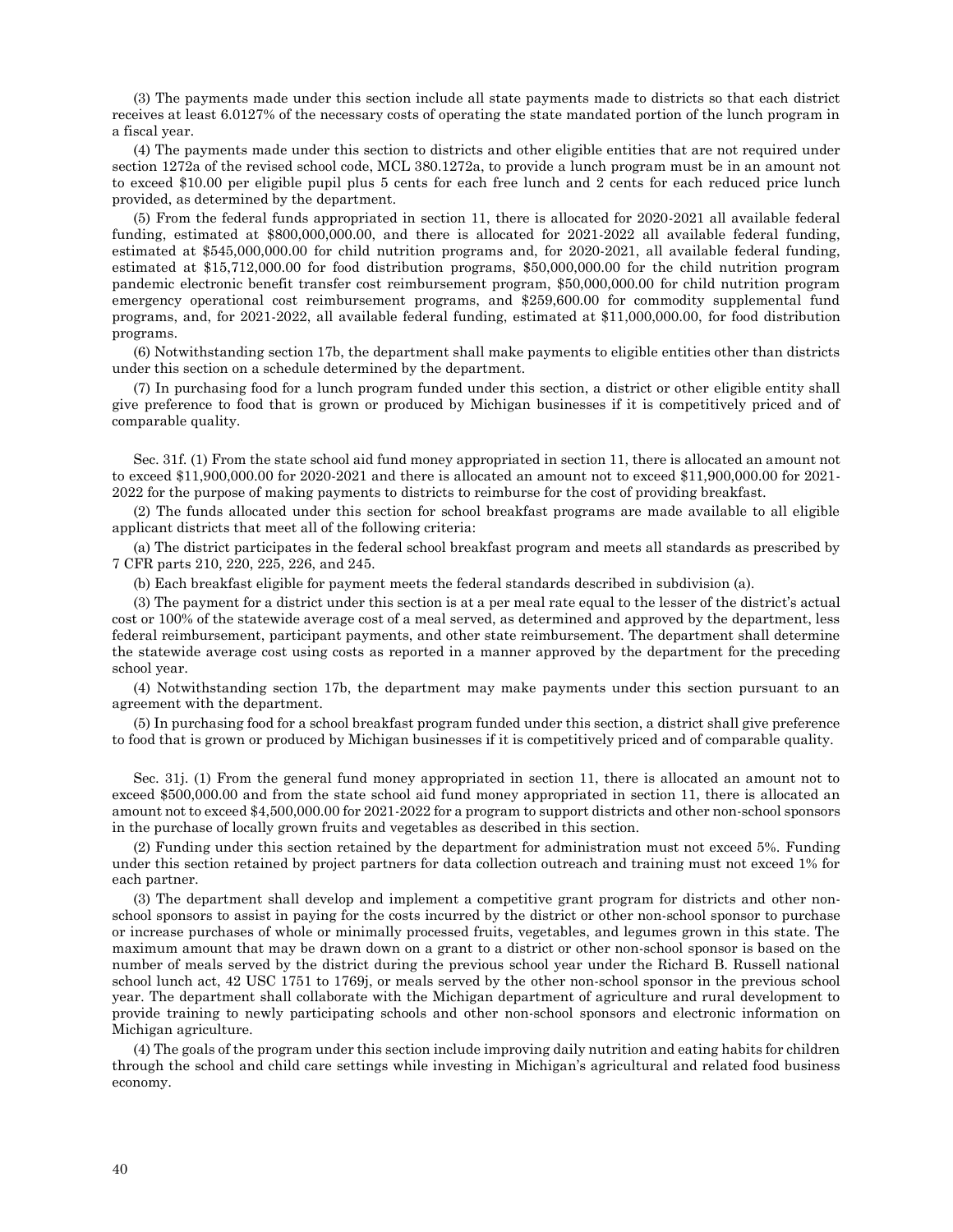(3) The payments made under this section include all state payments made to districts so that each district receives at least 6.0127% of the necessary costs of operating the state mandated portion of the lunch program in a fiscal year.

(4) The payments made under this section to districts and other eligible entities that are not required under section 1272a of the revised school code, MCL 380.1272a, to provide a lunch program must be in an amount not to exceed $10.00 per eligible pupil plus 5 cents for each free lunch and 2 cents for each reduced price lunch provided, as determined by the department.

(5) From the federal funds appropriated in section 11, there is allocated for 2020-2021 all available federal funding, estimated at $800,000,000.00, and there is allocated for 2021-2022 all available federal funding, estimated at $545,000,000.00 for child nutrition programs and, for 2020-2021, all available federal funding, estimated at $15,712,000.00 for food distribution programs, $50,000,000.00 for the child nutrition program pandemic electronic benefit transfer cost reimbursement program, $50,000,000.00 for child nutrition program emergency operational cost reimbursement programs, and $259,600.00 for commodity supplemental fund programs, and, for 2021-2022, all available federal funding, estimated at $11,000,000.00, for food distribution programs.

(6) Notwithstanding section 17b, the department shall make payments to eligible entities other than districts under this section on a schedule determined by the department.

(7) In purchasing food for a lunch program funded under this section, a district or other eligible entity shall give preference to food that is grown or produced by Michigan businesses if it is competitively priced and of comparable quality.

Sec. 31f. (1) From the state school aid fund money appropriated in section 11, there is allocated an amount not to exceed $11,900,000.00 for 2020-2021 and there is allocated an amount not to exceed $11,900,000.00 for 2021-2022 for the purpose of making payments to districts to reimburse for the cost of providing breakfast.

(2) The funds allocated under this section for school breakfast programs are made available to all eligible applicant districts that meet all of the following criteria:

(a) The district participates in the federal school breakfast program and meets all standards as prescribed by 7 CFR parts 210, 220, 225, 226, and 245.

(b) Each breakfast eligible for payment meets the federal standards described in subdivision (a).

(3) The payment for a district under this section is at a per meal rate equal to the lesser of the district's actual cost or 100% of the statewide average cost of a meal served, as determined and approved by the department, less federal reimbursement, participant payments, and other state reimbursement. The department shall determine the statewide average cost using costs as reported in a manner approved by the department for the preceding school year.

(4) Notwithstanding section 17b, the department may make payments under this section pursuant to an agreement with the department.

(5) In purchasing food for a school breakfast program funded under this section, a district shall give preference to food that is grown or produced by Michigan businesses if it is competitively priced and of comparable quality.

Sec. 31j. (1) From the general fund money appropriated in section 11, there is allocated an amount not to exceed $500,000.00 and from the state school aid fund money appropriated in section 11, there is allocated an amount not to exceed $4,500,000.00 for 2021-2022 for a program to support districts and other non-school sponsors in the purchase of locally grown fruits and vegetables as described in this section.

(2) Funding under this section retained by the department for administration must not exceed 5%. Funding under this section retained by project partners for data collection outreach and training must not exceed 1% for each partner.

(3) The department shall develop and implement a competitive grant program for districts and other non-school sponsors to assist in paying for the costs incurred by the district or other non-school sponsor to purchase or increase purchases of whole or minimally processed fruits, vegetables, and legumes grown in this state. The maximum amount that may be drawn down on a grant to a district or other non-school sponsor is based on the number of meals served by the district during the previous school year under the Richard B. Russell national school lunch act, 42 USC 1751 to 1769j, or meals served by the other non-school sponsor in the previous school year. The department shall collaborate with the Michigan department of agriculture and rural development to provide training to newly participating schools and other non-school sponsors and electronic information on Michigan agriculture.

(4) The goals of the program under this section include improving daily nutrition and eating habits for children through the school and child care settings while investing in Michigan's agricultural and related food business economy.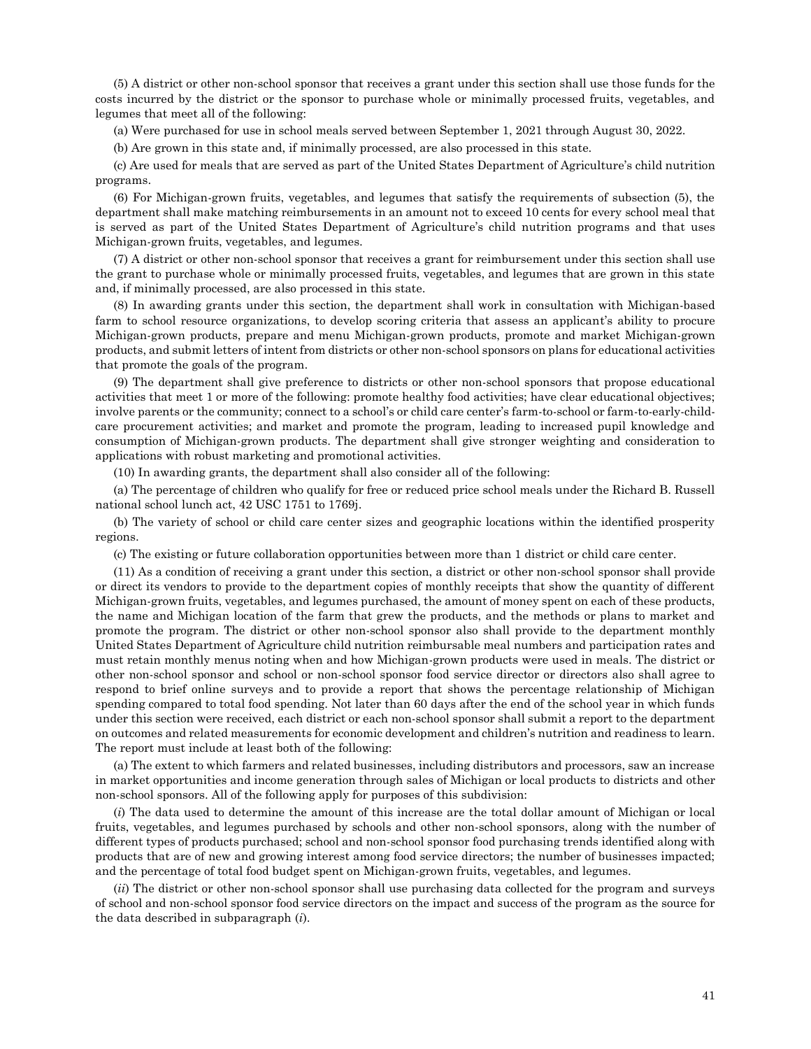(5) A district or other non-school sponsor that receives a grant under this section shall use those funds for the costs incurred by the district or the sponsor to purchase whole or minimally processed fruits, vegetables, and legumes that meet all of the following:

(a) Were purchased for use in school meals served between September 1, 2021 through August 30, 2022.

(b) Are grown in this state and, if minimally processed, are also processed in this state.

(c) Are used for meals that are served as part of the United States Department of Agriculture's child nutrition programs.

(6) For Michigan-grown fruits, vegetables, and legumes that satisfy the requirements of subsection (5), the department shall make matching reimbursements in an amount not to exceed 10 cents for every school meal that is served as part of the United States Department of Agriculture's child nutrition programs and that uses Michigan-grown fruits, vegetables, and legumes.

(7) A district or other non-school sponsor that receives a grant for reimbursement under this section shall use the grant to purchase whole or minimally processed fruits, vegetables, and legumes that are grown in this state and, if minimally processed, are also processed in this state.

(8) In awarding grants under this section, the department shall work in consultation with Michigan-based farm to school resource organizations, to develop scoring criteria that assess an applicant's ability to procure Michigan-grown products, prepare and menu Michigan-grown products, promote and market Michigan-grown products, and submit letters of intent from districts or other non-school sponsors on plans for educational activities that promote the goals of the program.

(9) The department shall give preference to districts or other non-school sponsors that propose educational activities that meet 1 or more of the following: promote healthy food activities; have clear educational objectives; involve parents or the community; connect to a school's or child care center's farm-to-school or farm-to-early-child-care procurement activities; and market and promote the program, leading to increased pupil knowledge and consumption of Michigan-grown products. The department shall give stronger weighting and consideration to applications with robust marketing and promotional activities.

(10) In awarding grants, the department shall also consider all of the following:

(a) The percentage of children who qualify for free or reduced price school meals under the Richard B. Russell national school lunch act, 42 USC 1751 to 1769j.

(b) The variety of school or child care center sizes and geographic locations within the identified prosperity regions.

(c) The existing or future collaboration opportunities between more than 1 district or child care center.

(11) As a condition of receiving a grant under this section, a district or other non-school sponsor shall provide or direct its vendors to provide to the department copies of monthly receipts that show the quantity of different Michigan-grown fruits, vegetables, and legumes purchased, the amount of money spent on each of these products, the name and Michigan location of the farm that grew the products, and the methods or plans to market and promote the program. The district or other non-school sponsor also shall provide to the department monthly United States Department of Agriculture child nutrition reimbursable meal numbers and participation rates and must retain monthly menus noting when and how Michigan-grown products were used in meals. The district or other non-school sponsor and school or non-school sponsor food service director or directors also shall agree to respond to brief online surveys and to provide a report that shows the percentage relationship of Michigan spending compared to total food spending. Not later than 60 days after the end of the school year in which funds under this section were received, each district or each non-school sponsor shall submit a report to the department on outcomes and related measurements for economic development and children's nutrition and readiness to learn. The report must include at least both of the following:

(a) The extent to which farmers and related businesses, including distributors and processors, saw an increase in market opportunities and income generation through sales of Michigan or local products to districts and other non-school sponsors. All of the following apply for purposes of this subdivision:

(*i*) The data used to determine the amount of this increase are the total dollar amount of Michigan or local fruits, vegetables, and legumes purchased by schools and other non-school sponsors, along with the number of different types of products purchased; school and non-school sponsor food purchasing trends identified along with products that are of new and growing interest among food service directors; the number of businesses impacted; and the percentage of total food budget spent on Michigan-grown fruits, vegetables, and legumes.

(*ii*) The district or other non-school sponsor shall use purchasing data collected for the program and surveys of school and non-school sponsor food service directors on the impact and success of the program as the source for the data described in subparagraph (*i*).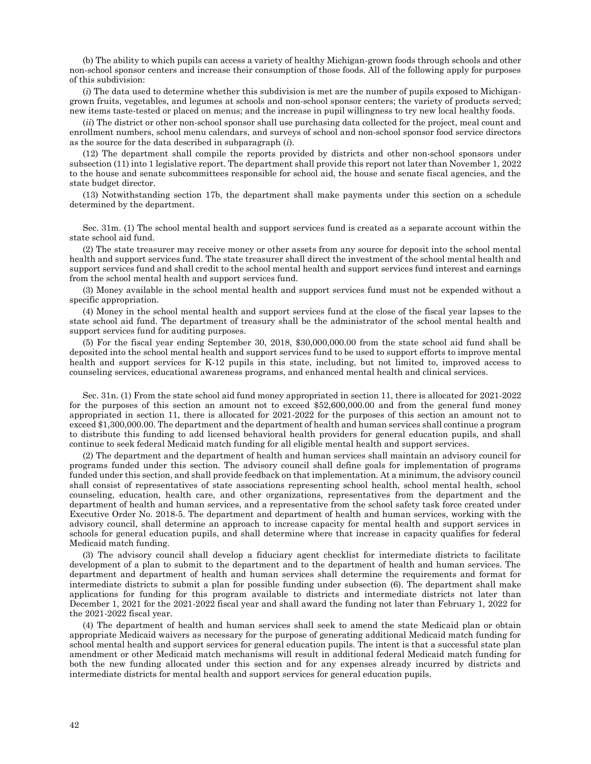(b) The ability to which pupils can access a variety of healthy Michigan-grown foods through schools and other non-school sponsor centers and increase their consumption of those foods. All of the following apply for purposes of this subdivision:

(*i*) The data used to determine whether this subdivision is met are the number of pupils exposed to Michigan-grown fruits, vegetables, and legumes at schools and non-school sponsor centers; the variety of products served; new items taste-tested or placed on menus; and the increase in pupil willingness to try new local healthy foods.

(*ii*) The district or other non-school sponsor shall use purchasing data collected for the project, meal count and enrollment numbers, school menu calendars, and surveys of school and non-school sponsor food service directors as the source for the data described in subparagraph (*i*).

(12) The department shall compile the reports provided by districts and other non-school sponsors under subsection (11) into 1 legislative report. The department shall provide this report not later than November 1, 2022 to the house and senate subcommittees responsible for school aid, the house and senate fiscal agencies, and the state budget director.

(13) Notwithstanding section 17b, the department shall make payments under this section on a schedule determined by the department.

Sec. 31m. (1) The school mental health and support services fund is created as a separate account within the state school aid fund.

(2) The state treasurer may receive money or other assets from any source for deposit into the school mental health and support services fund. The state treasurer shall direct the investment of the school mental health and support services fund and shall credit to the school mental health and support services fund interest and earnings from the school mental health and support services fund.

(3) Money available in the school mental health and support services fund must not be expended without a specific appropriation.

(4) Money in the school mental health and support services fund at the close of the fiscal year lapses to the state school aid fund. The department of treasury shall be the administrator of the school mental health and support services fund for auditing purposes.

(5) For the fiscal year ending September 30, 2018, $30,000,000.00 from the state school aid fund shall be deposited into the school mental health and support services fund to be used to support efforts to improve mental health and support services for K-12 pupils in this state, including, but not limited to, improved access to counseling services, educational awareness programs, and enhanced mental health and clinical services.

Sec. 31n. (1) From the state school aid fund money appropriated in section 11, there is allocated for 2021-2022 for the purposes of this section an amount not to exceed $52,600,000.00 and from the general fund money appropriated in section 11, there is allocated for 2021-2022 for the purposes of this section an amount not to exceed $1,300,000.00. The department and the department of health and human services shall continue a program to distribute this funding to add licensed behavioral health providers for general education pupils, and shall continue to seek federal Medicaid match funding for all eligible mental health and support services.

(2) The department and the department of health and human services shall maintain an advisory council for programs funded under this section. The advisory council shall define goals for implementation of programs funded under this section, and shall provide feedback on that implementation. At a minimum, the advisory council shall consist of representatives of state associations representing school health, school mental health, school counseling, education, health care, and other organizations, representatives from the department and the department of health and human services, and a representative from the school safety task force created under Executive Order No. 2018-5. The department and department of health and human services, working with the advisory council, shall determine an approach to increase capacity for mental health and support services in schools for general education pupils, and shall determine where that increase in capacity qualifies for federal Medicaid match funding.

(3) The advisory council shall develop a fiduciary agent checklist for intermediate districts to facilitate development of a plan to submit to the department and to the department of health and human services. The department and department of health and human services shall determine the requirements and format for intermediate districts to submit a plan for possible funding under subsection (6). The department shall make applications for funding for this program available to districts and intermediate districts not later than December 1, 2021 for the 2021-2022 fiscal year and shall award the funding not later than February 1, 2022 for the 2021-2022 fiscal year.

(4) The department of health and human services shall seek to amend the state Medicaid plan or obtain appropriate Medicaid waivers as necessary for the purpose of generating additional Medicaid match funding for school mental health and support services for general education pupils. The intent is that a successful state plan amendment or other Medicaid match mechanisms will result in additional federal Medicaid match funding for both the new funding allocated under this section and for any expenses already incurred by districts and intermediate districts for mental health and support services for general education pupils.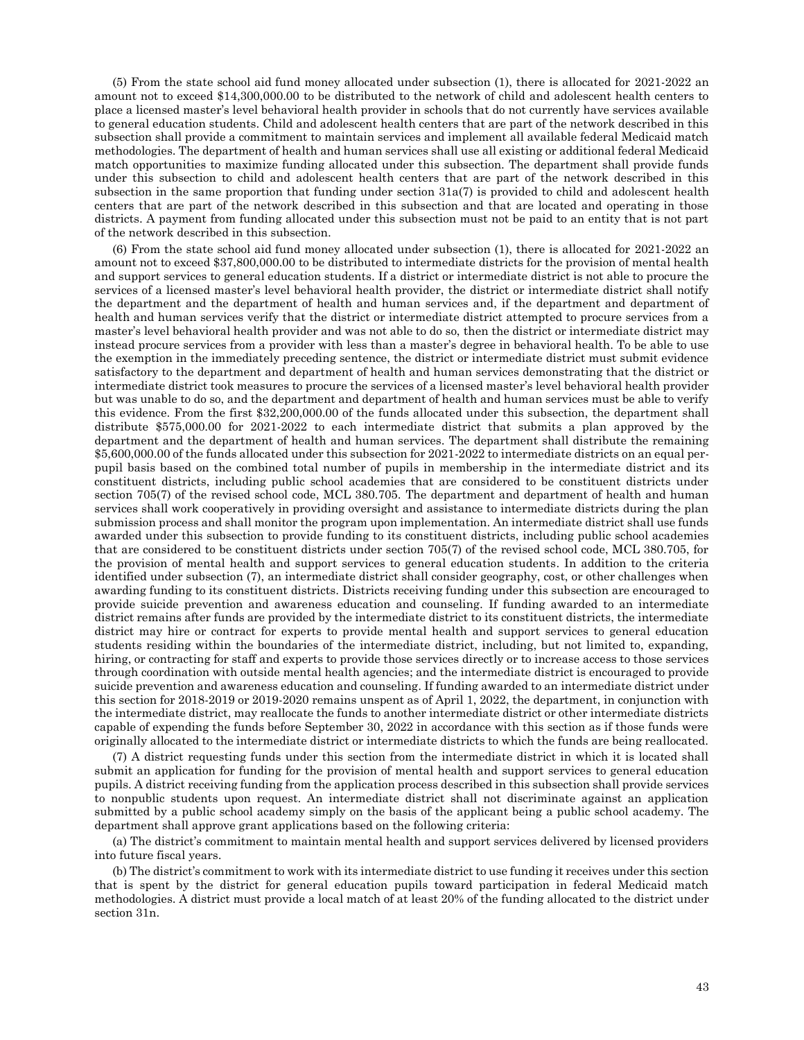(5) From the state school aid fund money allocated under subsection (1), there is allocated for 2021-2022 an amount not to exceed $14,300,000.00 to be distributed to the network of child and adolescent health centers to place a licensed master's level behavioral health provider in schools that do not currently have services available to general education students. Child and adolescent health centers that are part of the network described in this subsection shall provide a commitment to maintain services and implement all available federal Medicaid match methodologies. The department of health and human services shall use all existing or additional federal Medicaid match opportunities to maximize funding allocated under this subsection. The department shall provide funds under this subsection to child and adolescent health centers that are part of the network described in this subsection in the same proportion that funding under section 31a(7) is provided to child and adolescent health centers that are part of the network described in this subsection and that are located and operating in those districts. A payment from funding allocated under this subsection must not be paid to an entity that is not part of the network described in this subsection.

(6) From the state school aid fund money allocated under subsection (1), there is allocated for 2021-2022 an amount not to exceed $37,800,000.00 to be distributed to intermediate districts for the provision of mental health and support services to general education students. If a district or intermediate district is not able to procure the services of a licensed master's level behavioral health provider, the district or intermediate district shall notify the department and the department of health and human services and, if the department and department of health and human services verify that the district or intermediate district attempted to procure services from a master's level behavioral health provider and was not able to do so, then the district or intermediate district may instead procure services from a provider with less than a master's degree in behavioral health. To be able to use the exemption in the immediately preceding sentence, the district or intermediate district must submit evidence satisfactory to the department and department of health and human services demonstrating that the district or intermediate district took measures to procure the services of a licensed master's level behavioral health provider but was unable to do so, and the department and department of health and human services must be able to verify this evidence. From the first $32,200,000.00 of the funds allocated under this subsection, the department shall distribute $575,000.00 for 2021-2022 to each intermediate district that submits a plan approved by the department and the department of health and human services. The department shall distribute the remaining $5,600,000.00 of the funds allocated under this subsection for 2021-2022 to intermediate districts on an equal per-pupil basis based on the combined total number of pupils in membership in the intermediate district and its constituent districts, including public school academies that are considered to be constituent districts under section 705(7) of the revised school code, MCL 380.705. The department and department of health and human services shall work cooperatively in providing oversight and assistance to intermediate districts during the plan submission process and shall monitor the program upon implementation. An intermediate district shall use funds awarded under this subsection to provide funding to its constituent districts, including public school academies that are considered to be constituent districts under section 705(7) of the revised school code, MCL 380.705, for the provision of mental health and support services to general education students. In addition to the criteria identified under subsection (7), an intermediate district shall consider geography, cost, or other challenges when awarding funding to its constituent districts. Districts receiving funding under this subsection are encouraged to provide suicide prevention and awareness education and counseling. If funding awarded to an intermediate district remains after funds are provided by the intermediate district to its constituent districts, the intermediate district may hire or contract for experts to provide mental health and support services to general education students residing within the boundaries of the intermediate district, including, but not limited to, expanding, hiring, or contracting for staff and experts to provide those services directly or to increase access to those services through coordination with outside mental health agencies; and the intermediate district is encouraged to provide suicide prevention and awareness education and counseling. If funding awarded to an intermediate district under this section for 2018-2019 or 2019-2020 remains unspent as of April 1, 2022, the department, in conjunction with the intermediate district, may reallocate the funds to another intermediate district or other intermediate districts capable of expending the funds before September 30, 2022 in accordance with this section as if those funds were originally allocated to the intermediate district or intermediate districts to which the funds are being reallocated.

(7) A district requesting funds under this section from the intermediate district in which it is located shall submit an application for funding for the provision of mental health and support services to general education pupils. A district receiving funding from the application process described in this subsection shall provide services to nonpublic students upon request. An intermediate district shall not discriminate against an application submitted by a public school academy simply on the basis of the applicant being a public school academy. The department shall approve grant applications based on the following criteria:

(a) The district's commitment to maintain mental health and support services delivered by licensed providers into future fiscal years.

(b) The district's commitment to work with its intermediate district to use funding it receives under this section that is spent by the district for general education pupils toward participation in federal Medicaid match methodologies. A district must provide a local match of at least 20% of the funding allocated to the district under section 31n.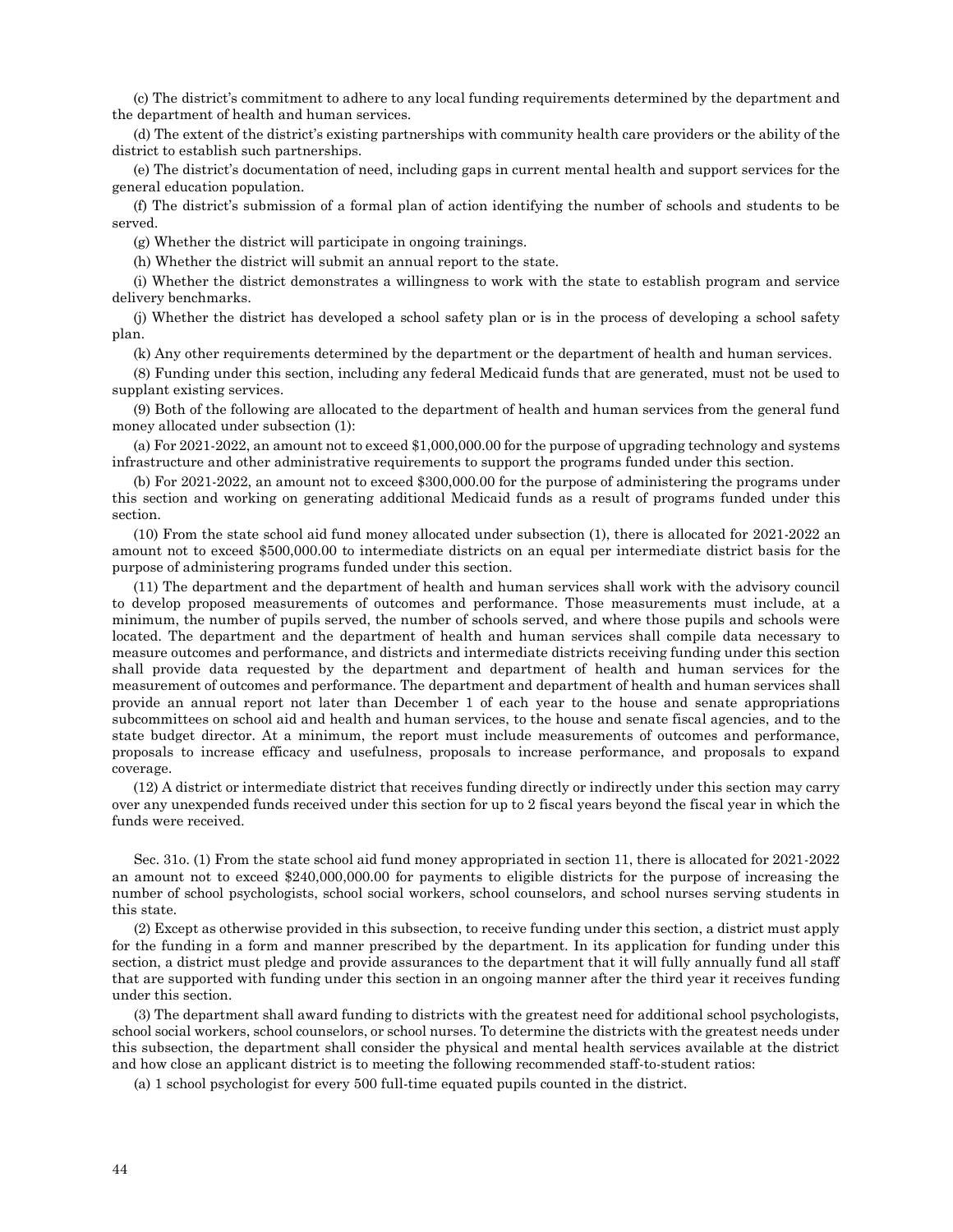(c) The district's commitment to adhere to any local funding requirements determined by the department and the department of health and human services.

(d) The extent of the district's existing partnerships with community health care providers or the ability of the district to establish such partnerships.

(e) The district's documentation of need, including gaps in current mental health and support services for the general education population.

(f) The district's submission of a formal plan of action identifying the number of schools and students to be served.

(g) Whether the district will participate in ongoing trainings.

(h) Whether the district will submit an annual report to the state.

(i) Whether the district demonstrates a willingness to work with the state to establish program and service delivery benchmarks.

(j) Whether the district has developed a school safety plan or is in the process of developing a school safety plan.

(k) Any other requirements determined by the department or the department of health and human services.

(8) Funding under this section, including any federal Medicaid funds that are generated, must not be used to supplant existing services.

(9) Both of the following are allocated to the department of health and human services from the general fund money allocated under subsection (1):

(a) For 2021-2022, an amount not to exceed $1,000,000.00 for the purpose of upgrading technology and systems infrastructure and other administrative requirements to support the programs funded under this section.

(b) For 2021-2022, an amount not to exceed $300,000.00 for the purpose of administering the programs under this section and working on generating additional Medicaid funds as a result of programs funded under this section.

(10) From the state school aid fund money allocated under subsection (1), there is allocated for 2021-2022 an amount not to exceed $500,000.00 to intermediate districts on an equal per intermediate district basis for the purpose of administering programs funded under this section.

(11) The department and the department of health and human services shall work with the advisory council to develop proposed measurements of outcomes and performance. Those measurements must include, at a minimum, the number of pupils served, the number of schools served, and where those pupils and schools were located. The department and the department of health and human services shall compile data necessary to measure outcomes and performance, and districts and intermediate districts receiving funding under this section shall provide data requested by the department and department of health and human services for the measurement of outcomes and performance. The department and department of health and human services shall provide an annual report not later than December 1 of each year to the house and senate appropriations subcommittees on school aid and health and human services, to the house and senate fiscal agencies, and to the state budget director. At a minimum, the report must include measurements of outcomes and performance, proposals to increase efficacy and usefulness, proposals to increase performance, and proposals to expand coverage.

(12) A district or intermediate district that receives funding directly or indirectly under this section may carry over any unexpended funds received under this section for up to 2 fiscal years beyond the fiscal year in which the funds were received.

Sec. 31o. (1) From the state school aid fund money appropriated in section 11, there is allocated for 2021-2022 an amount not to exceed $240,000,000.00 for payments to eligible districts for the purpose of increasing the number of school psychologists, school social workers, school counselors, and school nurses serving students in this state.

(2) Except as otherwise provided in this subsection, to receive funding under this section, a district must apply for the funding in a form and manner prescribed by the department. In its application for funding under this section, a district must pledge and provide assurances to the department that it will fully annually fund all staff that are supported with funding under this section in an ongoing manner after the third year it receives funding under this section.

(3) The department shall award funding to districts with the greatest need for additional school psychologists, school social workers, school counselors, or school nurses. To determine the districts with the greatest needs under this subsection, the department shall consider the physical and mental health services available at the district and how close an applicant district is to meeting the following recommended staff-to-student ratios:

(a) 1 school psychologist for every 500 full-time equated pupils counted in the district.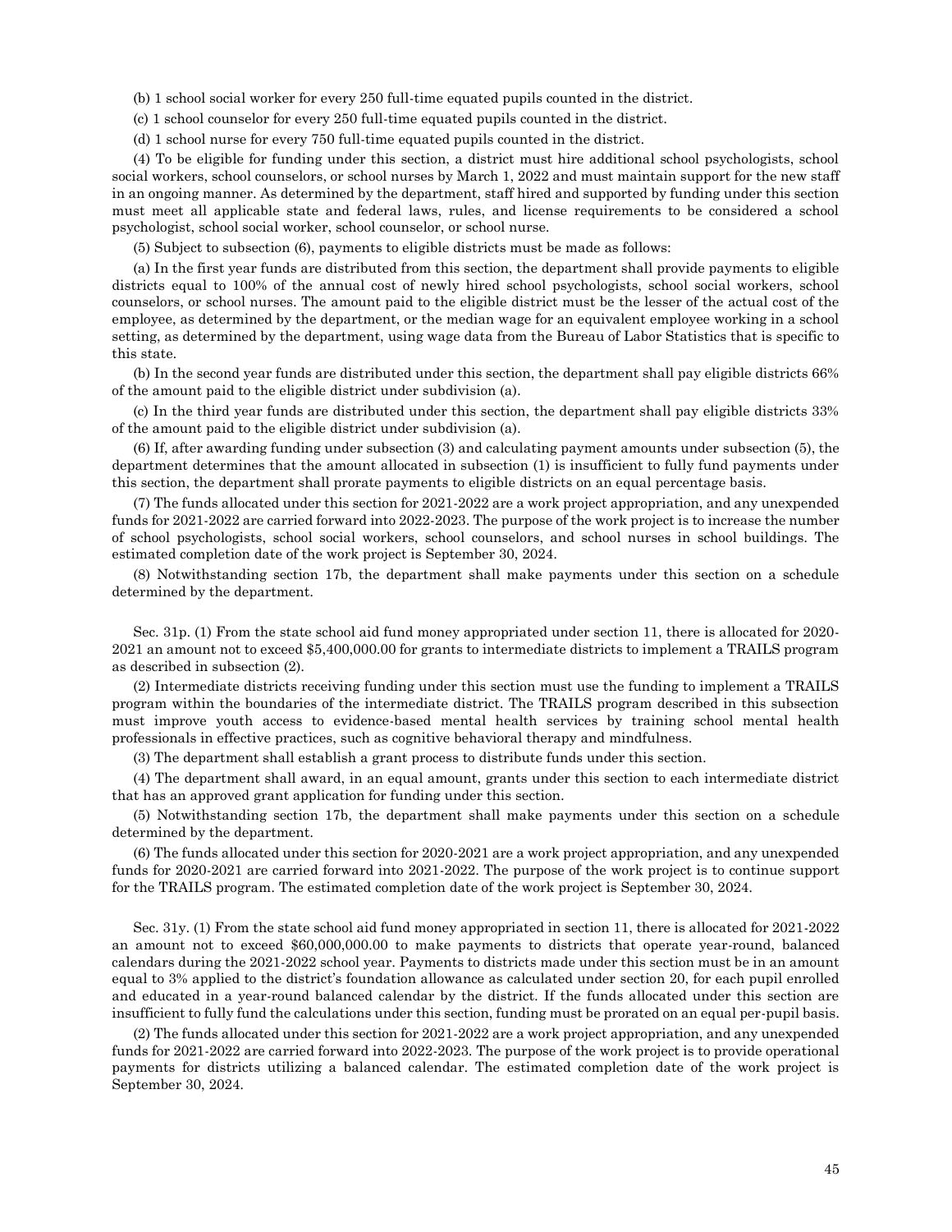(b) 1 school social worker for every 250 full-time equated pupils counted in the district.

(c) 1 school counselor for every 250 full-time equated pupils counted in the district.

(d) 1 school nurse for every 750 full-time equated pupils counted in the district.

(4) To be eligible for funding under this section, a district must hire additional school psychologists, school social workers, school counselors, or school nurses by March 1, 2022 and must maintain support for the new staff in an ongoing manner. As determined by the department, staff hired and supported by funding under this section must meet all applicable state and federal laws, rules, and license requirements to be considered a school psychologist, school social worker, school counselor, or school nurse.

(5) Subject to subsection (6), payments to eligible districts must be made as follows:

(a) In the first year funds are distributed from this section, the department shall provide payments to eligible districts equal to 100% of the annual cost of newly hired school psychologists, school social workers, school counselors, or school nurses. The amount paid to the eligible district must be the lesser of the actual cost of the employee, as determined by the department, or the median wage for an equivalent employee working in a school setting, as determined by the department, using wage data from the Bureau of Labor Statistics that is specific to this state.

(b) In the second year funds are distributed under this section, the department shall pay eligible districts 66% of the amount paid to the eligible district under subdivision (a).

(c) In the third year funds are distributed under this section, the department shall pay eligible districts 33% of the amount paid to the eligible district under subdivision (a).

(6) If, after awarding funding under subsection (3) and calculating payment amounts under subsection (5), the department determines that the amount allocated in subsection (1) is insufficient to fully fund payments under this section, the department shall prorate payments to eligible districts on an equal percentage basis.

(7) The funds allocated under this section for 2021-2022 are a work project appropriation, and any unexpended funds for 2021-2022 are carried forward into 2022-2023. The purpose of the work project is to increase the number of school psychologists, school social workers, school counselors, and school nurses in school buildings. The estimated completion date of the work project is September 30, 2024.

(8) Notwithstanding section 17b, the department shall make payments under this section on a schedule determined by the department.

Sec. 31p. (1) From the state school aid fund money appropriated under section 11, there is allocated for 2020-2021 an amount not to exceed $5,400,000.00 for grants to intermediate districts to implement a TRAILS program as described in subsection (2).

(2) Intermediate districts receiving funding under this section must use the funding to implement a TRAILS program within the boundaries of the intermediate district. The TRAILS program described in this subsection must improve youth access to evidence-based mental health services by training school mental health professionals in effective practices, such as cognitive behavioral therapy and mindfulness.

(3) The department shall establish a grant process to distribute funds under this section.

(4) The department shall award, in an equal amount, grants under this section to each intermediate district that has an approved grant application for funding under this section.

(5) Notwithstanding section 17b, the department shall make payments under this section on a schedule determined by the department.

(6) The funds allocated under this section for 2020-2021 are a work project appropriation, and any unexpended funds for 2020-2021 are carried forward into 2021-2022. The purpose of the work project is to continue support for the TRAILS program. The estimated completion date of the work project is September 30, 2024.

Sec. 31y. (1) From the state school aid fund money appropriated in section 11, there is allocated for 2021-2022 an amount not to exceed $60,000,000.00 to make payments to districts that operate year-round, balanced calendars during the 2021-2022 school year. Payments to districts made under this section must be in an amount equal to 3% applied to the district's foundation allowance as calculated under section 20, for each pupil enrolled and educated in a year-round balanced calendar by the district. If the funds allocated under this section are insufficient to fully fund the calculations under this section, funding must be prorated on an equal per-pupil basis.

(2) The funds allocated under this section for 2021-2022 are a work project appropriation, and any unexpended funds for 2021-2022 are carried forward into 2022-2023. The purpose of the work project is to provide operational payments for districts utilizing a balanced calendar. The estimated completion date of the work project is September 30, 2024.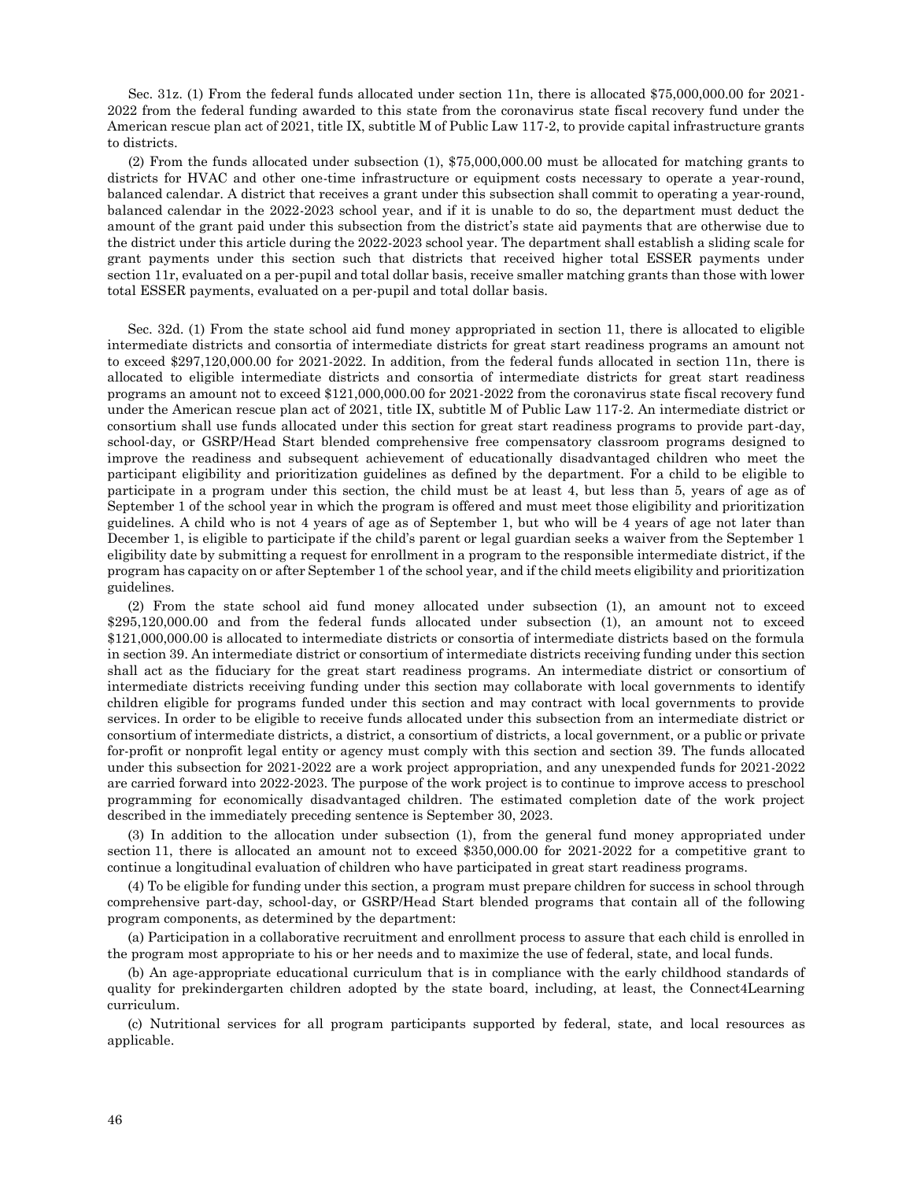Sec. 31z. (1) From the federal funds allocated under section 11n, there is allocated $75,000,000.00 for 2021-2022 from the federal funding awarded to this state from the coronavirus state fiscal recovery fund under the American rescue plan act of 2021, title IX, subtitle M of Public Law 117-2, to provide capital infrastructure grants to districts.

(2) From the funds allocated under subsection (1), $75,000,000.00 must be allocated for matching grants to districts for HVAC and other one-time infrastructure or equipment costs necessary to operate a year-round, balanced calendar. A district that receives a grant under this subsection shall commit to operating a year-round, balanced calendar in the 2022-2023 school year, and if it is unable to do so, the department must deduct the amount of the grant paid under this subsection from the district's state aid payments that are otherwise due to the district under this article during the 2022-2023 school year. The department shall establish a sliding scale for grant payments under this section such that districts that received higher total ESSER payments under section 11r, evaluated on a per-pupil and total dollar basis, receive smaller matching grants than those with lower total ESSER payments, evaluated on a per-pupil and total dollar basis.

Sec. 32d. (1) From the state school aid fund money appropriated in section 11, there is allocated to eligible intermediate districts and consortia of intermediate districts for great start readiness programs an amount not to exceed $297,120,000.00 for 2021-2022. In addition, from the federal funds allocated in section 11n, there is allocated to eligible intermediate districts and consortia of intermediate districts for great start readiness programs an amount not to exceed $121,000,000.00 for 2021-2022 from the coronavirus state fiscal recovery fund under the American rescue plan act of 2021, title IX, subtitle M of Public Law 117-2. An intermediate district or consortium shall use funds allocated under this section for great start readiness programs to provide part-day, school-day, or GSRP/Head Start blended comprehensive free compensatory classroom programs designed to improve the readiness and subsequent achievement of educationally disadvantaged children who meet the participant eligibility and prioritization guidelines as defined by the department. For a child to be eligible to participate in a program under this section, the child must be at least 4, but less than 5, years of age as of September 1 of the school year in which the program is offered and must meet those eligibility and prioritization guidelines. A child who is not 4 years of age as of September 1, but who will be 4 years of age not later than December 1, is eligible to participate if the child's parent or legal guardian seeks a waiver from the September 1 eligibility date by submitting a request for enrollment in a program to the responsible intermediate district, if the program has capacity on or after September 1 of the school year, and if the child meets eligibility and prioritization guidelines.

(2) From the state school aid fund money allocated under subsection (1), an amount not to exceed $295,120,000.00 and from the federal funds allocated under subsection (1), an amount not to exceed $121,000,000.00 is allocated to intermediate districts or consortia of intermediate districts based on the formula in section 39. An intermediate district or consortium of intermediate districts receiving funding under this section shall act as the fiduciary for the great start readiness programs. An intermediate district or consortium of intermediate districts receiving funding under this section may collaborate with local governments to identify children eligible for programs funded under this section and may contract with local governments to provide services. In order to be eligible to receive funds allocated under this subsection from an intermediate district or consortium of intermediate districts, a district, a consortium of districts, a local government, or a public or private for-profit or nonprofit legal entity or agency must comply with this section and section 39. The funds allocated under this subsection for 2021-2022 are a work project appropriation, and any unexpended funds for 2021-2022 are carried forward into 2022-2023. The purpose of the work project is to continue to improve access to preschool programming for economically disadvantaged children. The estimated completion date of the work project described in the immediately preceding sentence is September 30, 2023.

(3) In addition to the allocation under subsection (1), from the general fund money appropriated under section 11, there is allocated an amount not to exceed $350,000.00 for 2021-2022 for a competitive grant to continue a longitudinal evaluation of children who have participated in great start readiness programs.

(4) To be eligible for funding under this section, a program must prepare children for success in school through comprehensive part-day, school-day, or GSRP/Head Start blended programs that contain all of the following program components, as determined by the department:

(a) Participation in a collaborative recruitment and enrollment process to assure that each child is enrolled in the program most appropriate to his or her needs and to maximize the use of federal, state, and local funds.

(b) An age-appropriate educational curriculum that is in compliance with the early childhood standards of quality for prekindergarten children adopted by the state board, including, at least, the Connect4Learning curriculum.

(c) Nutritional services for all program participants supported by federal, state, and local resources as applicable.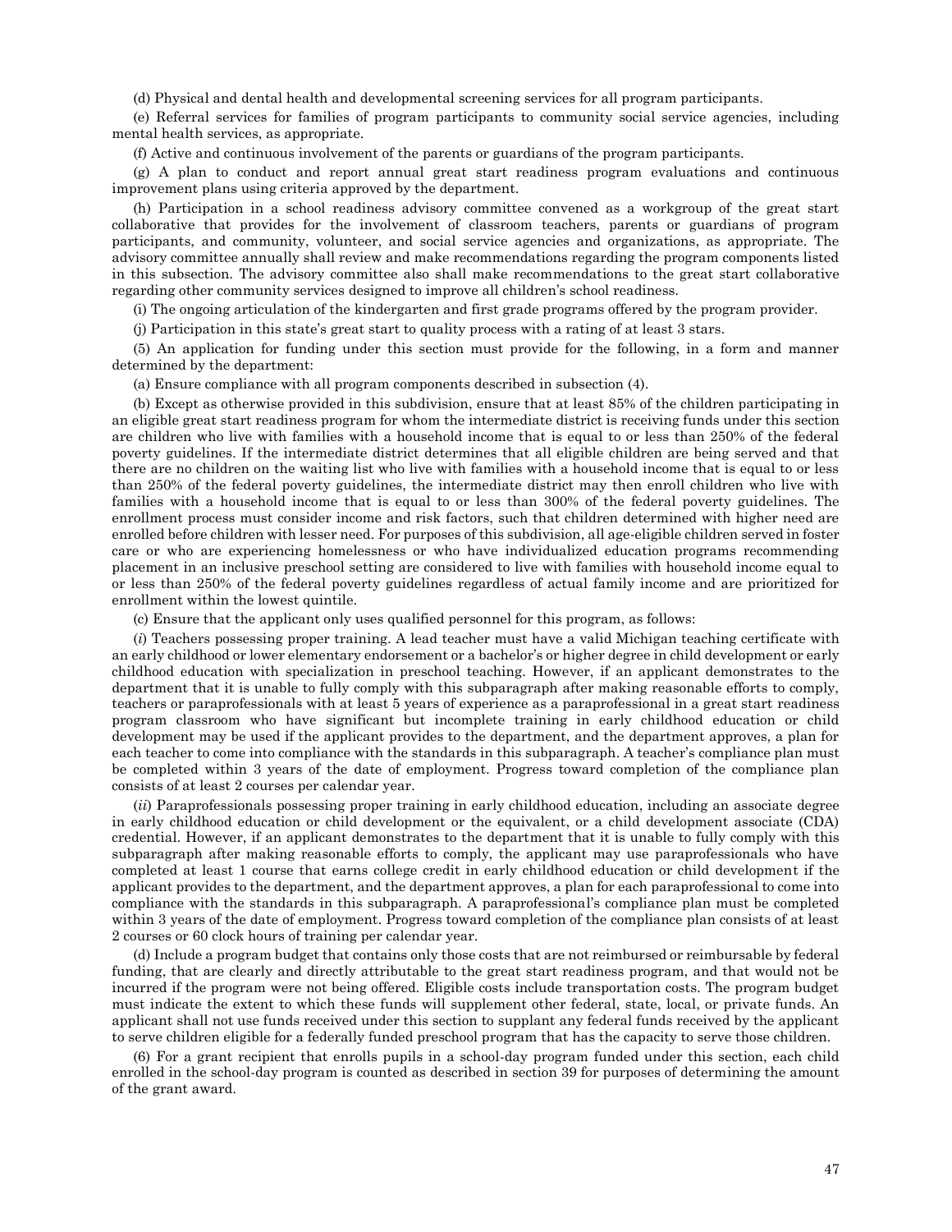(d) Physical and dental health and developmental screening services for all program participants.

(e) Referral services for families of program participants to community social service agencies, including mental health services, as appropriate.

(f) Active and continuous involvement of the parents or guardians of the program participants.

(g) A plan to conduct and report annual great start readiness program evaluations and continuous improvement plans using criteria approved by the department.

(h) Participation in a school readiness advisory committee convened as a workgroup of the great start collaborative that provides for the involvement of classroom teachers, parents or guardians of program participants, and community, volunteer, and social service agencies and organizations, as appropriate. The advisory committee annually shall review and make recommendations regarding the program components listed in this subsection. The advisory committee also shall make recommendations to the great start collaborative regarding other community services designed to improve all children's school readiness.

(i) The ongoing articulation of the kindergarten and first grade programs offered by the program provider.

(j) Participation in this state's great start to quality process with a rating of at least 3 stars.

(5) An application for funding under this section must provide for the following, in a form and manner determined by the department:

(a) Ensure compliance with all program components described in subsection (4).

(b) Except as otherwise provided in this subdivision, ensure that at least 85% of the children participating in an eligible great start readiness program for whom the intermediate district is receiving funds under this section are children who live with families with a household income that is equal to or less than 250% of the federal poverty guidelines. If the intermediate district determines that all eligible children are being served and that there are no children on the waiting list who live with families with a household income that is equal to or less than 250% of the federal poverty guidelines, the intermediate district may then enroll children who live with families with a household income that is equal to or less than 300% of the federal poverty guidelines. The enrollment process must consider income and risk factors, such that children determined with higher need are enrolled before children with lesser need. For purposes of this subdivision, all age-eligible children served in foster care or who are experiencing homelessness or who have individualized education programs recommending placement in an inclusive preschool setting are considered to live with families with household income equal to or less than 250% of the federal poverty guidelines regardless of actual family income and are prioritized for enrollment within the lowest quintile.

(c) Ensure that the applicant only uses qualified personnel for this program, as follows:

(*i*) Teachers possessing proper training. A lead teacher must have a valid Michigan teaching certificate with an early childhood or lower elementary endorsement or a bachelor's or higher degree in child development or early childhood education with specialization in preschool teaching. However, if an applicant demonstrates to the department that it is unable to fully comply with this subparagraph after making reasonable efforts to comply, teachers or paraprofessionals with at least 5 years of experience as a paraprofessional in a great start readiness program classroom who have significant but incomplete training in early childhood education or child development may be used if the applicant provides to the department, and the department approves, a plan for each teacher to come into compliance with the standards in this subparagraph. A teacher's compliance plan must be completed within 3 years of the date of employment. Progress toward completion of the compliance plan consists of at least 2 courses per calendar year.

(*ii*) Paraprofessionals possessing proper training in early childhood education, including an associate degree in early childhood education or child development or the equivalent, or a child development associate (CDA) credential. However, if an applicant demonstrates to the department that it is unable to fully comply with this subparagraph after making reasonable efforts to comply, the applicant may use paraprofessionals who have completed at least 1 course that earns college credit in early childhood education or child development if the applicant provides to the department, and the department approves, a plan for each paraprofessional to come into compliance with the standards in this subparagraph. A paraprofessional's compliance plan must be completed within 3 years of the date of employment. Progress toward completion of the compliance plan consists of at least 2 courses or 60 clock hours of training per calendar year.

(d) Include a program budget that contains only those costs that are not reimbursed or reimbursable by federal funding, that are clearly and directly attributable to the great start readiness program, and that would not be incurred if the program were not being offered. Eligible costs include transportation costs. The program budget must indicate the extent to which these funds will supplement other federal, state, local, or private funds. An applicant shall not use funds received under this section to supplant any federal funds received by the applicant to serve children eligible for a federally funded preschool program that has the capacity to serve those children.

(6) For a grant recipient that enrolls pupils in a school-day program funded under this section, each child enrolled in the school-day program is counted as described in section 39 for purposes of determining the amount of the grant award.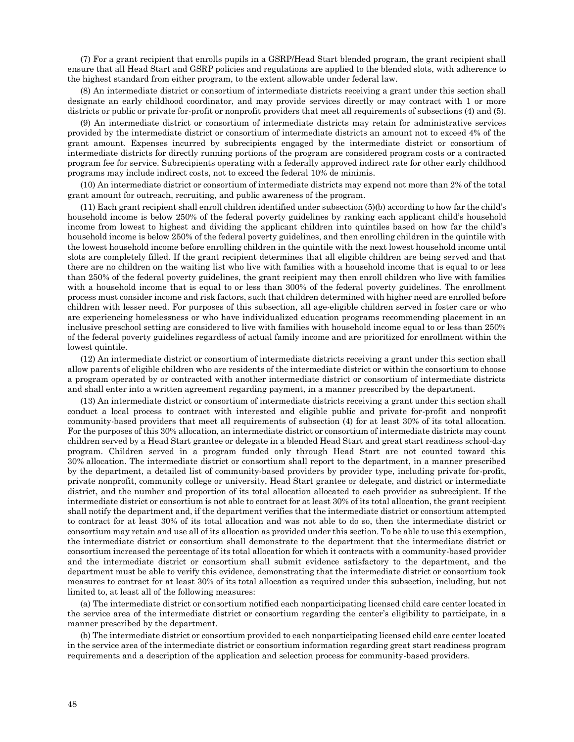(7) For a grant recipient that enrolls pupils in a GSRP/Head Start blended program, the grant recipient shall ensure that all Head Start and GSRP policies and regulations are applied to the blended slots, with adherence to the highest standard from either program, to the extent allowable under federal law.

(8) An intermediate district or consortium of intermediate districts receiving a grant under this section shall designate an early childhood coordinator, and may provide services directly or may contract with 1 or more districts or public or private for-profit or nonprofit providers that meet all requirements of subsections (4) and (5).

(9) An intermediate district or consortium of intermediate districts may retain for administrative services provided by the intermediate district or consortium of intermediate districts an amount not to exceed 4% of the grant amount. Expenses incurred by subrecipients engaged by the intermediate district or consortium of intermediate districts for directly running portions of the program are considered program costs or a contracted program fee for service. Subrecipients operating with a federally approved indirect rate for other early childhood programs may include indirect costs, not to exceed the federal 10% de minimis.

(10) An intermediate district or consortium of intermediate districts may expend not more than 2% of the total grant amount for outreach, recruiting, and public awareness of the program.

(11) Each grant recipient shall enroll children identified under subsection (5)(b) according to how far the child's household income is below 250% of the federal poverty guidelines by ranking each applicant child's household income from lowest to highest and dividing the applicant children into quintiles based on how far the child's household income is below 250% of the federal poverty guidelines, and then enrolling children in the quintile with the lowest household income before enrolling children in the quintile with the next lowest household income until slots are completely filled. If the grant recipient determines that all eligible children are being served and that there are no children on the waiting list who live with families with a household income that is equal to or less than 250% of the federal poverty guidelines, the grant recipient may then enroll children who live with families with a household income that is equal to or less than 300% of the federal poverty guidelines. The enrollment process must consider income and risk factors, such that children determined with higher need are enrolled before children with lesser need. For purposes of this subsection, all age-eligible children served in foster care or who are experiencing homelessness or who have individualized education programs recommending placement in an inclusive preschool setting are considered to live with families with household income equal to or less than 250% of the federal poverty guidelines regardless of actual family income and are prioritized for enrollment within the lowest quintile.

(12) An intermediate district or consortium of intermediate districts receiving a grant under this section shall allow parents of eligible children who are residents of the intermediate district or within the consortium to choose a program operated by or contracted with another intermediate district or consortium of intermediate districts and shall enter into a written agreement regarding payment, in a manner prescribed by the department.

(13) An intermediate district or consortium of intermediate districts receiving a grant under this section shall conduct a local process to contract with interested and eligible public and private for-profit and nonprofit community-based providers that meet all requirements of subsection (4) for at least 30% of its total allocation. For the purposes of this 30% allocation, an intermediate district or consortium of intermediate districts may count children served by a Head Start grantee or delegate in a blended Head Start and great start readiness school-day program. Children served in a program funded only through Head Start are not counted toward this 30% allocation. The intermediate district or consortium shall report to the department, in a manner prescribed by the department, a detailed list of community-based providers by provider type, including private for-profit, private nonprofit, community college or university, Head Start grantee or delegate, and district or intermediate district, and the number and proportion of its total allocation allocated to each provider as subrecipient. If the intermediate district or consortium is not able to contract for at least 30% of its total allocation, the grant recipient shall notify the department and, if the department verifies that the intermediate district or consortium attempted to contract for at least 30% of its total allocation and was not able to do so, then the intermediate district or consortium may retain and use all of its allocation as provided under this section. To be able to use this exemption, the intermediate district or consortium shall demonstrate to the department that the intermediate district or consortium increased the percentage of its total allocation for which it contracts with a community-based provider and the intermediate district or consortium shall submit evidence satisfactory to the department, and the department must be able to verify this evidence, demonstrating that the intermediate district or consortium took measures to contract for at least 30% of its total allocation as required under this subsection, including, but not limited to, at least all of the following measures:

(a) The intermediate district or consortium notified each nonparticipating licensed child care center located in the service area of the intermediate district or consortium regarding the center's eligibility to participate, in a manner prescribed by the department.

(b) The intermediate district or consortium provided to each nonparticipating licensed child care center located in the service area of the intermediate district or consortium information regarding great start readiness program requirements and a description of the application and selection process for community-based providers.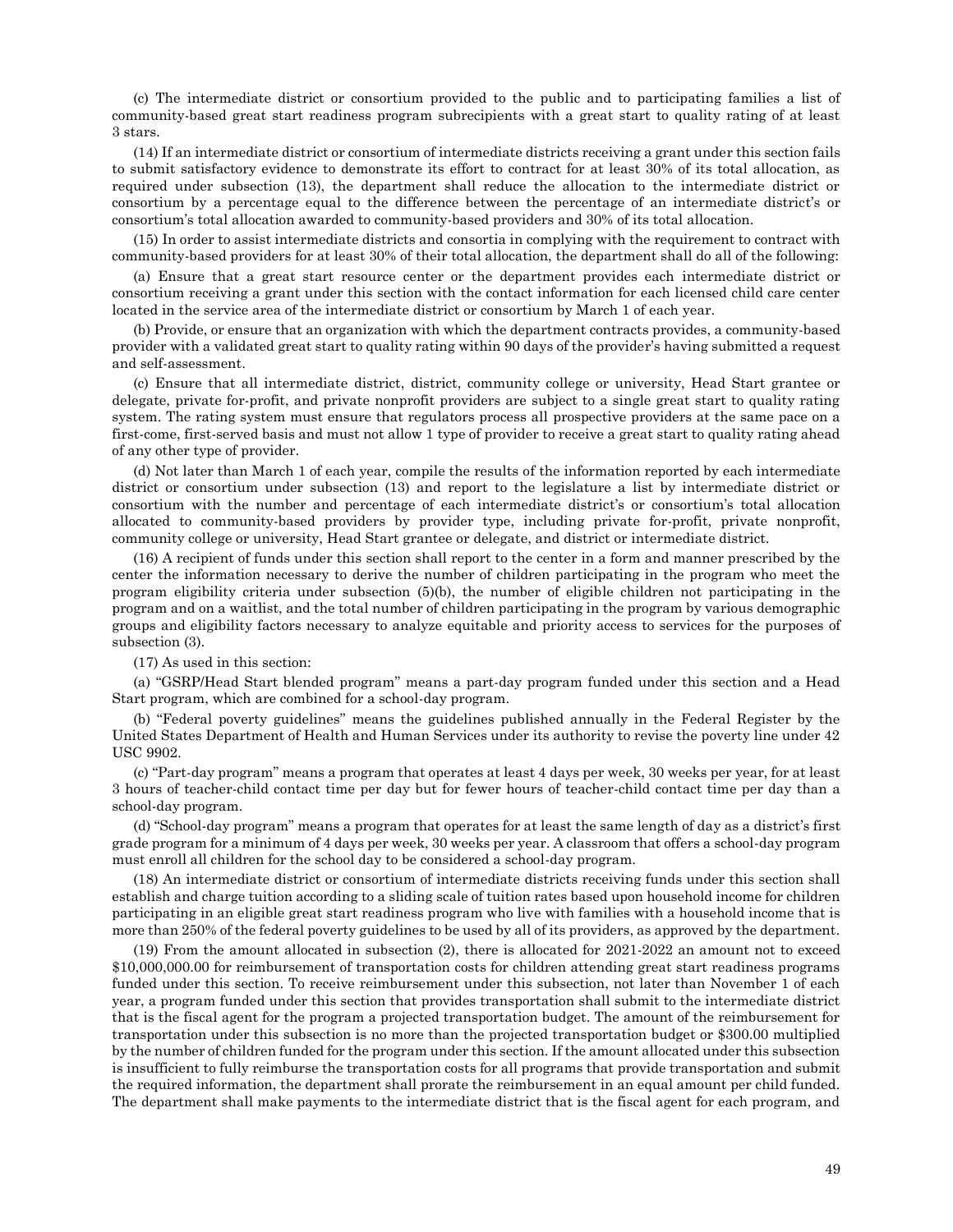(c) The intermediate district or consortium provided to the public and to participating families a list of community-based great start readiness program subrecipients with a great start to quality rating of at least 3 stars.

(14) If an intermediate district or consortium of intermediate districts receiving a grant under this section fails to submit satisfactory evidence to demonstrate its effort to contract for at least 30% of its total allocation, as required under subsection (13), the department shall reduce the allocation to the intermediate district or consortium by a percentage equal to the difference between the percentage of an intermediate district's or consortium's total allocation awarded to community-based providers and 30% of its total allocation.

(15) In order to assist intermediate districts and consortia in complying with the requirement to contract with community-based providers for at least 30% of their total allocation, the department shall do all of the following:

(a) Ensure that a great start resource center or the department provides each intermediate district or consortium receiving a grant under this section with the contact information for each licensed child care center located in the service area of the intermediate district or consortium by March 1 of each year.

(b) Provide, or ensure that an organization with which the department contracts provides, a community-based provider with a validated great start to quality rating within 90 days of the provider's having submitted a request and self-assessment.

(c) Ensure that all intermediate district, district, community college or university, Head Start grantee or delegate, private for-profit, and private nonprofit providers are subject to a single great start to quality rating system. The rating system must ensure that regulators process all prospective providers at the same pace on a first-come, first-served basis and must not allow 1 type of provider to receive a great start to quality rating ahead of any other type of provider.

(d) Not later than March 1 of each year, compile the results of the information reported by each intermediate district or consortium under subsection (13) and report to the legislature a list by intermediate district or consortium with the number and percentage of each intermediate district's or consortium's total allocation allocated to community-based providers by provider type, including private for-profit, private nonprofit, community college or university, Head Start grantee or delegate, and district or intermediate district.

(16) A recipient of funds under this section shall report to the center in a form and manner prescribed by the center the information necessary to derive the number of children participating in the program who meet the program eligibility criteria under subsection (5)(b), the number of eligible children not participating in the program and on a waitlist, and the total number of children participating in the program by various demographic groups and eligibility factors necessary to analyze equitable and priority access to services for the purposes of subsection (3).

(17) As used in this section:

(a) "GSRP/Head Start blended program" means a part-day program funded under this section and a Head Start program, which are combined for a school-day program.

(b) "Federal poverty guidelines" means the guidelines published annually in the Federal Register by the United States Department of Health and Human Services under its authority to revise the poverty line under 42 USC 9902.

(c) "Part-day program" means a program that operates at least 4 days per week, 30 weeks per year, for at least 3 hours of teacher-child contact time per day but for fewer hours of teacher-child contact time per day than a school-day program.

(d) "School-day program" means a program that operates for at least the same length of day as a district's first grade program for a minimum of 4 days per week, 30 weeks per year. A classroom that offers a school-day program must enroll all children for the school day to be considered a school-day program.

(18) An intermediate district or consortium of intermediate districts receiving funds under this section shall establish and charge tuition according to a sliding scale of tuition rates based upon household income for children participating in an eligible great start readiness program who live with families with a household income that is more than 250% of the federal poverty guidelines to be used by all of its providers, as approved by the department.

(19) From the amount allocated in subsection (2), there is allocated for 2021-2022 an amount not to exceed $10,000,000.00 for reimbursement of transportation costs for children attending great start readiness programs funded under this section. To receive reimbursement under this subsection, not later than November 1 of each year, a program funded under this section that provides transportation shall submit to the intermediate district that is the fiscal agent for the program a projected transportation budget. The amount of the reimbursement for transportation under this subsection is no more than the projected transportation budget or $300.00 multiplied by the number of children funded for the program under this section. If the amount allocated under this subsection is insufficient to fully reimburse the transportation costs for all programs that provide transportation and submit the required information, the department shall prorate the reimbursement in an equal amount per child funded. The department shall make payments to the intermediate district that is the fiscal agent for each program, and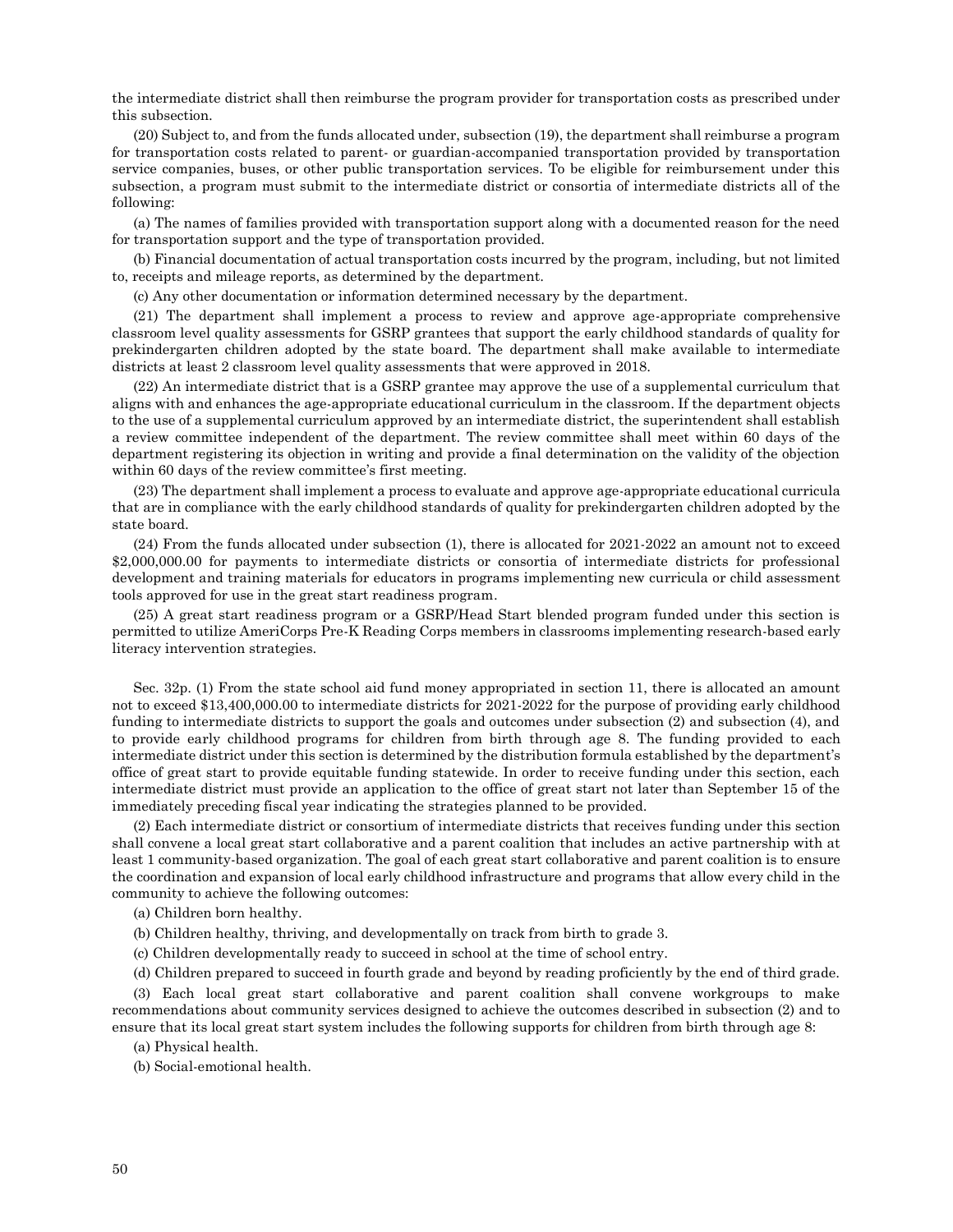the intermediate district shall then reimburse the program provider for transportation costs as prescribed under this subsection.

(20) Subject to, and from the funds allocated under, subsection (19), the department shall reimburse a program for transportation costs related to parent- or guardian-accompanied transportation provided by transportation service companies, buses, or other public transportation services. To be eligible for reimbursement under this subsection, a program must submit to the intermediate district or consortia of intermediate districts all of the following:

(a) The names of families provided with transportation support along with a documented reason for the need for transportation support and the type of transportation provided.

(b) Financial documentation of actual transportation costs incurred by the program, including, but not limited to, receipts and mileage reports, as determined by the department.

(c) Any other documentation or information determined necessary by the department.

(21) The department shall implement a process to review and approve age-appropriate comprehensive classroom level quality assessments for GSRP grantees that support the early childhood standards of quality for prekindergarten children adopted by the state board. The department shall make available to intermediate districts at least 2 classroom level quality assessments that were approved in 2018.

(22) An intermediate district that is a GSRP grantee may approve the use of a supplemental curriculum that aligns with and enhances the age-appropriate educational curriculum in the classroom. If the department objects to the use of a supplemental curriculum approved by an intermediate district, the superintendent shall establish a review committee independent of the department. The review committee shall meet within 60 days of the department registering its objection in writing and provide a final determination on the validity of the objection within 60 days of the review committee's first meeting.

(23) The department shall implement a process to evaluate and approve age-appropriate educational curricula that are in compliance with the early childhood standards of quality for prekindergarten children adopted by the state board.

(24) From the funds allocated under subsection (1), there is allocated for 2021-2022 an amount not to exceed \$2,000,000.00 for payments to intermediate districts or consortia of intermediate districts for professional development and training materials for educators in programs implementing new curricula or child assessment tools approved for use in the great start readiness program.

(25) A great start readiness program or a GSRP/Head Start blended program funded under this section is permitted to utilize AmeriCorps Pre-K Reading Corps members in classrooms implementing research-based early literacy intervention strategies.

Sec. 32p. (1) From the state school aid fund money appropriated in section 11, there is allocated an amount not to exceed \$13,400,000.00 to intermediate districts for 2021-2022 for the purpose of providing early childhood funding to intermediate districts to support the goals and outcomes under subsection (2) and subsection (4), and to provide early childhood programs for children from birth through age 8. The funding provided to each intermediate district under this section is determined by the distribution formula established by the department's office of great start to provide equitable funding statewide. In order to receive funding under this section, each intermediate district must provide an application to the office of great start not later than September 15 of the immediately preceding fiscal year indicating the strategies planned to be provided.

(2) Each intermediate district or consortium of intermediate districts that receives funding under this section shall convene a local great start collaborative and a parent coalition that includes an active partnership with at least 1 community-based organization. The goal of each great start collaborative and parent coalition is to ensure the coordination and expansion of local early childhood infrastructure and programs that allow every child in the community to achieve the following outcomes:

(a) Children born healthy.

(b) Children healthy, thriving, and developmentally on track from birth to grade 3.

(c) Children developmentally ready to succeed in school at the time of school entry.

(d) Children prepared to succeed in fourth grade and beyond by reading proficiently by the end of third grade.

(3) Each local great start collaborative and parent coalition shall convene workgroups to make recommendations about community services designed to achieve the outcomes described in subsection (2) and to ensure that its local great start system includes the following supports for children from birth through age 8:

(a) Physical health.

(b) Social-emotional health.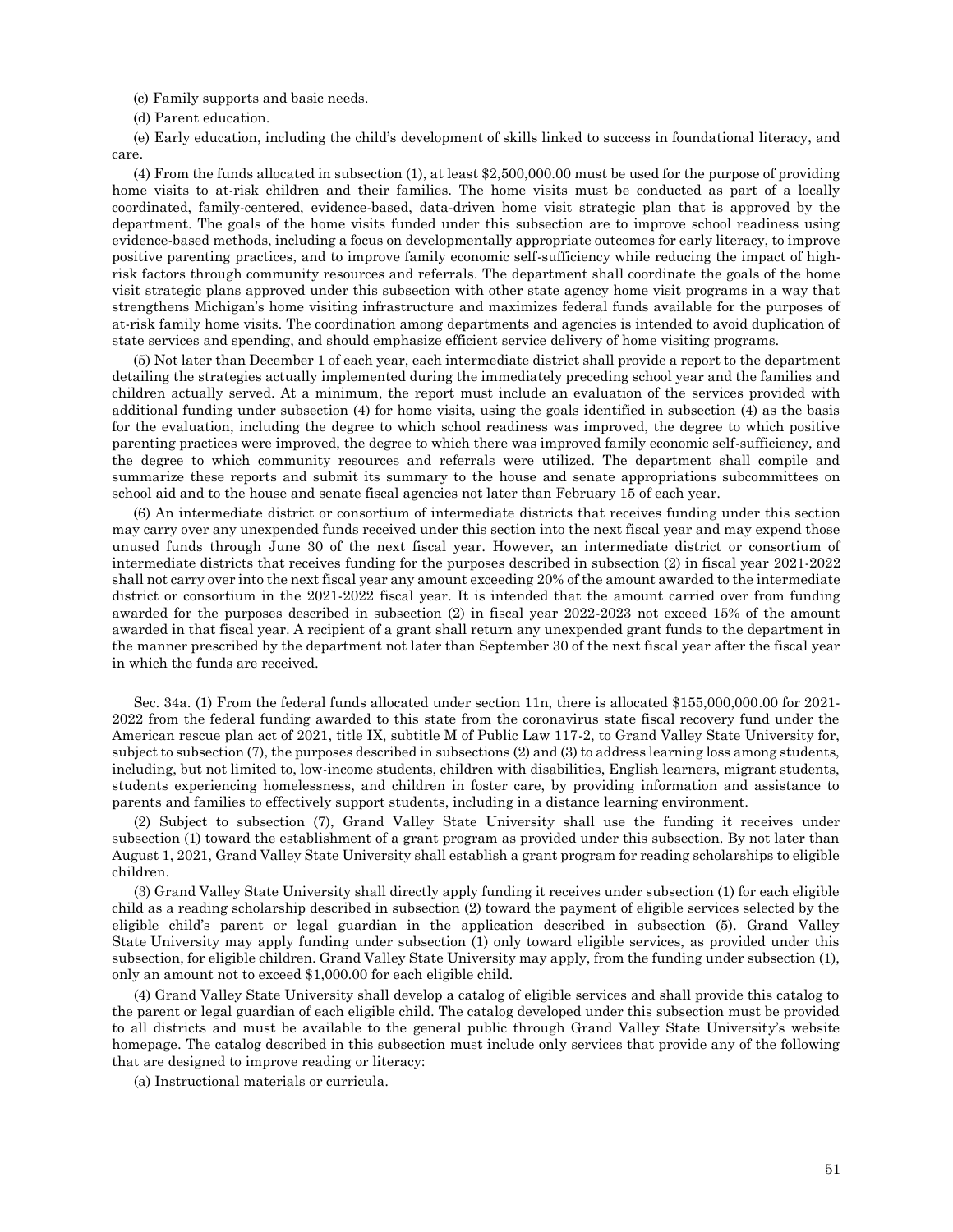(c) Family supports and basic needs.

(d) Parent education.

(e) Early education, including the child's development of skills linked to success in foundational literacy, and care.

(4) From the funds allocated in subsection (1), at least $2,500,000.00 must be used for the purpose of providing home visits to at-risk children and their families. The home visits must be conducted as part of a locally coordinated, family-centered, evidence-based, data-driven home visit strategic plan that is approved by the department. The goals of the home visits funded under this subsection are to improve school readiness using evidence-based methods, including a focus on developmentally appropriate outcomes for early literacy, to improve positive parenting practices, and to improve family economic self-sufficiency while reducing the impact of high-risk factors through community resources and referrals. The department shall coordinate the goals of the home visit strategic plans approved under this subsection with other state agency home visit programs in a way that strengthens Michigan's home visiting infrastructure and maximizes federal funds available for the purposes of at-risk family home visits. The coordination among departments and agencies is intended to avoid duplication of state services and spending, and should emphasize efficient service delivery of home visiting programs.

(5) Not later than December 1 of each year, each intermediate district shall provide a report to the department detailing the strategies actually implemented during the immediately preceding school year and the families and children actually served. At a minimum, the report must include an evaluation of the services provided with additional funding under subsection (4) for home visits, using the goals identified in subsection (4) as the basis for the evaluation, including the degree to which school readiness was improved, the degree to which positive parenting practices were improved, the degree to which there was improved family economic self-sufficiency, and the degree to which community resources and referrals were utilized. The department shall compile and summarize these reports and submit its summary to the house and senate appropriations subcommittees on school aid and to the house and senate fiscal agencies not later than February 15 of each year.

(6) An intermediate district or consortium of intermediate districts that receives funding under this section may carry over any unexpended funds received under this section into the next fiscal year and may expend those unused funds through June 30 of the next fiscal year. However, an intermediate district or consortium of intermediate districts that receives funding for the purposes described in subsection (2) in fiscal year 2021-2022 shall not carry over into the next fiscal year any amount exceeding 20% of the amount awarded to the intermediate district or consortium in the 2021-2022 fiscal year. It is intended that the amount carried over from funding awarded for the purposes described in subsection (2) in fiscal year 2022-2023 not exceed 15% of the amount awarded in that fiscal year. A recipient of a grant shall return any unexpended grant funds to the department in the manner prescribed by the department not later than September 30 of the next fiscal year after the fiscal year in which the funds are received.

Sec. 34a. (1) From the federal funds allocated under section 11n, there is allocated $155,000,000.00 for 2021-2022 from the federal funding awarded to this state from the coronavirus state fiscal recovery fund under the American rescue plan act of 2021, title IX, subtitle M of Public Law 117-2, to Grand Valley State University for, subject to subsection (7), the purposes described in subsections (2) and (3) to address learning loss among students, including, but not limited to, low-income students, children with disabilities, English learners, migrant students, students experiencing homelessness, and children in foster care, by providing information and assistance to parents and families to effectively support students, including in a distance learning environment.

(2) Subject to subsection (7), Grand Valley State University shall use the funding it receives under subsection (1) toward the establishment of a grant program as provided under this subsection. By not later than August 1, 2021, Grand Valley State University shall establish a grant program for reading scholarships to eligible children.

(3) Grand Valley State University shall directly apply funding it receives under subsection (1) for each eligible child as a reading scholarship described in subsection (2) toward the payment of eligible services selected by the eligible child's parent or legal guardian in the application described in subsection (5). Grand Valley State University may apply funding under subsection (1) only toward eligible services, as provided under this subsection, for eligible children. Grand Valley State University may apply, from the funding under subsection (1), only an amount not to exceed $1,000.00 for each eligible child.

(4) Grand Valley State University shall develop a catalog of eligible services and shall provide this catalog to the parent or legal guardian of each eligible child. The catalog developed under this subsection must be provided to all districts and must be available to the general public through Grand Valley State University's website homepage. The catalog described in this subsection must include only services that provide any of the following that are designed to improve reading or literacy:

(a) Instructional materials or curricula.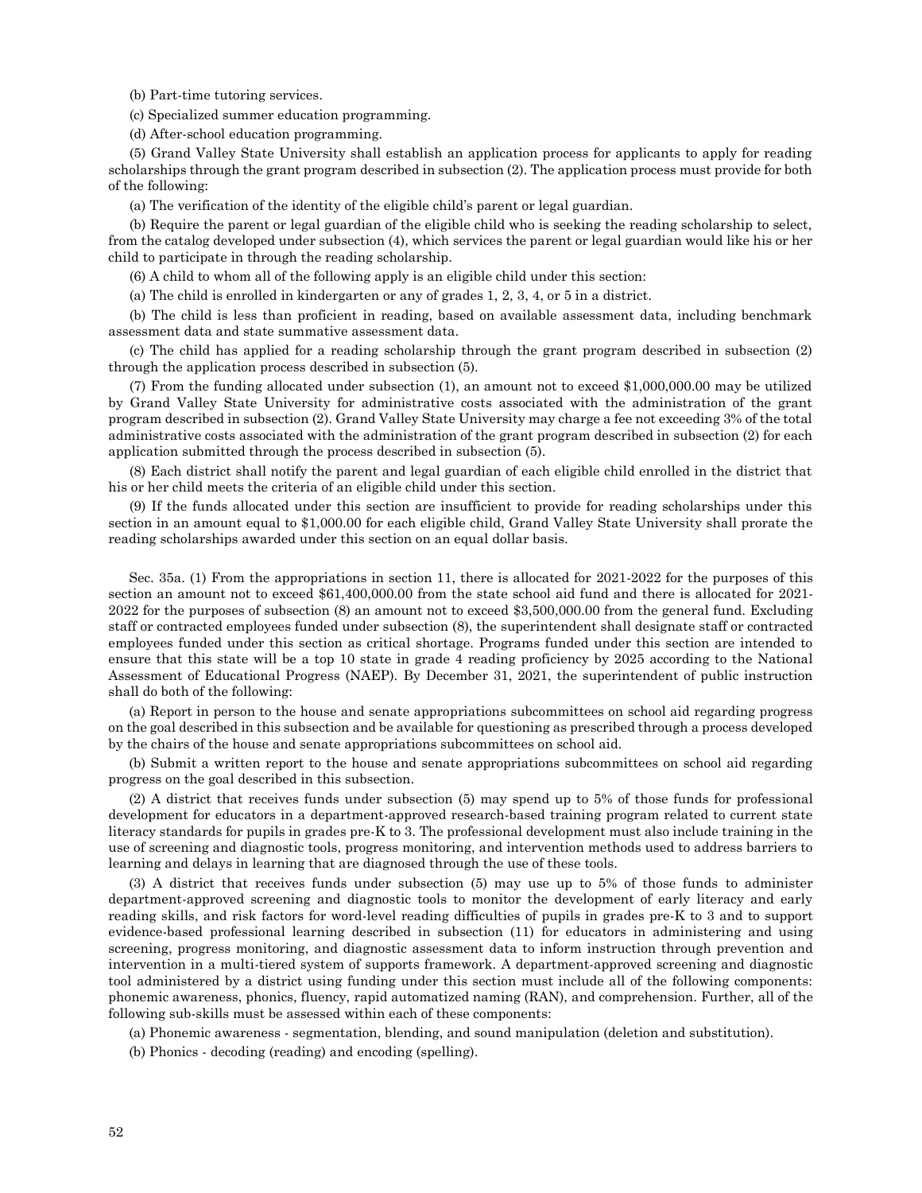(b) Part-time tutoring services.

(c) Specialized summer education programming.

(d) After-school education programming.

(5) Grand Valley State University shall establish an application process for applicants to apply for reading scholarships through the grant program described in subsection (2). The application process must provide for both of the following:

(a) The verification of the identity of the eligible child's parent or legal guardian.

(b) Require the parent or legal guardian of the eligible child who is seeking the reading scholarship to select, from the catalog developed under subsection (4), which services the parent or legal guardian would like his or her child to participate in through the reading scholarship.

(6) A child to whom all of the following apply is an eligible child under this section:

(a) The child is enrolled in kindergarten or any of grades 1, 2, 3, 4, or 5 in a district.

(b) The child is less than proficient in reading, based on available assessment data, including benchmark assessment data and state summative assessment data.

(c) The child has applied for a reading scholarship through the grant program described in subsection (2) through the application process described in subsection (5).

(7) From the funding allocated under subsection (1), an amount not to exceed $1,000,000.00 may be utilized by Grand Valley State University for administrative costs associated with the administration of the grant program described in subsection (2). Grand Valley State University may charge a fee not exceeding 3% of the total administrative costs associated with the administration of the grant program described in subsection (2) for each application submitted through the process described in subsection (5).

(8) Each district shall notify the parent and legal guardian of each eligible child enrolled in the district that his or her child meets the criteria of an eligible child under this section.

(9) If the funds allocated under this section are insufficient to provide for reading scholarships under this section in an amount equal to $1,000.00 for each eligible child, Grand Valley State University shall prorate the reading scholarships awarded under this section on an equal dollar basis.

Sec. 35a. (1) From the appropriations in section 11, there is allocated for 2021-2022 for the purposes of this section an amount not to exceed $61,400,000.00 from the state school aid fund and there is allocated for 2021-2022 for the purposes of subsection (8) an amount not to exceed $3,500,000.00 from the general fund. Excluding staff or contracted employees funded under subsection (8), the superintendent shall designate staff or contracted employees funded under this section as critical shortage. Programs funded under this section are intended to ensure that this state will be a top 10 state in grade 4 reading proficiency by 2025 according to the National Assessment of Educational Progress (NAEP). By December 31, 2021, the superintendent of public instruction shall do both of the following:

(a) Report in person to the house and senate appropriations subcommittees on school aid regarding progress on the goal described in this subsection and be available for questioning as prescribed through a process developed by the chairs of the house and senate appropriations subcommittees on school aid.

(b) Submit a written report to the house and senate appropriations subcommittees on school aid regarding progress on the goal described in this subsection.

(2) A district that receives funds under subsection (5) may spend up to 5% of those funds for professional development for educators in a department-approved research-based training program related to current state literacy standards for pupils in grades pre-K to 3. The professional development must also include training in the use of screening and diagnostic tools, progress monitoring, and intervention methods used to address barriers to learning and delays in learning that are diagnosed through the use of these tools.

(3) A district that receives funds under subsection (5) may use up to 5% of those funds to administer department-approved screening and diagnostic tools to monitor the development of early literacy and early reading skills, and risk factors for word-level reading difficulties of pupils in grades pre-K to 3 and to support evidence-based professional learning described in subsection (11) for educators in administering and using screening, progress monitoring, and diagnostic assessment data to inform instruction through prevention and intervention in a multi-tiered system of supports framework. A department-approved screening and diagnostic tool administered by a district using funding under this section must include all of the following components: phonemic awareness, phonics, fluency, rapid automatized naming (RAN), and comprehension. Further, all of the following sub-skills must be assessed within each of these components:

(a) Phonemic awareness - segmentation, blending, and sound manipulation (deletion and substitution).

(b) Phonics - decoding (reading) and encoding (spelling).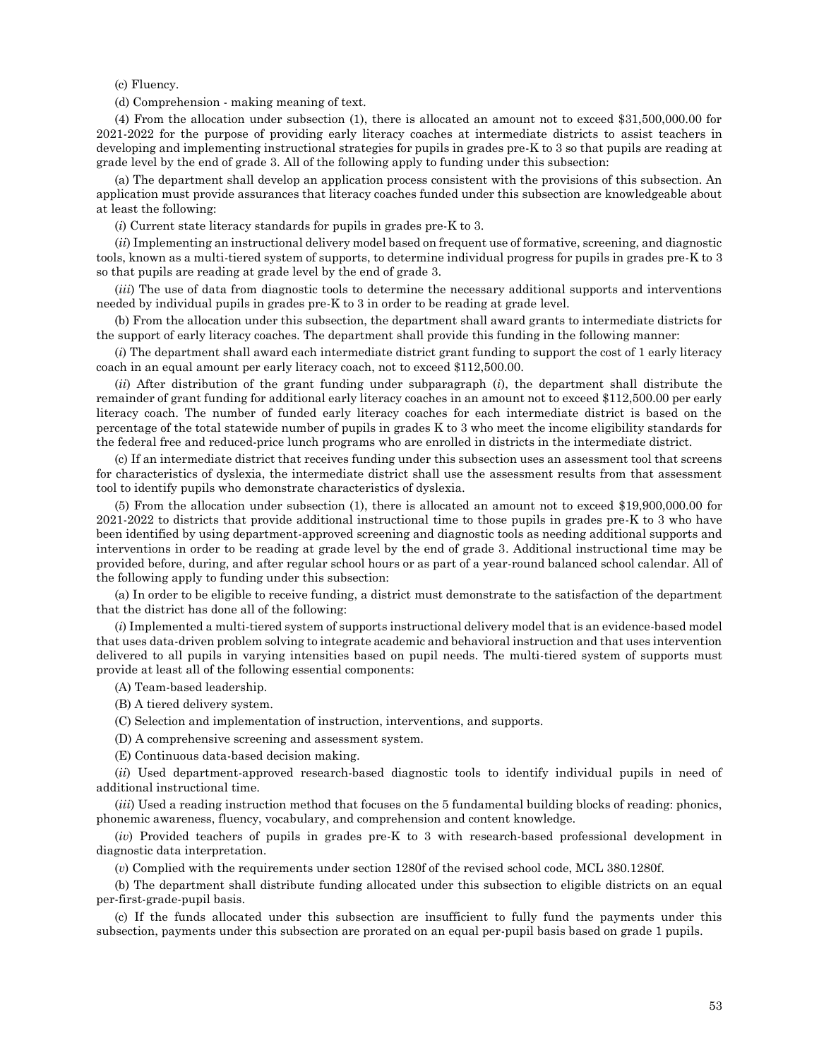(c) Fluency.

(d) Comprehension - making meaning of text.

(4) From the allocation under subsection (1), there is allocated an amount not to exceed $31,500,000.00 for 2021-2022 for the purpose of providing early literacy coaches at intermediate districts to assist teachers in developing and implementing instructional strategies for pupils in grades pre-K to 3 so that pupils are reading at grade level by the end of grade 3. All of the following apply to funding under this subsection:

(a) The department shall develop an application process consistent with the provisions of this subsection. An application must provide assurances that literacy coaches funded under this subsection are knowledgeable about at least the following:

(*i*) Current state literacy standards for pupils in grades pre-K to 3.

(*ii*) Implementing an instructional delivery model based on frequent use of formative, screening, and diagnostic tools, known as a multi-tiered system of supports, to determine individual progress for pupils in grades pre-K to 3 so that pupils are reading at grade level by the end of grade 3.

(*iii*) The use of data from diagnostic tools to determine the necessary additional supports and interventions needed by individual pupils in grades pre-K to 3 in order to be reading at grade level.

(b) From the allocation under this subsection, the department shall award grants to intermediate districts for the support of early literacy coaches. The department shall provide this funding in the following manner:

(*i*) The department shall award each intermediate district grant funding to support the cost of 1 early literacy coach in an equal amount per early literacy coach, not to exceed $112,500.00.

(*ii*) After distribution of the grant funding under subparagraph (*i*), the department shall distribute the remainder of grant funding for additional early literacy coaches in an amount not to exceed $112,500.00 per early literacy coach. The number of funded early literacy coaches for each intermediate district is based on the percentage of the total statewide number of pupils in grades K to 3 who meet the income eligibility standards for the federal free and reduced-price lunch programs who are enrolled in districts in the intermediate district.

(c) If an intermediate district that receives funding under this subsection uses an assessment tool that screens for characteristics of dyslexia, the intermediate district shall use the assessment results from that assessment tool to identify pupils who demonstrate characteristics of dyslexia.

(5) From the allocation under subsection (1), there is allocated an amount not to exceed $19,900,000.00 for 2021-2022 to districts that provide additional instructional time to those pupils in grades pre-K to 3 who have been identified by using department-approved screening and diagnostic tools as needing additional supports and interventions in order to be reading at grade level by the end of grade 3. Additional instructional time may be provided before, during, and after regular school hours or as part of a year-round balanced school calendar. All of the following apply to funding under this subsection:

(a) In order to be eligible to receive funding, a district must demonstrate to the satisfaction of the department that the district has done all of the following:

(*i*) Implemented a multi-tiered system of supports instructional delivery model that is an evidence-based model that uses data-driven problem solving to integrate academic and behavioral instruction and that uses intervention delivered to all pupils in varying intensities based on pupil needs. The multi-tiered system of supports must provide at least all of the following essential components:

(A) Team-based leadership.

(B) A tiered delivery system.

(C) Selection and implementation of instruction, interventions, and supports.

(D) A comprehensive screening and assessment system.

(E) Continuous data-based decision making.

(*ii*) Used department-approved research-based diagnostic tools to identify individual pupils in need of additional instructional time.

(*iii*) Used a reading instruction method that focuses on the 5 fundamental building blocks of reading: phonics, phonemic awareness, fluency, vocabulary, and comprehension and content knowledge.

(*iv*) Provided teachers of pupils in grades pre-K to 3 with research-based professional development in diagnostic data interpretation.

(*v*) Complied with the requirements under section 1280f of the revised school code, MCL 380.1280f.

(b) The department shall distribute funding allocated under this subsection to eligible districts on an equal per-first-grade-pupil basis.

(c) If the funds allocated under this subsection are insufficient to fully fund the payments under this subsection, payments under this subsection are prorated on an equal per-pupil basis based on grade 1 pupils.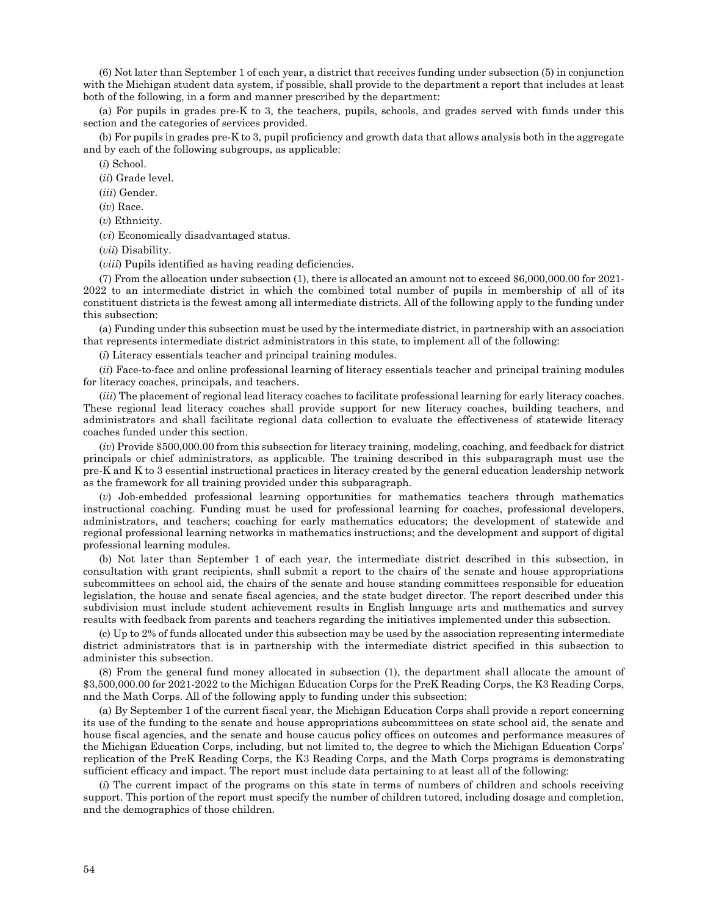(6) Not later than September 1 of each year, a district that receives funding under subsection (5) in conjunction with the Michigan student data system, if possible, shall provide to the department a report that includes at least both of the following, in a form and manner prescribed by the department:

(a) For pupils in grades pre-K to 3, the teachers, pupils, schools, and grades served with funds under this section and the categories of services provided.

(b) For pupils in grades pre-K to 3, pupil proficiency and growth data that allows analysis both in the aggregate and by each of the following subgroups, as applicable:

(*i*) School.

(*ii*) Grade level.

(*iii*) Gender.

(*iv*) Race.

(*v*) Ethnicity.

(*vi*) Economically disadvantaged status.

(*vii*) Disability.

(*viii*) Pupils identified as having reading deficiencies.

(7) From the allocation under subsection (1), there is allocated an amount not to exceed $6,000,000.00 for 2021-2022 to an intermediate district in which the combined total number of pupils in membership of all of its constituent districts is the fewest among all intermediate districts. All of the following apply to the funding under this subsection:

(a) Funding under this subsection must be used by the intermediate district, in partnership with an association that represents intermediate district administrators in this state, to implement all of the following:

(*i*) Literacy essentials teacher and principal training modules.

(*ii*) Face-to-face and online professional learning of literacy essentials teacher and principal training modules for literacy coaches, principals, and teachers.

(*iii*) The placement of regional lead literacy coaches to facilitate professional learning for early literacy coaches. These regional lead literacy coaches shall provide support for new literacy coaches, building teachers, and administrators and shall facilitate regional data collection to evaluate the effectiveness of statewide literacy coaches funded under this section.

(*iv*) Provide $500,000.00 from this subsection for literacy training, modeling, coaching, and feedback for district principals or chief administrators, as applicable. The training described in this subparagraph must use the pre-K and K to 3 essential instructional practices in literacy created by the general education leadership network as the framework for all training provided under this subparagraph.

(*v*) Job-embedded professional learning opportunities for mathematics teachers through mathematics instructional coaching. Funding must be used for professional learning for coaches, professional developers, administrators, and teachers; coaching for early mathematics educators; the development of statewide and regional professional learning networks in mathematics instructions; and the development and support of digital professional learning modules.

(b) Not later than September 1 of each year, the intermediate district described in this subsection, in consultation with grant recipients, shall submit a report to the chairs of the senate and house appropriations subcommittees on school aid, the chairs of the senate and house standing committees responsible for education legislation, the house and senate fiscal agencies, and the state budget director. The report described under this subdivision must include student achievement results in English language arts and mathematics and survey results with feedback from parents and teachers regarding the initiatives implemented under this subsection.

(c) Up to 2% of funds allocated under this subsection may be used by the association representing intermediate district administrators that is in partnership with the intermediate district specified in this subsection to administer this subsection.

(8) From the general fund money allocated in subsection (1), the department shall allocate the amount of $3,500,000.00 for 2021-2022 to the Michigan Education Corps for the PreK Reading Corps, the K3 Reading Corps, and the Math Corps. All of the following apply to funding under this subsection:

(a) By September 1 of the current fiscal year, the Michigan Education Corps shall provide a report concerning its use of the funding to the senate and house appropriations subcommittees on state school aid, the senate and house fiscal agencies, and the senate and house caucus policy offices on outcomes and performance measures of the Michigan Education Corps, including, but not limited to, the degree to which the Michigan Education Corps' replication of the PreK Reading Corps, the K3 Reading Corps, and the Math Corps programs is demonstrating sufficient efficacy and impact. The report must include data pertaining to at least all of the following:

(*i*) The current impact of the programs on this state in terms of numbers of children and schools receiving support. This portion of the report must specify the number of children tutored, including dosage and completion, and the demographics of those children.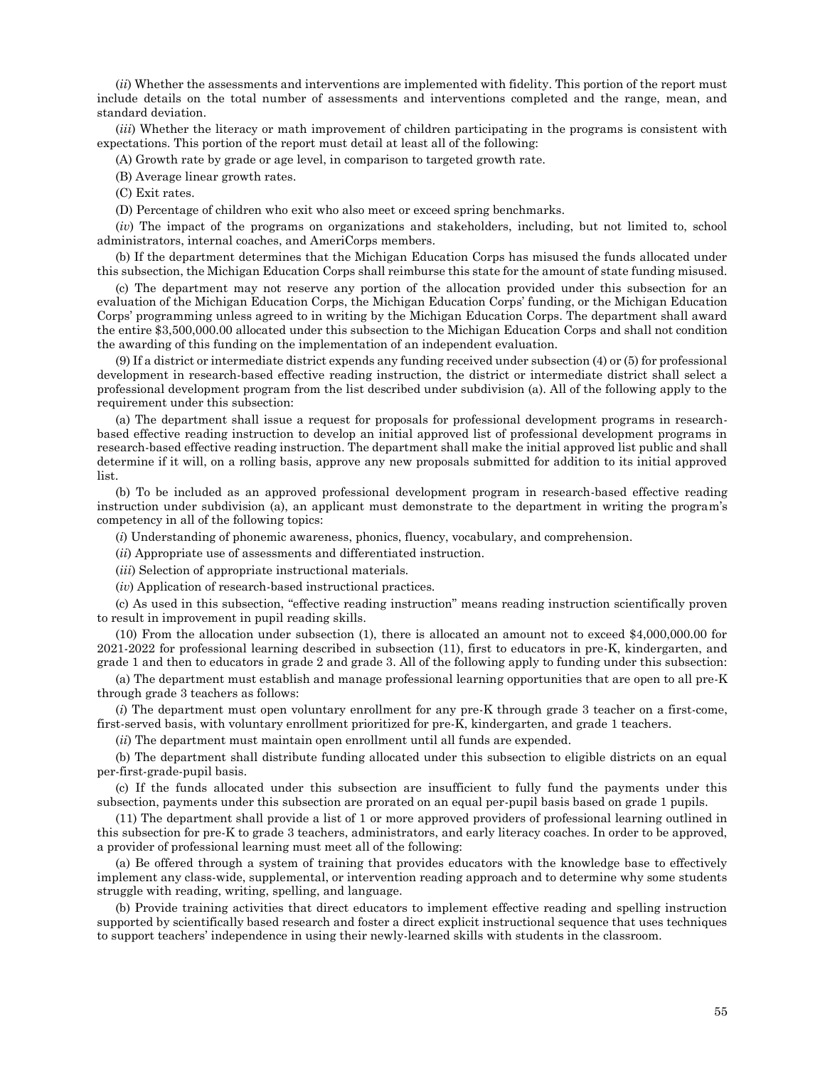(*ii*) Whether the assessments and interventions are implemented with fidelity. This portion of the report must include details on the total number of assessments and interventions completed and the range, mean, and standard deviation.

(*iii*) Whether the literacy or math improvement of children participating in the programs is consistent with expectations. This portion of the report must detail at least all of the following:

(A) Growth rate by grade or age level, in comparison to targeted growth rate.

(B) Average linear growth rates.

(C) Exit rates.

(D) Percentage of children who exit who also meet or exceed spring benchmarks.

(*iv*) The impact of the programs on organizations and stakeholders, including, but not limited to, school administrators, internal coaches, and AmeriCorps members.

(b) If the department determines that the Michigan Education Corps has misused the funds allocated under this subsection, the Michigan Education Corps shall reimburse this state for the amount of state funding misused.

(c) The department may not reserve any portion of the allocation provided under this subsection for an evaluation of the Michigan Education Corps, the Michigan Education Corps' funding, or the Michigan Education Corps' programming unless agreed to in writing by the Michigan Education Corps. The department shall award the entire $3,500,000.00 allocated under this subsection to the Michigan Education Corps and shall not condition the awarding of this funding on the implementation of an independent evaluation.

(9) If a district or intermediate district expends any funding received under subsection (4) or (5) for professional development in research-based effective reading instruction, the district or intermediate district shall select a professional development program from the list described under subdivision (a). All of the following apply to the requirement under this subsection:

(a) The department shall issue a request for proposals for professional development programs in research-based effective reading instruction to develop an initial approved list of professional development programs in research-based effective reading instruction. The department shall make the initial approved list public and shall determine if it will, on a rolling basis, approve any new proposals submitted for addition to its initial approved list.

(b) To be included as an approved professional development program in research-based effective reading instruction under subdivision (a), an applicant must demonstrate to the department in writing the program's competency in all of the following topics:

(*i*) Understanding of phonemic awareness, phonics, fluency, vocabulary, and comprehension.

(*ii*) Appropriate use of assessments and differentiated instruction.

(*iii*) Selection of appropriate instructional materials.

(*iv*) Application of research-based instructional practices.

(c) As used in this subsection, "effective reading instruction" means reading instruction scientifically proven to result in improvement in pupil reading skills.

(10) From the allocation under subsection (1), there is allocated an amount not to exceed $4,000,000.00 for 2021-2022 for professional learning described in subsection (11), first to educators in pre-K, kindergarten, and grade 1 and then to educators in grade 2 and grade 3. All of the following apply to funding under this subsection:

(a) The department must establish and manage professional learning opportunities that are open to all pre-K through grade 3 teachers as follows:

(*i*) The department must open voluntary enrollment for any pre-K through grade 3 teacher on a first-come, first-served basis, with voluntary enrollment prioritized for pre-K, kindergarten, and grade 1 teachers.

(*ii*) The department must maintain open enrollment until all funds are expended.

(b) The department shall distribute funding allocated under this subsection to eligible districts on an equal per-first-grade-pupil basis.

(c) If the funds allocated under this subsection are insufficient to fully fund the payments under this subsection, payments under this subsection are prorated on an equal per-pupil basis based on grade 1 pupils.

(11) The department shall provide a list of 1 or more approved providers of professional learning outlined in this subsection for pre-K to grade 3 teachers, administrators, and early literacy coaches. In order to be approved, a provider of professional learning must meet all of the following:

(a) Be offered through a system of training that provides educators with the knowledge base to effectively implement any class-wide, supplemental, or intervention reading approach and to determine why some students struggle with reading, writing, spelling, and language.

(b) Provide training activities that direct educators to implement effective reading and spelling instruction supported by scientifically based research and foster a direct explicit instructional sequence that uses techniques to support teachers' independence in using their newly-learned skills with students in the classroom.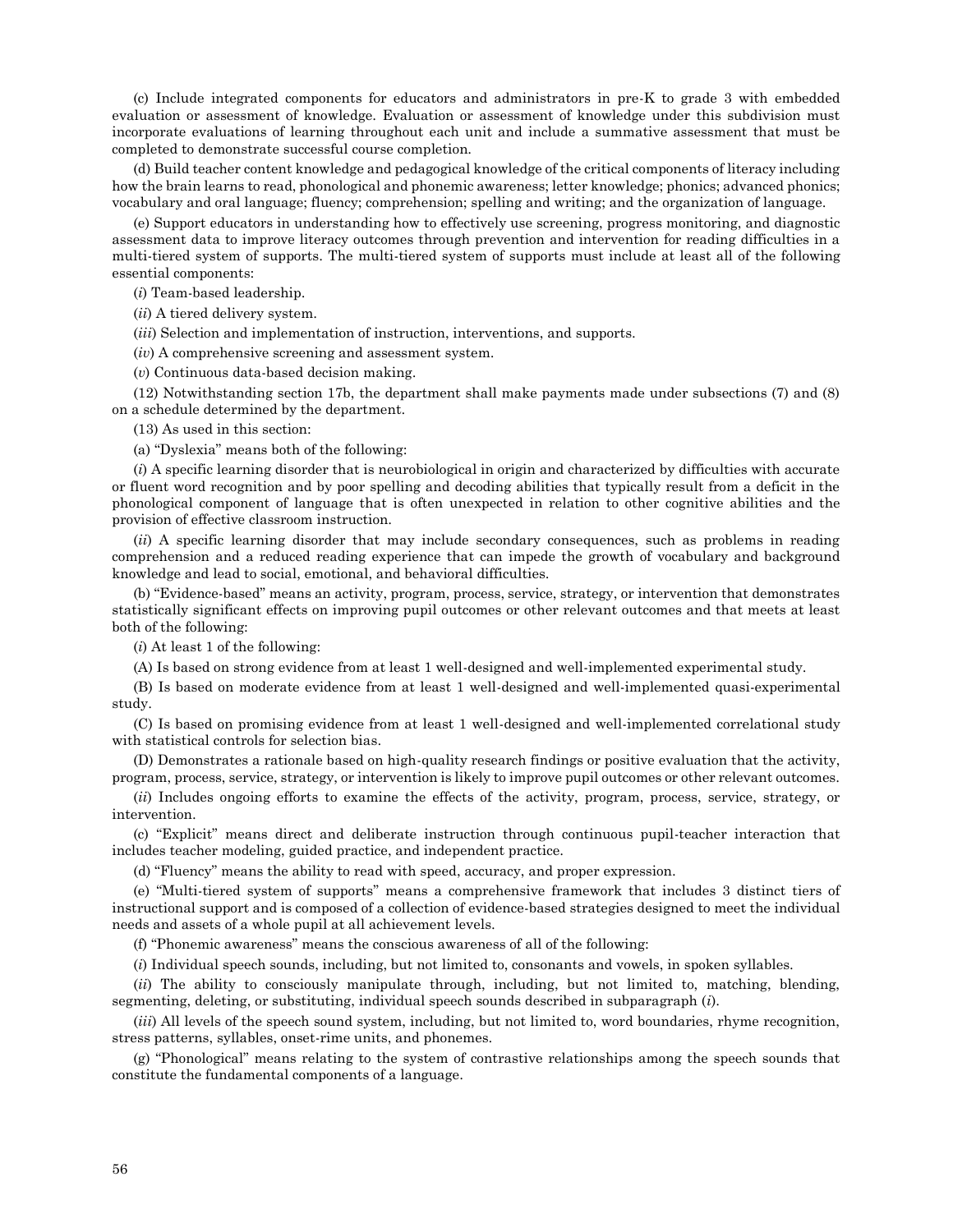(c) Include integrated components for educators and administrators in pre-K to grade 3 with embedded evaluation or assessment of knowledge. Evaluation or assessment of knowledge under this subdivision must incorporate evaluations of learning throughout each unit and include a summative assessment that must be completed to demonstrate successful course completion.

(d) Build teacher content knowledge and pedagogical knowledge of the critical components of literacy including how the brain learns to read, phonological and phonemic awareness; letter knowledge; phonics; advanced phonics; vocabulary and oral language; fluency; comprehension; spelling and writing; and the organization of language.

(e) Support educators in understanding how to effectively use screening, progress monitoring, and diagnostic assessment data to improve literacy outcomes through prevention and intervention for reading difficulties in a multi-tiered system of supports. The multi-tiered system of supports must include at least all of the following essential components:

(*i*) Team-based leadership.

(*ii*) A tiered delivery system.

(*iii*) Selection and implementation of instruction, interventions, and supports.

(*iv*) A comprehensive screening and assessment system.

(*v*) Continuous data-based decision making.

(12) Notwithstanding section 17b, the department shall make payments made under subsections (7) and (8) on a schedule determined by the department.

(13) As used in this section:

(a) "Dyslexia" means both of the following:

(*i*) A specific learning disorder that is neurobiological in origin and characterized by difficulties with accurate or fluent word recognition and by poor spelling and decoding abilities that typically result from a deficit in the phonological component of language that is often unexpected in relation to other cognitive abilities and the provision of effective classroom instruction.

(*ii*) A specific learning disorder that may include secondary consequences, such as problems in reading comprehension and a reduced reading experience that can impede the growth of vocabulary and background knowledge and lead to social, emotional, and behavioral difficulties.

(b) "Evidence-based" means an activity, program, process, service, strategy, or intervention that demonstrates statistically significant effects on improving pupil outcomes or other relevant outcomes and that meets at least both of the following:

(*i*) At least 1 of the following:

(A) Is based on strong evidence from at least 1 well-designed and well-implemented experimental study.

(B) Is based on moderate evidence from at least 1 well-designed and well-implemented quasi-experimental study.

(C) Is based on promising evidence from at least 1 well-designed and well-implemented correlational study with statistical controls for selection bias.

(D) Demonstrates a rationale based on high-quality research findings or positive evaluation that the activity, program, process, service, strategy, or intervention is likely to improve pupil outcomes or other relevant outcomes.

(*ii*) Includes ongoing efforts to examine the effects of the activity, program, process, service, strategy, or intervention.

(c) "Explicit" means direct and deliberate instruction through continuous pupil-teacher interaction that includes teacher modeling, guided practice, and independent practice.

(d) "Fluency" means the ability to read with speed, accuracy, and proper expression.

(e) "Multi-tiered system of supports" means a comprehensive framework that includes 3 distinct tiers of instructional support and is composed of a collection of evidence-based strategies designed to meet the individual needs and assets of a whole pupil at all achievement levels.

(f) "Phonemic awareness" means the conscious awareness of all of the following:

(*i*) Individual speech sounds, including, but not limited to, consonants and vowels, in spoken syllables.

(*ii*) The ability to consciously manipulate through, including, but not limited to, matching, blending, segmenting, deleting, or substituting, individual speech sounds described in subparagraph (*i*).

(*iii*) All levels of the speech sound system, including, but not limited to, word boundaries, rhyme recognition, stress patterns, syllables, onset-rime units, and phonemes.

(g) "Phonological" means relating to the system of contrastive relationships among the speech sounds that constitute the fundamental components of a language.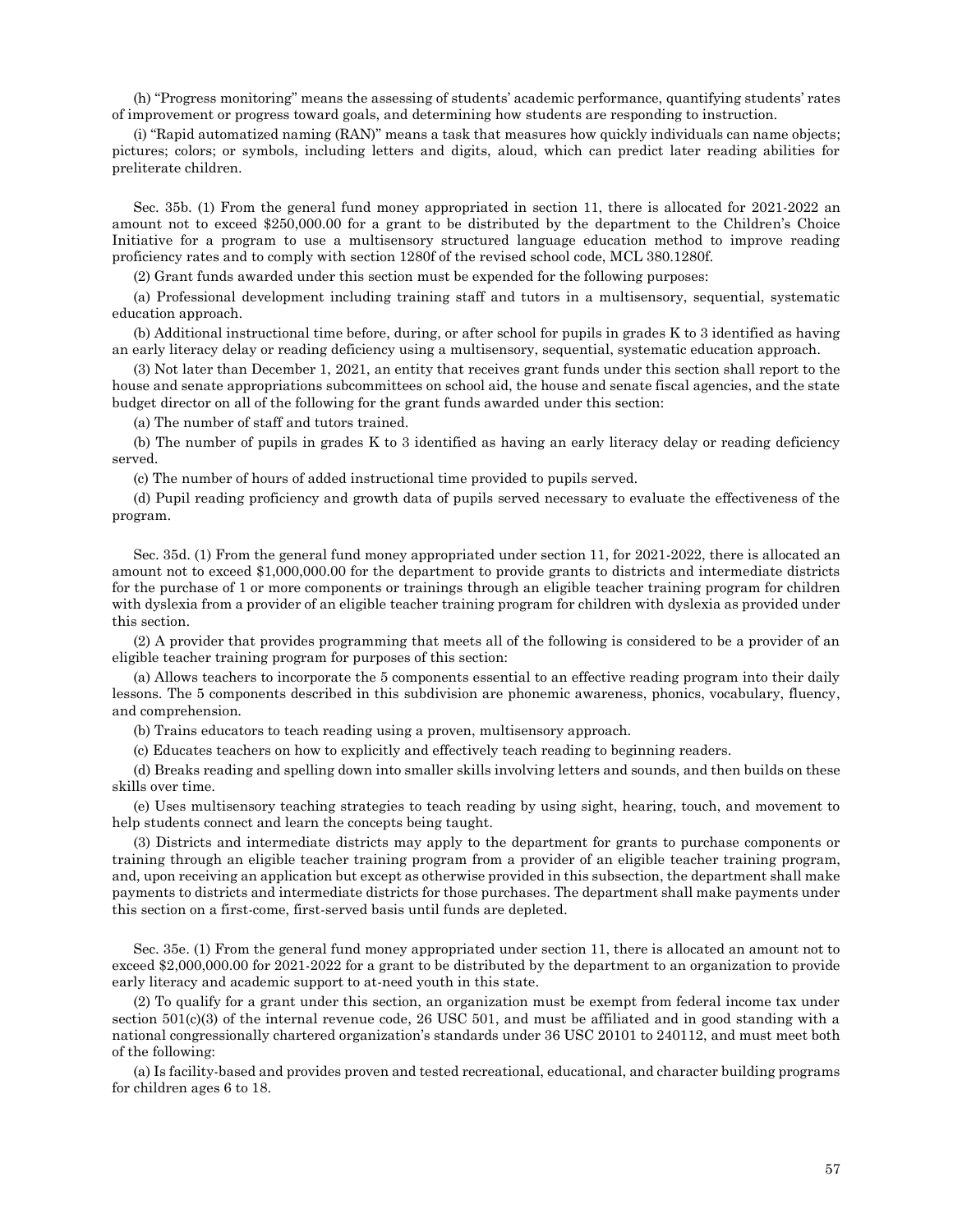(h) "Progress monitoring" means the assessing of students' academic performance, quantifying students' rates of improvement or progress toward goals, and determining how students are responding to instruction.

(i) "Rapid automatized naming (RAN)" means a task that measures how quickly individuals can name objects; pictures; colors; or symbols, including letters and digits, aloud, which can predict later reading abilities for preliterate children.

Sec. 35b. (1) From the general fund money appropriated in section 11, there is allocated for 2021-2022 an amount not to exceed $250,000.00 for a grant to be distributed by the department to the Children's Choice Initiative for a program to use a multisensory structured language education method to improve reading proficiency rates and to comply with section 1280f of the revised school code, MCL 380.1280f.

(2) Grant funds awarded under this section must be expended for the following purposes:

(a) Professional development including training staff and tutors in a multisensory, sequential, systematic education approach.

(b) Additional instructional time before, during, or after school for pupils in grades K to 3 identified as having an early literacy delay or reading deficiency using a multisensory, sequential, systematic education approach.

(3) Not later than December 1, 2021, an entity that receives grant funds under this section shall report to the house and senate appropriations subcommittees on school aid, the house and senate fiscal agencies, and the state budget director on all of the following for the grant funds awarded under this section:

(a) The number of staff and tutors trained.

(b) The number of pupils in grades K to 3 identified as having an early literacy delay or reading deficiency served.

(c) The number of hours of added instructional time provided to pupils served.

(d) Pupil reading proficiency and growth data of pupils served necessary to evaluate the effectiveness of the program.

Sec. 35d. (1) From the general fund money appropriated under section 11, for 2021-2022, there is allocated an amount not to exceed $1,000,000.00 for the department to provide grants to districts and intermediate districts for the purchase of 1 or more components or trainings through an eligible teacher training program for children with dyslexia from a provider of an eligible teacher training program for children with dyslexia as provided under this section.

(2) A provider that provides programming that meets all of the following is considered to be a provider of an eligible teacher training program for purposes of this section:

(a) Allows teachers to incorporate the 5 components essential to an effective reading program into their daily lessons. The 5 components described in this subdivision are phonemic awareness, phonics, vocabulary, fluency, and comprehension.

(b) Trains educators to teach reading using a proven, multisensory approach.

(c) Educates teachers on how to explicitly and effectively teach reading to beginning readers.

(d) Breaks reading and spelling down into smaller skills involving letters and sounds, and then builds on these skills over time.

(e) Uses multisensory teaching strategies to teach reading by using sight, hearing, touch, and movement to help students connect and learn the concepts being taught.

(3) Districts and intermediate districts may apply to the department for grants to purchase components or training through an eligible teacher training program from a provider of an eligible teacher training program, and, upon receiving an application but except as otherwise provided in this subsection, the department shall make payments to districts and intermediate districts for those purchases. The department shall make payments under this section on a first-come, first-served basis until funds are depleted.

Sec. 35e. (1) From the general fund money appropriated under section 11, there is allocated an amount not to exceed $2,000,000.00 for 2021-2022 for a grant to be distributed by the department to an organization to provide early literacy and academic support to at-need youth in this state.

(2) To qualify for a grant under this section, an organization must be exempt from federal income tax under section 501(c)(3) of the internal revenue code, 26 USC 501, and must be affiliated and in good standing with a national congressionally chartered organization's standards under 36 USC 20101 to 240112, and must meet both of the following:

(a) Is facility-based and provides proven and tested recreational, educational, and character building programs for children ages 6 to 18.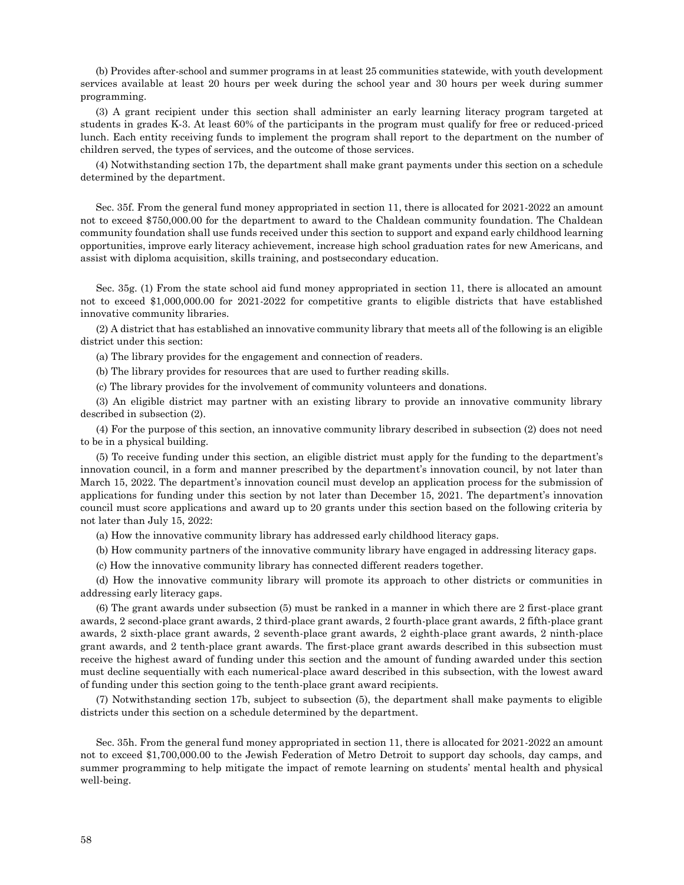(b) Provides after-school and summer programs in at least 25 communities statewide, with youth development services available at least 20 hours per week during the school year and 30 hours per week during summer programming.

(3) A grant recipient under this section shall administer an early learning literacy program targeted at students in grades K-3. At least 60% of the participants in the program must qualify for free or reduced-priced lunch. Each entity receiving funds to implement the program shall report to the department on the number of children served, the types of services, and the outcome of those services.

(4) Notwithstanding section 17b, the department shall make grant payments under this section on a schedule determined by the department.

Sec. 35f. From the general fund money appropriated in section 11, there is allocated for 2021-2022 an amount not to exceed $750,000.00 for the department to award to the Chaldean community foundation. The Chaldean community foundation shall use funds received under this section to support and expand early childhood learning opportunities, improve early literacy achievement, increase high school graduation rates for new Americans, and assist with diploma acquisition, skills training, and postsecondary education.

Sec. 35g. (1) From the state school aid fund money appropriated in section 11, there is allocated an amount not to exceed $1,000,000.00 for 2021-2022 for competitive grants to eligible districts that have established innovative community libraries.

(2) A district that has established an innovative community library that meets all of the following is an eligible district under this section:

(a) The library provides for the engagement and connection of readers.

(b) The library provides for resources that are used to further reading skills.

(c) The library provides for the involvement of community volunteers and donations.

(3) An eligible district may partner with an existing library to provide an innovative community library described in subsection (2).

(4) For the purpose of this section, an innovative community library described in subsection (2) does not need to be in a physical building.

(5) To receive funding under this section, an eligible district must apply for the funding to the department's innovation council, in a form and manner prescribed by the department's innovation council, by not later than March 15, 2022. The department's innovation council must develop an application process for the submission of applications for funding under this section by not later than December 15, 2021. The department's innovation council must score applications and award up to 20 grants under this section based on the following criteria by not later than July 15, 2022:

(a) How the innovative community library has addressed early childhood literacy gaps.

(b) How community partners of the innovative community library have engaged in addressing literacy gaps.

(c) How the innovative community library has connected different readers together.

(d) How the innovative community library will promote its approach to other districts or communities in addressing early literacy gaps.

(6) The grant awards under subsection (5) must be ranked in a manner in which there are 2 first-place grant awards, 2 second-place grant awards, 2 third-place grant awards, 2 fourth-place grant awards, 2 fifth-place grant awards, 2 sixth-place grant awards, 2 seventh-place grant awards, 2 eighth-place grant awards, 2 ninth-place grant awards, and 2 tenth-place grant awards. The first-place grant awards described in this subsection must receive the highest award of funding under this section and the amount of funding awarded under this section must decline sequentially with each numerical-place award described in this subsection, with the lowest award of funding under this section going to the tenth-place grant award recipients.

(7) Notwithstanding section 17b, subject to subsection (5), the department shall make payments to eligible districts under this section on a schedule determined by the department.

Sec. 35h. From the general fund money appropriated in section 11, there is allocated for 2021-2022 an amount not to exceed $1,700,000.00 to the Jewish Federation of Metro Detroit to support day schools, day camps, and summer programming to help mitigate the impact of remote learning on students' mental health and physical well-being.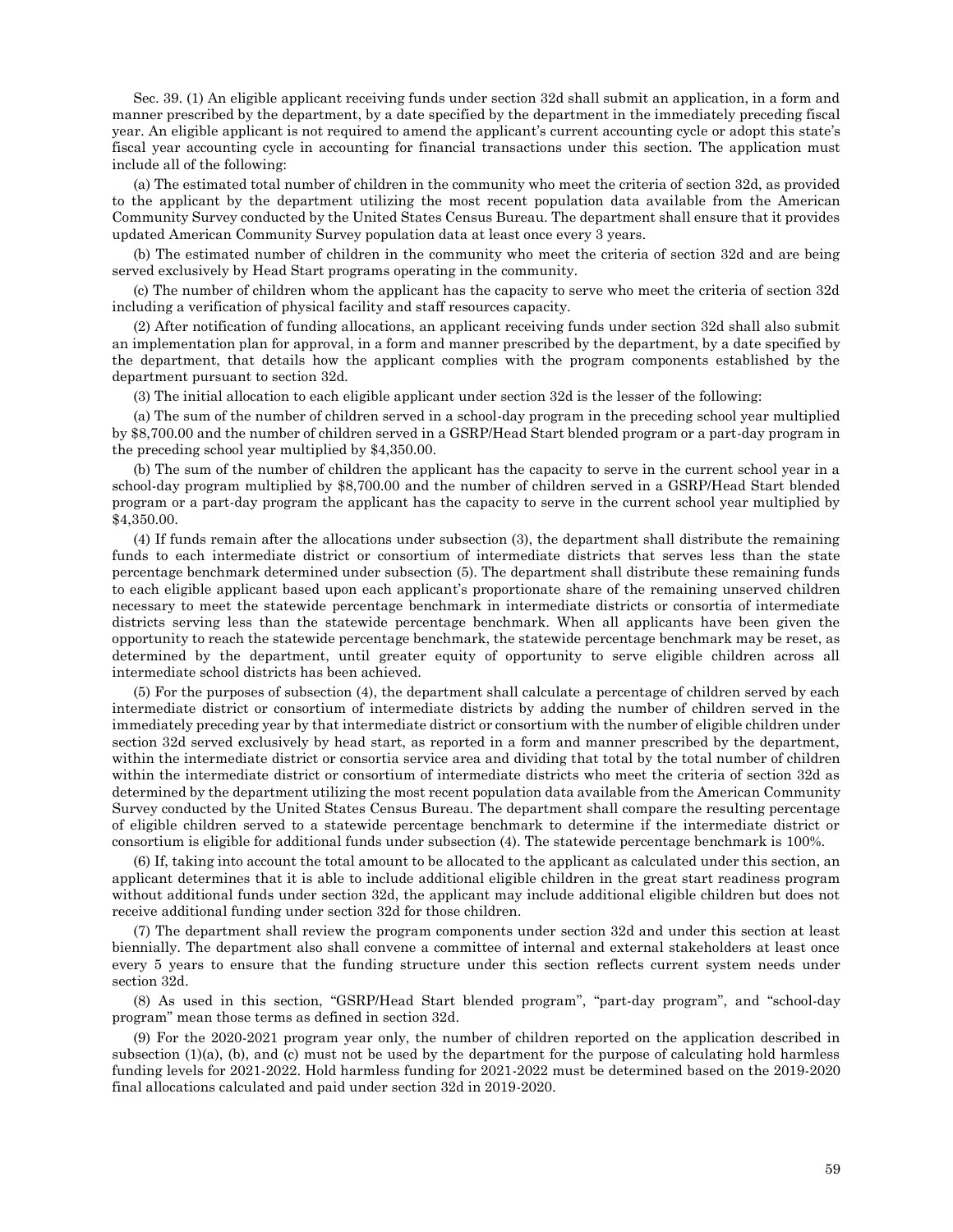Sec. 39. (1) An eligible applicant receiving funds under section 32d shall submit an application, in a form and manner prescribed by the department, by a date specified by the department in the immediately preceding fiscal year. An eligible applicant is not required to amend the applicant's current accounting cycle or adopt this state's fiscal year accounting cycle in accounting for financial transactions under this section. The application must include all of the following:

(a) The estimated total number of children in the community who meet the criteria of section 32d, as provided to the applicant by the department utilizing the most recent population data available from the American Community Survey conducted by the United States Census Bureau. The department shall ensure that it provides updated American Community Survey population data at least once every 3 years.

(b) The estimated number of children in the community who meet the criteria of section 32d and are being served exclusively by Head Start programs operating in the community.

(c) The number of children whom the applicant has the capacity to serve who meet the criteria of section 32d including a verification of physical facility and staff resources capacity.

(2) After notification of funding allocations, an applicant receiving funds under section 32d shall also submit an implementation plan for approval, in a form and manner prescribed by the department, by a date specified by the department, that details how the applicant complies with the program components established by the department pursuant to section 32d.

(3) The initial allocation to each eligible applicant under section 32d is the lesser of the following:

(a) The sum of the number of children served in a school-day program in the preceding school year multiplied by $8,700.00 and the number of children served in a GSRP/Head Start blended program or a part-day program in the preceding school year multiplied by $4,350.00.

(b) The sum of the number of children the applicant has the capacity to serve in the current school year in a school-day program multiplied by $8,700.00 and the number of children served in a GSRP/Head Start blended program or a part-day program the applicant has the capacity to serve in the current school year multiplied by $4,350.00.

(4) If funds remain after the allocations under subsection (3), the department shall distribute the remaining funds to each intermediate district or consortium of intermediate districts that serves less than the state percentage benchmark determined under subsection (5). The department shall distribute these remaining funds to each eligible applicant based upon each applicant's proportionate share of the remaining unserved children necessary to meet the statewide percentage benchmark in intermediate districts or consortia of intermediate districts serving less than the statewide percentage benchmark. When all applicants have been given the opportunity to reach the statewide percentage benchmark, the statewide percentage benchmark may be reset, as determined by the department, until greater equity of opportunity to serve eligible children across all intermediate school districts has been achieved.

(5) For the purposes of subsection (4), the department shall calculate a percentage of children served by each intermediate district or consortium of intermediate districts by adding the number of children served in the immediately preceding year by that intermediate district or consortium with the number of eligible children under section 32d served exclusively by head start, as reported in a form and manner prescribed by the department, within the intermediate district or consortia service area and dividing that total by the total number of children within the intermediate district or consortium of intermediate districts who meet the criteria of section 32d as determined by the department utilizing the most recent population data available from the American Community Survey conducted by the United States Census Bureau. The department shall compare the resulting percentage of eligible children served to a statewide percentage benchmark to determine if the intermediate district or consortium is eligible for additional funds under subsection (4). The statewide percentage benchmark is 100%.

(6) If, taking into account the total amount to be allocated to the applicant as calculated under this section, an applicant determines that it is able to include additional eligible children in the great start readiness program without additional funds under section 32d, the applicant may include additional eligible children but does not receive additional funding under section 32d for those children.

(7) The department shall review the program components under section 32d and under this section at least biennially. The department also shall convene a committee of internal and external stakeholders at least once every 5 years to ensure that the funding structure under this section reflects current system needs under section 32d.

(8) As used in this section, "GSRP/Head Start blended program", "part-day program", and "school-day program" mean those terms as defined in section 32d.

(9) For the 2020-2021 program year only, the number of children reported on the application described in subsection (1)(a), (b), and (c) must not be used by the department for the purpose of calculating hold harmless funding levels for 2021-2022. Hold harmless funding for 2021-2022 must be determined based on the 2019-2020 final allocations calculated and paid under section 32d in 2019-2020.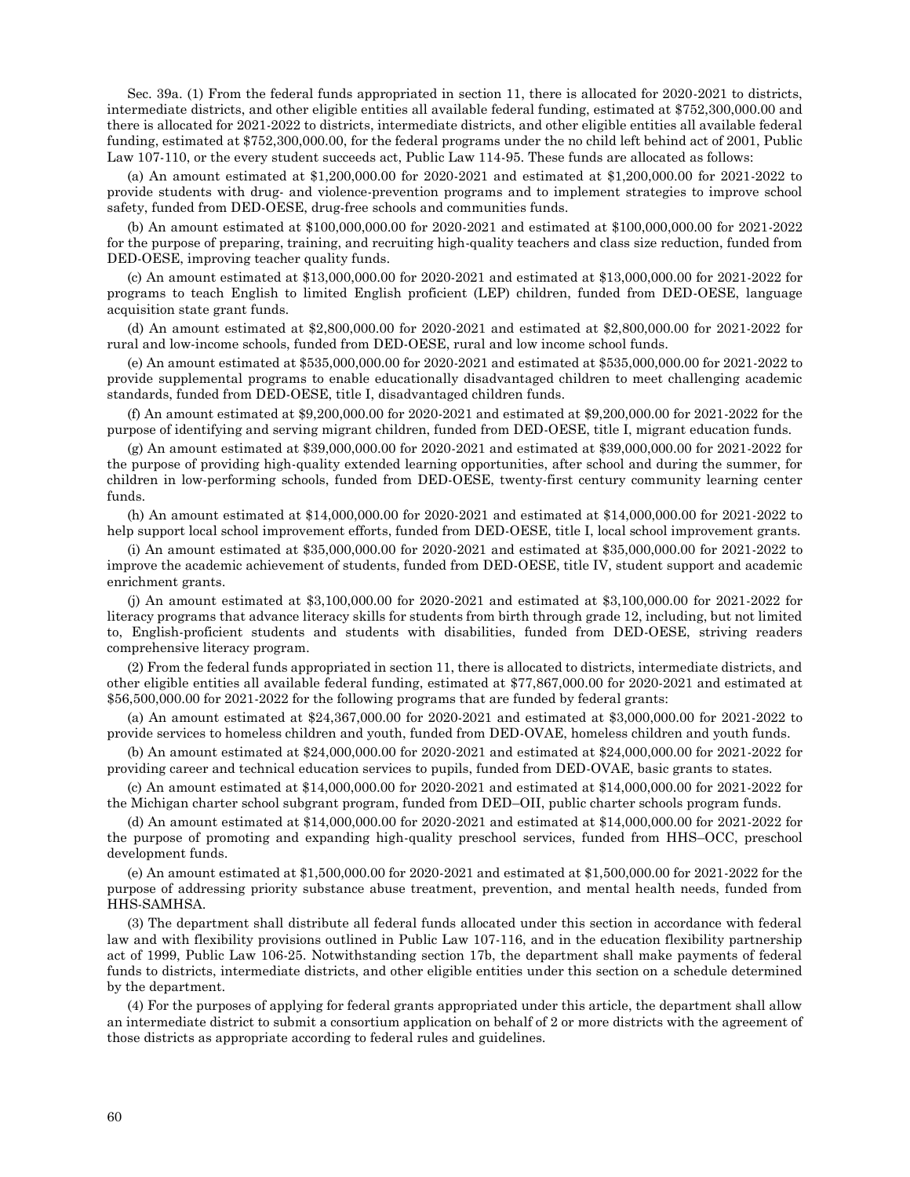Sec. 39a. (1) From the federal funds appropriated in section 11, there is allocated for 2020-2021 to districts, intermediate districts, and other eligible entities all available federal funding, estimated at $752,300,000.00 and there is allocated for 2021-2022 to districts, intermediate districts, and other eligible entities all available federal funding, estimated at $752,300,000.00, for the federal programs under the no child left behind act of 2001, Public Law 107-110, or the every student succeeds act, Public Law 114-95. These funds are allocated as follows:

(a) An amount estimated at $1,200,000.00 for 2020-2021 and estimated at $1,200,000.00 for 2021-2022 to provide students with drug- and violence-prevention programs and to implement strategies to improve school safety, funded from DED-OESE, drug-free schools and communities funds.

(b) An amount estimated at $100,000,000.00 for 2020-2021 and estimated at $100,000,000.00 for 2021-2022 for the purpose of preparing, training, and recruiting high-quality teachers and class size reduction, funded from DED-OESE, improving teacher quality funds.

(c) An amount estimated at $13,000,000.00 for 2020-2021 and estimated at $13,000,000.00 for 2021-2022 for programs to teach English to limited English proficient (LEP) children, funded from DED-OESE, language acquisition state grant funds.

(d) An amount estimated at $2,800,000.00 for 2020-2021 and estimated at $2,800,000.00 for 2021-2022 for rural and low-income schools, funded from DED-OESE, rural and low income school funds.

(e) An amount estimated at $535,000,000.00 for 2020-2021 and estimated at $535,000,000.00 for 2021-2022 to provide supplemental programs to enable educationally disadvantaged children to meet challenging academic standards, funded from DED-OESE, title I, disadvantaged children funds.

(f) An amount estimated at $9,200,000.00 for 2020-2021 and estimated at $9,200,000.00 for 2021-2022 for the purpose of identifying and serving migrant children, funded from DED-OESE, title I, migrant education funds.

(g) An amount estimated at $39,000,000.00 for 2020-2021 and estimated at $39,000,000.00 for 2021-2022 for the purpose of providing high-quality extended learning opportunities, after school and during the summer, for children in low-performing schools, funded from DED-OESE, twenty-first century community learning center funds.

(h) An amount estimated at $14,000,000.00 for 2020-2021 and estimated at $14,000,000.00 for 2021-2022 to help support local school improvement efforts, funded from DED-OESE, title I, local school improvement grants.

(i) An amount estimated at $35,000,000.00 for 2020-2021 and estimated at $35,000,000.00 for 2021-2022 to improve the academic achievement of students, funded from DED-OESE, title IV, student support and academic enrichment grants.

(j) An amount estimated at $3,100,000.00 for 2020-2021 and estimated at $3,100,000.00 for 2021-2022 for literacy programs that advance literacy skills for students from birth through grade 12, including, but not limited to, English-proficient students and students with disabilities, funded from DED-OESE, striving readers comprehensive literacy program.

(2) From the federal funds appropriated in section 11, there is allocated to districts, intermediate districts, and other eligible entities all available federal funding, estimated at $77,867,000.00 for 2020-2021 and estimated at $56,500,000.00 for 2021-2022 for the following programs that are funded by federal grants:

(a) An amount estimated at $24,367,000.00 for 2020-2021 and estimated at $3,000,000.00 for 2021-2022 to provide services to homeless children and youth, funded from DED-OVAE, homeless children and youth funds.

(b) An amount estimated at $24,000,000.00 for 2020-2021 and estimated at $24,000,000.00 for 2021-2022 for providing career and technical education services to pupils, funded from DED-OVAE, basic grants to states.

(c) An amount estimated at $14,000,000.00 for 2020-2021 and estimated at $14,000,000.00 for 2021-2022 for the Michigan charter school subgrant program, funded from DED–OII, public charter schools program funds.

(d) An amount estimated at $14,000,000.00 for 2020-2021 and estimated at $14,000,000.00 for 2021-2022 for the purpose of promoting and expanding high-quality preschool services, funded from HHS–OCC, preschool development funds.

(e) An amount estimated at $1,500,000.00 for 2020-2021 and estimated at $1,500,000.00 for 2021-2022 for the purpose of addressing priority substance abuse treatment, prevention, and mental health needs, funded from HHS-SAMHSA.

(3) The department shall distribute all federal funds allocated under this section in accordance with federal law and with flexibility provisions outlined in Public Law 107-116, and in the education flexibility partnership act of 1999, Public Law 106-25. Notwithstanding section 17b, the department shall make payments of federal funds to districts, intermediate districts, and other eligible entities under this section on a schedule determined by the department.

(4) For the purposes of applying for federal grants appropriated under this article, the department shall allow an intermediate district to submit a consortium application on behalf of 2 or more districts with the agreement of those districts as appropriate according to federal rules and guidelines.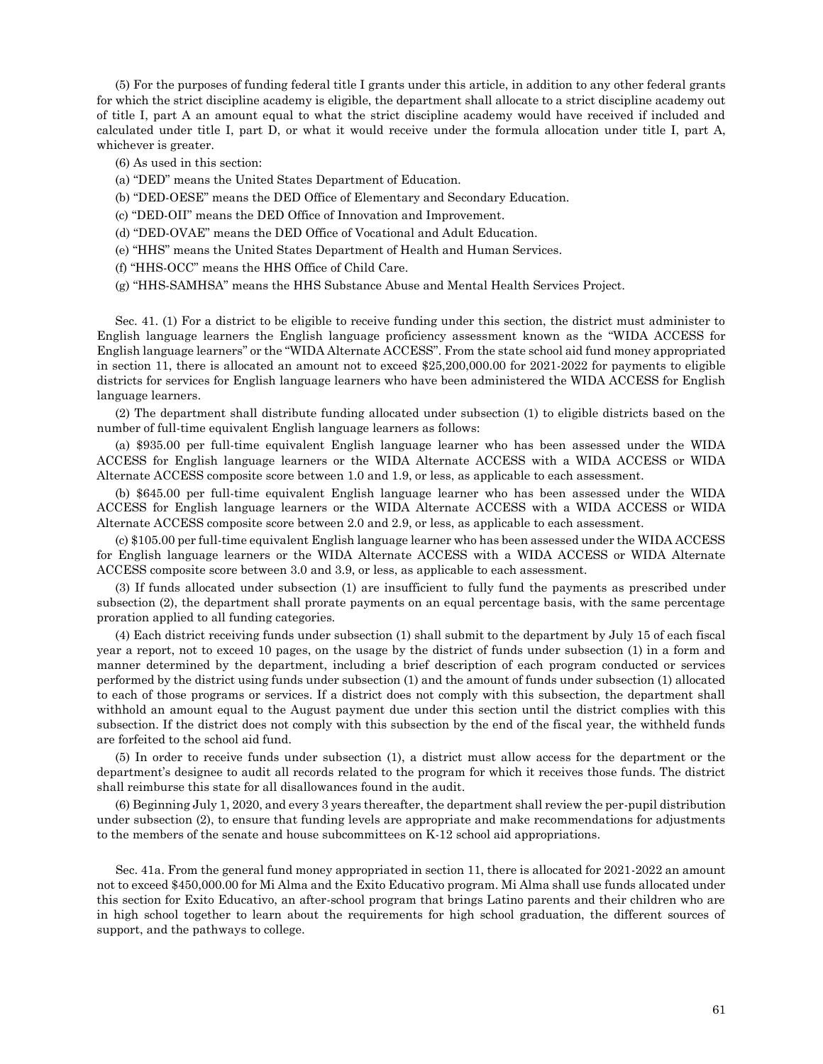(5) For the purposes of funding federal title I grants under this article, in addition to any other federal grants for which the strict discipline academy is eligible, the department shall allocate to a strict discipline academy out of title I, part A an amount equal to what the strict discipline academy would have received if included and calculated under title I, part D, or what it would receive under the formula allocation under title I, part A, whichever is greater.

(6) As used in this section:

(a) "DED" means the United States Department of Education.

(b) "DED-OESE" means the DED Office of Elementary and Secondary Education.

(c) "DED-OII" means the DED Office of Innovation and Improvement.

(d) "DED-OVAE" means the DED Office of Vocational and Adult Education.

(e) "HHS" means the United States Department of Health and Human Services.

(f) "HHS-OCC" means the HHS Office of Child Care.

(g) "HHS-SAMHSA" means the HHS Substance Abuse and Mental Health Services Project.

Sec. 41. (1) For a district to be eligible to receive funding under this section, the district must administer to English language learners the English language proficiency assessment known as the "WIDA ACCESS for English language learners" or the "WIDA Alternate ACCESS". From the state school aid fund money appropriated in section 11, there is allocated an amount not to exceed $25,200,000.00 for 2021-2022 for payments to eligible districts for services for English language learners who have been administered the WIDA ACCESS for English language learners.

(2) The department shall distribute funding allocated under subsection (1) to eligible districts based on the number of full-time equivalent English language learners as follows:

(a) $935.00 per full-time equivalent English language learner who has been assessed under the WIDA ACCESS for English language learners or the WIDA Alternate ACCESS with a WIDA ACCESS or WIDA Alternate ACCESS composite score between 1.0 and 1.9, or less, as applicable to each assessment.

(b) $645.00 per full-time equivalent English language learner who has been assessed under the WIDA ACCESS for English language learners or the WIDA Alternate ACCESS with a WIDA ACCESS or WIDA Alternate ACCESS composite score between 2.0 and 2.9, or less, as applicable to each assessment.

(c) $105.00 per full-time equivalent English language learner who has been assessed under the WIDA ACCESS for English language learners or the WIDA Alternate ACCESS with a WIDA ACCESS or WIDA Alternate ACCESS composite score between 3.0 and 3.9, or less, as applicable to each assessment.

(3) If funds allocated under subsection (1) are insufficient to fully fund the payments as prescribed under subsection (2), the department shall prorate payments on an equal percentage basis, with the same percentage proration applied to all funding categories.

(4) Each district receiving funds under subsection (1) shall submit to the department by July 15 of each fiscal year a report, not to exceed 10 pages, on the usage by the district of funds under subsection (1) in a form and manner determined by the department, including a brief description of each program conducted or services performed by the district using funds under subsection (1) and the amount of funds under subsection (1) allocated to each of those programs or services. If a district does not comply with this subsection, the department shall withhold an amount equal to the August payment due under this section until the district complies with this subsection. If the district does not comply with this subsection by the end of the fiscal year, the withheld funds are forfeited to the school aid fund.

(5) In order to receive funds under subsection (1), a district must allow access for the department or the department's designee to audit all records related to the program for which it receives those funds. The district shall reimburse this state for all disallowances found in the audit.

(6) Beginning July 1, 2020, and every 3 years thereafter, the department shall review the per-pupil distribution under subsection (2), to ensure that funding levels are appropriate and make recommendations for adjustments to the members of the senate and house subcommittees on K-12 school aid appropriations.

Sec. 41a. From the general fund money appropriated in section 11, there is allocated for 2021-2022 an amount not to exceed $450,000.00 for Mi Alma and the Exito Educativo program. Mi Alma shall use funds allocated under this section for Exito Educativo, an after-school program that brings Latino parents and their children who are in high school together to learn about the requirements for high school graduation, the different sources of support, and the pathways to college.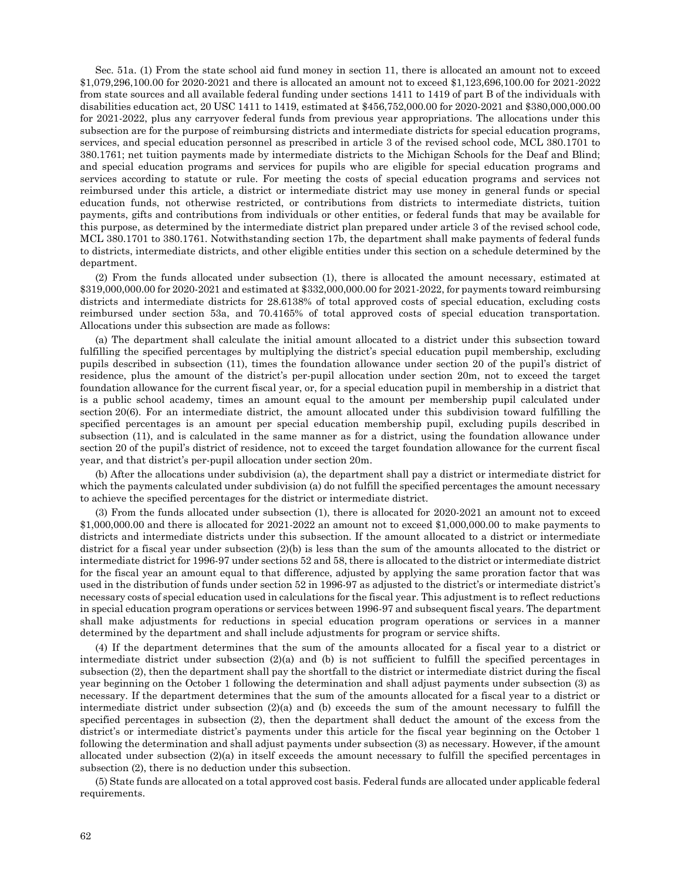Sec. 51a. (1) From the state school aid fund money in section 11, there is allocated an amount not to exceed $1,079,296,100.00 for 2020-2021 and there is allocated an amount not to exceed $1,123,696,100.00 for 2021-2022 from state sources and all available federal funding under sections 1411 to 1419 of part B of the individuals with disabilities education act, 20 USC 1411 to 1419, estimated at $456,752,000.00 for 2020-2021 and $380,000,000.00 for 2021-2022, plus any carryover federal funds from previous year appropriations. The allocations under this subsection are for the purpose of reimbursing districts and intermediate districts for special education programs, services, and special education personnel as prescribed in article 3 of the revised school code, MCL 380.1701 to 380.1761; net tuition payments made by intermediate districts to the Michigan Schools for the Deaf and Blind; and special education programs and services for pupils who are eligible for special education programs and services according to statute or rule. For meeting the costs of special education programs and services not reimbursed under this article, a district or intermediate district may use money in general funds or special education funds, not otherwise restricted, or contributions from districts to intermediate districts, tuition payments, gifts and contributions from individuals or other entities, or federal funds that may be available for this purpose, as determined by the intermediate district plan prepared under article 3 of the revised school code, MCL 380.1701 to 380.1761. Notwithstanding section 17b, the department shall make payments of federal funds to districts, intermediate districts, and other eligible entities under this section on a schedule determined by the department.

(2) From the funds allocated under subsection (1), there is allocated the amount necessary, estimated at $319,000,000.00 for 2020-2021 and estimated at $332,000,000.00 for 2021-2022, for payments toward reimbursing districts and intermediate districts for 28.6138% of total approved costs of special education, excluding costs reimbursed under section 53a, and 70.4165% of total approved costs of special education transportation. Allocations under this subsection are made as follows:

(a) The department shall calculate the initial amount allocated to a district under this subsection toward fulfilling the specified percentages by multiplying the district's special education pupil membership, excluding pupils described in subsection (11), times the foundation allowance under section 20 of the pupil's district of residence, plus the amount of the district's per-pupil allocation under section 20m, not to exceed the target foundation allowance for the current fiscal year, or, for a special education pupil in membership in a district that is a public school academy, times an amount equal to the amount per membership pupil calculated under section 20(6). For an intermediate district, the amount allocated under this subdivision toward fulfilling the specified percentages is an amount per special education membership pupil, excluding pupils described in subsection (11), and is calculated in the same manner as for a district, using the foundation allowance under section 20 of the pupil's district of residence, not to exceed the target foundation allowance for the current fiscal year, and that district's per-pupil allocation under section 20m.

(b) After the allocations under subdivision (a), the department shall pay a district or intermediate district for which the payments calculated under subdivision (a) do not fulfill the specified percentages the amount necessary to achieve the specified percentages for the district or intermediate district.

(3) From the funds allocated under subsection (1), there is allocated for 2020-2021 an amount not to exceed $1,000,000.00 and there is allocated for 2021-2022 an amount not to exceed $1,000,000.00 to make payments to districts and intermediate districts under this subsection. If the amount allocated to a district or intermediate district for a fiscal year under subsection (2)(b) is less than the sum of the amounts allocated to the district or intermediate district for 1996-97 under sections 52 and 58, there is allocated to the district or intermediate district for the fiscal year an amount equal to that difference, adjusted by applying the same proration factor that was used in the distribution of funds under section 52 in 1996-97 as adjusted to the district's or intermediate district's necessary costs of special education used in calculations for the fiscal year. This adjustment is to reflect reductions in special education program operations or services between 1996-97 and subsequent fiscal years. The department shall make adjustments for reductions in special education program operations or services in a manner determined by the department and shall include adjustments for program or service shifts.

(4) If the department determines that the sum of the amounts allocated for a fiscal year to a district or intermediate district under subsection (2)(a) and (b) is not sufficient to fulfill the specified percentages in subsection (2), then the department shall pay the shortfall to the district or intermediate district during the fiscal year beginning on the October 1 following the determination and shall adjust payments under subsection (3) as necessary. If the department determines that the sum of the amounts allocated for a fiscal year to a district or intermediate district under subsection (2)(a) and (b) exceeds the sum of the amount necessary to fulfill the specified percentages in subsection (2), then the department shall deduct the amount of the excess from the district's or intermediate district's payments under this article for the fiscal year beginning on the October 1 following the determination and shall adjust payments under subsection (3) as necessary. However, if the amount allocated under subsection (2)(a) in itself exceeds the amount necessary to fulfill the specified percentages in subsection (2), there is no deduction under this subsection.

(5) State funds are allocated on a total approved cost basis. Federal funds are allocated under applicable federal requirements.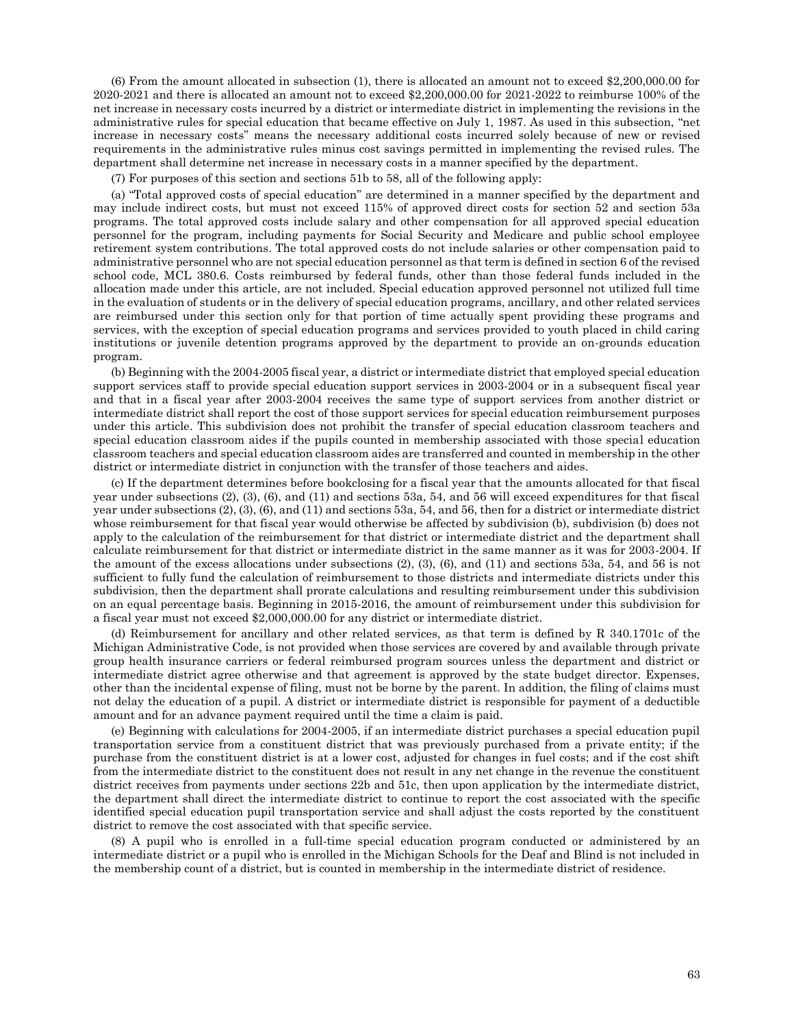(6) From the amount allocated in subsection (1), there is allocated an amount not to exceed $2,200,000.00 for 2020-2021 and there is allocated an amount not to exceed $2,200,000.00 for 2021-2022 to reimburse 100% of the net increase in necessary costs incurred by a district or intermediate district in implementing the revisions in the administrative rules for special education that became effective on July 1, 1987. As used in this subsection, "net increase in necessary costs" means the necessary additional costs incurred solely because of new or revised requirements in the administrative rules minus cost savings permitted in implementing the revised rules. The department shall determine net increase in necessary costs in a manner specified by the department.

(7) For purposes of this section and sections 51b to 58, all of the following apply:

(a) "Total approved costs of special education" are determined in a manner specified by the department and may include indirect costs, but must not exceed 115% of approved direct costs for section 52 and section 53a programs. The total approved costs include salary and other compensation for all approved special education personnel for the program, including payments for Social Security and Medicare and public school employee retirement system contributions. The total approved costs do not include salaries or other compensation paid to administrative personnel who are not special education personnel as that term is defined in section 6 of the revised school code, MCL 380.6. Costs reimbursed by federal funds, other than those federal funds included in the allocation made under this article, are not included. Special education approved personnel not utilized full time in the evaluation of students or in the delivery of special education programs, ancillary, and other related services are reimbursed under this section only for that portion of time actually spent providing these programs and services, with the exception of special education programs and services provided to youth placed in child caring institutions or juvenile detention programs approved by the department to provide an on-grounds education program.

(b) Beginning with the 2004-2005 fiscal year, a district or intermediate district that employed special education support services staff to provide special education support services in 2003-2004 or in a subsequent fiscal year and that in a fiscal year after 2003-2004 receives the same type of support services from another district or intermediate district shall report the cost of those support services for special education reimbursement purposes under this article. This subdivision does not prohibit the transfer of special education classroom teachers and special education classroom aides if the pupils counted in membership associated with those special education classroom teachers and special education classroom aides are transferred and counted in membership in the other district or intermediate district in conjunction with the transfer of those teachers and aides.

(c) If the department determines before bookclosing for a fiscal year that the amounts allocated for that fiscal year under subsections (2), (3), (6), and (11) and sections 53a, 54, and 56 will exceed expenditures for that fiscal year under subsections (2), (3), (6), and (11) and sections 53a, 54, and 56, then for a district or intermediate district whose reimbursement for that fiscal year would otherwise be affected by subdivision (b), subdivision (b) does not apply to the calculation of the reimbursement for that district or intermediate district and the department shall calculate reimbursement for that district or intermediate district in the same manner as it was for 2003-2004. If the amount of the excess allocations under subsections (2), (3), (6), and (11) and sections 53a, 54, and 56 is not sufficient to fully fund the calculation of reimbursement to those districts and intermediate districts under this subdivision, then the department shall prorate calculations and resulting reimbursement under this subdivision on an equal percentage basis. Beginning in 2015-2016, the amount of reimbursement under this subdivision for a fiscal year must not exceed $2,000,000.00 for any district or intermediate district.

(d) Reimbursement for ancillary and other related services, as that term is defined by R 340.1701c of the Michigan Administrative Code, is not provided when those services are covered by and available through private group health insurance carriers or federal reimbursed program sources unless the department and district or intermediate district agree otherwise and that agreement is approved by the state budget director. Expenses, other than the incidental expense of filing, must not be borne by the parent. In addition, the filing of claims must not delay the education of a pupil. A district or intermediate district is responsible for payment of a deductible amount and for an advance payment required until the time a claim is paid.

(e) Beginning with calculations for 2004-2005, if an intermediate district purchases a special education pupil transportation service from a constituent district that was previously purchased from a private entity; if the purchase from the constituent district is at a lower cost, adjusted for changes in fuel costs; and if the cost shift from the intermediate district to the constituent does not result in any net change in the revenue the constituent district receives from payments under sections 22b and 51c, then upon application by the intermediate district, the department shall direct the intermediate district to continue to report the cost associated with the specific identified special education pupil transportation service and shall adjust the costs reported by the constituent district to remove the cost associated with that specific service.

(8) A pupil who is enrolled in a full-time special education program conducted or administered by an intermediate district or a pupil who is enrolled in the Michigan Schools for the Deaf and Blind is not included in the membership count of a district, but is counted in membership in the intermediate district of residence.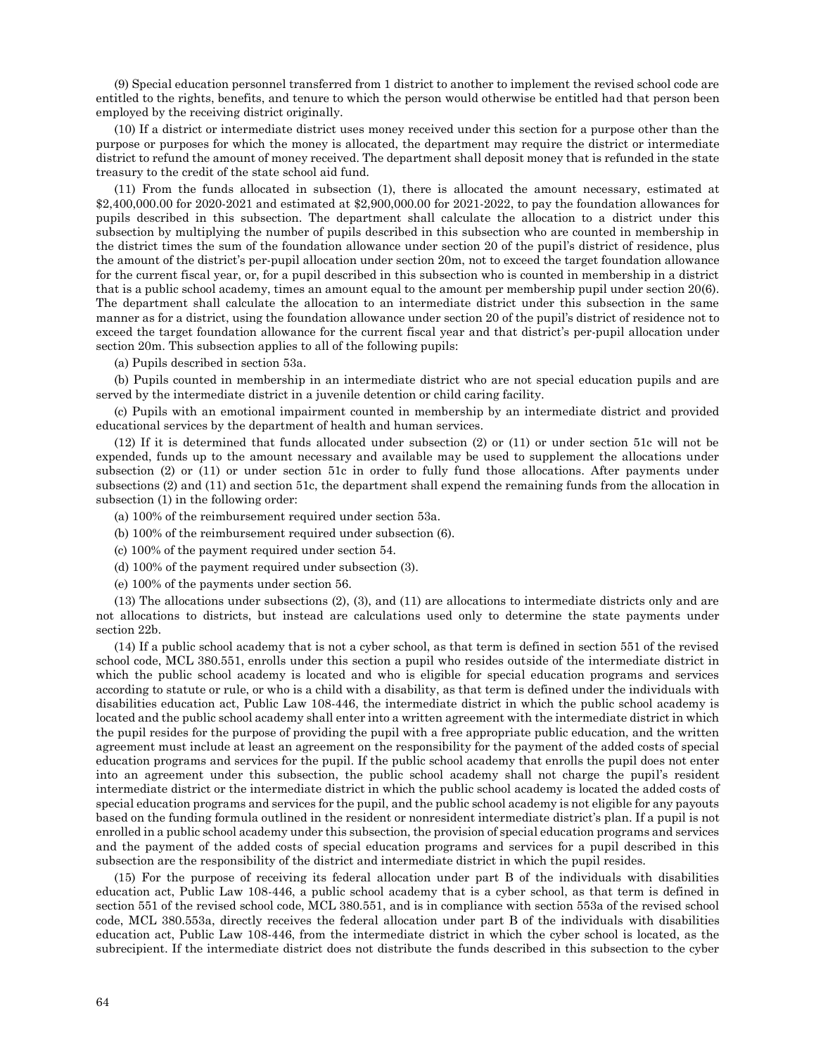(9) Special education personnel transferred from 1 district to another to implement the revised school code are entitled to the rights, benefits, and tenure to which the person would otherwise be entitled had that person been employed by the receiving district originally.

(10) If a district or intermediate district uses money received under this section for a purpose other than the purpose or purposes for which the money is allocated, the department may require the district or intermediate district to refund the amount of money received. The department shall deposit money that is refunded in the state treasury to the credit of the state school aid fund.

(11) From the funds allocated in subsection (1), there is allocated the amount necessary, estimated at $2,400,000.00 for 2020-2021 and estimated at $2,900,000.00 for 2021-2022, to pay the foundation allowances for pupils described in this subsection. The department shall calculate the allocation to a district under this subsection by multiplying the number of pupils described in this subsection who are counted in membership in the district times the sum of the foundation allowance under section 20 of the pupil's district of residence, plus the amount of the district's per-pupil allocation under section 20m, not to exceed the target foundation allowance for the current fiscal year, or, for a pupil described in this subsection who is counted in membership in a district that is a public school academy, times an amount equal to the amount per membership pupil under section 20(6). The department shall calculate the allocation to an intermediate district under this subsection in the same manner as for a district, using the foundation allowance under section 20 of the pupil's district of residence not to exceed the target foundation allowance for the current fiscal year and that district's per-pupil allocation under section 20m. This subsection applies to all of the following pupils:

(a) Pupils described in section 53a.

(b) Pupils counted in membership in an intermediate district who are not special education pupils and are served by the intermediate district in a juvenile detention or child caring facility.

(c) Pupils with an emotional impairment counted in membership by an intermediate district and provided educational services by the department of health and human services.

(12) If it is determined that funds allocated under subsection (2) or (11) or under section 51c will not be expended, funds up to the amount necessary and available may be used to supplement the allocations under subsection (2) or (11) or under section 51c in order to fully fund those allocations. After payments under subsections (2) and (11) and section 51c, the department shall expend the remaining funds from the allocation in subsection (1) in the following order:

(a) 100% of the reimbursement required under section 53a.

(b) 100% of the reimbursement required under subsection (6).

(c) 100% of the payment required under section 54.

(d) 100% of the payment required under subsection (3).

(e) 100% of the payments under section 56.

(13) The allocations under subsections (2), (3), and (11) are allocations to intermediate districts only and are not allocations to districts, but instead are calculations used only to determine the state payments under section 22b.

(14) If a public school academy that is not a cyber school, as that term is defined in section 551 of the revised school code, MCL 380.551, enrolls under this section a pupil who resides outside of the intermediate district in which the public school academy is located and who is eligible for special education programs and services according to statute or rule, or who is a child with a disability, as that term is defined under the individuals with disabilities education act, Public Law 108-446, the intermediate district in which the public school academy is located and the public school academy shall enter into a written agreement with the intermediate district in which the pupil resides for the purpose of providing the pupil with a free appropriate public education, and the written agreement must include at least an agreement on the responsibility for the payment of the added costs of special education programs and services for the pupil. If the public school academy that enrolls the pupil does not enter into an agreement under this subsection, the public school academy shall not charge the pupil's resident intermediate district or the intermediate district in which the public school academy is located the added costs of special education programs and services for the pupil, and the public school academy is not eligible for any payouts based on the funding formula outlined in the resident or nonresident intermediate district's plan. If a pupil is not enrolled in a public school academy under this subsection, the provision of special education programs and services and the payment of the added costs of special education programs and services for a pupil described in this subsection are the responsibility of the district and intermediate district in which the pupil resides.

(15) For the purpose of receiving its federal allocation under part B of the individuals with disabilities education act, Public Law 108-446, a public school academy that is a cyber school, as that term is defined in section 551 of the revised school code, MCL 380.551, and is in compliance with section 553a of the revised school code, MCL 380.553a, directly receives the federal allocation under part B of the individuals with disabilities education act, Public Law 108-446, from the intermediate district in which the cyber school is located, as the subrecipient. If the intermediate district does not distribute the funds described in this subsection to the cyber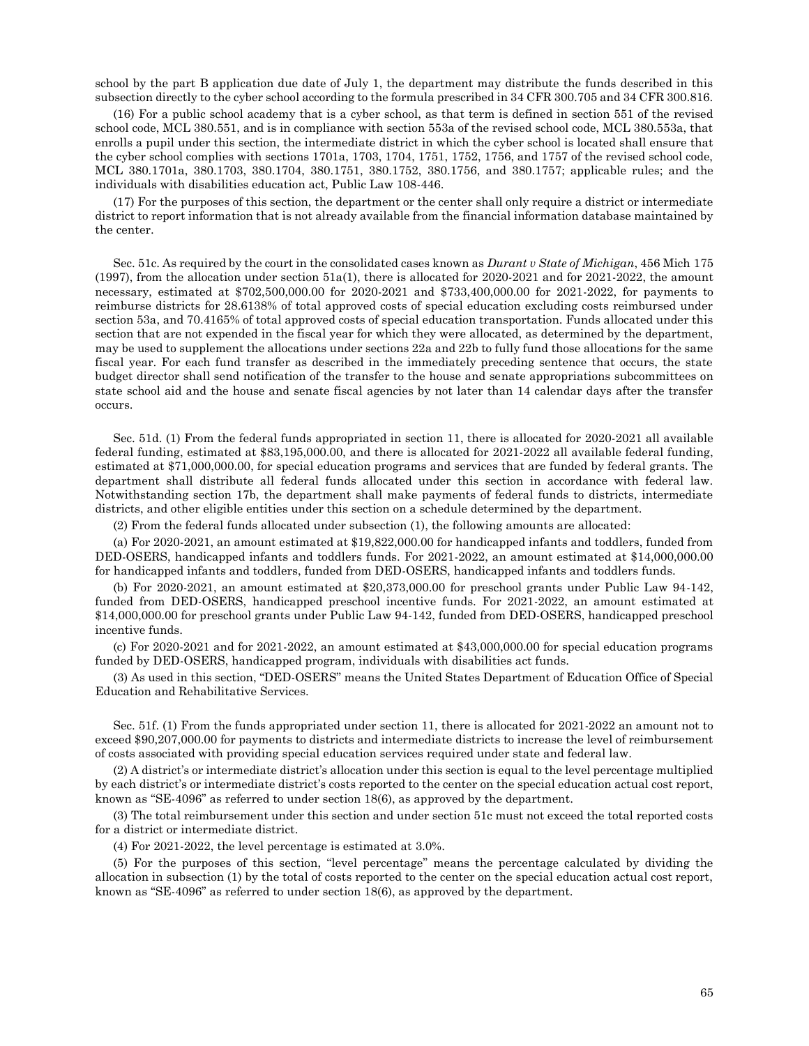school by the part B application due date of July 1, the department may distribute the funds described in this subsection directly to the cyber school according to the formula prescribed in 34 CFR 300.705 and 34 CFR 300.816.

(16) For a public school academy that is a cyber school, as that term is defined in section 551 of the revised school code, MCL 380.551, and is in compliance with section 553a of the revised school code, MCL 380.553a, that enrolls a pupil under this section, the intermediate district in which the cyber school is located shall ensure that the cyber school complies with sections 1701a, 1703, 1704, 1751, 1752, 1756, and 1757 of the revised school code, MCL 380.1701a, 380.1703, 380.1704, 380.1751, 380.1752, 380.1756, and 380.1757; applicable rules; and the individuals with disabilities education act, Public Law 108-446.

(17) For the purposes of this section, the department or the center shall only require a district or intermediate district to report information that is not already available from the financial information database maintained by the center.

Sec. 51c. As required by the court in the consolidated cases known as *Durant v State of Michigan*, 456 Mich 175 (1997), from the allocation under section 51a(1), there is allocated for 2020-2021 and for 2021-2022, the amount necessary, estimated at $702,500,000.00 for 2020-2021 and $733,400,000.00 for 2021-2022, for payments to reimburse districts for 28.6138% of total approved costs of special education excluding costs reimbursed under section 53a, and 70.4165% of total approved costs of special education transportation. Funds allocated under this section that are not expended in the fiscal year for which they were allocated, as determined by the department, may be used to supplement the allocations under sections 22a and 22b to fully fund those allocations for the same fiscal year. For each fund transfer as described in the immediately preceding sentence that occurs, the state budget director shall send notification of the transfer to the house and senate appropriations subcommittees on state school aid and the house and senate fiscal agencies by not later than 14 calendar days after the transfer occurs.

Sec. 51d. (1) From the federal funds appropriated in section 11, there is allocated for 2020-2021 all available federal funding, estimated at $83,195,000.00, and there is allocated for 2021-2022 all available federal funding, estimated at $71,000,000.00, for special education programs and services that are funded by federal grants. The department shall distribute all federal funds allocated under this section in accordance with federal law. Notwithstanding section 17b, the department shall make payments of federal funds to districts, intermediate districts, and other eligible entities under this section on a schedule determined by the department.

(2) From the federal funds allocated under subsection (1), the following amounts are allocated:

(a) For 2020-2021, an amount estimated at $19,822,000.00 for handicapped infants and toddlers, funded from DED-OSERS, handicapped infants and toddlers funds. For 2021-2022, an amount estimated at $14,000,000.00 for handicapped infants and toddlers, funded from DED-OSERS, handicapped infants and toddlers funds.

(b) For 2020-2021, an amount estimated at $20,373,000.00 for preschool grants under Public Law 94-142, funded from DED-OSERS, handicapped preschool incentive funds. For 2021-2022, an amount estimated at $14,000,000.00 for preschool grants under Public Law 94-142, funded from DED-OSERS, handicapped preschool incentive funds.

(c) For 2020-2021 and for 2021-2022, an amount estimated at $43,000,000.00 for special education programs funded by DED-OSERS, handicapped program, individuals with disabilities act funds.

(3) As used in this section, "DED-OSERS" means the United States Department of Education Office of Special Education and Rehabilitative Services.

Sec. 51f. (1) From the funds appropriated under section 11, there is allocated for 2021-2022 an amount not to exceed $90,207,000.00 for payments to districts and intermediate districts to increase the level of reimbursement of costs associated with providing special education services required under state and federal law.

(2) A district's or intermediate district's allocation under this section is equal to the level percentage multiplied by each district's or intermediate district's costs reported to the center on the special education actual cost report, known as "SE-4096" as referred to under section 18(6), as approved by the department.

(3) The total reimbursement under this section and under section 51c must not exceed the total reported costs for a district or intermediate district.

(4) For 2021-2022, the level percentage is estimated at 3.0%.

(5) For the purposes of this section, "level percentage" means the percentage calculated by dividing the allocation in subsection (1) by the total of costs reported to the center on the special education actual cost report, known as "SE-4096" as referred to under section 18(6), as approved by the department.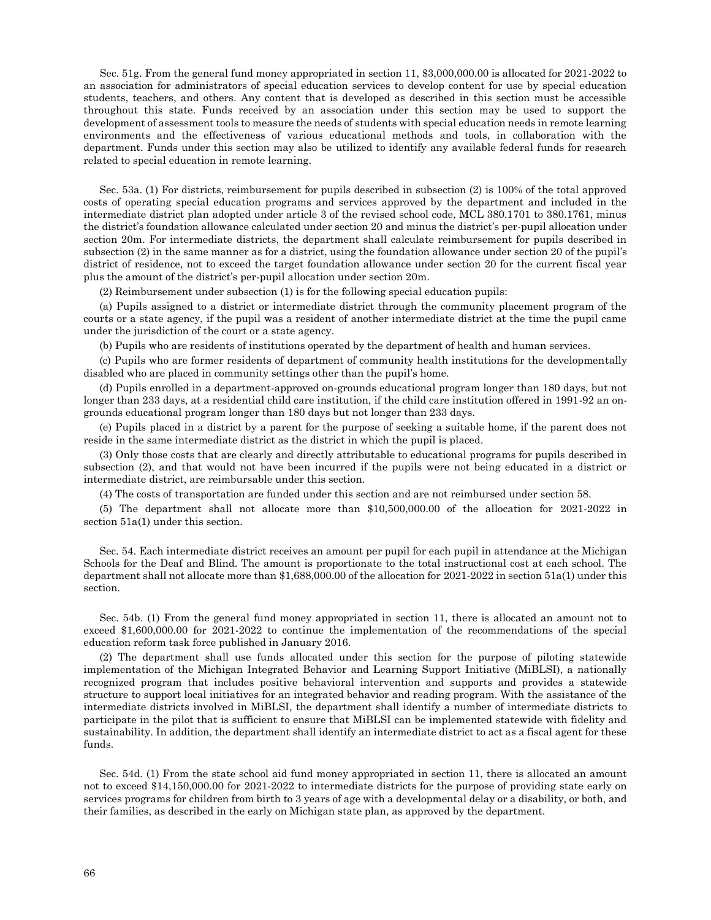Sec. 51g. From the general fund money appropriated in section 11, $3,000,000.00 is allocated for 2021-2022 to an association for administrators of special education services to develop content for use by special education students, teachers, and others. Any content that is developed as described in this section must be accessible throughout this state. Funds received by an association under this section may be used to support the development of assessment tools to measure the needs of students with special education needs in remote learning environments and the effectiveness of various educational methods and tools, in collaboration with the department. Funds under this section may also be utilized to identify any available federal funds for research related to special education in remote learning.

Sec. 53a. (1) For districts, reimbursement for pupils described in subsection (2) is 100% of the total approved costs of operating special education programs and services approved by the department and included in the intermediate district plan adopted under article 3 of the revised school code, MCL 380.1701 to 380.1761, minus the district's foundation allowance calculated under section 20 and minus the district's per-pupil allocation under section 20m. For intermediate districts, the department shall calculate reimbursement for pupils described in subsection (2) in the same manner as for a district, using the foundation allowance under section 20 of the pupil's district of residence, not to exceed the target foundation allowance under section 20 for the current fiscal year plus the amount of the district's per-pupil allocation under section 20m.

(2) Reimbursement under subsection (1) is for the following special education pupils:

(a) Pupils assigned to a district or intermediate district through the community placement program of the courts or a state agency, if the pupil was a resident of another intermediate district at the time the pupil came under the jurisdiction of the court or a state agency.

(b) Pupils who are residents of institutions operated by the department of health and human services.

(c) Pupils who are former residents of department of community health institutions for the developmentally disabled who are placed in community settings other than the pupil's home.

(d) Pupils enrolled in a department-approved on-grounds educational program longer than 180 days, but not longer than 233 days, at a residential child care institution, if the child care institution offered in 1991-92 an on-grounds educational program longer than 180 days but not longer than 233 days.

(e) Pupils placed in a district by a parent for the purpose of seeking a suitable home, if the parent does not reside in the same intermediate district as the district in which the pupil is placed.

(3) Only those costs that are clearly and directly attributable to educational programs for pupils described in subsection (2), and that would not have been incurred if the pupils were not being educated in a district or intermediate district, are reimbursable under this section.

(4) The costs of transportation are funded under this section and are not reimbursed under section 58.

(5) The department shall not allocate more than $10,500,000.00 of the allocation for 2021-2022 in section 51a(1) under this section.

Sec. 54. Each intermediate district receives an amount per pupil for each pupil in attendance at the Michigan Schools for the Deaf and Blind. The amount is proportionate to the total instructional cost at each school. The department shall not allocate more than $1,688,000.00 of the allocation for 2021-2022 in section 51a(1) under this section.

Sec. 54b. (1) From the general fund money appropriated in section 11, there is allocated an amount not to exceed $1,600,000.00 for 2021-2022 to continue the implementation of the recommendations of the special education reform task force published in January 2016.

(2) The department shall use funds allocated under this section for the purpose of piloting statewide implementation of the Michigan Integrated Behavior and Learning Support Initiative (MiBLSI), a nationally recognized program that includes positive behavioral intervention and supports and provides a statewide structure to support local initiatives for an integrated behavior and reading program. With the assistance of the intermediate districts involved in MiBLSI, the department shall identify a number of intermediate districts to participate in the pilot that is sufficient to ensure that MiBLSI can be implemented statewide with fidelity and sustainability. In addition, the department shall identify an intermediate district to act as a fiscal agent for these funds.

Sec. 54d. (1) From the state school aid fund money appropriated in section 11, there is allocated an amount not to exceed $14,150,000.00 for 2021-2022 to intermediate districts for the purpose of providing state early on services programs for children from birth to 3 years of age with a developmental delay or a disability, or both, and their families, as described in the early on Michigan state plan, as approved by the department.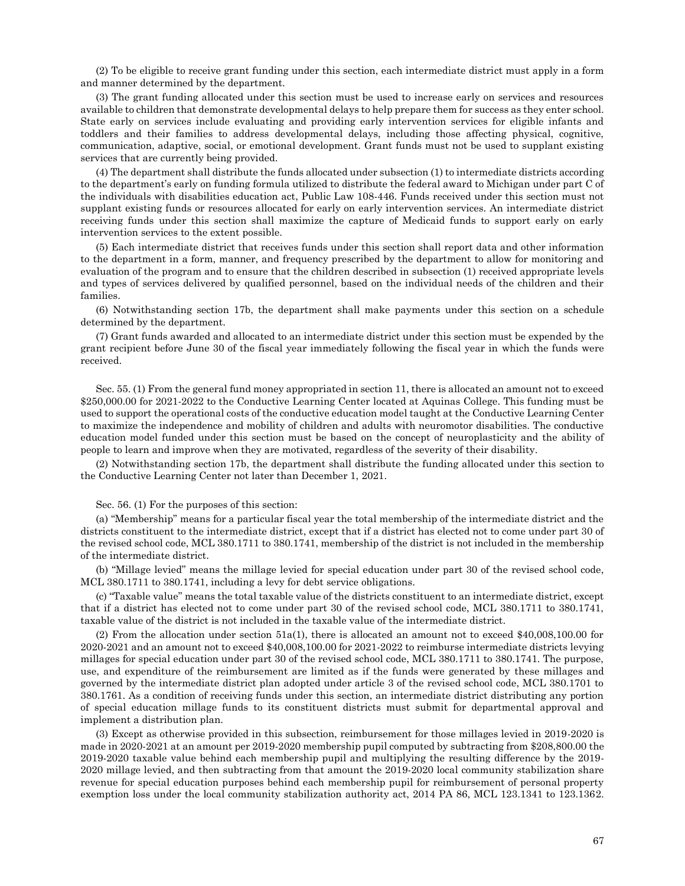(2) To be eligible to receive grant funding under this section, each intermediate district must apply in a form and manner determined by the department.

(3) The grant funding allocated under this section must be used to increase early on services and resources available to children that demonstrate developmental delays to help prepare them for success as they enter school. State early on services include evaluating and providing early intervention services for eligible infants and toddlers and their families to address developmental delays, including those affecting physical, cognitive, communication, adaptive, social, or emotional development. Grant funds must not be used to supplant existing services that are currently being provided.

(4) The department shall distribute the funds allocated under subsection (1) to intermediate districts according to the department's early on funding formula utilized to distribute the federal award to Michigan under part C of the individuals with disabilities education act, Public Law 108-446. Funds received under this section must not supplant existing funds or resources allocated for early on early intervention services. An intermediate district receiving funds under this section shall maximize the capture of Medicaid funds to support early on early intervention services to the extent possible.

(5) Each intermediate district that receives funds under this section shall report data and other information to the department in a form, manner, and frequency prescribed by the department to allow for monitoring and evaluation of the program and to ensure that the children described in subsection (1) received appropriate levels and types of services delivered by qualified personnel, based on the individual needs of the children and their families.

(6) Notwithstanding section 17b, the department shall make payments under this section on a schedule determined by the department.

(7) Grant funds awarded and allocated to an intermediate district under this section must be expended by the grant recipient before June 30 of the fiscal year immediately following the fiscal year in which the funds were received.

Sec. 55. (1) From the general fund money appropriated in section 11, there is allocated an amount not to exceed $250,000.00 for 2021-2022 to the Conductive Learning Center located at Aquinas College. This funding must be used to support the operational costs of the conductive education model taught at the Conductive Learning Center to maximize the independence and mobility of children and adults with neuromotor disabilities. The conductive education model funded under this section must be based on the concept of neuroplasticity and the ability of people to learn and improve when they are motivated, regardless of the severity of their disability.

(2) Notwithstanding section 17b, the department shall distribute the funding allocated under this section to the Conductive Learning Center not later than December 1, 2021.

Sec. 56. (1) For the purposes of this section:

(a) "Membership" means for a particular fiscal year the total membership of the intermediate district and the districts constituent to the intermediate district, except that if a district has elected not to come under part 30 of the revised school code, MCL 380.1711 to 380.1741, membership of the district is not included in the membership of the intermediate district.

(b) "Millage levied" means the millage levied for special education under part 30 of the revised school code, MCL 380.1711 to 380.1741, including a levy for debt service obligations.

(c) "Taxable value" means the total taxable value of the districts constituent to an intermediate district, except that if a district has elected not to come under part 30 of the revised school code, MCL 380.1711 to 380.1741, taxable value of the district is not included in the taxable value of the intermediate district.

(2) From the allocation under section 51a(1), there is allocated an amount not to exceed $40,008,100.00 for 2020-2021 and an amount not to exceed $40,008,100.00 for 2021-2022 to reimburse intermediate districts levying millages for special education under part 30 of the revised school code, MCL 380.1711 to 380.1741. The purpose, use, and expenditure of the reimbursement are limited as if the funds were generated by these millages and governed by the intermediate district plan adopted under article 3 of the revised school code, MCL 380.1701 to 380.1761. As a condition of receiving funds under this section, an intermediate district distributing any portion of special education millage funds to its constituent districts must submit for departmental approval and implement a distribution plan.

(3) Except as otherwise provided in this subsection, reimbursement for those millages levied in 2019-2020 is made in 2020-2021 at an amount per 2019-2020 membership pupil computed by subtracting from $208,800.00 the 2019-2020 taxable value behind each membership pupil and multiplying the resulting difference by the 2019-2020 millage levied, and then subtracting from that amount the 2019-2020 local community stabilization share revenue for special education purposes behind each membership pupil for reimbursement of personal property exemption loss under the local community stabilization authority act, 2014 PA 86, MCL 123.1341 to 123.1362.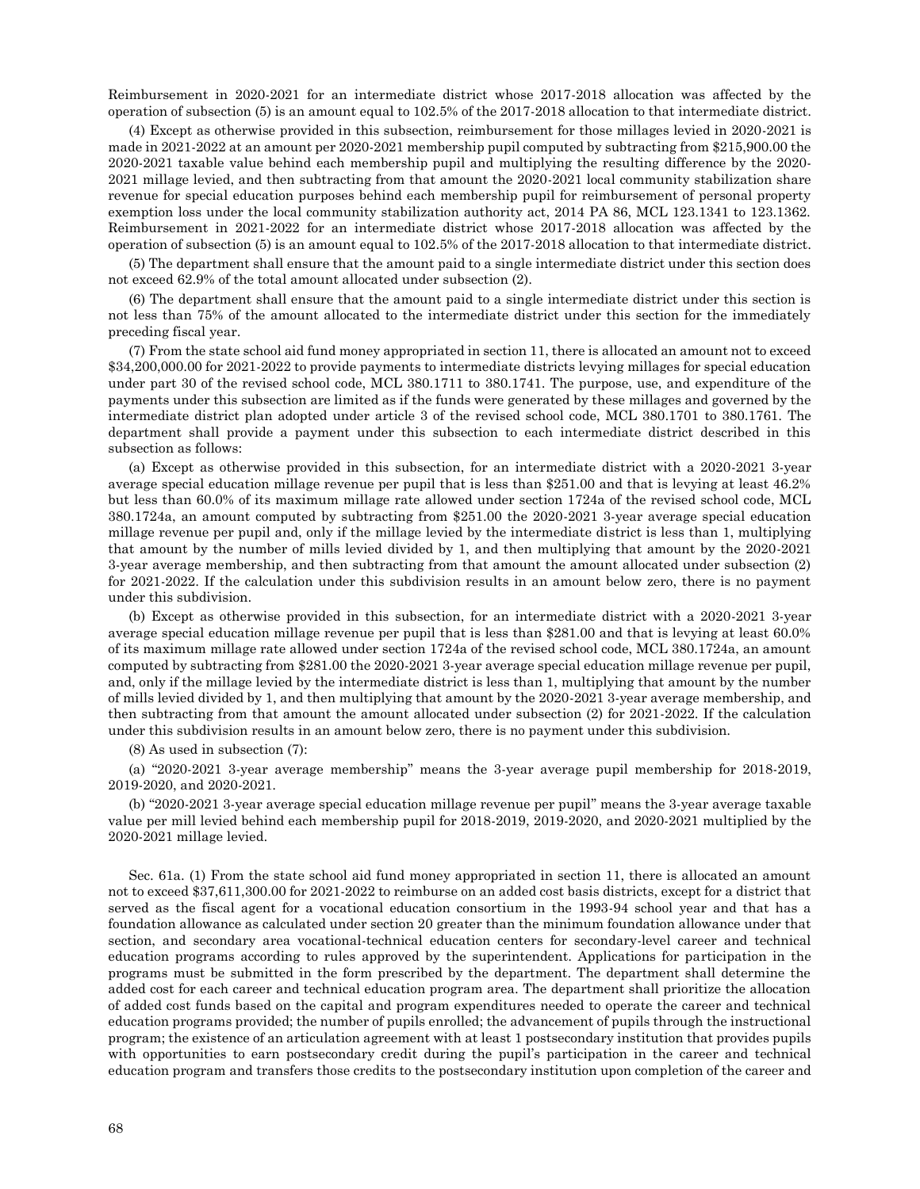Reimbursement in 2020-2021 for an intermediate district whose 2017-2018 allocation was affected by the operation of subsection (5) is an amount equal to 102.5% of the 2017-2018 allocation to that intermediate district.

(4) Except as otherwise provided in this subsection, reimbursement for those millages levied in 2020-2021 is made in 2021-2022 at an amount per 2020-2021 membership pupil computed by subtracting from $215,900.00 the 2020-2021 taxable value behind each membership pupil and multiplying the resulting difference by the 2020-2021 millage levied, and then subtracting from that amount the 2020-2021 local community stabilization share revenue for special education purposes behind each membership pupil for reimbursement of personal property exemption loss under the local community stabilization authority act, 2014 PA 86, MCL 123.1341 to 123.1362. Reimbursement in 2021-2022 for an intermediate district whose 2017-2018 allocation was affected by the operation of subsection (5) is an amount equal to 102.5% of the 2017-2018 allocation to that intermediate district.

(5) The department shall ensure that the amount paid to a single intermediate district under this section does not exceed 62.9% of the total amount allocated under subsection (2).

(6) The department shall ensure that the amount paid to a single intermediate district under this section is not less than 75% of the amount allocated to the intermediate district under this section for the immediately preceding fiscal year.

(7) From the state school aid fund money appropriated in section 11, there is allocated an amount not to exceed $34,200,000.00 for 2021-2022 to provide payments to intermediate districts levying millages for special education under part 30 of the revised school code, MCL 380.1711 to 380.1741. The purpose, use, and expenditure of the payments under this subsection are limited as if the funds were generated by these millages and governed by the intermediate district plan adopted under article 3 of the revised school code, MCL 380.1701 to 380.1761. The department shall provide a payment under this subsection to each intermediate district described in this subsection as follows:

(a) Except as otherwise provided in this subsection, for an intermediate district with a 2020-2021 3-year average special education millage revenue per pupil that is less than $251.00 and that is levying at least 46.2% but less than 60.0% of its maximum millage rate allowed under section 1724a of the revised school code, MCL 380.1724a, an amount computed by subtracting from $251.00 the 2020-2021 3-year average special education millage revenue per pupil and, only if the millage levied by the intermediate district is less than 1, multiplying that amount by the number of mills levied divided by 1, and then multiplying that amount by the 2020-2021 3-year average membership, and then subtracting from that amount the amount allocated under subsection (2) for 2021-2022. If the calculation under this subdivision results in an amount below zero, there is no payment under this subdivision.

(b) Except as otherwise provided in this subsection, for an intermediate district with a 2020-2021 3-year average special education millage revenue per pupil that is less than $281.00 and that is levying at least 60.0% of its maximum millage rate allowed under section 1724a of the revised school code, MCL 380.1724a, an amount computed by subtracting from $281.00 the 2020-2021 3-year average special education millage revenue per pupil, and, only if the millage levied by the intermediate district is less than 1, multiplying that amount by the number of mills levied divided by 1, and then multiplying that amount by the 2020-2021 3-year average membership, and then subtracting from that amount the amount allocated under subsection (2) for 2021-2022. If the calculation under this subdivision results in an amount below zero, there is no payment under this subdivision.

(8) As used in subsection (7):

(a) "2020-2021 3-year average membership" means the 3-year average pupil membership for 2018-2019, 2019-2020, and 2020-2021.

(b) "2020-2021 3-year average special education millage revenue per pupil" means the 3-year average taxable value per mill levied behind each membership pupil for 2018-2019, 2019-2020, and 2020-2021 multiplied by the 2020-2021 millage levied.

Sec. 61a. (1) From the state school aid fund money appropriated in section 11, there is allocated an amount not to exceed $37,611,300.00 for 2021-2022 to reimburse on an added cost basis districts, except for a district that served as the fiscal agent for a vocational education consortium in the 1993-94 school year and that has a foundation allowance as calculated under section 20 greater than the minimum foundation allowance under that section, and secondary area vocational-technical education centers for secondary-level career and technical education programs according to rules approved by the superintendent. Applications for participation in the programs must be submitted in the form prescribed by the department. The department shall determine the added cost for each career and technical education program area. The department shall prioritize the allocation of added cost funds based on the capital and program expenditures needed to operate the career and technical education programs provided; the number of pupils enrolled; the advancement of pupils through the instructional program; the existence of an articulation agreement with at least 1 postsecondary institution that provides pupils with opportunities to earn postsecondary credit during the pupil's participation in the career and technical education program and transfers those credits to the postsecondary institution upon completion of the career and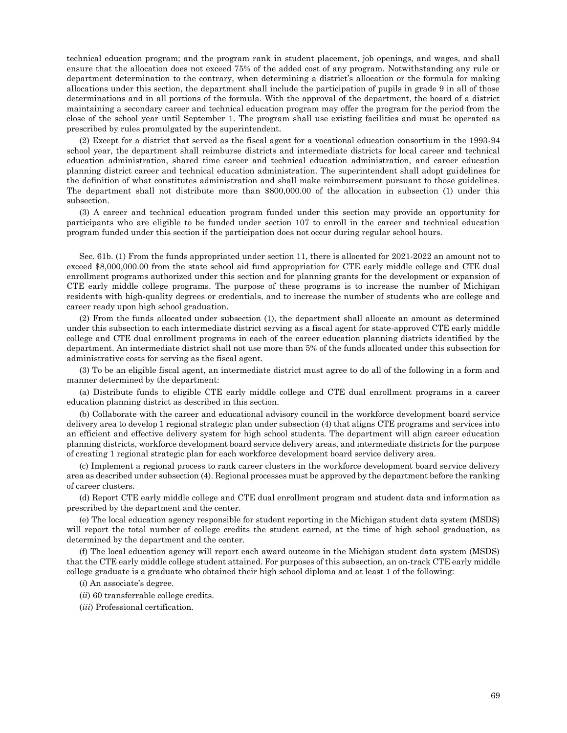technical education program; and the program rank in student placement, job openings, and wages, and shall ensure that the allocation does not exceed 75% of the added cost of any program. Notwithstanding any rule or department determination to the contrary, when determining a district's allocation or the formula for making allocations under this section, the department shall include the participation of pupils in grade 9 in all of those determinations and in all portions of the formula. With the approval of the department, the board of a district maintaining a secondary career and technical education program may offer the program for the period from the close of the school year until September 1. The program shall use existing facilities and must be operated as prescribed by rules promulgated by the superintendent.

(2) Except for a district that served as the fiscal agent for a vocational education consortium in the 1993-94 school year, the department shall reimburse districts and intermediate districts for local career and technical education administration, shared time career and technical education administration, and career education planning district career and technical education administration. The superintendent shall adopt guidelines for the definition of what constitutes administration and shall make reimbursement pursuant to those guidelines. The department shall not distribute more than $800,000.00 of the allocation in subsection (1) under this subsection.

(3) A career and technical education program funded under this section may provide an opportunity for participants who are eligible to be funded under section 107 to enroll in the career and technical education program funded under this section if the participation does not occur during regular school hours.

Sec. 61b. (1) From the funds appropriated under section 11, there is allocated for 2021-2022 an amount not to exceed $8,000,000.00 from the state school aid fund appropriation for CTE early middle college and CTE dual enrollment programs authorized under this section and for planning grants for the development or expansion of CTE early middle college programs. The purpose of these programs is to increase the number of Michigan residents with high-quality degrees or credentials, and to increase the number of students who are college and career ready upon high school graduation.

(2) From the funds allocated under subsection (1), the department shall allocate an amount as determined under this subsection to each intermediate district serving as a fiscal agent for state-approved CTE early middle college and CTE dual enrollment programs in each of the career education planning districts identified by the department. An intermediate district shall not use more than 5% of the funds allocated under this subsection for administrative costs for serving as the fiscal agent.

(3) To be an eligible fiscal agent, an intermediate district must agree to do all of the following in a form and manner determined by the department:

(a) Distribute funds to eligible CTE early middle college and CTE dual enrollment programs in a career education planning district as described in this section.

(b) Collaborate with the career and educational advisory council in the workforce development board service delivery area to develop 1 regional strategic plan under subsection (4) that aligns CTE programs and services into an efficient and effective delivery system for high school students. The department will align career education planning districts, workforce development board service delivery areas, and intermediate districts for the purpose of creating 1 regional strategic plan for each workforce development board service delivery area.

(c) Implement a regional process to rank career clusters in the workforce development board service delivery area as described under subsection (4). Regional processes must be approved by the department before the ranking of career clusters.

(d) Report CTE early middle college and CTE dual enrollment program and student data and information as prescribed by the department and the center.

(e) The local education agency responsible for student reporting in the Michigan student data system (MSDS) will report the total number of college credits the student earned, at the time of high school graduation, as determined by the department and the center.

(f) The local education agency will report each award outcome in the Michigan student data system (MSDS) that the CTE early middle college student attained. For purposes of this subsection, an on-track CTE early middle college graduate is a graduate who obtained their high school diploma and at least 1 of the following:

(*i*) An associate's degree.

(*ii*) 60 transferrable college credits.

(*iii*) Professional certification.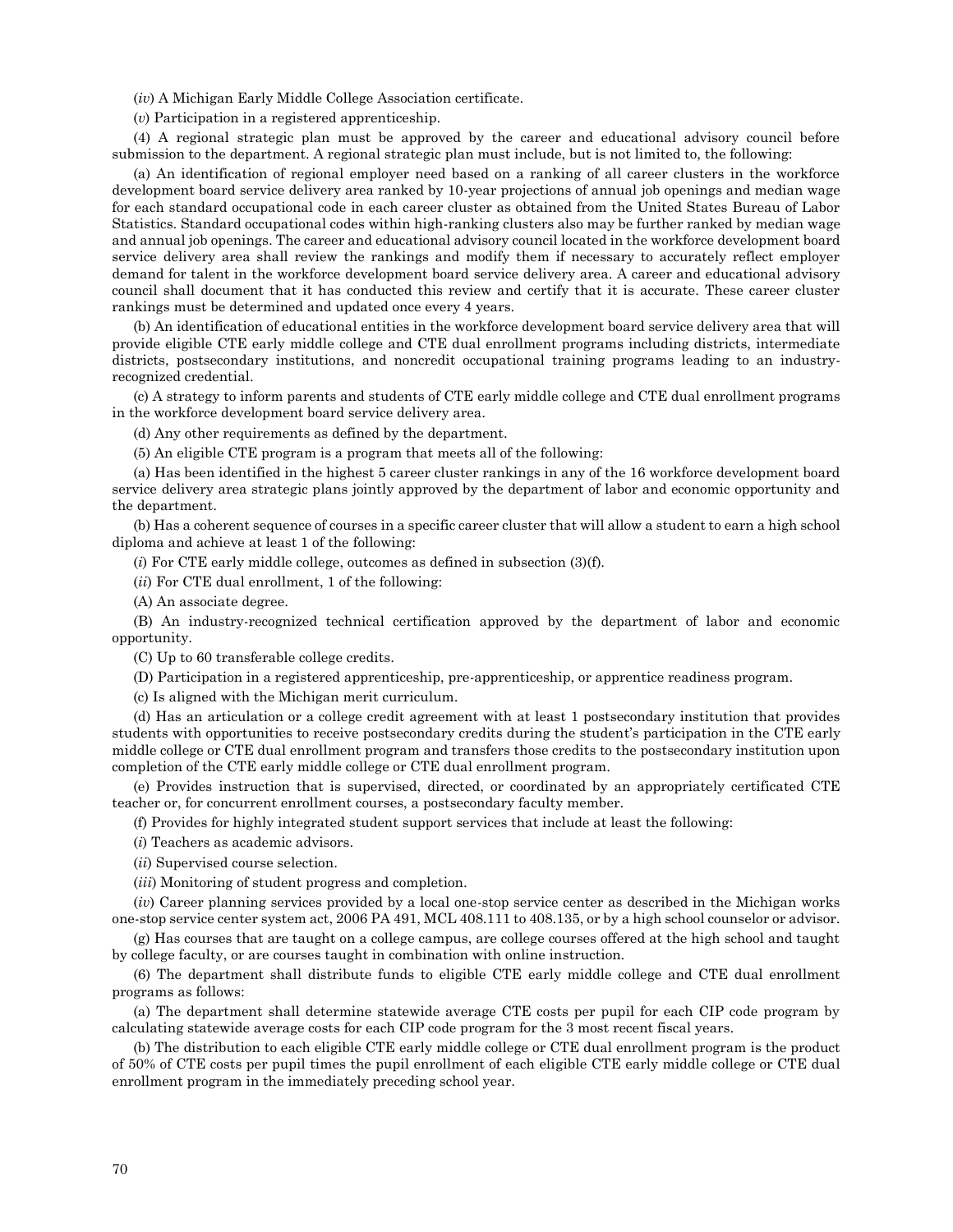(*iv*) A Michigan Early Middle College Association certificate.

(*v*) Participation in a registered apprenticeship.

(4) A regional strategic plan must be approved by the career and educational advisory council before submission to the department. A regional strategic plan must include, but is not limited to, the following:

(a) An identification of regional employer need based on a ranking of all career clusters in the workforce development board service delivery area ranked by 10-year projections of annual job openings and median wage for each standard occupational code in each career cluster as obtained from the United States Bureau of Labor Statistics. Standard occupational codes within high-ranking clusters also may be further ranked by median wage and annual job openings. The career and educational advisory council located in the workforce development board service delivery area shall review the rankings and modify them if necessary to accurately reflect employer demand for talent in the workforce development board service delivery area. A career and educational advisory council shall document that it has conducted this review and certify that it is accurate. These career cluster rankings must be determined and updated once every 4 years.

(b) An identification of educational entities in the workforce development board service delivery area that will provide eligible CTE early middle college and CTE dual enrollment programs including districts, intermediate districts, postsecondary institutions, and noncredit occupational training programs leading to an industry-recognized credential.

(c) A strategy to inform parents and students of CTE early middle college and CTE dual enrollment programs in the workforce development board service delivery area.

(d) Any other requirements as defined by the department.

(5) An eligible CTE program is a program that meets all of the following:

(a) Has been identified in the highest 5 career cluster rankings in any of the 16 workforce development board service delivery area strategic plans jointly approved by the department of labor and economic opportunity and the department.

(b) Has a coherent sequence of courses in a specific career cluster that will allow a student to earn a high school diploma and achieve at least 1 of the following:

(*i*) For CTE early middle college, outcomes as defined in subsection (3)(f).

(*ii*) For CTE dual enrollment, 1 of the following:

(A) An associate degree.

(B) An industry-recognized technical certification approved by the department of labor and economic opportunity.

(C) Up to 60 transferable college credits.

(D) Participation in a registered apprenticeship, pre-apprenticeship, or apprentice readiness program.

(c) Is aligned with the Michigan merit curriculum.

(d) Has an articulation or a college credit agreement with at least 1 postsecondary institution that provides students with opportunities to receive postsecondary credits during the student's participation in the CTE early middle college or CTE dual enrollment program and transfers those credits to the postsecondary institution upon completion of the CTE early middle college or CTE dual enrollment program.

(e) Provides instruction that is supervised, directed, or coordinated by an appropriately certificated CTE teacher or, for concurrent enrollment courses, a postsecondary faculty member.

(f) Provides for highly integrated student support services that include at least the following:

(*i*) Teachers as academic advisors.

(*ii*) Supervised course selection.

(*iii*) Monitoring of student progress and completion.

(*iv*) Career planning services provided by a local one-stop service center as described in the Michigan works one-stop service center system act, 2006 PA 491, MCL 408.111 to 408.135, or by a high school counselor or advisor.

(g) Has courses that are taught on a college campus, are college courses offered at the high school and taught by college faculty, or are courses taught in combination with online instruction.

(6) The department shall distribute funds to eligible CTE early middle college and CTE dual enrollment programs as follows:

(a) The department shall determine statewide average CTE costs per pupil for each CIP code program by calculating statewide average costs for each CIP code program for the 3 most recent fiscal years.

(b) The distribution to each eligible CTE early middle college or CTE dual enrollment program is the product of 50% of CTE costs per pupil times the pupil enrollment of each eligible CTE early middle college or CTE dual enrollment program in the immediately preceding school year.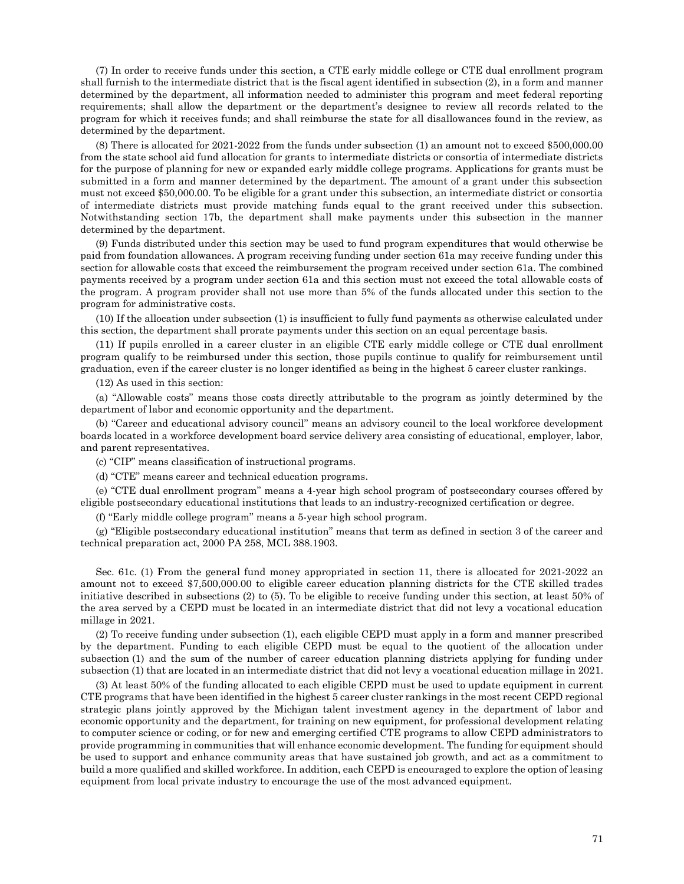(7) In order to receive funds under this section, a CTE early middle college or CTE dual enrollment program shall furnish to the intermediate district that is the fiscal agent identified in subsection (2), in a form and manner determined by the department, all information needed to administer this program and meet federal reporting requirements; shall allow the department or the department's designee to review all records related to the program for which it receives funds; and shall reimburse the state for all disallowances found in the review, as determined by the department.

(8) There is allocated for 2021-2022 from the funds under subsection (1) an amount not to exceed $500,000.00 from the state school aid fund allocation for grants to intermediate districts or consortia of intermediate districts for the purpose of planning for new or expanded early middle college programs. Applications for grants must be submitted in a form and manner determined by the department. The amount of a grant under this subsection must not exceed $50,000.00. To be eligible for a grant under this subsection, an intermediate district or consortia of intermediate districts must provide matching funds equal to the grant received under this subsection. Notwithstanding section 17b, the department shall make payments under this subsection in the manner determined by the department.

(9) Funds distributed under this section may be used to fund program expenditures that would otherwise be paid from foundation allowances. A program receiving funding under section 61a may receive funding under this section for allowable costs that exceed the reimbursement the program received under section 61a. The combined payments received by a program under section 61a and this section must not exceed the total allowable costs of the program. A program provider shall not use more than 5% of the funds allocated under this section to the program for administrative costs.

(10) If the allocation under subsection (1) is insufficient to fully fund payments as otherwise calculated under this section, the department shall prorate payments under this section on an equal percentage basis.

(11) If pupils enrolled in a career cluster in an eligible CTE early middle college or CTE dual enrollment program qualify to be reimbursed under this section, those pupils continue to qualify for reimbursement until graduation, even if the career cluster is no longer identified as being in the highest 5 career cluster rankings.

(12) As used in this section:

(a) "Allowable costs" means those costs directly attributable to the program as jointly determined by the department of labor and economic opportunity and the department.

(b) "Career and educational advisory council" means an advisory council to the local workforce development boards located in a workforce development board service delivery area consisting of educational, employer, labor, and parent representatives.

(c) "CIP" means classification of instructional programs.

(d) "CTE" means career and technical education programs.

(e) "CTE dual enrollment program" means a 4-year high school program of postsecondary courses offered by eligible postsecondary educational institutions that leads to an industry-recognized certification or degree.

(f) "Early middle college program" means a 5-year high school program.

(g) "Eligible postsecondary educational institution" means that term as defined in section 3 of the career and technical preparation act, 2000 PA 258, MCL 388.1903.

Sec. 61c. (1) From the general fund money appropriated in section 11, there is allocated for 2021-2022 an amount not to exceed $7,500,000.00 to eligible career education planning districts for the CTE skilled trades initiative described in subsections (2) to (5). To be eligible to receive funding under this section, at least 50% of the area served by a CEPD must be located in an intermediate district that did not levy a vocational education millage in 2021.

(2) To receive funding under subsection (1), each eligible CEPD must apply in a form and manner prescribed by the department. Funding to each eligible CEPD must be equal to the quotient of the allocation under subsection (1) and the sum of the number of career education planning districts applying for funding under subsection (1) that are located in an intermediate district that did not levy a vocational education millage in 2021.

(3) At least 50% of the funding allocated to each eligible CEPD must be used to update equipment in current CTE programs that have been identified in the highest 5 career cluster rankings in the most recent CEPD regional strategic plans jointly approved by the Michigan talent investment agency in the department of labor and economic opportunity and the department, for training on new equipment, for professional development relating to computer science or coding, or for new and emerging certified CTE programs to allow CEPD administrators to provide programming in communities that will enhance economic development. The funding for equipment should be used to support and enhance community areas that have sustained job growth, and act as a commitment to build a more qualified and skilled workforce. In addition, each CEPD is encouraged to explore the option of leasing equipment from local private industry to encourage the use of the most advanced equipment.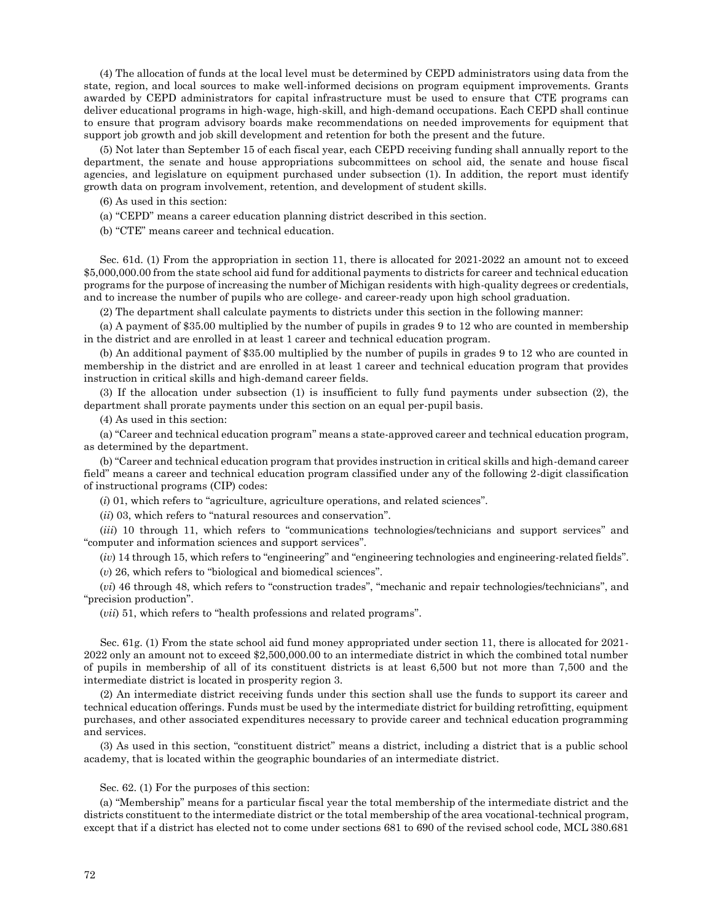(4) The allocation of funds at the local level must be determined by CEPD administrators using data from the state, region, and local sources to make well-informed decisions on program equipment improvements. Grants awarded by CEPD administrators for capital infrastructure must be used to ensure that CTE programs can deliver educational programs in high-wage, high-skill, and high-demand occupations. Each CEPD shall continue to ensure that program advisory boards make recommendations on needed improvements for equipment that support job growth and job skill development and retention for both the present and the future.

(5) Not later than September 15 of each fiscal year, each CEPD receiving funding shall annually report to the department, the senate and house appropriations subcommittees on school aid, the senate and house fiscal agencies, and legislature on equipment purchased under subsection (1). In addition, the report must identify growth data on program involvement, retention, and development of student skills.

(6) As used in this section:

(a) "CEPD" means a career education planning district described in this section.

(b) "CTE" means career and technical education.

Sec. 61d. (1) From the appropriation in section 11, there is allocated for 2021-2022 an amount not to exceed \$5,000,000.00 from the state school aid fund for additional payments to districts for career and technical education programs for the purpose of increasing the number of Michigan residents with high-quality degrees or credentials, and to increase the number of pupils who are college- and career-ready upon high school graduation.

(2) The department shall calculate payments to districts under this section in the following manner:

(a) A payment of \$35.00 multiplied by the number of pupils in grades 9 to 12 who are counted in membership in the district and are enrolled in at least 1 career and technical education program.

(b) An additional payment of \$35.00 multiplied by the number of pupils in grades 9 to 12 who are counted in membership in the district and are enrolled in at least 1 career and technical education program that provides instruction in critical skills and high-demand career fields.

(3) If the allocation under subsection (1) is insufficient to fully fund payments under subsection (2), the department shall prorate payments under this section on an equal per-pupil basis.

(4) As used in this section:

(a) "Career and technical education program" means a state-approved career and technical education program, as determined by the department.

(b) "Career and technical education program that provides instruction in critical skills and high-demand career field" means a career and technical education program classified under any of the following 2-digit classification of instructional programs (CIP) codes:

(*i*) 01, which refers to "agriculture, agriculture operations, and related sciences".

(*ii*) 03, which refers to "natural resources and conservation".

(*iii*) 10 through 11, which refers to "communications technologies/technicians and support services" and "computer and information sciences and support services".

(*iv*) 14 through 15, which refers to "engineering" and "engineering technologies and engineering-related fields".

(*v*) 26, which refers to "biological and biomedical sciences".

(*vi*) 46 through 48, which refers to "construction trades", "mechanic and repair technologies/technicians", and "precision production".

(*vii*) 51, which refers to "health professions and related programs".

Sec. 61g. (1) From the state school aid fund money appropriated under section 11, there is allocated for 2021-2022 only an amount not to exceed \$2,500,000.00 to an intermediate district in which the combined total number of pupils in membership of all of its constituent districts is at least 6,500 but not more than 7,500 and the intermediate district is located in prosperity region 3.

(2) An intermediate district receiving funds under this section shall use the funds to support its career and technical education offerings. Funds must be used by the intermediate district for building retrofitting, equipment purchases, and other associated expenditures necessary to provide career and technical education programming and services.

(3) As used in this section, "constituent district" means a district, including a district that is a public school academy, that is located within the geographic boundaries of an intermediate district.

Sec. 62. (1) For the purposes of this section:

(a) "Membership" means for a particular fiscal year the total membership of the intermediate district and the districts constituent to the intermediate district or the total membership of the area vocational-technical program, except that if a district has elected not to come under sections 681 to 690 of the revised school code, MCL 380.681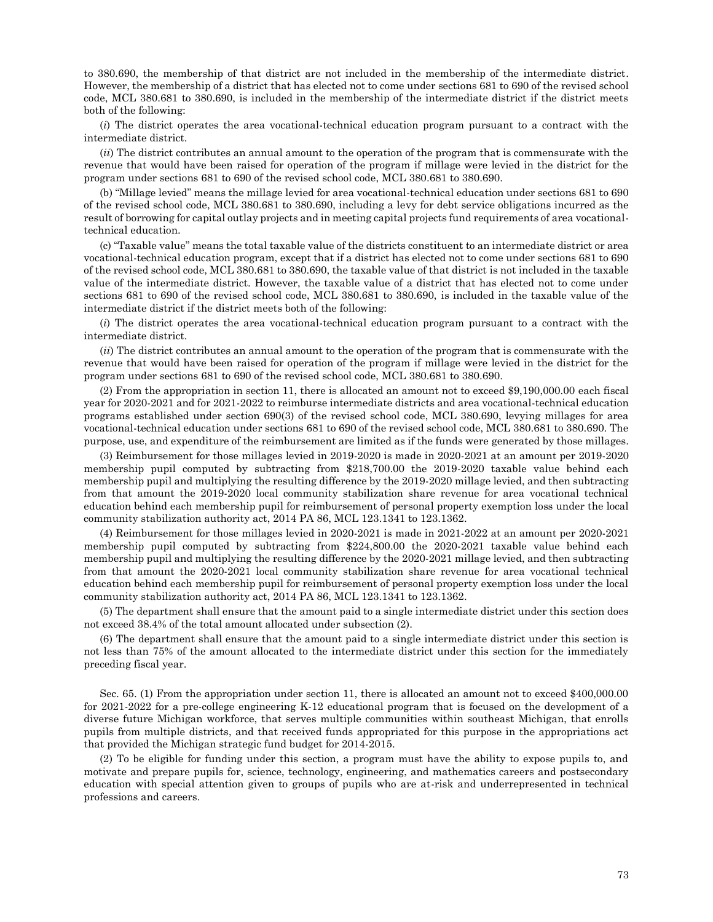to 380.690, the membership of that district are not included in the membership of the intermediate district. However, the membership of a district that has elected not to come under sections 681 to 690 of the revised school code, MCL 380.681 to 380.690, is included in the membership of the intermediate district if the district meets both of the following:

(*i*) The district operates the area vocational-technical education program pursuant to a contract with the intermediate district.

(*ii*) The district contributes an annual amount to the operation of the program that is commensurate with the revenue that would have been raised for operation of the program if millage were levied in the district for the program under sections 681 to 690 of the revised school code, MCL 380.681 to 380.690.

(b) "Millage levied" means the millage levied for area vocational-technical education under sections 681 to 690 of the revised school code, MCL 380.681 to 380.690, including a levy for debt service obligations incurred as the result of borrowing for capital outlay projects and in meeting capital projects fund requirements of area vocational-technical education.

(c) "Taxable value" means the total taxable value of the districts constituent to an intermediate district or area vocational-technical education program, except that if a district has elected not to come under sections 681 to 690 of the revised school code, MCL 380.681 to 380.690, the taxable value of that district is not included in the taxable value of the intermediate district. However, the taxable value of a district that has elected not to come under sections 681 to 690 of the revised school code, MCL 380.681 to 380.690, is included in the taxable value of the intermediate district if the district meets both of the following:

(*i*) The district operates the area vocational-technical education program pursuant to a contract with the intermediate district.

(*ii*) The district contributes an annual amount to the operation of the program that is commensurate with the revenue that would have been raised for operation of the program if millage were levied in the district for the program under sections 681 to 690 of the revised school code, MCL 380.681 to 380.690.

(2) From the appropriation in section 11, there is allocated an amount not to exceed $9,190,000.00 each fiscal year for 2020-2021 and for 2021-2022 to reimburse intermediate districts and area vocational-technical education programs established under section 690(3) of the revised school code, MCL 380.690, levying millages for area vocational-technical education under sections 681 to 690 of the revised school code, MCL 380.681 to 380.690. The purpose, use, and expenditure of the reimbursement are limited as if the funds were generated by those millages.

(3) Reimbursement for those millages levied in 2019-2020 is made in 2020-2021 at an amount per 2019-2020 membership pupil computed by subtracting from $218,700.00 the 2019-2020 taxable value behind each membership pupil and multiplying the resulting difference by the 2019-2020 millage levied, and then subtracting from that amount the 2019-2020 local community stabilization share revenue for area vocational technical education behind each membership pupil for reimbursement of personal property exemption loss under the local community stabilization authority act, 2014 PA 86, MCL 123.1341 to 123.1362.

(4) Reimbursement for those millages levied in 2020-2021 is made in 2021-2022 at an amount per 2020-2021 membership pupil computed by subtracting from $224,800.00 the 2020-2021 taxable value behind each membership pupil and multiplying the resulting difference by the 2020-2021 millage levied, and then subtracting from that amount the 2020-2021 local community stabilization share revenue for area vocational technical education behind each membership pupil for reimbursement of personal property exemption loss under the local community stabilization authority act, 2014 PA 86, MCL 123.1341 to 123.1362.

(5) The department shall ensure that the amount paid to a single intermediate district under this section does not exceed 38.4% of the total amount allocated under subsection (2).

(6) The department shall ensure that the amount paid to a single intermediate district under this section is not less than 75% of the amount allocated to the intermediate district under this section for the immediately preceding fiscal year.

Sec. 65. (1) From the appropriation under section 11, there is allocated an amount not to exceed $400,000.00 for 2021-2022 for a pre-college engineering K-12 educational program that is focused on the development of a diverse future Michigan workforce, that serves multiple communities within southeast Michigan, that enrolls pupils from multiple districts, and that received funds appropriated for this purpose in the appropriations act that provided the Michigan strategic fund budget for 2014-2015.

(2) To be eligible for funding under this section, a program must have the ability to expose pupils to, and motivate and prepare pupils for, science, technology, engineering, and mathematics careers and postsecondary education with special attention given to groups of pupils who are at-risk and underrepresented in technical professions and careers.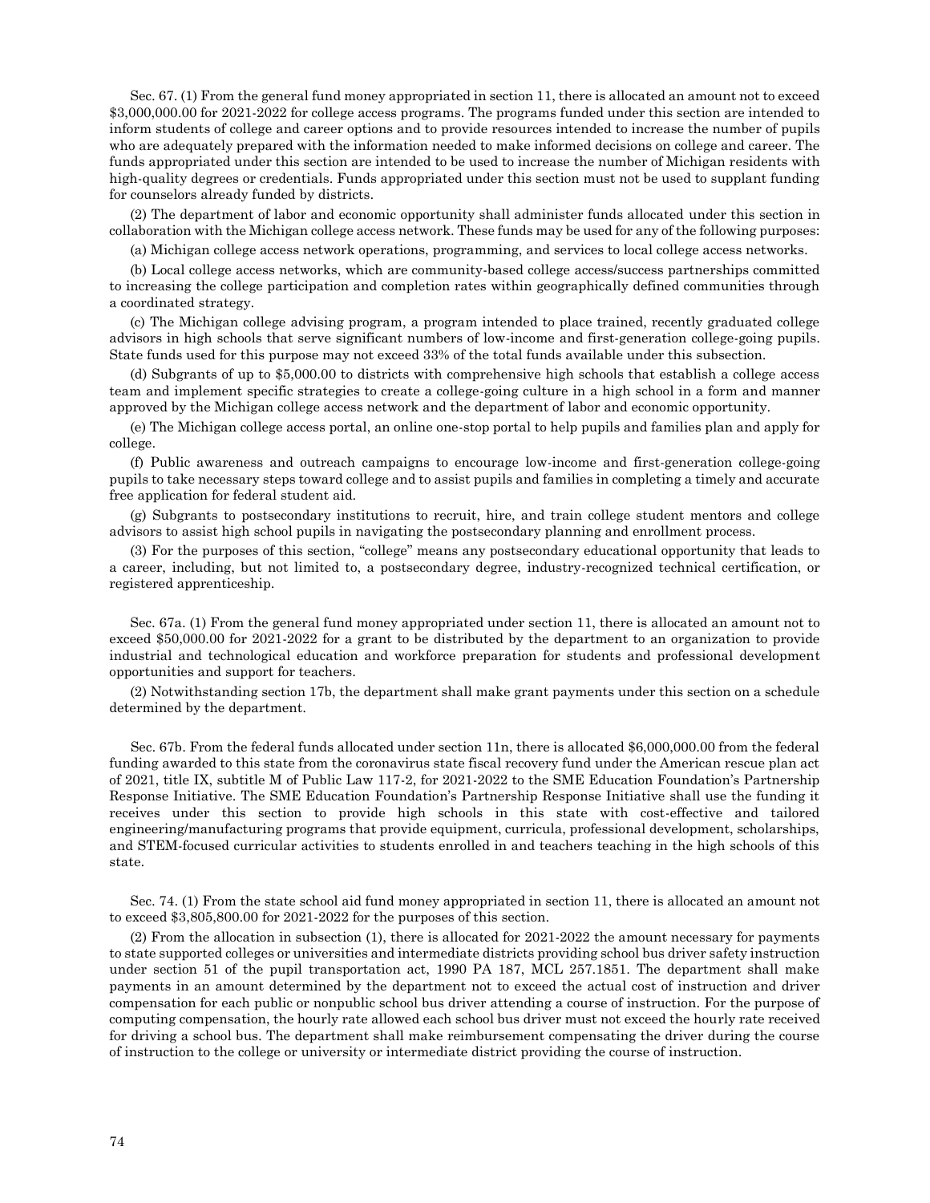Sec. 67. (1) From the general fund money appropriated in section 11, there is allocated an amount not to exceed $3,000,000.00 for 2021-2022 for college access programs. The programs funded under this section are intended to inform students of college and career options and to provide resources intended to increase the number of pupils who are adequately prepared with the information needed to make informed decisions on college and career. The funds appropriated under this section are intended to be used to increase the number of Michigan residents with high-quality degrees or credentials. Funds appropriated under this section must not be used to supplant funding for counselors already funded by districts.

(2) The department of labor and economic opportunity shall administer funds allocated under this section in collaboration with the Michigan college access network. These funds may be used for any of the following purposes:

(a) Michigan college access network operations, programming, and services to local college access networks.

(b) Local college access networks, which are community-based college access/success partnerships committed to increasing the college participation and completion rates within geographically defined communities through a coordinated strategy.

(c) The Michigan college advising program, a program intended to place trained, recently graduated college advisors in high schools that serve significant numbers of low-income and first-generation college-going pupils. State funds used for this purpose may not exceed 33% of the total funds available under this subsection.

(d) Subgrants of up to $5,000.00 to districts with comprehensive high schools that establish a college access team and implement specific strategies to create a college-going culture in a high school in a form and manner approved by the Michigan college access network and the department of labor and economic opportunity.

(e) The Michigan college access portal, an online one-stop portal to help pupils and families plan and apply for college.

(f) Public awareness and outreach campaigns to encourage low-income and first-generation college-going pupils to take necessary steps toward college and to assist pupils and families in completing a timely and accurate free application for federal student aid.

(g) Subgrants to postsecondary institutions to recruit, hire, and train college student mentors and college advisors to assist high school pupils in navigating the postsecondary planning and enrollment process.

(3) For the purposes of this section, "college" means any postsecondary educational opportunity that leads to a career, including, but not limited to, a postsecondary degree, industry-recognized technical certification, or registered apprenticeship.

Sec. 67a. (1) From the general fund money appropriated under section 11, there is allocated an amount not to exceed $50,000.00 for 2021-2022 for a grant to be distributed by the department to an organization to provide industrial and technological education and workforce preparation for students and professional development opportunities and support for teachers.

(2) Notwithstanding section 17b, the department shall make grant payments under this section on a schedule determined by the department.

Sec. 67b. From the federal funds allocated under section 11n, there is allocated $6,000,000.00 from the federal funding awarded to this state from the coronavirus state fiscal recovery fund under the American rescue plan act of 2021, title IX, subtitle M of Public Law 117-2, for 2021-2022 to the SME Education Foundation's Partnership Response Initiative. The SME Education Foundation's Partnership Response Initiative shall use the funding it receives under this section to provide high schools in this state with cost-effective and tailored engineering/manufacturing programs that provide equipment, curricula, professional development, scholarships, and STEM-focused curricular activities to students enrolled in and teachers teaching in the high schools of this state.

Sec. 74. (1) From the state school aid fund money appropriated in section 11, there is allocated an amount not to exceed $3,805,800.00 for 2021-2022 for the purposes of this section.

(2) From the allocation in subsection (1), there is allocated for 2021-2022 the amount necessary for payments to state supported colleges or universities and intermediate districts providing school bus driver safety instruction under section 51 of the pupil transportation act, 1990 PA 187, MCL 257.1851. The department shall make payments in an amount determined by the department not to exceed the actual cost of instruction and driver compensation for each public or nonpublic school bus driver attending a course of instruction. For the purpose of computing compensation, the hourly rate allowed each school bus driver must not exceed the hourly rate received for driving a school bus. The department shall make reimbursement compensating the driver during the course of instruction to the college or university or intermediate district providing the course of instruction.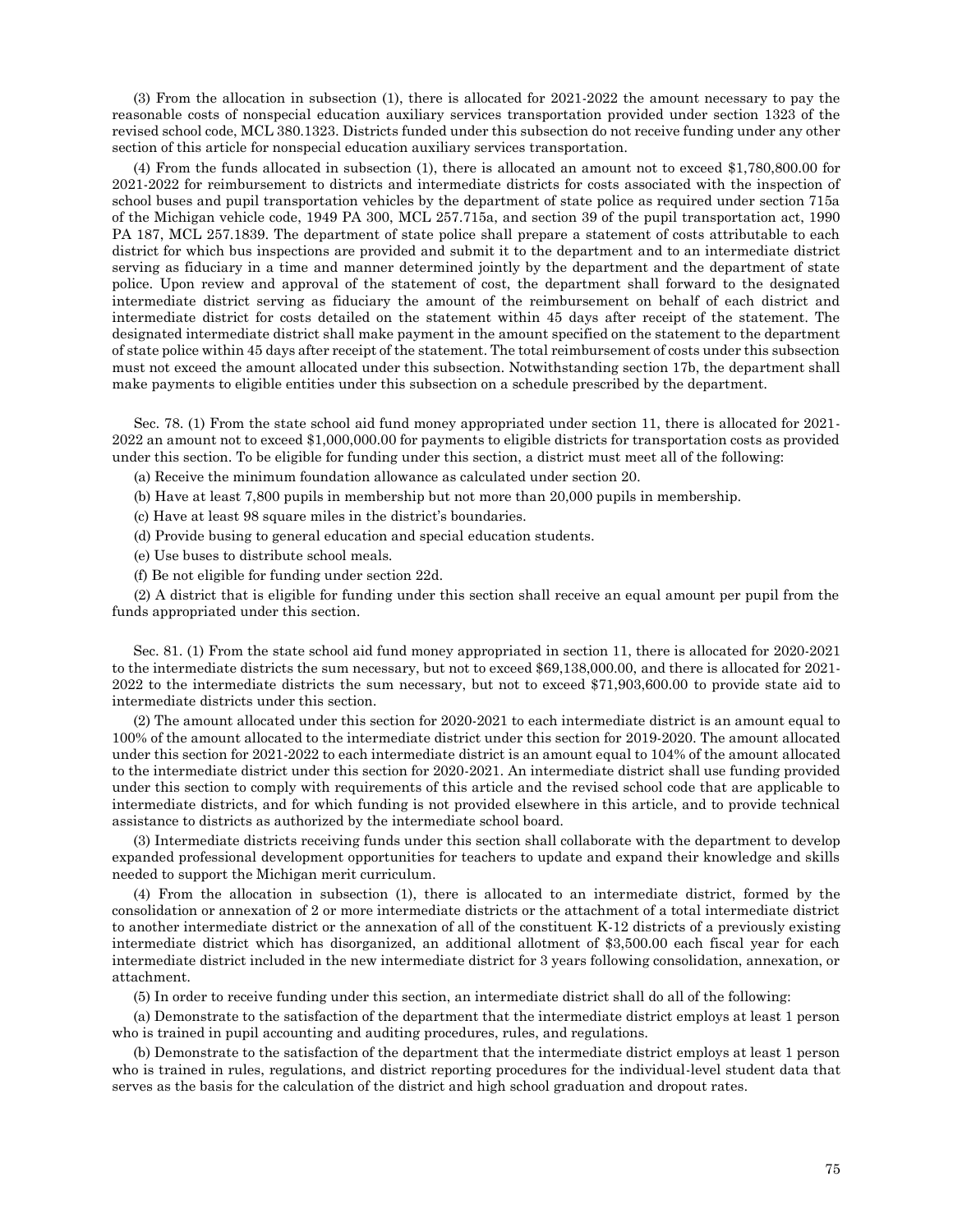(3) From the allocation in subsection (1), there is allocated for 2021-2022 the amount necessary to pay the reasonable costs of nonspecial education auxiliary services transportation provided under section 1323 of the revised school code, MCL 380.1323. Districts funded under this subsection do not receive funding under any other section of this article for nonspecial education auxiliary services transportation.

(4) From the funds allocated in subsection (1), there is allocated an amount not to exceed $1,780,800.00 for 2021-2022 for reimbursement to districts and intermediate districts for costs associated with the inspection of school buses and pupil transportation vehicles by the department of state police as required under section 715a of the Michigan vehicle code, 1949 PA 300, MCL 257.715a, and section 39 of the pupil transportation act, 1990 PA 187, MCL 257.1839. The department of state police shall prepare a statement of costs attributable to each district for which bus inspections are provided and submit it to the department and to an intermediate district serving as fiduciary in a time and manner determined jointly by the department and the department of state police. Upon review and approval of the statement of cost, the department shall forward to the designated intermediate district serving as fiduciary the amount of the reimbursement on behalf of each district and intermediate district for costs detailed on the statement within 45 days after receipt of the statement. The designated intermediate district shall make payment in the amount specified on the statement to the department of state police within 45 days after receipt of the statement. The total reimbursement of costs under this subsection must not exceed the amount allocated under this subsection. Notwithstanding section 17b, the department shall make payments to eligible entities under this subsection on a schedule prescribed by the department.

Sec. 78. (1) From the state school aid fund money appropriated under section 11, there is allocated for 2021-2022 an amount not to exceed $1,000,000.00 for payments to eligible districts for transportation costs as provided under this section. To be eligible for funding under this section, a district must meet all of the following:

(a) Receive the minimum foundation allowance as calculated under section 20.

(b) Have at least 7,800 pupils in membership but not more than 20,000 pupils in membership.

(c) Have at least 98 square miles in the district's boundaries.

(d) Provide busing to general education and special education students.

(e) Use buses to distribute school meals.

(f) Be not eligible for funding under section 22d.

(2) A district that is eligible for funding under this section shall receive an equal amount per pupil from the funds appropriated under this section.

Sec. 81. (1) From the state school aid fund money appropriated in section 11, there is allocated for 2020-2021 to the intermediate districts the sum necessary, but not to exceed $69,138,000.00, and there is allocated for 2021-2022 to the intermediate districts the sum necessary, but not to exceed $71,903,600.00 to provide state aid to intermediate districts under this section.

(2) The amount allocated under this section for 2020-2021 to each intermediate district is an amount equal to 100% of the amount allocated to the intermediate district under this section for 2019-2020. The amount allocated under this section for 2021-2022 to each intermediate district is an amount equal to 104% of the amount allocated to the intermediate district under this section for 2020-2021. An intermediate district shall use funding provided under this section to comply with requirements of this article and the revised school code that are applicable to intermediate districts, and for which funding is not provided elsewhere in this article, and to provide technical assistance to districts as authorized by the intermediate school board.

(3) Intermediate districts receiving funds under this section shall collaborate with the department to develop expanded professional development opportunities for teachers to update and expand their knowledge and skills needed to support the Michigan merit curriculum.

(4) From the allocation in subsection (1), there is allocated to an intermediate district, formed by the consolidation or annexation of 2 or more intermediate districts or the attachment of a total intermediate district to another intermediate district or the annexation of all of the constituent K-12 districts of a previously existing intermediate district which has disorganized, an additional allotment of $3,500.00 each fiscal year for each intermediate district included in the new intermediate district for 3 years following consolidation, annexation, or attachment.

(5) In order to receive funding under this section, an intermediate district shall do all of the following:

(a) Demonstrate to the satisfaction of the department that the intermediate district employs at least 1 person who is trained in pupil accounting and auditing procedures, rules, and regulations.

(b) Demonstrate to the satisfaction of the department that the intermediate district employs at least 1 person who is trained in rules, regulations, and district reporting procedures for the individual-level student data that serves as the basis for the calculation of the district and high school graduation and dropout rates.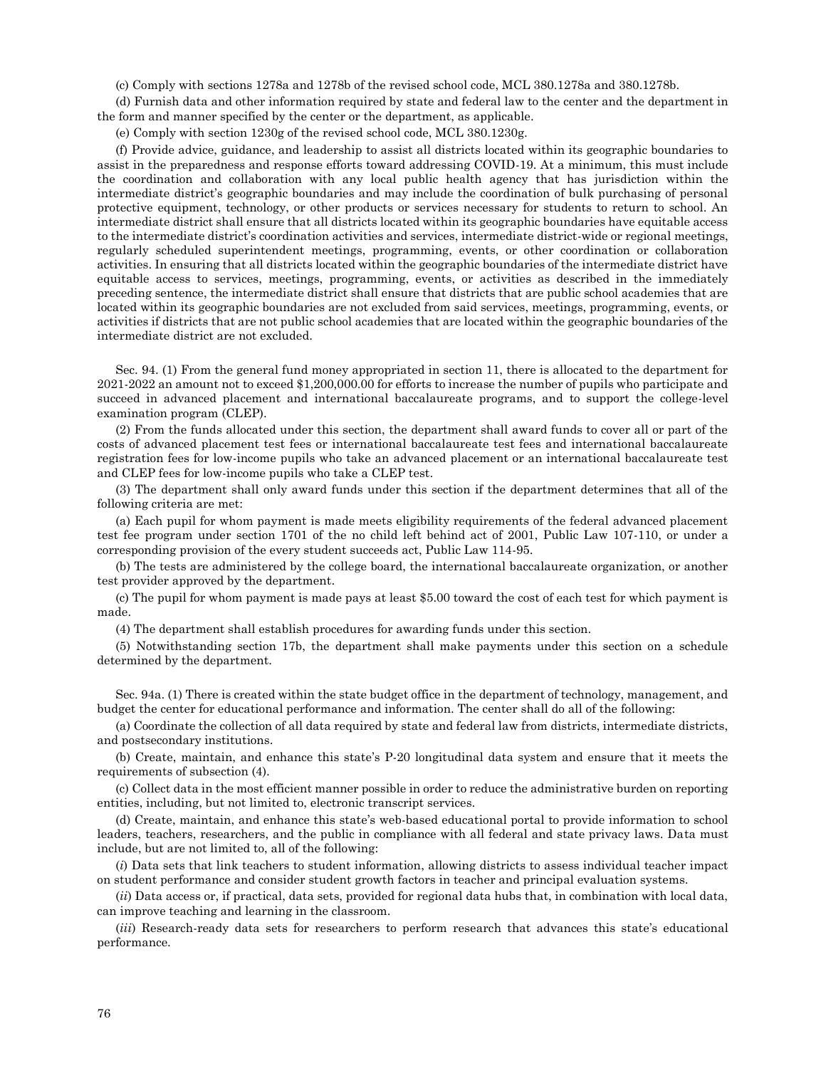(c) Comply with sections 1278a and 1278b of the revised school code, MCL 380.1278a and 380.1278b.

(d) Furnish data and other information required by state and federal law to the center and the department in the form and manner specified by the center or the department, as applicable.

(e) Comply with section 1230g of the revised school code, MCL 380.1230g.

(f) Provide advice, guidance, and leadership to assist all districts located within its geographic boundaries to assist in the preparedness and response efforts toward addressing COVID-19. At a minimum, this must include the coordination and collaboration with any local public health agency that has jurisdiction within the intermediate district's geographic boundaries and may include the coordination of bulk purchasing of personal protective equipment, technology, or other products or services necessary for students to return to school. An intermediate district shall ensure that all districts located within its geographic boundaries have equitable access to the intermediate district's coordination activities and services, intermediate district-wide or regional meetings, regularly scheduled superintendent meetings, programming, events, or other coordination or collaboration activities. In ensuring that all districts located within the geographic boundaries of the intermediate district have equitable access to services, meetings, programming, events, or activities as described in the immediately preceding sentence, the intermediate district shall ensure that districts that are public school academies that are located within its geographic boundaries are not excluded from said services, meetings, programming, events, or activities if districts that are not public school academies that are located within the geographic boundaries of the intermediate district are not excluded.

Sec. 94. (1) From the general fund money appropriated in section 11, there is allocated to the department for 2021-2022 an amount not to exceed $1,200,000.00 for efforts to increase the number of pupils who participate and succeed in advanced placement and international baccalaureate programs, and to support the college-level examination program (CLEP).

(2) From the funds allocated under this section, the department shall award funds to cover all or part of the costs of advanced placement test fees or international baccalaureate test fees and international baccalaureate registration fees for low-income pupils who take an advanced placement or an international baccalaureate test and CLEP fees for low-income pupils who take a CLEP test.

(3) The department shall only award funds under this section if the department determines that all of the following criteria are met:

(a) Each pupil for whom payment is made meets eligibility requirements of the federal advanced placement test fee program under section 1701 of the no child left behind act of 2001, Public Law 107-110, or under a corresponding provision of the every student succeeds act, Public Law 114-95.

(b) The tests are administered by the college board, the international baccalaureate organization, or another test provider approved by the department.

(c) The pupil for whom payment is made pays at least $5.00 toward the cost of each test for which payment is made.

(4) The department shall establish procedures for awarding funds under this section.

(5) Notwithstanding section 17b, the department shall make payments under this section on a schedule determined by the department.

Sec. 94a. (1) There is created within the state budget office in the department of technology, management, and budget the center for educational performance and information. The center shall do all of the following:

(a) Coordinate the collection of all data required by state and federal law from districts, intermediate districts, and postsecondary institutions.

(b) Create, maintain, and enhance this state's P-20 longitudinal data system and ensure that it meets the requirements of subsection (4).

(c) Collect data in the most efficient manner possible in order to reduce the administrative burden on reporting entities, including, but not limited to, electronic transcript services.

(d) Create, maintain, and enhance this state's web-based educational portal to provide information to school leaders, teachers, researchers, and the public in compliance with all federal and state privacy laws. Data must include, but are not limited to, all of the following:

(*i*) Data sets that link teachers to student information, allowing districts to assess individual teacher impact on student performance and consider student growth factors in teacher and principal evaluation systems.

(*ii*) Data access or, if practical, data sets, provided for regional data hubs that, in combination with local data, can improve teaching and learning in the classroom.

(*iii*) Research-ready data sets for researchers to perform research that advances this state's educational performance.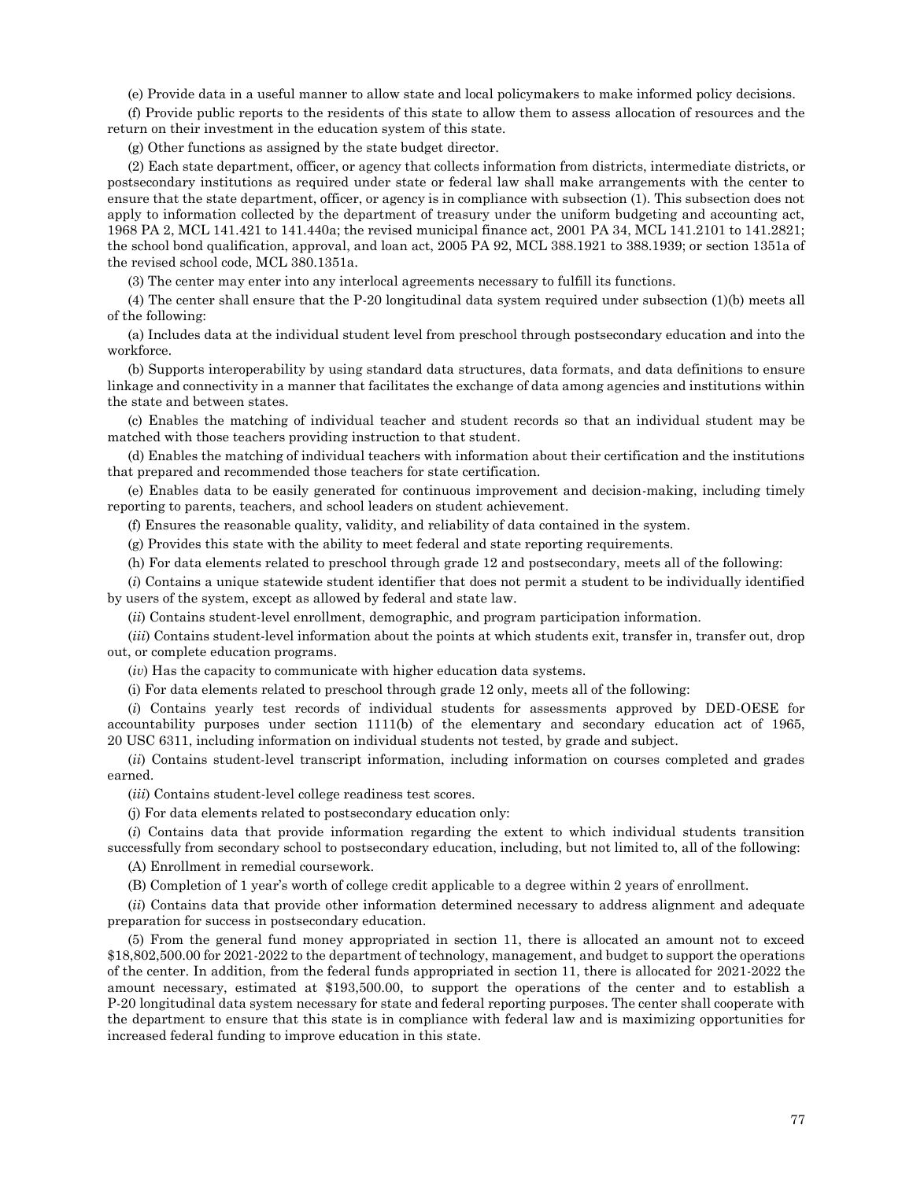(e) Provide data in a useful manner to allow state and local policymakers to make informed policy decisions.

(f) Provide public reports to the residents of this state to allow them to assess allocation of resources and the return on their investment in the education system of this state.

(g) Other functions as assigned by the state budget director.

(2) Each state department, officer, or agency that collects information from districts, intermediate districts, or postsecondary institutions as required under state or federal law shall make arrangements with the center to ensure that the state department, officer, or agency is in compliance with subsection (1). This subsection does not apply to information collected by the department of treasury under the uniform budgeting and accounting act, 1968 PA 2, MCL 141.421 to 141.440a; the revised municipal finance act, 2001 PA 34, MCL 141.2101 to 141.2821; the school bond qualification, approval, and loan act, 2005 PA 92, MCL 388.1921 to 388.1939; or section 1351a of the revised school code, MCL 380.1351a.

(3) The center may enter into any interlocal agreements necessary to fulfill its functions.

(4) The center shall ensure that the P-20 longitudinal data system required under subsection (1)(b) meets all of the following:

(a) Includes data at the individual student level from preschool through postsecondary education and into the workforce.

(b) Supports interoperability by using standard data structures, data formats, and data definitions to ensure linkage and connectivity in a manner that facilitates the exchange of data among agencies and institutions within the state and between states.

(c) Enables the matching of individual teacher and student records so that an individual student may be matched with those teachers providing instruction to that student.

(d) Enables the matching of individual teachers with information about their certification and the institutions that prepared and recommended those teachers for state certification.

(e) Enables data to be easily generated for continuous improvement and decision-making, including timely reporting to parents, teachers, and school leaders on student achievement.

(f) Ensures the reasonable quality, validity, and reliability of data contained in the system.

(g) Provides this state with the ability to meet federal and state reporting requirements.

(h) For data elements related to preschool through grade 12 and postsecondary, meets all of the following:

(*i*) Contains a unique statewide student identifier that does not permit a student to be individually identified by users of the system, except as allowed by federal and state law.

(*ii*) Contains student-level enrollment, demographic, and program participation information.

(*iii*) Contains student-level information about the points at which students exit, transfer in, transfer out, drop out, or complete education programs.

(*iv*) Has the capacity to communicate with higher education data systems.

(i) For data elements related to preschool through grade 12 only, meets all of the following:

(*i*) Contains yearly test records of individual students for assessments approved by DED-OESE for accountability purposes under section 1111(b) of the elementary and secondary education act of 1965, 20 USC 6311, including information on individual students not tested, by grade and subject.

(*ii*) Contains student-level transcript information, including information on courses completed and grades earned.

(*iii*) Contains student-level college readiness test scores.

(j) For data elements related to postsecondary education only:

(*i*) Contains data that provide information regarding the extent to which individual students transition successfully from secondary school to postsecondary education, including, but not limited to, all of the following:

(A) Enrollment in remedial coursework.

(B) Completion of 1 year's worth of college credit applicable to a degree within 2 years of enrollment.

(*ii*) Contains data that provide other information determined necessary to address alignment and adequate preparation for success in postsecondary education.

(5) From the general fund money appropriated in section 11, there is allocated an amount not to exceed $18,802,500.00 for 2021-2022 to the department of technology, management, and budget to support the operations of the center. In addition, from the federal funds appropriated in section 11, there is allocated for 2021-2022 the amount necessary, estimated at $193,500.00, to support the operations of the center and to establish a P-20 longitudinal data system necessary for state and federal reporting purposes. The center shall cooperate with the department to ensure that this state is in compliance with federal law and is maximizing opportunities for increased federal funding to improve education in this state.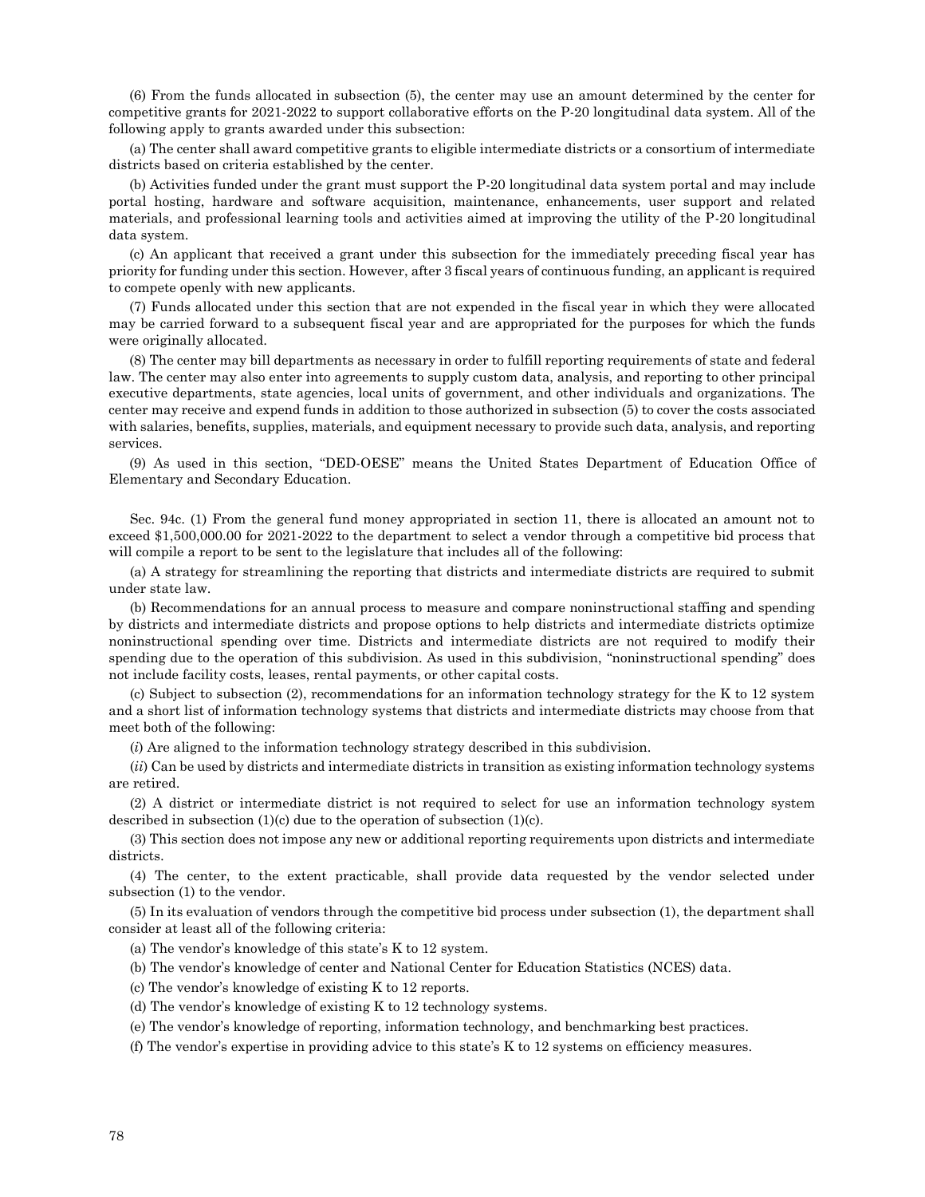(6) From the funds allocated in subsection (5), the center may use an amount determined by the center for competitive grants for 2021-2022 to support collaborative efforts on the P-20 longitudinal data system. All of the following apply to grants awarded under this subsection:

(a) The center shall award competitive grants to eligible intermediate districts or a consortium of intermediate districts based on criteria established by the center.

(b) Activities funded under the grant must support the P-20 longitudinal data system portal and may include portal hosting, hardware and software acquisition, maintenance, enhancements, user support and related materials, and professional learning tools and activities aimed at improving the utility of the P-20 longitudinal data system.

(c) An applicant that received a grant under this subsection for the immediately preceding fiscal year has priority for funding under this section. However, after 3 fiscal years of continuous funding, an applicant is required to compete openly with new applicants.

(7) Funds allocated under this section that are not expended in the fiscal year in which they were allocated may be carried forward to a subsequent fiscal year and are appropriated for the purposes for which the funds were originally allocated.

(8) The center may bill departments as necessary in order to fulfill reporting requirements of state and federal law. The center may also enter into agreements to supply custom data, analysis, and reporting to other principal executive departments, state agencies, local units of government, and other individuals and organizations. The center may receive and expend funds in addition to those authorized in subsection (5) to cover the costs associated with salaries, benefits, supplies, materials, and equipment necessary to provide such data, analysis, and reporting services.

(9) As used in this section, "DED-OESE" means the United States Department of Education Office of Elementary and Secondary Education.

Sec. 94c. (1) From the general fund money appropriated in section 11, there is allocated an amount not to exceed $1,500,000.00 for 2021-2022 to the department to select a vendor through a competitive bid process that will compile a report to be sent to the legislature that includes all of the following:

(a) A strategy for streamlining the reporting that districts and intermediate districts are required to submit under state law.

(b) Recommendations for an annual process to measure and compare noninstructional staffing and spending by districts and intermediate districts and propose options to help districts and intermediate districts optimize noninstructional spending over time. Districts and intermediate districts are not required to modify their spending due to the operation of this subdivision. As used in this subdivision, "noninstructional spending" does not include facility costs, leases, rental payments, or other capital costs.

(c) Subject to subsection (2), recommendations for an information technology strategy for the K to 12 system and a short list of information technology systems that districts and intermediate districts may choose from that meet both of the following:

(*i*) Are aligned to the information technology strategy described in this subdivision.

(*ii*) Can be used by districts and intermediate districts in transition as existing information technology systems are retired.

(2) A district or intermediate district is not required to select for use an information technology system described in subsection (1)(c) due to the operation of subsection (1)(c).

(3) This section does not impose any new or additional reporting requirements upon districts and intermediate districts.

(4) The center, to the extent practicable, shall provide data requested by the vendor selected under subsection (1) to the vendor.

(5) In its evaluation of vendors through the competitive bid process under subsection (1), the department shall consider at least all of the following criteria:

(a) The vendor's knowledge of this state's K to 12 system.

(b) The vendor's knowledge of center and National Center for Education Statistics (NCES) data.

(c) The vendor's knowledge of existing K to 12 reports.

(d) The vendor's knowledge of existing K to 12 technology systems.

(e) The vendor's knowledge of reporting, information technology, and benchmarking best practices.

(f) The vendor's expertise in providing advice to this state's K to 12 systems on efficiency measures.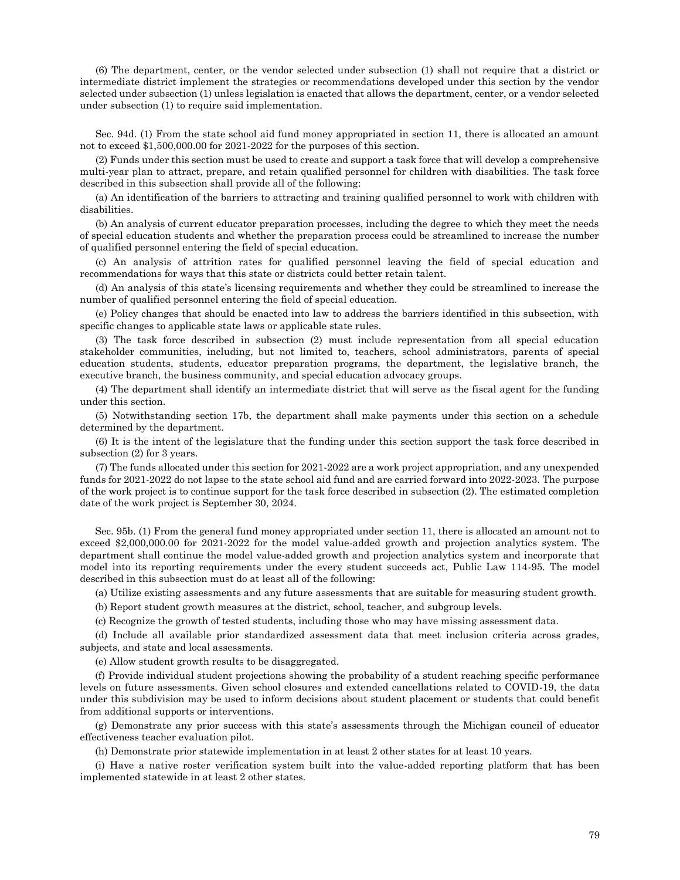(6) The department, center, or the vendor selected under subsection (1) shall not require that a district or intermediate district implement the strategies or recommendations developed under this section by the vendor selected under subsection (1) unless legislation is enacted that allows the department, center, or a vendor selected under subsection (1) to require said implementation.

Sec. 94d. (1) From the state school aid fund money appropriated in section 11, there is allocated an amount not to exceed $1,500,000.00 for 2021-2022 for the purposes of this section.

(2) Funds under this section must be used to create and support a task force that will develop a comprehensive multi-year plan to attract, prepare, and retain qualified personnel for children with disabilities. The task force described in this subsection shall provide all of the following:

(a) An identification of the barriers to attracting and training qualified personnel to work with children with disabilities.

(b) An analysis of current educator preparation processes, including the degree to which they meet the needs of special education students and whether the preparation process could be streamlined to increase the number of qualified personnel entering the field of special education.

(c) An analysis of attrition rates for qualified personnel leaving the field of special education and recommendations for ways that this state or districts could better retain talent.

(d) An analysis of this state's licensing requirements and whether they could be streamlined to increase the number of qualified personnel entering the field of special education.

(e) Policy changes that should be enacted into law to address the barriers identified in this subsection, with specific changes to applicable state laws or applicable state rules.

(3) The task force described in subsection (2) must include representation from all special education stakeholder communities, including, but not limited to, teachers, school administrators, parents of special education students, students, educator preparation programs, the department, the legislative branch, the executive branch, the business community, and special education advocacy groups.

(4) The department shall identify an intermediate district that will serve as the fiscal agent for the funding under this section.

(5) Notwithstanding section 17b, the department shall make payments under this section on a schedule determined by the department.

(6) It is the intent of the legislature that the funding under this section support the task force described in subsection (2) for 3 years.

(7) The funds allocated under this section for 2021-2022 are a work project appropriation, and any unexpended funds for 2021-2022 do not lapse to the state school aid fund and are carried forward into 2022-2023. The purpose of the work project is to continue support for the task force described in subsection (2). The estimated completion date of the work project is September 30, 2024.

Sec. 95b. (1) From the general fund money appropriated under section 11, there is allocated an amount not to exceed $2,000,000.00 for 2021-2022 for the model value-added growth and projection analytics system. The department shall continue the model value-added growth and projection analytics system and incorporate that model into its reporting requirements under the every student succeeds act, Public Law 114-95. The model described in this subsection must do at least all of the following:

(a) Utilize existing assessments and any future assessments that are suitable for measuring student growth.

(b) Report student growth measures at the district, school, teacher, and subgroup levels.

(c) Recognize the growth of tested students, including those who may have missing assessment data.

(d) Include all available prior standardized assessment data that meet inclusion criteria across grades, subjects, and state and local assessments.

(e) Allow student growth results to be disaggregated.

(f) Provide individual student projections showing the probability of a student reaching specific performance levels on future assessments. Given school closures and extended cancellations related to COVID-19, the data under this subdivision may be used to inform decisions about student placement or students that could benefit from additional supports or interventions.

(g) Demonstrate any prior success with this state's assessments through the Michigan council of educator effectiveness teacher evaluation pilot.

(h) Demonstrate prior statewide implementation in at least 2 other states for at least 10 years.

(i) Have a native roster verification system built into the value-added reporting platform that has been implemented statewide in at least 2 other states.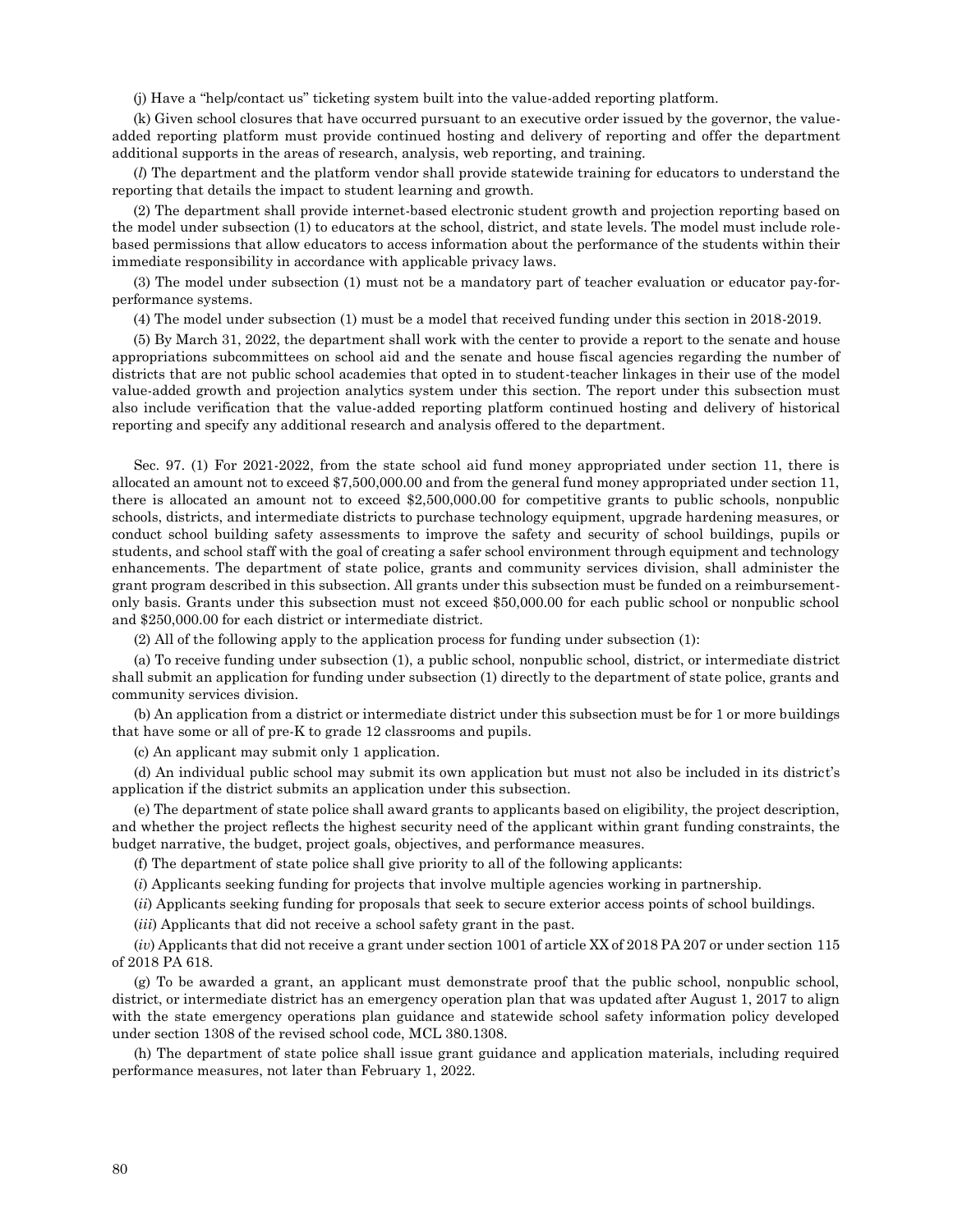(j) Have a "help/contact us" ticketing system built into the value-added reporting platform.

(k) Given school closures that have occurred pursuant to an executive order issued by the governor, the value-added reporting platform must provide continued hosting and delivery of reporting and offer the department additional supports in the areas of research, analysis, web reporting, and training.

(*l*) The department and the platform vendor shall provide statewide training for educators to understand the reporting that details the impact to student learning and growth.

(2) The department shall provide internet-based electronic student growth and projection reporting based on the model under subsection (1) to educators at the school, district, and state levels. The model must include role-based permissions that allow educators to access information about the performance of the students within their immediate responsibility in accordance with applicable privacy laws.

(3) The model under subsection (1) must not be a mandatory part of teacher evaluation or educator pay-for-performance systems.

(4) The model under subsection (1) must be a model that received funding under this section in 2018-2019.

(5) By March 31, 2022, the department shall work with the center to provide a report to the senate and house appropriations subcommittees on school aid and the senate and house fiscal agencies regarding the number of districts that are not public school academies that opted in to student-teacher linkages in their use of the model value-added growth and projection analytics system under this section. The report under this subsection must also include verification that the value-added reporting platform continued hosting and delivery of historical reporting and specify any additional research and analysis offered to the department.

Sec. 97. (1) For 2021-2022, from the state school aid fund money appropriated under section 11, there is allocated an amount not to exceed $7,500,000.00 and from the general fund money appropriated under section 11, there is allocated an amount not to exceed $2,500,000.00 for competitive grants to public schools, nonpublic schools, districts, and intermediate districts to purchase technology equipment, upgrade hardening measures, or conduct school building safety assessments to improve the safety and security of school buildings, pupils or students, and school staff with the goal of creating a safer school environment through equipment and technology enhancements. The department of state police, grants and community services division, shall administer the grant program described in this subsection. All grants under this subsection must be funded on a reimbursement-only basis. Grants under this subsection must not exceed $50,000.00 for each public school or nonpublic school and $250,000.00 for each district or intermediate district.

(2) All of the following apply to the application process for funding under subsection (1):

(a) To receive funding under subsection (1), a public school, nonpublic school, district, or intermediate district shall submit an application for funding under subsection (1) directly to the department of state police, grants and community services division.

(b) An application from a district or intermediate district under this subsection must be for 1 or more buildings that have some or all of pre-K to grade 12 classrooms and pupils.

(c) An applicant may submit only 1 application.

(d) An individual public school may submit its own application but must not also be included in its district's application if the district submits an application under this subsection.

(e) The department of state police shall award grants to applicants based on eligibility, the project description, and whether the project reflects the highest security need of the applicant within grant funding constraints, the budget narrative, the budget, project goals, objectives, and performance measures.

(f) The department of state police shall give priority to all of the following applicants:

(*i*) Applicants seeking funding for projects that involve multiple agencies working in partnership.

(*ii*) Applicants seeking funding for proposals that seek to secure exterior access points of school buildings.

(*iii*) Applicants that did not receive a school safety grant in the past.

(*iv*) Applicants that did not receive a grant under section 1001 of article XX of 2018 PA 207 or under section 115 of 2018 PA 618.

(g) To be awarded a grant, an applicant must demonstrate proof that the public school, nonpublic school, district, or intermediate district has an emergency operation plan that was updated after August 1, 2017 to align with the state emergency operations plan guidance and statewide school safety information policy developed under section 1308 of the revised school code, MCL 380.1308.

(h) The department of state police shall issue grant guidance and application materials, including required performance measures, not later than February 1, 2022.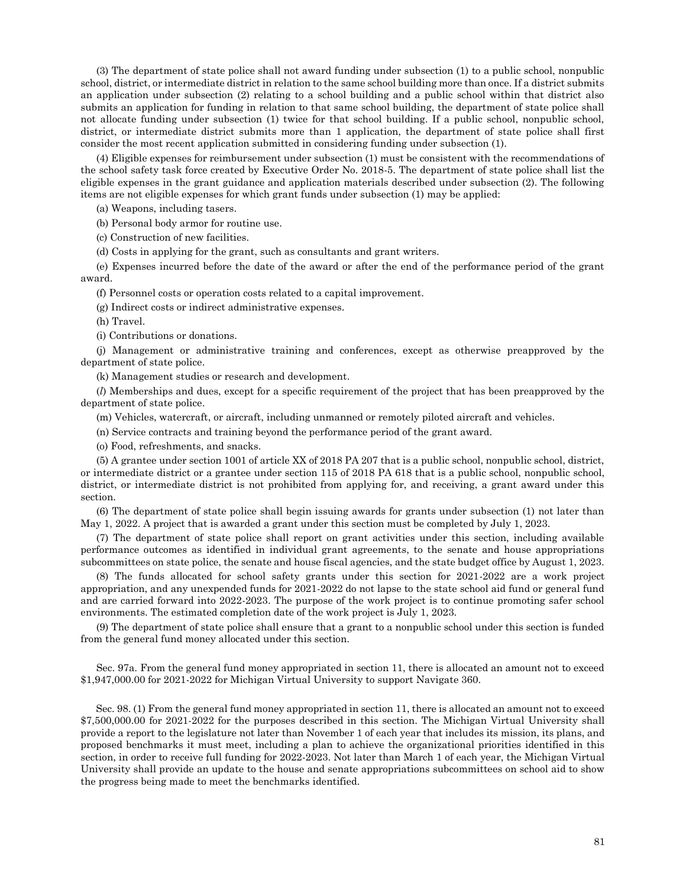(3) The department of state police shall not award funding under subsection (1) to a public school, nonpublic school, district, or intermediate district in relation to the same school building more than once. If a district submits an application under subsection (2) relating to a school building and a public school within that district also submits an application for funding in relation to that same school building, the department of state police shall not allocate funding under subsection (1) twice for that school building. If a public school, nonpublic school, district, or intermediate district submits more than 1 application, the department of state police shall first consider the most recent application submitted in considering funding under subsection (1).

(4) Eligible expenses for reimbursement under subsection (1) must be consistent with the recommendations of the school safety task force created by Executive Order No. 2018-5. The department of state police shall list the eligible expenses in the grant guidance and application materials described under subsection (2). The following items are not eligible expenses for which grant funds under subsection (1) may be applied:

(a) Weapons, including tasers.

(b) Personal body armor for routine use.

(c) Construction of new facilities.

(d) Costs in applying for the grant, such as consultants and grant writers.

(e) Expenses incurred before the date of the award or after the end of the performance period of the grant award.

(f) Personnel costs or operation costs related to a capital improvement.

(g) Indirect costs or indirect administrative expenses.

(h) Travel.

(i) Contributions or donations.

(j) Management or administrative training and conferences, except as otherwise preapproved by the department of state police.

(k) Management studies or research and development.

(*l*) Memberships and dues, except for a specific requirement of the project that has been preapproved by the department of state police.

(m) Vehicles, watercraft, or aircraft, including unmanned or remotely piloted aircraft and vehicles.

(n) Service contracts and training beyond the performance period of the grant award.

(o) Food, refreshments, and snacks.

(5) A grantee under section 1001 of article XX of 2018 PA 207 that is a public school, nonpublic school, district, or intermediate district or a grantee under section 115 of 2018 PA 618 that is a public school, nonpublic school, district, or intermediate district is not prohibited from applying for, and receiving, a grant award under this section.

(6) The department of state police shall begin issuing awards for grants under subsection (1) not later than May 1, 2022. A project that is awarded a grant under this section must be completed by July 1, 2023.

(7) The department of state police shall report on grant activities under this section, including available performance outcomes as identified in individual grant agreements, to the senate and house appropriations subcommittees on state police, the senate and house fiscal agencies, and the state budget office by August 1, 2023.

(8) The funds allocated for school safety grants under this section for 2021-2022 are a work project appropriation, and any unexpended funds for 2021-2022 do not lapse to the state school aid fund or general fund and are carried forward into 2022-2023. The purpose of the work project is to continue promoting safer school environments. The estimated completion date of the work project is July 1, 2023.

(9) The department of state police shall ensure that a grant to a nonpublic school under this section is funded from the general fund money allocated under this section.

Sec. 97a. From the general fund money appropriated in section 11, there is allocated an amount not to exceed $1,947,000.00 for 2021-2022 for Michigan Virtual University to support Navigate 360.

Sec. 98. (1) From the general fund money appropriated in section 11, there is allocated an amount not to exceed $7,500,000.00 for 2021-2022 for the purposes described in this section. The Michigan Virtual University shall provide a report to the legislature not later than November 1 of each year that includes its mission, its plans, and proposed benchmarks it must meet, including a plan to achieve the organizational priorities identified in this section, in order to receive full funding for 2022-2023. Not later than March 1 of each year, the Michigan Virtual University shall provide an update to the house and senate appropriations subcommittees on school aid to show the progress being made to meet the benchmarks identified.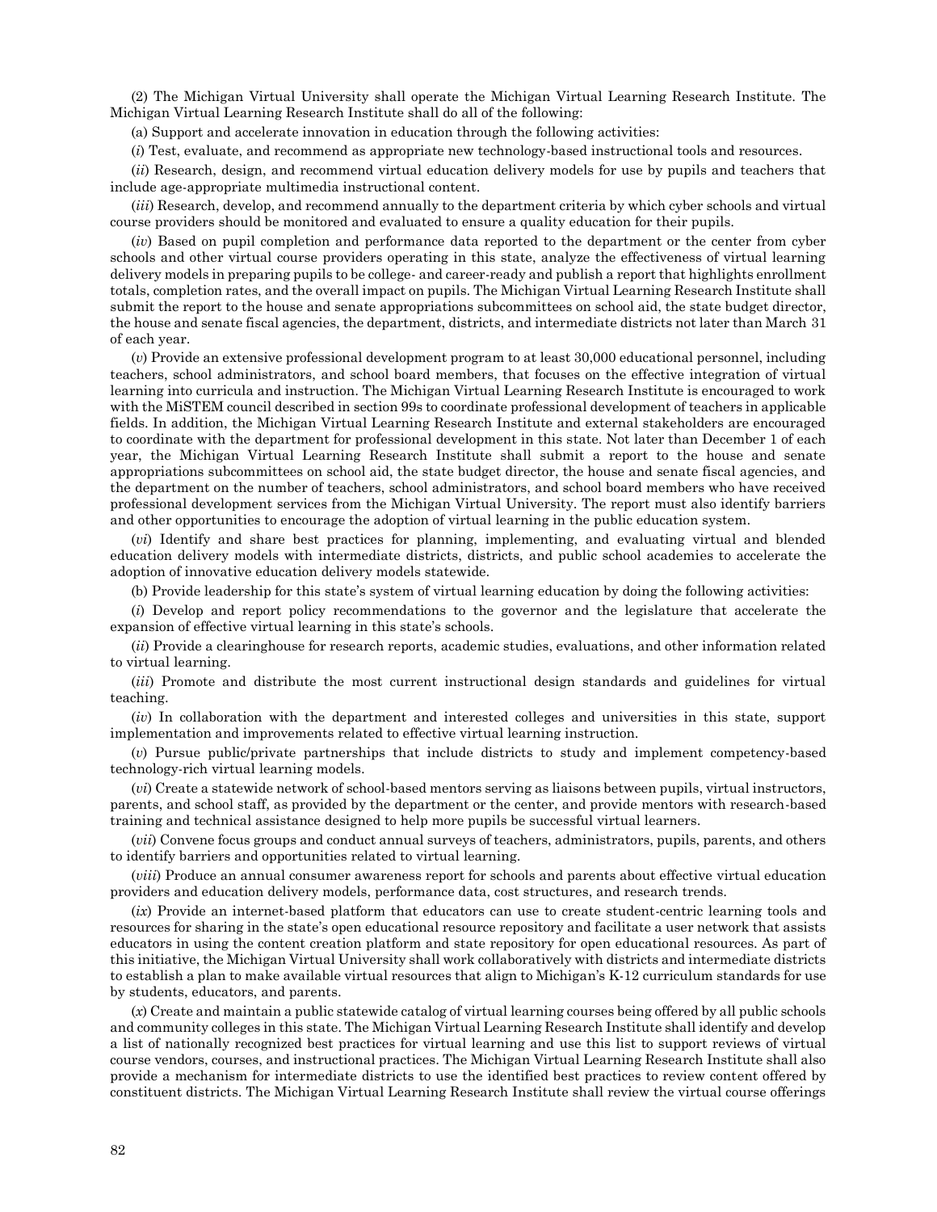(2) The Michigan Virtual University shall operate the Michigan Virtual Learning Research Institute. The Michigan Virtual Learning Research Institute shall do all of the following:

(a) Support and accelerate innovation in education through the following activities:

(*i*) Test, evaluate, and recommend as appropriate new technology-based instructional tools and resources.

(*ii*) Research, design, and recommend virtual education delivery models for use by pupils and teachers that include age-appropriate multimedia instructional content.

(*iii*) Research, develop, and recommend annually to the department criteria by which cyber schools and virtual course providers should be monitored and evaluated to ensure a quality education for their pupils.

(*iv*) Based on pupil completion and performance data reported to the department or the center from cyber schools and other virtual course providers operating in this state, analyze the effectiveness of virtual learning delivery models in preparing pupils to be college- and career-ready and publish a report that highlights enrollment totals, completion rates, and the overall impact on pupils. The Michigan Virtual Learning Research Institute shall submit the report to the house and senate appropriations subcommittees on school aid, the state budget director, the house and senate fiscal agencies, the department, districts, and intermediate districts not later than March 31 of each year.

(*v*) Provide an extensive professional development program to at least 30,000 educational personnel, including teachers, school administrators, and school board members, that focuses on the effective integration of virtual learning into curricula and instruction. The Michigan Virtual Learning Research Institute is encouraged to work with the MiSTEM council described in section 99s to coordinate professional development of teachers in applicable fields. In addition, the Michigan Virtual Learning Research Institute and external stakeholders are encouraged to coordinate with the department for professional development in this state. Not later than December 1 of each year, the Michigan Virtual Learning Research Institute shall submit a report to the house and senate appropriations subcommittees on school aid, the state budget director, the house and senate fiscal agencies, and the department on the number of teachers, school administrators, and school board members who have received professional development services from the Michigan Virtual University. The report must also identify barriers and other opportunities to encourage the adoption of virtual learning in the public education system.

(*vi*) Identify and share best practices for planning, implementing, and evaluating virtual and blended education delivery models with intermediate districts, districts, and public school academies to accelerate the adoption of innovative education delivery models statewide.

(b) Provide leadership for this state's system of virtual learning education by doing the following activities:

(*i*) Develop and report policy recommendations to the governor and the legislature that accelerate the expansion of effective virtual learning in this state's schools.

(*ii*) Provide a clearinghouse for research reports, academic studies, evaluations, and other information related to virtual learning.

(*iii*) Promote and distribute the most current instructional design standards and guidelines for virtual teaching.

(*iv*) In collaboration with the department and interested colleges and universities in this state, support implementation and improvements related to effective virtual learning instruction.

(*v*) Pursue public/private partnerships that include districts to study and implement competency-based technology-rich virtual learning models.

(*vi*) Create a statewide network of school-based mentors serving as liaisons between pupils, virtual instructors, parents, and school staff, as provided by the department or the center, and provide mentors with research-based training and technical assistance designed to help more pupils be successful virtual learners.

(*vii*) Convene focus groups and conduct annual surveys of teachers, administrators, pupils, parents, and others to identify barriers and opportunities related to virtual learning.

(*viii*) Produce an annual consumer awareness report for schools and parents about effective virtual education providers and education delivery models, performance data, cost structures, and research trends.

(*ix*) Provide an internet-based platform that educators can use to create student-centric learning tools and resources for sharing in the state's open educational resource repository and facilitate a user network that assists educators in using the content creation platform and state repository for open educational resources. As part of this initiative, the Michigan Virtual University shall work collaboratively with districts and intermediate districts to establish a plan to make available virtual resources that align to Michigan's K-12 curriculum standards for use by students, educators, and parents.

(*x*) Create and maintain a public statewide catalog of virtual learning courses being offered by all public schools and community colleges in this state. The Michigan Virtual Learning Research Institute shall identify and develop a list of nationally recognized best practices for virtual learning and use this list to support reviews of virtual course vendors, courses, and instructional practices. The Michigan Virtual Learning Research Institute shall also provide a mechanism for intermediate districts to use the identified best practices to review content offered by constituent districts. The Michigan Virtual Learning Research Institute shall review the virtual course offerings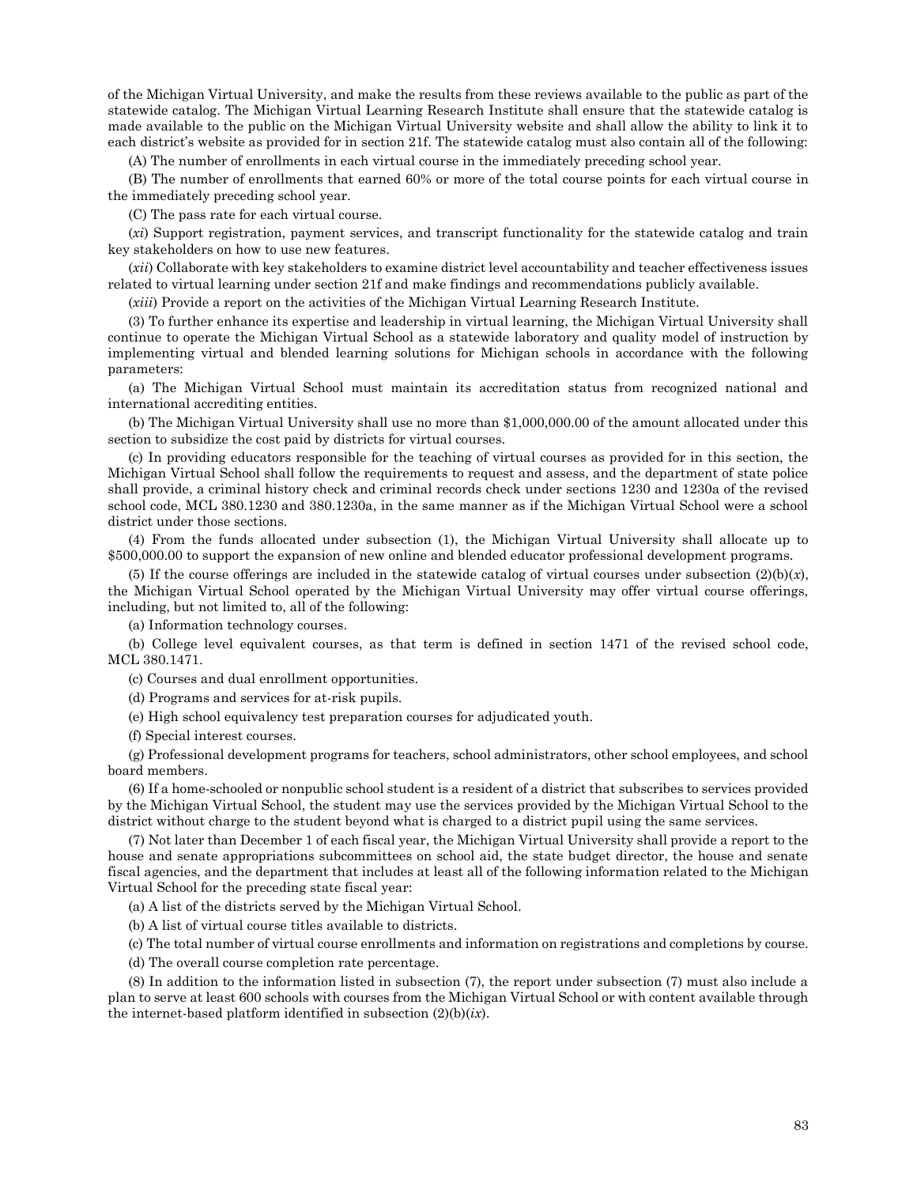of the Michigan Virtual University, and make the results from these reviews available to the public as part of the statewide catalog. The Michigan Virtual Learning Research Institute shall ensure that the statewide catalog is made available to the public on the Michigan Virtual University website and shall allow the ability to link it to each district's website as provided for in section 21f. The statewide catalog must also contain all of the following:

(A) The number of enrollments in each virtual course in the immediately preceding school year.

(B) The number of enrollments that earned 60% or more of the total course points for each virtual course in the immediately preceding school year.

(C) The pass rate for each virtual course.

(*xi*) Support registration, payment services, and transcript functionality for the statewide catalog and train key stakeholders on how to use new features.

(*xii*) Collaborate with key stakeholders to examine district level accountability and teacher effectiveness issues related to virtual learning under section 21f and make findings and recommendations publicly available.

(*xiii*) Provide a report on the activities of the Michigan Virtual Learning Research Institute.

(3) To further enhance its expertise and leadership in virtual learning, the Michigan Virtual University shall continue to operate the Michigan Virtual School as a statewide laboratory and quality model of instruction by implementing virtual and blended learning solutions for Michigan schools in accordance with the following parameters:

(a) The Michigan Virtual School must maintain its accreditation status from recognized national and international accrediting entities.

(b) The Michigan Virtual University shall use no more than $1,000,000.00 of the amount allocated under this section to subsidize the cost paid by districts for virtual courses.

(c) In providing educators responsible for the teaching of virtual courses as provided for in this section, the Michigan Virtual School shall follow the requirements to request and assess, and the department of state police shall provide, a criminal history check and criminal records check under sections 1230 and 1230a of the revised school code, MCL 380.1230 and 380.1230a, in the same manner as if the Michigan Virtual School were a school district under those sections.

(4) From the funds allocated under subsection (1), the Michigan Virtual University shall allocate up to $500,000.00 to support the expansion of new online and blended educator professional development programs.

(5) If the course offerings are included in the statewide catalog of virtual courses under subsection (2)(b)(*x*), the Michigan Virtual School operated by the Michigan Virtual University may offer virtual course offerings, including, but not limited to, all of the following:

(a) Information technology courses.

(b) College level equivalent courses, as that term is defined in section 1471 of the revised school code, MCL 380.1471.

(c) Courses and dual enrollment opportunities.

(d) Programs and services for at-risk pupils.

(e) High school equivalency test preparation courses for adjudicated youth.

(f) Special interest courses.

(g) Professional development programs for teachers, school administrators, other school employees, and school board members.

(6) If a home-schooled or nonpublic school student is a resident of a district that subscribes to services provided by the Michigan Virtual School, the student may use the services provided by the Michigan Virtual School to the district without charge to the student beyond what is charged to a district pupil using the same services.

(7) Not later than December 1 of each fiscal year, the Michigan Virtual University shall provide a report to the house and senate appropriations subcommittees on school aid, the state budget director, the house and senate fiscal agencies, and the department that includes at least all of the following information related to the Michigan Virtual School for the preceding state fiscal year:

(a) A list of the districts served by the Michigan Virtual School.

(b) A list of virtual course titles available to districts.

(c) The total number of virtual course enrollments and information on registrations and completions by course.

(d) The overall course completion rate percentage.

(8) In addition to the information listed in subsection (7), the report under subsection (7) must also include a plan to serve at least 600 schools with courses from the Michigan Virtual School or with content available through the internet-based platform identified in subsection (2)(b)(*ix*).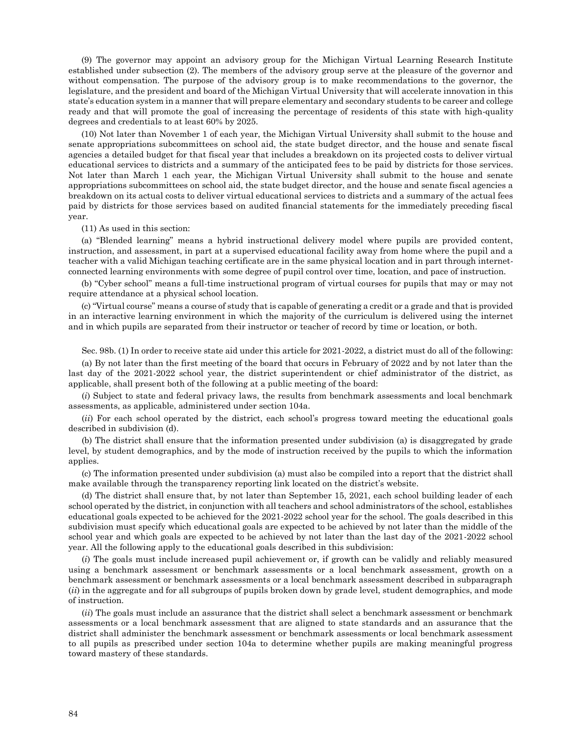(9) The governor may appoint an advisory group for the Michigan Virtual Learning Research Institute established under subsection (2). The members of the advisory group serve at the pleasure of the governor and without compensation. The purpose of the advisory group is to make recommendations to the governor, the legislature, and the president and board of the Michigan Virtual University that will accelerate innovation in this state's education system in a manner that will prepare elementary and secondary students to be career and college ready and that will promote the goal of increasing the percentage of residents of this state with high-quality degrees and credentials to at least 60% by 2025.

(10) Not later than November 1 of each year, the Michigan Virtual University shall submit to the house and senate appropriations subcommittees on school aid, the state budget director, and the house and senate fiscal agencies a detailed budget for that fiscal year that includes a breakdown on its projected costs to deliver virtual educational services to districts and a summary of the anticipated fees to be paid by districts for those services. Not later than March 1 each year, the Michigan Virtual University shall submit to the house and senate appropriations subcommittees on school aid, the state budget director, and the house and senate fiscal agencies a breakdown on its actual costs to deliver virtual educational services to districts and a summary of the actual fees paid by districts for those services based on audited financial statements for the immediately preceding fiscal year.

(11) As used in this section:

(a) "Blended learning" means a hybrid instructional delivery model where pupils are provided content, instruction, and assessment, in part at a supervised educational facility away from home where the pupil and a teacher with a valid Michigan teaching certificate are in the same physical location and in part through internet-connected learning environments with some degree of pupil control over time, location, and pace of instruction.

(b) "Cyber school" means a full-time instructional program of virtual courses for pupils that may or may not require attendance at a physical school location.

(c) "Virtual course" means a course of study that is capable of generating a credit or a grade and that is provided in an interactive learning environment in which the majority of the curriculum is delivered using the internet and in which pupils are separated from their instructor or teacher of record by time or location, or both.

Sec. 98b. (1) In order to receive state aid under this article for 2021-2022, a district must do all of the following:

(a) By not later than the first meeting of the board that occurs in February of 2022 and by not later than the last day of the 2021-2022 school year, the district superintendent or chief administrator of the district, as applicable, shall present both of the following at a public meeting of the board:

(*i*) Subject to state and federal privacy laws, the results from benchmark assessments and local benchmark assessments, as applicable, administered under section 104a.

(*ii*) For each school operated by the district, each school's progress toward meeting the educational goals described in subdivision (d).

(b) The district shall ensure that the information presented under subdivision (a) is disaggregated by grade level, by student demographics, and by the mode of instruction received by the pupils to which the information applies.

(c) The information presented under subdivision (a) must also be compiled into a report that the district shall make available through the transparency reporting link located on the district's website.

(d) The district shall ensure that, by not later than September 15, 2021, each school building leader of each school operated by the district, in conjunction with all teachers and school administrators of the school, establishes educational goals expected to be achieved for the 2021-2022 school year for the school. The goals described in this subdivision must specify which educational goals are expected to be achieved by not later than the middle of the school year and which goals are expected to be achieved by not later than the last day of the 2021-2022 school year. All the following apply to the educational goals described in this subdivision:

(*i*) The goals must include increased pupil achievement or, if growth can be validly and reliably measured using a benchmark assessment or benchmark assessments or a local benchmark assessment, growth on a benchmark assessment or benchmark assessments or a local benchmark assessment described in subparagraph (*ii*) in the aggregate and for all subgroups of pupils broken down by grade level, student demographics, and mode of instruction.

(*ii*) The goals must include an assurance that the district shall select a benchmark assessment or benchmark assessments or a local benchmark assessment that are aligned to state standards and an assurance that the district shall administer the benchmark assessment or benchmark assessments or local benchmark assessment to all pupils as prescribed under section 104a to determine whether pupils are making meaningful progress toward mastery of these standards.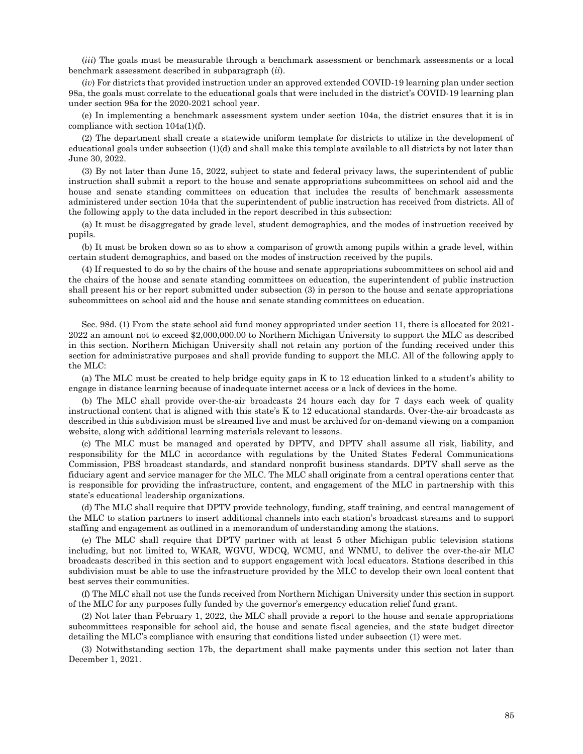(*iii*) The goals must be measurable through a benchmark assessment or benchmark assessments or a local benchmark assessment described in subparagraph (*ii*).

(*iv*) For districts that provided instruction under an approved extended COVID-19 learning plan under section 98a, the goals must correlate to the educational goals that were included in the district's COVID-19 learning plan under section 98a for the 2020-2021 school year.

(e) In implementing a benchmark assessment system under section 104a, the district ensures that it is in compliance with section 104a(1)(f).

(2) The department shall create a statewide uniform template for districts to utilize in the development of educational goals under subsection (1)(d) and shall make this template available to all districts by not later than June 30, 2022.

(3) By not later than June 15, 2022, subject to state and federal privacy laws, the superintendent of public instruction shall submit a report to the house and senate appropriations subcommittees on school aid and the house and senate standing committees on education that includes the results of benchmark assessments administered under section 104a that the superintendent of public instruction has received from districts. All of the following apply to the data included in the report described in this subsection:

(a) It must be disaggregated by grade level, student demographics, and the modes of instruction received by pupils.

(b) It must be broken down so as to show a comparison of growth among pupils within a grade level, within certain student demographics, and based on the modes of instruction received by the pupils.

(4) If requested to do so by the chairs of the house and senate appropriations subcommittees on school aid and the chairs of the house and senate standing committees on education, the superintendent of public instruction shall present his or her report submitted under subsection (3) in person to the house and senate appropriations subcommittees on school aid and the house and senate standing committees on education.

Sec. 98d. (1) From the state school aid fund money appropriated under section 11, there is allocated for 2021-2022 an amount not to exceed $2,000,000.00 to Northern Michigan University to support the MLC as described in this section. Northern Michigan University shall not retain any portion of the funding received under this section for administrative purposes and shall provide funding to support the MLC. All of the following apply to the MLC:

(a) The MLC must be created to help bridge equity gaps in K to 12 education linked to a student's ability to engage in distance learning because of inadequate internet access or a lack of devices in the home.

(b) The MLC shall provide over-the-air broadcasts 24 hours each day for 7 days each week of quality instructional content that is aligned with this state's K to 12 educational standards. Over-the-air broadcasts as described in this subdivision must be streamed live and must be archived for on-demand viewing on a companion website, along with additional learning materials relevant to lessons.

(c) The MLC must be managed and operated by DPTV, and DPTV shall assume all risk, liability, and responsibility for the MLC in accordance with regulations by the United States Federal Communications Commission, PBS broadcast standards, and standard nonprofit business standards. DPTV shall serve as the fiduciary agent and service manager for the MLC. The MLC shall originate from a central operations center that is responsible for providing the infrastructure, content, and engagement of the MLC in partnership with this state's educational leadership organizations.

(d) The MLC shall require that DPTV provide technology, funding, staff training, and central management of the MLC to station partners to insert additional channels into each station's broadcast streams and to support staffing and engagement as outlined in a memorandum of understanding among the stations.

(e) The MLC shall require that DPTV partner with at least 5 other Michigan public television stations including, but not limited to, WKAR, WGVU, WDCQ, WCMU, and WNMU, to deliver the over-the-air MLC broadcasts described in this section and to support engagement with local educators. Stations described in this subdivision must be able to use the infrastructure provided by the MLC to develop their own local content that best serves their communities.

(f) The MLC shall not use the funds received from Northern Michigan University under this section in support of the MLC for any purposes fully funded by the governor's emergency education relief fund grant.

(2) Not later than February 1, 2022, the MLC shall provide a report to the house and senate appropriations subcommittees responsible for school aid, the house and senate fiscal agencies, and the state budget director detailing the MLC's compliance with ensuring that conditions listed under subsection (1) were met.

(3) Notwithstanding section 17b, the department shall make payments under this section not later than December 1, 2021.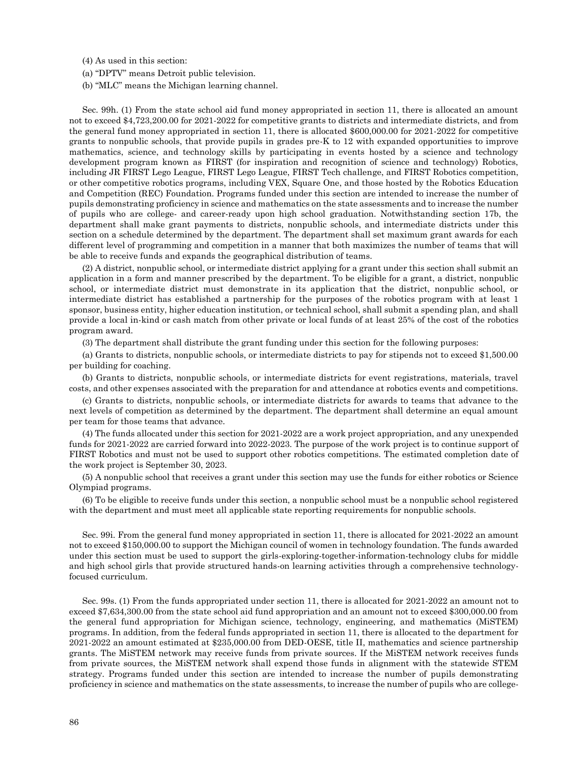(4) As used in this section:

(a) "DPTV" means Detroit public television.

(b) "MLC" means the Michigan learning channel.

Sec. 99h. (1) From the state school aid fund money appropriated in section 11, there is allocated an amount not to exceed $4,723,200.00 for 2021-2022 for competitive grants to districts and intermediate districts, and from the general fund money appropriated in section 11, there is allocated $600,000.00 for 2021-2022 for competitive grants to nonpublic schools, that provide pupils in grades pre-K to 12 with expanded opportunities to improve mathematics, science, and technology skills by participating in events hosted by a science and technology development program known as FIRST (for inspiration and recognition of science and technology) Robotics, including JR FIRST Lego League, FIRST Lego League, FIRST Tech challenge, and FIRST Robotics competition, or other competitive robotics programs, including VEX, Square One, and those hosted by the Robotics Education and Competition (REC) Foundation. Programs funded under this section are intended to increase the number of pupils demonstrating proficiency in science and mathematics on the state assessments and to increase the number of pupils who are college- and career-ready upon high school graduation. Notwithstanding section 17b, the department shall make grant payments to districts, nonpublic schools, and intermediate districts under this section on a schedule determined by the department. The department shall set maximum grant awards for each different level of programming and competition in a manner that both maximizes the number of teams that will be able to receive funds and expands the geographical distribution of teams.

(2) A district, nonpublic school, or intermediate district applying for a grant under this section shall submit an application in a form and manner prescribed by the department. To be eligible for a grant, a district, nonpublic school, or intermediate district must demonstrate in its application that the district, nonpublic school, or intermediate district has established a partnership for the purposes of the robotics program with at least 1 sponsor, business entity, higher education institution, or technical school, shall submit a spending plan, and shall provide a local in-kind or cash match from other private or local funds of at least 25% of the cost of the robotics program award.

(3) The department shall distribute the grant funding under this section for the following purposes:

(a) Grants to districts, nonpublic schools, or intermediate districts to pay for stipends not to exceed $1,500.00 per building for coaching.

(b) Grants to districts, nonpublic schools, or intermediate districts for event registrations, materials, travel costs, and other expenses associated with the preparation for and attendance at robotics events and competitions.

(c) Grants to districts, nonpublic schools, or intermediate districts for awards to teams that advance to the next levels of competition as determined by the department. The department shall determine an equal amount per team for those teams that advance.

(4) The funds allocated under this section for 2021-2022 are a work project appropriation, and any unexpended funds for 2021-2022 are carried forward into 2022-2023. The purpose of the work project is to continue support of FIRST Robotics and must not be used to support other robotics competitions. The estimated completion date of the work project is September 30, 2023.

(5) A nonpublic school that receives a grant under this section may use the funds for either robotics or Science Olympiad programs.

(6) To be eligible to receive funds under this section, a nonpublic school must be a nonpublic school registered with the department and must meet all applicable state reporting requirements for nonpublic schools.

Sec. 99i. From the general fund money appropriated in section 11, there is allocated for 2021-2022 an amount not to exceed $150,000.00 to support the Michigan council of women in technology foundation. The funds awarded under this section must be used to support the girls-exploring-together-information-technology clubs for middle and high school girls that provide structured hands-on learning activities through a comprehensive technology-focused curriculum.

Sec. 99s. (1) From the funds appropriated under section 11, there is allocated for 2021-2022 an amount not to exceed $7,634,300.00 from the state school aid fund appropriation and an amount not to exceed $300,000.00 from the general fund appropriation for Michigan science, technology, engineering, and mathematics (MiSTEM) programs. In addition, from the federal funds appropriated in section 11, there is allocated to the department for 2021-2022 an amount estimated at $235,000.00 from DED-OESE, title II, mathematics and science partnership grants. The MiSTEM network may receive funds from private sources. If the MiSTEM network receives funds from private sources, the MiSTEM network shall expend those funds in alignment with the statewide STEM strategy. Programs funded under this section are intended to increase the number of pupils demonstrating proficiency in science and mathematics on the state assessments, to increase the number of pupils who are college-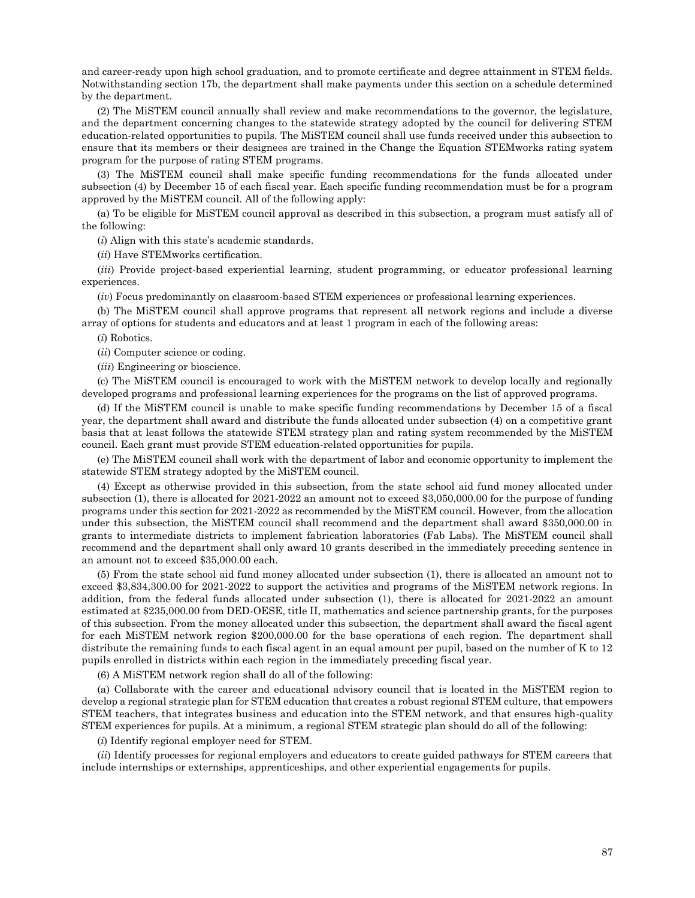and career-ready upon high school graduation, and to promote certificate and degree attainment in STEM fields. Notwithstanding section 17b, the department shall make payments under this section on a schedule determined by the department.

(2) The MiSTEM council annually shall review and make recommendations to the governor, the legislature, and the department concerning changes to the statewide strategy adopted by the council for delivering STEM education-related opportunities to pupils. The MiSTEM council shall use funds received under this subsection to ensure that its members or their designees are trained in the Change the Equation STEMworks rating system program for the purpose of rating STEM programs.

(3) The MiSTEM council shall make specific funding recommendations for the funds allocated under subsection (4) by December 15 of each fiscal year. Each specific funding recommendation must be for a program approved by the MiSTEM council. All of the following apply:

(a) To be eligible for MiSTEM council approval as described in this subsection, a program must satisfy all of the following:

(*i*) Align with this state's academic standards.

(*ii*) Have STEMworks certification.

(*iii*) Provide project-based experiential learning, student programming, or educator professional learning experiences.

(*iv*) Focus predominantly on classroom-based STEM experiences or professional learning experiences.

(b) The MiSTEM council shall approve programs that represent all network regions and include a diverse array of options for students and educators and at least 1 program in each of the following areas:

(*i*) Robotics.

(*ii*) Computer science or coding.

(*iii*) Engineering or bioscience.

(c) The MiSTEM council is encouraged to work with the MiSTEM network to develop locally and regionally developed programs and professional learning experiences for the programs on the list of approved programs.

(d) If the MiSTEM council is unable to make specific funding recommendations by December 15 of a fiscal year, the department shall award and distribute the funds allocated under subsection (4) on a competitive grant basis that at least follows the statewide STEM strategy plan and rating system recommended by the MiSTEM council. Each grant must provide STEM education-related opportunities for pupils.

(e) The MiSTEM council shall work with the department of labor and economic opportunity to implement the statewide STEM strategy adopted by the MiSTEM council.

(4) Except as otherwise provided in this subsection, from the state school aid fund money allocated under subsection (1), there is allocated for 2021-2022 an amount not to exceed $3,050,000.00 for the purpose of funding programs under this section for 2021-2022 as recommended by the MiSTEM council. However, from the allocation under this subsection, the MiSTEM council shall recommend and the department shall award $350,000.00 in grants to intermediate districts to implement fabrication laboratories (Fab Labs). The MiSTEM council shall recommend and the department shall only award 10 grants described in the immediately preceding sentence in an amount not to exceed $35,000.00 each.

(5) From the state school aid fund money allocated under subsection (1), there is allocated an amount not to exceed $3,834,300.00 for 2021-2022 to support the activities and programs of the MiSTEM network regions. In addition, from the federal funds allocated under subsection (1), there is allocated for 2021-2022 an amount estimated at $235,000.00 from DED-OESE, title II, mathematics and science partnership grants, for the purposes of this subsection. From the money allocated under this subsection, the department shall award the fiscal agent for each MiSTEM network region $200,000.00 for the base operations of each region. The department shall distribute the remaining funds to each fiscal agent in an equal amount per pupil, based on the number of K to 12 pupils enrolled in districts within each region in the immediately preceding fiscal year.

(6) A MiSTEM network region shall do all of the following:

(a) Collaborate with the career and educational advisory council that is located in the MiSTEM region to develop a regional strategic plan for STEM education that creates a robust regional STEM culture, that empowers STEM teachers, that integrates business and education into the STEM network, and that ensures high-quality STEM experiences for pupils. At a minimum, a regional STEM strategic plan should do all of the following:

(*i*) Identify regional employer need for STEM.

(*ii*) Identify processes for regional employers and educators to create guided pathways for STEM careers that include internships or externships, apprenticeships, and other experiential engagements for pupils.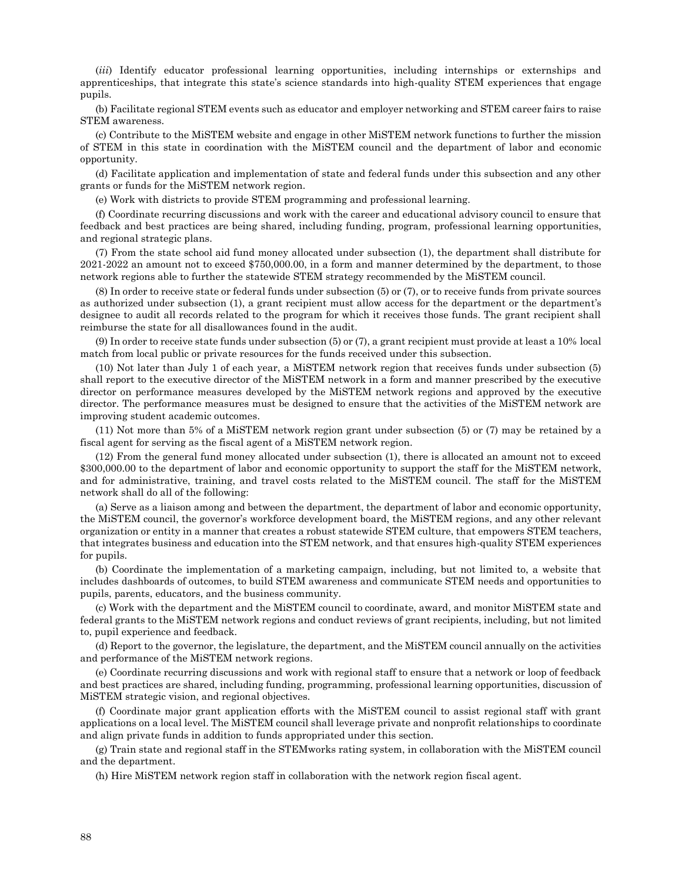(*iii*) Identify educator professional learning opportunities, including internships or externships and apprenticeships, that integrate this state's science standards into high-quality STEM experiences that engage pupils.

(b) Facilitate regional STEM events such as educator and employer networking and STEM career fairs to raise STEM awareness.

(c) Contribute to the MiSTEM website and engage in other MiSTEM network functions to further the mission of STEM in this state in coordination with the MiSTEM council and the department of labor and economic opportunity.

(d) Facilitate application and implementation of state and federal funds under this subsection and any other grants or funds for the MiSTEM network region.

(e) Work with districts to provide STEM programming and professional learning.

(f) Coordinate recurring discussions and work with the career and educational advisory council to ensure that feedback and best practices are being shared, including funding, program, professional learning opportunities, and regional strategic plans.

(7) From the state school aid fund money allocated under subsection (1), the department shall distribute for 2021-2022 an amount not to exceed $750,000.00, in a form and manner determined by the department, to those network regions able to further the statewide STEM strategy recommended by the MiSTEM council.

(8) In order to receive state or federal funds under subsection (5) or (7), or to receive funds from private sources as authorized under subsection (1), a grant recipient must allow access for the department or the department's designee to audit all records related to the program for which it receives those funds. The grant recipient shall reimburse the state for all disallowances found in the audit.

(9) In order to receive state funds under subsection (5) or (7), a grant recipient must provide at least a 10% local match from local public or private resources for the funds received under this subsection.

(10) Not later than July 1 of each year, a MiSTEM network region that receives funds under subsection (5) shall report to the executive director of the MiSTEM network in a form and manner prescribed by the executive director on performance measures developed by the MiSTEM network regions and approved by the executive director. The performance measures must be designed to ensure that the activities of the MiSTEM network are improving student academic outcomes.

(11) Not more than 5% of a MiSTEM network region grant under subsection (5) or (7) may be retained by a fiscal agent for serving as the fiscal agent of a MiSTEM network region.

(12) From the general fund money allocated under subsection (1), there is allocated an amount not to exceed $300,000.00 to the department of labor and economic opportunity to support the staff for the MiSTEM network, and for administrative, training, and travel costs related to the MiSTEM council. The staff for the MiSTEM network shall do all of the following:

(a) Serve as a liaison among and between the department, the department of labor and economic opportunity, the MiSTEM council, the governor's workforce development board, the MiSTEM regions, and any other relevant organization or entity in a manner that creates a robust statewide STEM culture, that empowers STEM teachers, that integrates business and education into the STEM network, and that ensures high-quality STEM experiences for pupils.

(b) Coordinate the implementation of a marketing campaign, including, but not limited to, a website that includes dashboards of outcomes, to build STEM awareness and communicate STEM needs and opportunities to pupils, parents, educators, and the business community.

(c) Work with the department and the MiSTEM council to coordinate, award, and monitor MiSTEM state and federal grants to the MiSTEM network regions and conduct reviews of grant recipients, including, but not limited to, pupil experience and feedback.

(d) Report to the governor, the legislature, the department, and the MiSTEM council annually on the activities and performance of the MiSTEM network regions.

(e) Coordinate recurring discussions and work with regional staff to ensure that a network or loop of feedback and best practices are shared, including funding, programming, professional learning opportunities, discussion of MiSTEM strategic vision, and regional objectives.

(f) Coordinate major grant application efforts with the MiSTEM council to assist regional staff with grant applications on a local level. The MiSTEM council shall leverage private and nonprofit relationships to coordinate and align private funds in addition to funds appropriated under this section.

(g) Train state and regional staff in the STEMworks rating system, in collaboration with the MiSTEM council and the department.

(h) Hire MiSTEM network region staff in collaboration with the network region fiscal agent.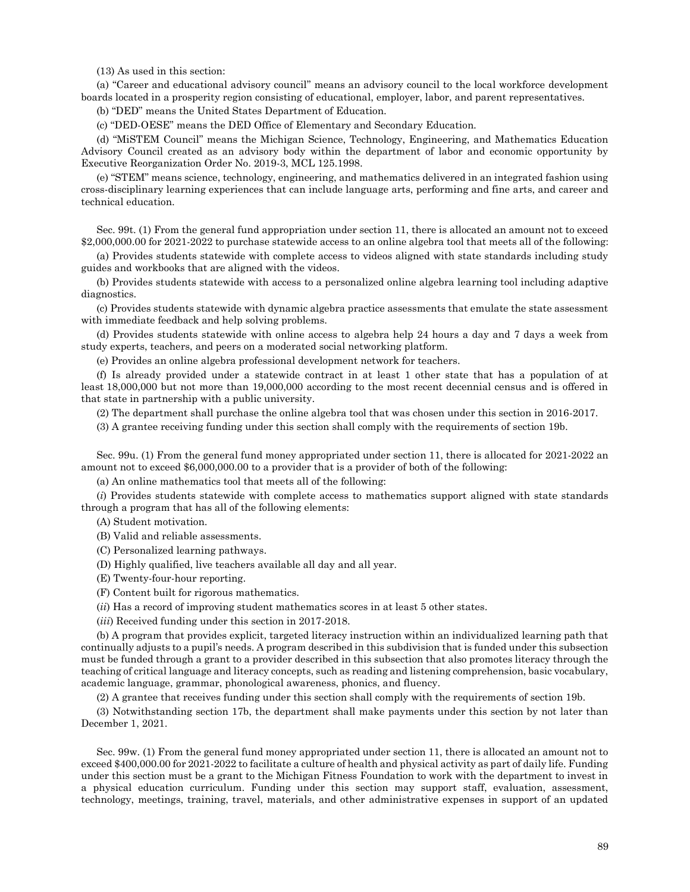(13) As used in this section:

(a) "Career and educational advisory council" means an advisory council to the local workforce development boards located in a prosperity region consisting of educational, employer, labor, and parent representatives.

(b) "DED" means the United States Department of Education.

(c) "DED-OESE" means the DED Office of Elementary and Secondary Education.

(d) "MiSTEM Council" means the Michigan Science, Technology, Engineering, and Mathematics Education Advisory Council created as an advisory body within the department of labor and economic opportunity by Executive Reorganization Order No. 2019-3, MCL 125.1998.

(e) "STEM" means science, technology, engineering, and mathematics delivered in an integrated fashion using cross-disciplinary learning experiences that can include language arts, performing and fine arts, and career and technical education.

Sec. 99t. (1) From the general fund appropriation under section 11, there is allocated an amount not to exceed $2,000,000.00 for 2021-2022 to purchase statewide access to an online algebra tool that meets all of the following:

(a) Provides students statewide with complete access to videos aligned with state standards including study guides and workbooks that are aligned with the videos.

(b) Provides students statewide with access to a personalized online algebra learning tool including adaptive diagnostics.

(c) Provides students statewide with dynamic algebra practice assessments that emulate the state assessment with immediate feedback and help solving problems.

(d) Provides students statewide with online access to algebra help 24 hours a day and 7 days a week from study experts, teachers, and peers on a moderated social networking platform.

(e) Provides an online algebra professional development network for teachers.

(f) Is already provided under a statewide contract in at least 1 other state that has a population of at least 18,000,000 but not more than 19,000,000 according to the most recent decennial census and is offered in that state in partnership with a public university.

(2) The department shall purchase the online algebra tool that was chosen under this section in 2016-2017.

(3) A grantee receiving funding under this section shall comply with the requirements of section 19b.

Sec. 99u. (1) From the general fund money appropriated under section 11, there is allocated for 2021-2022 an amount not to exceed $6,000,000.00 to a provider that is a provider of both of the following:

(a) An online mathematics tool that meets all of the following:

(*i*) Provides students statewide with complete access to mathematics support aligned with state standards through a program that has all of the following elements:

(A) Student motivation.

(B) Valid and reliable assessments.

(C) Personalized learning pathways.

(D) Highly qualified, live teachers available all day and all year.

(E) Twenty-four-hour reporting.

(F) Content built for rigorous mathematics.

(*ii*) Has a record of improving student mathematics scores in at least 5 other states.

(*iii*) Received funding under this section in 2017-2018.

(b) A program that provides explicit, targeted literacy instruction within an individualized learning path that continually adjusts to a pupil's needs. A program described in this subdivision that is funded under this subsection must be funded through a grant to a provider described in this subsection that also promotes literacy through the teaching of critical language and literacy concepts, such as reading and listening comprehension, basic vocabulary, academic language, grammar, phonological awareness, phonics, and fluency.

(2) A grantee that receives funding under this section shall comply with the requirements of section 19b.

(3) Notwithstanding section 17b, the department shall make payments under this section by not later than December 1, 2021.

Sec. 99w. (1) From the general fund money appropriated under section 11, there is allocated an amount not to exceed $400,000.00 for 2021-2022 to facilitate a culture of health and physical activity as part of daily life. Funding under this section must be a grant to the Michigan Fitness Foundation to work with the department to invest in a physical education curriculum. Funding under this section may support staff, evaluation, assessment, technology, meetings, training, travel, materials, and other administrative expenses in support of an updated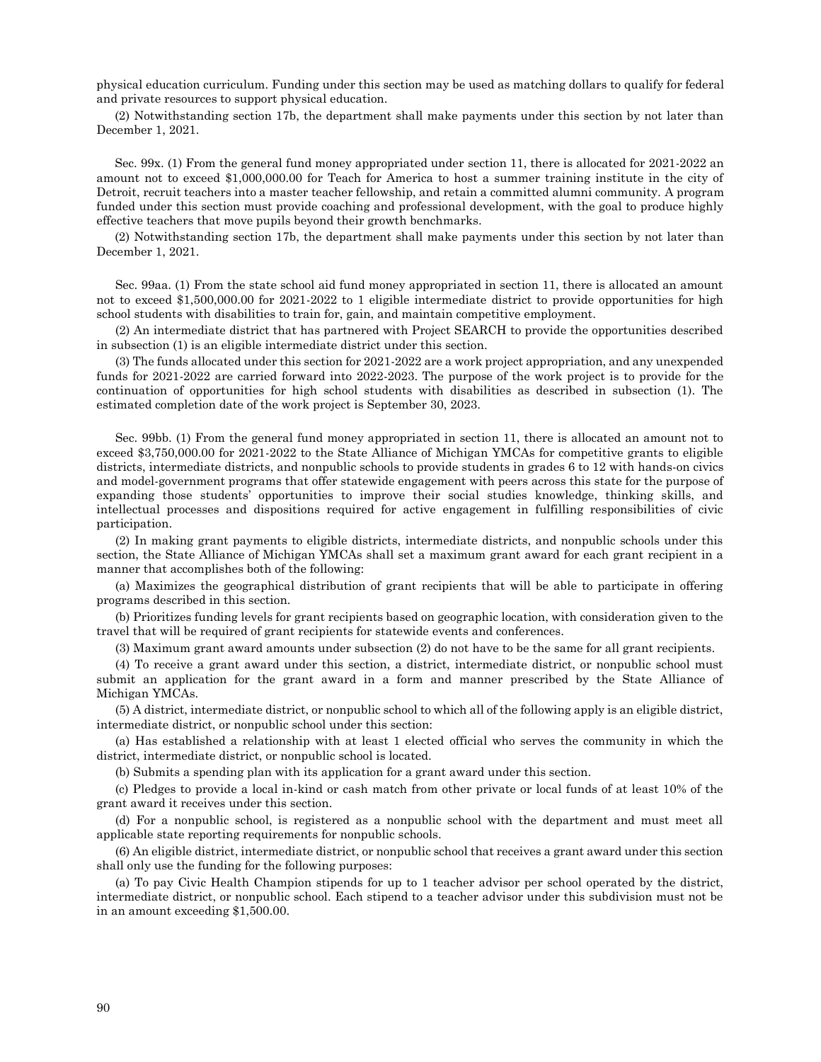physical education curriculum. Funding under this section may be used as matching dollars to qualify for federal and private resources to support physical education.

(2) Notwithstanding section 17b, the department shall make payments under this section by not later than December 1, 2021.

Sec. 99x. (1) From the general fund money appropriated under section 11, there is allocated for 2021-2022 an amount not to exceed $1,000,000.00 for Teach for America to host a summer training institute in the city of Detroit, recruit teachers into a master teacher fellowship, and retain a committed alumni community. A program funded under this section must provide coaching and professional development, with the goal to produce highly effective teachers that move pupils beyond their growth benchmarks.

(2) Notwithstanding section 17b, the department shall make payments under this section by not later than December 1, 2021.

Sec. 99aa. (1) From the state school aid fund money appropriated in section 11, there is allocated an amount not to exceed $1,500,000.00 for 2021-2022 to 1 eligible intermediate district to provide opportunities for high school students with disabilities to train for, gain, and maintain competitive employment.

(2) An intermediate district that has partnered with Project SEARCH to provide the opportunities described in subsection (1) is an eligible intermediate district under this section.

(3) The funds allocated under this section for 2021-2022 are a work project appropriation, and any unexpended funds for 2021-2022 are carried forward into 2022-2023. The purpose of the work project is to provide for the continuation of opportunities for high school students with disabilities as described in subsection (1). The estimated completion date of the work project is September 30, 2023.

Sec. 99bb. (1) From the general fund money appropriated in section 11, there is allocated an amount not to exceed $3,750,000.00 for 2021-2022 to the State Alliance of Michigan YMCAs for competitive grants to eligible districts, intermediate districts, and nonpublic schools to provide students in grades 6 to 12 with hands-on civics and model-government programs that offer statewide engagement with peers across this state for the purpose of expanding those students' opportunities to improve their social studies knowledge, thinking skills, and intellectual processes and dispositions required for active engagement in fulfilling responsibilities of civic participation.

(2) In making grant payments to eligible districts, intermediate districts, and nonpublic schools under this section, the State Alliance of Michigan YMCAs shall set a maximum grant award for each grant recipient in a manner that accomplishes both of the following:

(a) Maximizes the geographical distribution of grant recipients that will be able to participate in offering programs described in this section.

(b) Prioritizes funding levels for grant recipients based on geographic location, with consideration given to the travel that will be required of grant recipients for statewide events and conferences.

(3) Maximum grant award amounts under subsection (2) do not have to be the same for all grant recipients.

(4) To receive a grant award under this section, a district, intermediate district, or nonpublic school must submit an application for the grant award in a form and manner prescribed by the State Alliance of Michigan YMCAs.

(5) A district, intermediate district, or nonpublic school to which all of the following apply is an eligible district, intermediate district, or nonpublic school under this section:

(a) Has established a relationship with at least 1 elected official who serves the community in which the district, intermediate district, or nonpublic school is located.

(b) Submits a spending plan with its application for a grant award under this section.

(c) Pledges to provide a local in-kind or cash match from other private or local funds of at least 10% of the grant award it receives under this section.

(d) For a nonpublic school, is registered as a nonpublic school with the department and must meet all applicable state reporting requirements for nonpublic schools.

(6) An eligible district, intermediate district, or nonpublic school that receives a grant award under this section shall only use the funding for the following purposes:

(a) To pay Civic Health Champion stipends for up to 1 teacher advisor per school operated by the district, intermediate district, or nonpublic school. Each stipend to a teacher advisor under this subdivision must not be in an amount exceeding $1,500.00.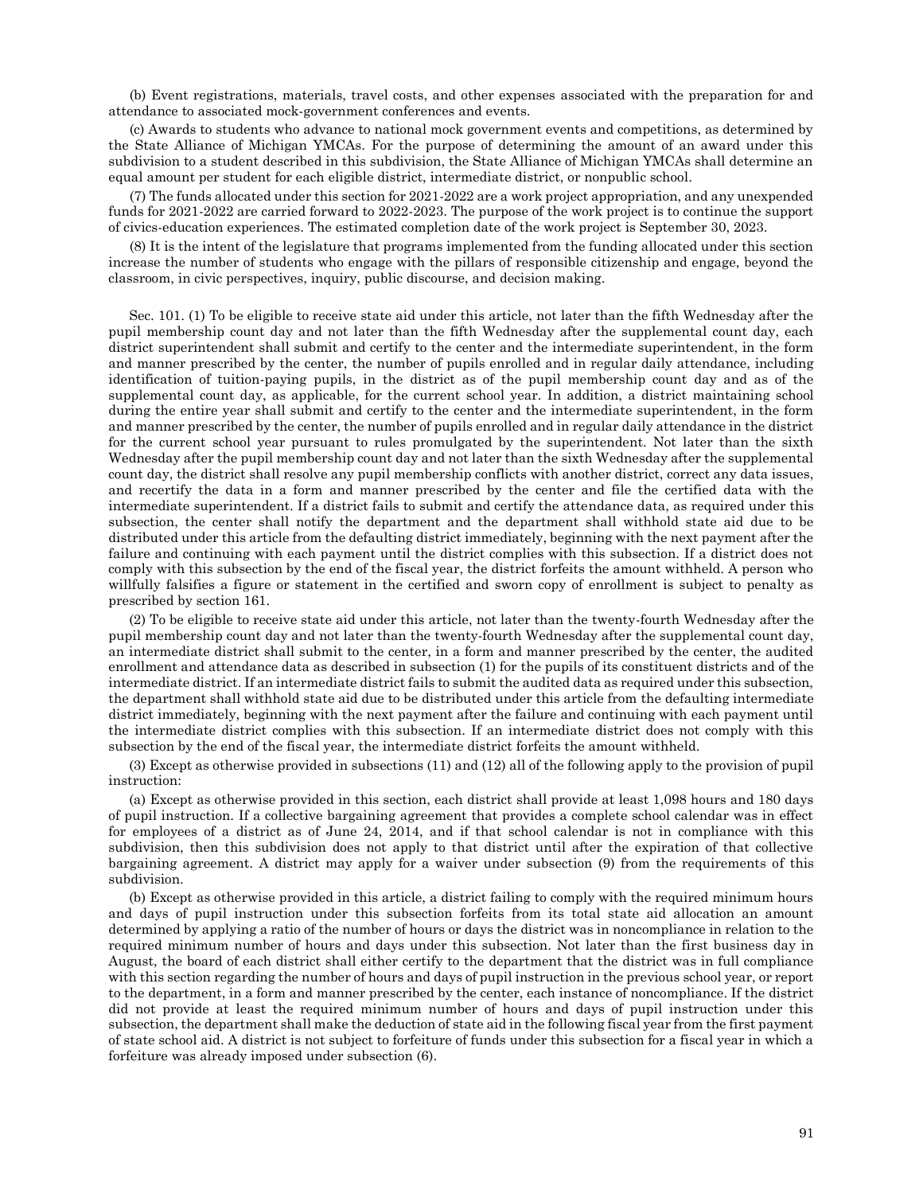(b) Event registrations, materials, travel costs, and other expenses associated with the preparation for and attendance to associated mock-government conferences and events.

(c) Awards to students who advance to national mock government events and competitions, as determined by the State Alliance of Michigan YMCAs. For the purpose of determining the amount of an award under this subdivision to a student described in this subdivision, the State Alliance of Michigan YMCAs shall determine an equal amount per student for each eligible district, intermediate district, or nonpublic school.

(7) The funds allocated under this section for 2021-2022 are a work project appropriation, and any unexpended funds for 2021-2022 are carried forward to 2022-2023. The purpose of the work project is to continue the support of civics-education experiences. The estimated completion date of the work project is September 30, 2023.

(8) It is the intent of the legislature that programs implemented from the funding allocated under this section increase the number of students who engage with the pillars of responsible citizenship and engage, beyond the classroom, in civic perspectives, inquiry, public discourse, and decision making.

Sec. 101. (1) To be eligible to receive state aid under this article, not later than the fifth Wednesday after the pupil membership count day and not later than the fifth Wednesday after the supplemental count day, each district superintendent shall submit and certify to the center and the intermediate superintendent, in the form and manner prescribed by the center, the number of pupils enrolled and in regular daily attendance, including identification of tuition-paying pupils, in the district as of the pupil membership count day and as of the supplemental count day, as applicable, for the current school year. In addition, a district maintaining school during the entire year shall submit and certify to the center and the intermediate superintendent, in the form and manner prescribed by the center, the number of pupils enrolled and in regular daily attendance in the district for the current school year pursuant to rules promulgated by the superintendent. Not later than the sixth Wednesday after the pupil membership count day and not later than the sixth Wednesday after the supplemental count day, the district shall resolve any pupil membership conflicts with another district, correct any data issues, and recertify the data in a form and manner prescribed by the center and file the certified data with the intermediate superintendent. If a district fails to submit and certify the attendance data, as required under this subsection, the center shall notify the department and the department shall withhold state aid due to be distributed under this article from the defaulting district immediately, beginning with the next payment after the failure and continuing with each payment until the district complies with this subsection. If a district does not comply with this subsection by the end of the fiscal year, the district forfeits the amount withheld. A person who willfully falsifies a figure or statement in the certified and sworn copy of enrollment is subject to penalty as prescribed by section 161.

(2) To be eligible to receive state aid under this article, not later than the twenty-fourth Wednesday after the pupil membership count day and not later than the twenty-fourth Wednesday after the supplemental count day, an intermediate district shall submit to the center, in a form and manner prescribed by the center, the audited enrollment and attendance data as described in subsection (1) for the pupils of its constituent districts and of the intermediate district. If an intermediate district fails to submit the audited data as required under this subsection, the department shall withhold state aid due to be distributed under this article from the defaulting intermediate district immediately, beginning with the next payment after the failure and continuing with each payment until the intermediate district complies with this subsection. If an intermediate district does not comply with this subsection by the end of the fiscal year, the intermediate district forfeits the amount withheld.

(3) Except as otherwise provided in subsections (11) and (12) all of the following apply to the provision of pupil instruction:

(a) Except as otherwise provided in this section, each district shall provide at least 1,098 hours and 180 days of pupil instruction. If a collective bargaining agreement that provides a complete school calendar was in effect for employees of a district as of June 24, 2014, and if that school calendar is not in compliance with this subdivision, then this subdivision does not apply to that district until after the expiration of that collective bargaining agreement. A district may apply for a waiver under subsection (9) from the requirements of this subdivision.

(b) Except as otherwise provided in this article, a district failing to comply with the required minimum hours and days of pupil instruction under this subsection forfeits from its total state aid allocation an amount determined by applying a ratio of the number of hours or days the district was in noncompliance in relation to the required minimum number of hours and days under this subsection. Not later than the first business day in August, the board of each district shall either certify to the department that the district was in full compliance with this section regarding the number of hours and days of pupil instruction in the previous school year, or report to the department, in a form and manner prescribed by the center, each instance of noncompliance. If the district did not provide at least the required minimum number of hours and days of pupil instruction under this subsection, the department shall make the deduction of state aid in the following fiscal year from the first payment of state school aid. A district is not subject to forfeiture of funds under this subsection for a fiscal year in which a forfeiture was already imposed under subsection (6).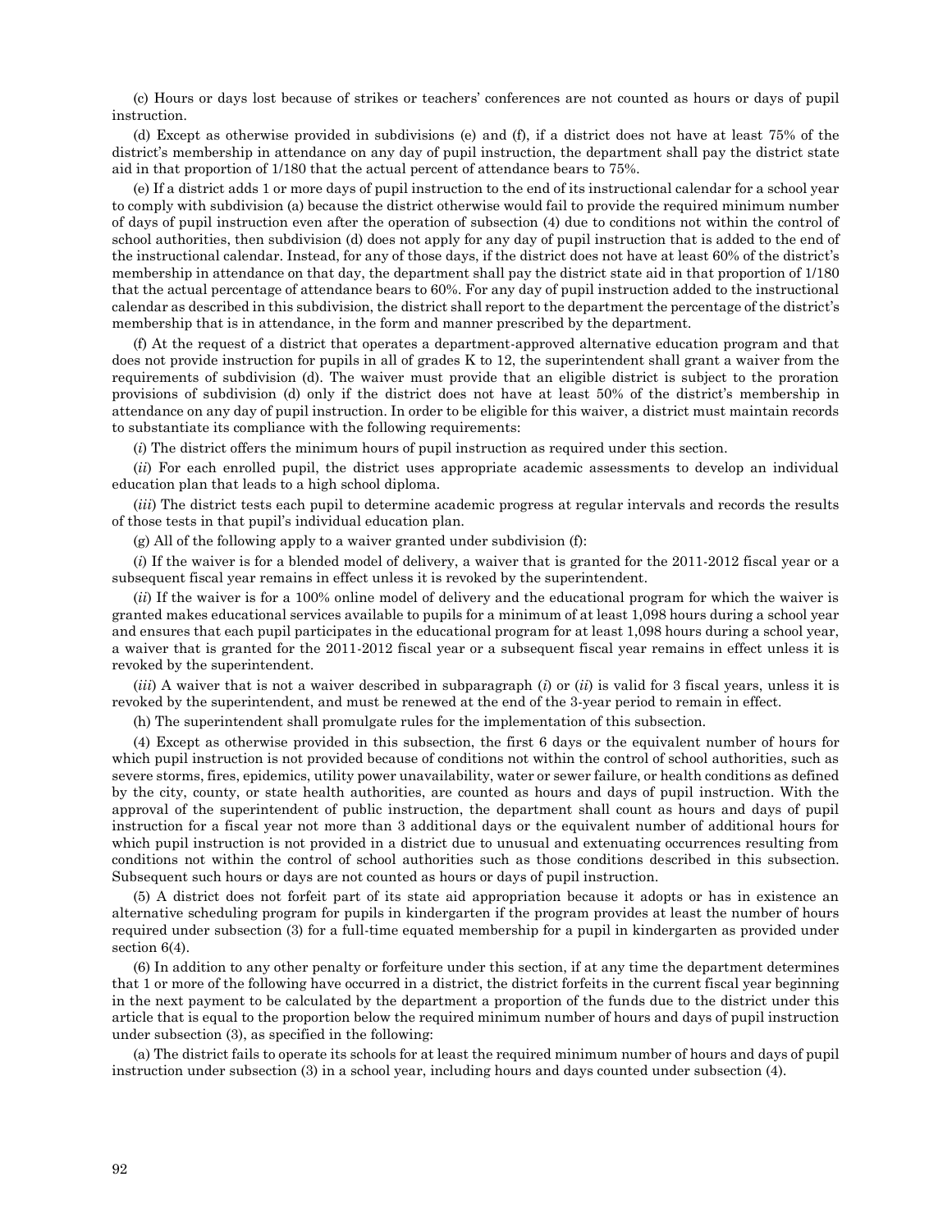(c) Hours or days lost because of strikes or teachers' conferences are not counted as hours or days of pupil instruction.

(d) Except as otherwise provided in subdivisions (e) and (f), if a district does not have at least 75% of the district's membership in attendance on any day of pupil instruction, the department shall pay the district state aid in that proportion of 1/180 that the actual percent of attendance bears to 75%.

(e) If a district adds 1 or more days of pupil instruction to the end of its instructional calendar for a school year to comply with subdivision (a) because the district otherwise would fail to provide the required minimum number of days of pupil instruction even after the operation of subsection (4) due to conditions not within the control of school authorities, then subdivision (d) does not apply for any day of pupil instruction that is added to the end of the instructional calendar. Instead, for any of those days, if the district does not have at least 60% of the district's membership in attendance on that day, the department shall pay the district state aid in that proportion of 1/180 that the actual percentage of attendance bears to 60%. For any day of pupil instruction added to the instructional calendar as described in this subdivision, the district shall report to the department the percentage of the district's membership that is in attendance, in the form and manner prescribed by the department.

(f) At the request of a district that operates a department-approved alternative education program and that does not provide instruction for pupils in all of grades K to 12, the superintendent shall grant a waiver from the requirements of subdivision (d). The waiver must provide that an eligible district is subject to the proration provisions of subdivision (d) only if the district does not have at least 50% of the district's membership in attendance on any day of pupil instruction. In order to be eligible for this waiver, a district must maintain records to substantiate its compliance with the following requirements:

(*i*) The district offers the minimum hours of pupil instruction as required under this section.

(*ii*) For each enrolled pupil, the district uses appropriate academic assessments to develop an individual education plan that leads to a high school diploma.

(*iii*) The district tests each pupil to determine academic progress at regular intervals and records the results of those tests in that pupil's individual education plan.

(g) All of the following apply to a waiver granted under subdivision (f):

(*i*) If the waiver is for a blended model of delivery, a waiver that is granted for the 2011-2012 fiscal year or a subsequent fiscal year remains in effect unless it is revoked by the superintendent.

(*ii*) If the waiver is for a 100% online model of delivery and the educational program for which the waiver is granted makes educational services available to pupils for a minimum of at least 1,098 hours during a school year and ensures that each pupil participates in the educational program for at least 1,098 hours during a school year, a waiver that is granted for the 2011-2012 fiscal year or a subsequent fiscal year remains in effect unless it is revoked by the superintendent.

(*iii*) A waiver that is not a waiver described in subparagraph (*i*) or (*ii*) is valid for 3 fiscal years, unless it is revoked by the superintendent, and must be renewed at the end of the 3-year period to remain in effect.

(h) The superintendent shall promulgate rules for the implementation of this subsection.

(4) Except as otherwise provided in this subsection, the first 6 days or the equivalent number of hours for which pupil instruction is not provided because of conditions not within the control of school authorities, such as severe storms, fires, epidemics, utility power unavailability, water or sewer failure, or health conditions as defined by the city, county, or state health authorities, are counted as hours and days of pupil instruction. With the approval of the superintendent of public instruction, the department shall count as hours and days of pupil instruction for a fiscal year not more than 3 additional days or the equivalent number of additional hours for which pupil instruction is not provided in a district due to unusual and extenuating occurrences resulting from conditions not within the control of school authorities such as those conditions described in this subsection. Subsequent such hours or days are not counted as hours or days of pupil instruction.

(5) A district does not forfeit part of its state aid appropriation because it adopts or has in existence an alternative scheduling program for pupils in kindergarten if the program provides at least the number of hours required under subsection (3) for a full-time equated membership for a pupil in kindergarten as provided under section 6(4).

(6) In addition to any other penalty or forfeiture under this section, if at any time the department determines that 1 or more of the following have occurred in a district, the district forfeits in the current fiscal year beginning in the next payment to be calculated by the department a proportion of the funds due to the district under this article that is equal to the proportion below the required minimum number of hours and days of pupil instruction under subsection (3), as specified in the following:

(a) The district fails to operate its schools for at least the required minimum number of hours and days of pupil instruction under subsection (3) in a school year, including hours and days counted under subsection (4).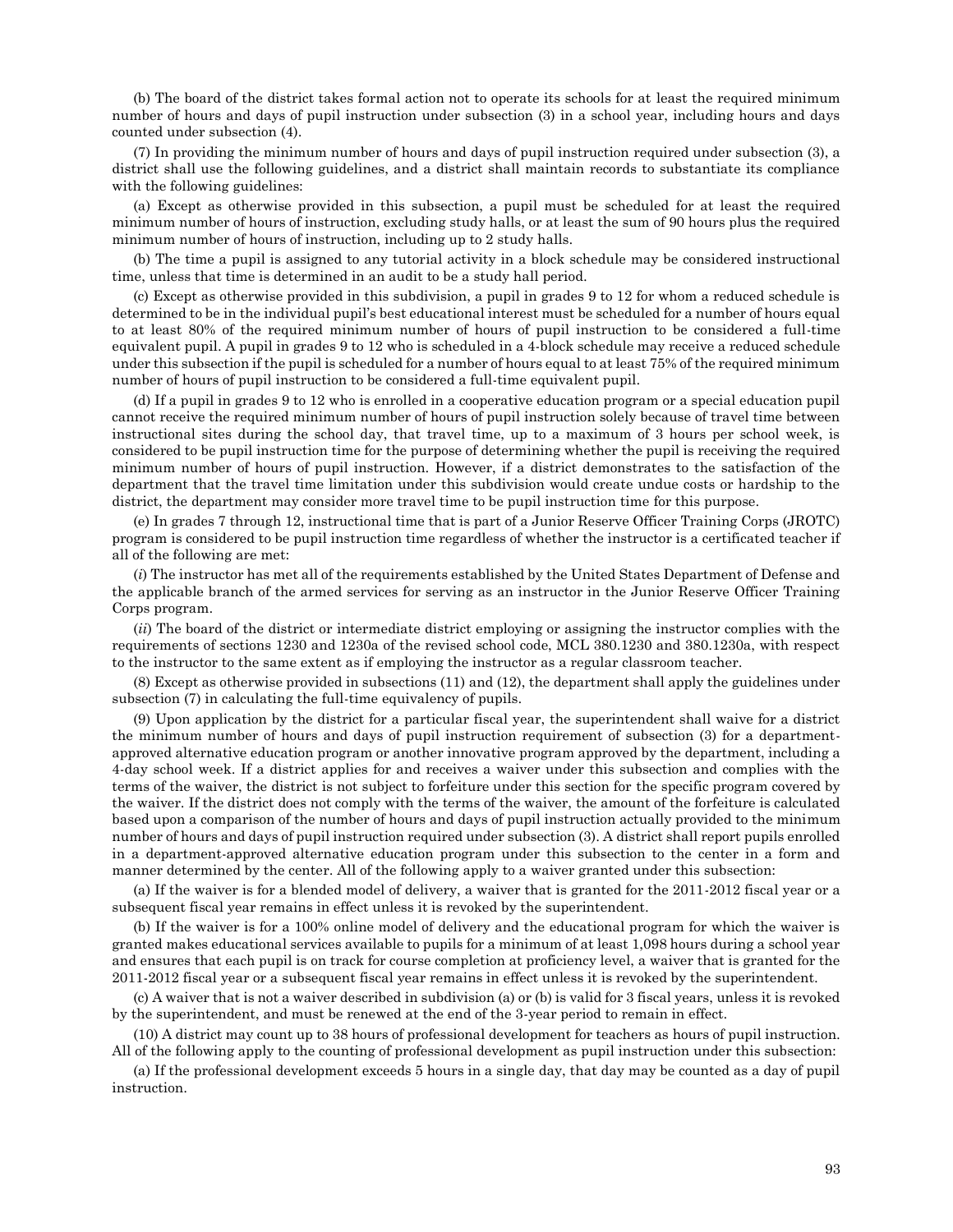(b) The board of the district takes formal action not to operate its schools for at least the required minimum number of hours and days of pupil instruction under subsection (3) in a school year, including hours and days counted under subsection (4).

(7) In providing the minimum number of hours and days of pupil instruction required under subsection (3), a district shall use the following guidelines, and a district shall maintain records to substantiate its compliance with the following guidelines:

(a) Except as otherwise provided in this subsection, a pupil must be scheduled for at least the required minimum number of hours of instruction, excluding study halls, or at least the sum of 90 hours plus the required minimum number of hours of instruction, including up to 2 study halls.

(b) The time a pupil is assigned to any tutorial activity in a block schedule may be considered instructional time, unless that time is determined in an audit to be a study hall period.

(c) Except as otherwise provided in this subdivision, a pupil in grades 9 to 12 for whom a reduced schedule is determined to be in the individual pupil's best educational interest must be scheduled for a number of hours equal to at least 80% of the required minimum number of hours of pupil instruction to be considered a full-time equivalent pupil. A pupil in grades 9 to 12 who is scheduled in a 4-block schedule may receive a reduced schedule under this subsection if the pupil is scheduled for a number of hours equal to at least 75% of the required minimum number of hours of pupil instruction to be considered a full-time equivalent pupil.

(d) If a pupil in grades 9 to 12 who is enrolled in a cooperative education program or a special education pupil cannot receive the required minimum number of hours of pupil instruction solely because of travel time between instructional sites during the school day, that travel time, up to a maximum of 3 hours per school week, is considered to be pupil instruction time for the purpose of determining whether the pupil is receiving the required minimum number of hours of pupil instruction. However, if a district demonstrates to the satisfaction of the department that the travel time limitation under this subdivision would create undue costs or hardship to the district, the department may consider more travel time to be pupil instruction time for this purpose.

(e) In grades 7 through 12, instructional time that is part of a Junior Reserve Officer Training Corps (JROTC) program is considered to be pupil instruction time regardless of whether the instructor is a certificated teacher if all of the following are met:

(*i*) The instructor has met all of the requirements established by the United States Department of Defense and the applicable branch of the armed services for serving as an instructor in the Junior Reserve Officer Training Corps program.

(*ii*) The board of the district or intermediate district employing or assigning the instructor complies with the requirements of sections 1230 and 1230a of the revised school code, MCL 380.1230 and 380.1230a, with respect to the instructor to the same extent as if employing the instructor as a regular classroom teacher.

(8) Except as otherwise provided in subsections (11) and (12), the department shall apply the guidelines under subsection (7) in calculating the full-time equivalency of pupils.

(9) Upon application by the district for a particular fiscal year, the superintendent shall waive for a district the minimum number of hours and days of pupil instruction requirement of subsection (3) for a department-approved alternative education program or another innovative program approved by the department, including a 4-day school week. If a district applies for and receives a waiver under this subsection and complies with the terms of the waiver, the district is not subject to forfeiture under this section for the specific program covered by the waiver. If the district does not comply with the terms of the waiver, the amount of the forfeiture is calculated based upon a comparison of the number of hours and days of pupil instruction actually provided to the minimum number of hours and days of pupil instruction required under subsection (3). A district shall report pupils enrolled in a department-approved alternative education program under this subsection to the center in a form and manner determined by the center. All of the following apply to a waiver granted under this subsection:

(a) If the waiver is for a blended model of delivery, a waiver that is granted for the 2011-2012 fiscal year or a subsequent fiscal year remains in effect unless it is revoked by the superintendent.

(b) If the waiver is for a 100% online model of delivery and the educational program for which the waiver is granted makes educational services available to pupils for a minimum of at least 1,098 hours during a school year and ensures that each pupil is on track for course completion at proficiency level, a waiver that is granted for the 2011-2012 fiscal year or a subsequent fiscal year remains in effect unless it is revoked by the superintendent.

(c) A waiver that is not a waiver described in subdivision (a) or (b) is valid for 3 fiscal years, unless it is revoked by the superintendent, and must be renewed at the end of the 3-year period to remain in effect.

(10) A district may count up to 38 hours of professional development for teachers as hours of pupil instruction. All of the following apply to the counting of professional development as pupil instruction under this subsection:

(a) If the professional development exceeds 5 hours in a single day, that day may be counted as a day of pupil instruction.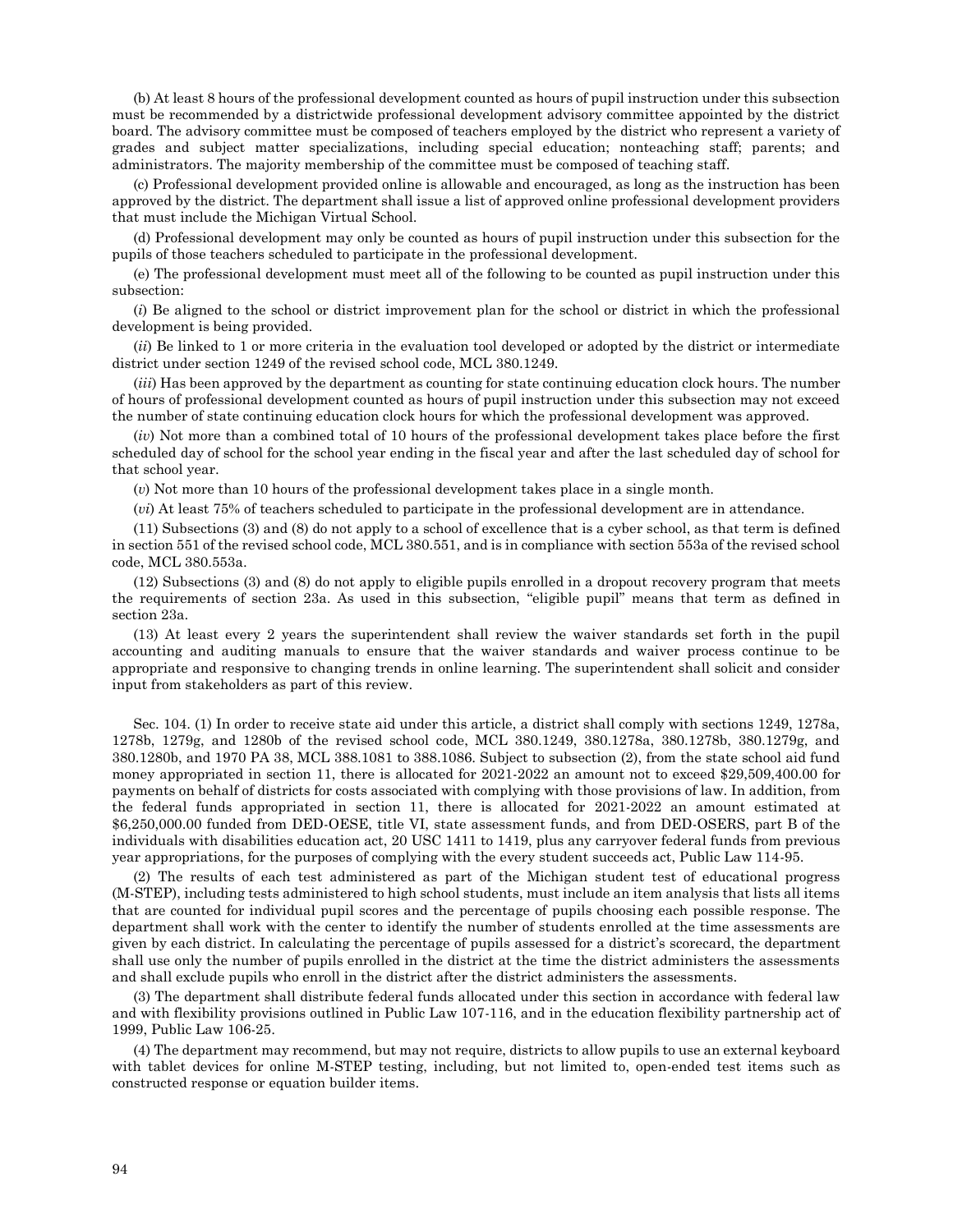(b) At least 8 hours of the professional development counted as hours of pupil instruction under this subsection must be recommended by a districtwide professional development advisory committee appointed by the district board. The advisory committee must be composed of teachers employed by the district who represent a variety of grades and subject matter specializations, including special education; nonteaching staff; parents; and administrators. The majority membership of the committee must be composed of teaching staff.

(c) Professional development provided online is allowable and encouraged, as long as the instruction has been approved by the district. The department shall issue a list of approved online professional development providers that must include the Michigan Virtual School.

(d) Professional development may only be counted as hours of pupil instruction under this subsection for the pupils of those teachers scheduled to participate in the professional development.

(e) The professional development must meet all of the following to be counted as pupil instruction under this subsection:

(*i*) Be aligned to the school or district improvement plan for the school or district in which the professional development is being provided.

(*ii*) Be linked to 1 or more criteria in the evaluation tool developed or adopted by the district or intermediate district under section 1249 of the revised school code, MCL 380.1249.

(*iii*) Has been approved by the department as counting for state continuing education clock hours. The number of hours of professional development counted as hours of pupil instruction under this subsection may not exceed the number of state continuing education clock hours for which the professional development was approved.

(*iv*) Not more than a combined total of 10 hours of the professional development takes place before the first scheduled day of school for the school year ending in the fiscal year and after the last scheduled day of school for that school year.

(*v*) Not more than 10 hours of the professional development takes place in a single month.

(*vi*) At least 75% of teachers scheduled to participate in the professional development are in attendance.

(11) Subsections (3) and (8) do not apply to a school of excellence that is a cyber school, as that term is defined in section 551 of the revised school code, MCL 380.551, and is in compliance with section 553a of the revised school code, MCL 380.553a.

(12) Subsections (3) and (8) do not apply to eligible pupils enrolled in a dropout recovery program that meets the requirements of section 23a. As used in this subsection, "eligible pupil" means that term as defined in section 23a.

(13) At least every 2 years the superintendent shall review the waiver standards set forth in the pupil accounting and auditing manuals to ensure that the waiver standards and waiver process continue to be appropriate and responsive to changing trends in online learning. The superintendent shall solicit and consider input from stakeholders as part of this review.

Sec. 104. (1) In order to receive state aid under this article, a district shall comply with sections 1249, 1278a, 1278b, 1279g, and 1280b of the revised school code, MCL 380.1249, 380.1278a, 380.1278b, 380.1279g, and 380.1280b, and 1970 PA 38, MCL 388.1081 to 388.1086. Subject to subsection (2), from the state school aid fund money appropriated in section 11, there is allocated for 2021-2022 an amount not to exceed $29,509,400.00 for payments on behalf of districts for costs associated with complying with those provisions of law. In addition, from the federal funds appropriated in section 11, there is allocated for 2021-2022 an amount estimated at $6,250,000.00 funded from DED-OESE, title VI, state assessment funds, and from DED-OSERS, part B of the individuals with disabilities education act, 20 USC 1411 to 1419, plus any carryover federal funds from previous year appropriations, for the purposes of complying with the every student succeeds act, Public Law 114-95.

(2) The results of each test administered as part of the Michigan student test of educational progress (M-STEP), including tests administered to high school students, must include an item analysis that lists all items that are counted for individual pupil scores and the percentage of pupils choosing each possible response. The department shall work with the center to identify the number of students enrolled at the time assessments are given by each district. In calculating the percentage of pupils assessed for a district's scorecard, the department shall use only the number of pupils enrolled in the district at the time the district administers the assessments and shall exclude pupils who enroll in the district after the district administers the assessments.

(3) The department shall distribute federal funds allocated under this section in accordance with federal law and with flexibility provisions outlined in Public Law 107-116, and in the education flexibility partnership act of 1999, Public Law 106-25.

(4) The department may recommend, but may not require, districts to allow pupils to use an external keyboard with tablet devices for online M-STEP testing, including, but not limited to, open-ended test items such as constructed response or equation builder items.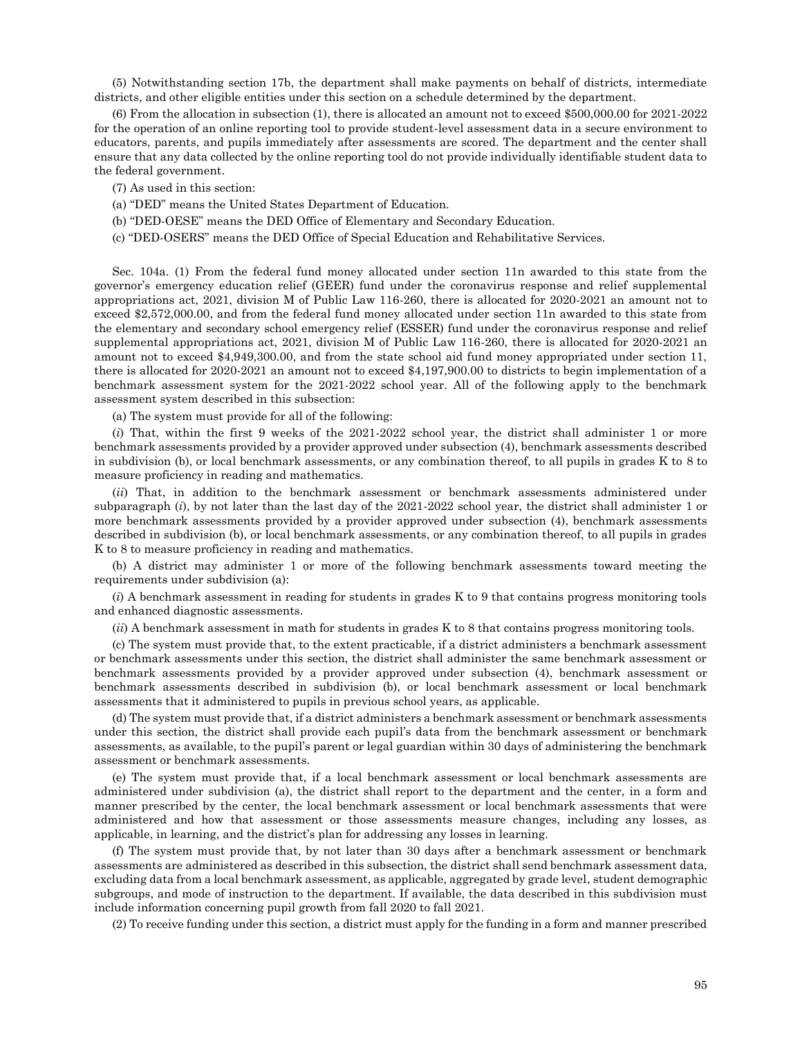(5) Notwithstanding section 17b, the department shall make payments on behalf of districts, intermediate districts, and other eligible entities under this section on a schedule determined by the department.

(6) From the allocation in subsection (1), there is allocated an amount not to exceed $500,000.00 for 2021-2022 for the operation of an online reporting tool to provide student-level assessment data in a secure environment to educators, parents, and pupils immediately after assessments are scored. The department and the center shall ensure that any data collected by the online reporting tool do not provide individually identifiable student data to the federal government.

(7) As used in this section:

(a) "DED" means the United States Department of Education.

(b) "DED-OESE" means the DED Office of Elementary and Secondary Education.

(c) "DED-OSERS" means the DED Office of Special Education and Rehabilitative Services.

Sec. 104a. (1) From the federal fund money allocated under section 11n awarded to this state from the governor's emergency education relief (GEER) fund under the coronavirus response and relief supplemental appropriations act, 2021, division M of Public Law 116-260, there is allocated for 2020-2021 an amount not to exceed $2,572,000.00, and from the federal fund money allocated under section 11n awarded to this state from the elementary and secondary school emergency relief (ESSER) fund under the coronavirus response and relief supplemental appropriations act, 2021, division M of Public Law 116-260, there is allocated for 2020-2021 an amount not to exceed $4,949,300.00, and from the state school aid fund money appropriated under section 11, there is allocated for 2020-2021 an amount not to exceed $4,197,900.00 to districts to begin implementation of a benchmark assessment system for the 2021-2022 school year. All of the following apply to the benchmark assessment system described in this subsection:

(a) The system must provide for all of the following:

(*i*) That, within the first 9 weeks of the 2021-2022 school year, the district shall administer 1 or more benchmark assessments provided by a provider approved under subsection (4), benchmark assessments described in subdivision (b), or local benchmark assessments, or any combination thereof, to all pupils in grades K to 8 to measure proficiency in reading and mathematics.

(*ii*) That, in addition to the benchmark assessment or benchmark assessments administered under subparagraph (*i*), by not later than the last day of the 2021-2022 school year, the district shall administer 1 or more benchmark assessments provided by a provider approved under subsection (4), benchmark assessments described in subdivision (b), or local benchmark assessments, or any combination thereof, to all pupils in grades K to 8 to measure proficiency in reading and mathematics.

(b) A district may administer 1 or more of the following benchmark assessments toward meeting the requirements under subdivision (a):

(*i*) A benchmark assessment in reading for students in grades K to 9 that contains progress monitoring tools and enhanced diagnostic assessments.

(*ii*) A benchmark assessment in math for students in grades K to 8 that contains progress monitoring tools.

(c) The system must provide that, to the extent practicable, if a district administers a benchmark assessment or benchmark assessments under this section, the district shall administer the same benchmark assessment or benchmark assessments provided by a provider approved under subsection (4), benchmark assessment or benchmark assessments described in subdivision (b), or local benchmark assessment or local benchmark assessments that it administered to pupils in previous school years, as applicable.

(d) The system must provide that, if a district administers a benchmark assessment or benchmark assessments under this section, the district shall provide each pupil's data from the benchmark assessment or benchmark assessments, as available, to the pupil's parent or legal guardian within 30 days of administering the benchmark assessment or benchmark assessments.

(e) The system must provide that, if a local benchmark assessment or local benchmark assessments are administered under subdivision (a), the district shall report to the department and the center, in a form and manner prescribed by the center, the local benchmark assessment or local benchmark assessments that were administered and how that assessment or those assessments measure changes, including any losses, as applicable, in learning, and the district's plan for addressing any losses in learning.

(f) The system must provide that, by not later than 30 days after a benchmark assessment or benchmark assessments are administered as described in this subsection, the district shall send benchmark assessment data, excluding data from a local benchmark assessment, as applicable, aggregated by grade level, student demographic subgroups, and mode of instruction to the department. If available, the data described in this subdivision must include information concerning pupil growth from fall 2020 to fall 2021.

(2) To receive funding under this section, a district must apply for the funding in a form and manner prescribed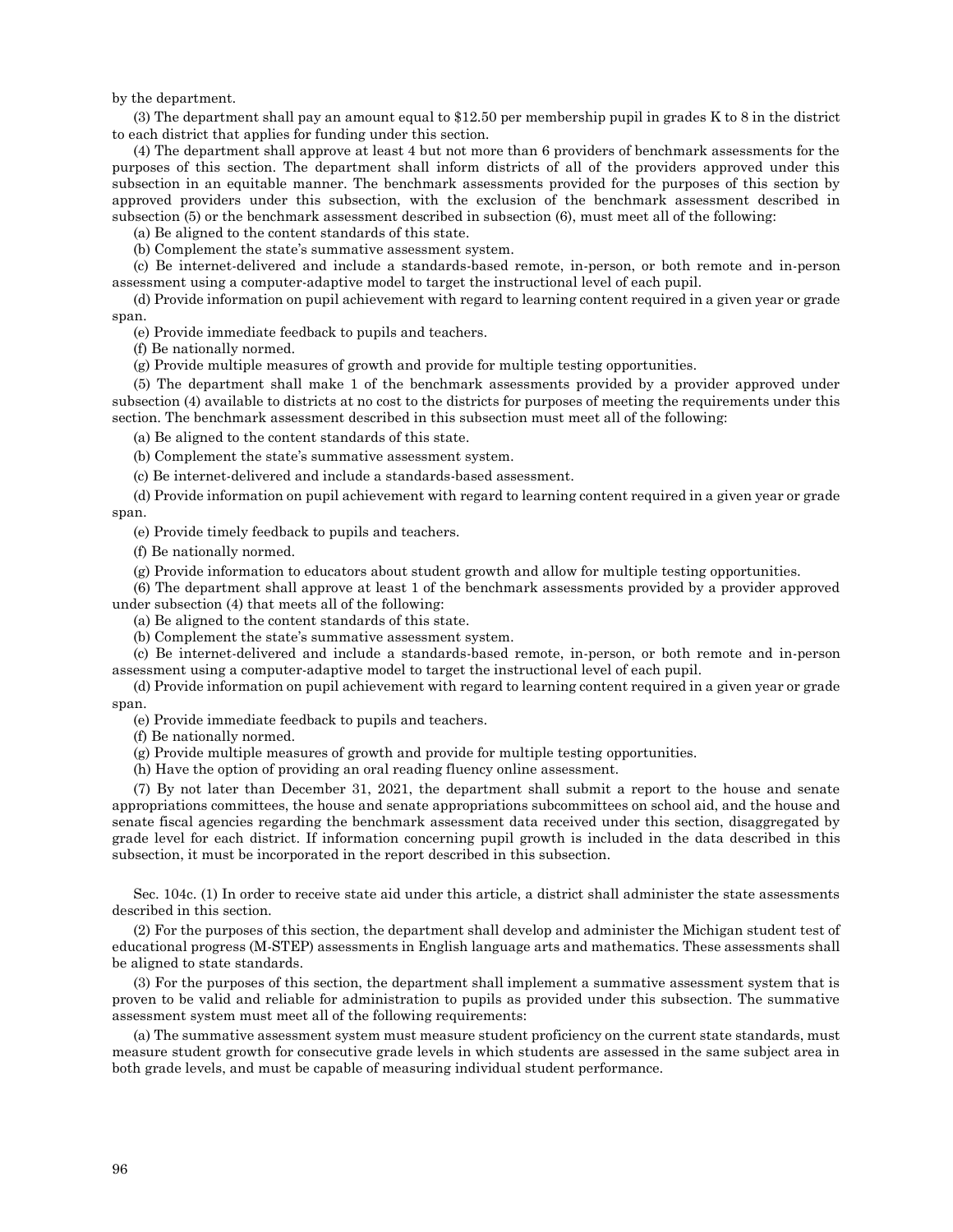by the department.

(3) The department shall pay an amount equal to $12.50 per membership pupil in grades K to 8 in the district to each district that applies for funding under this section.

(4) The department shall approve at least 4 but not more than 6 providers of benchmark assessments for the purposes of this section. The department shall inform districts of all of the providers approved under this subsection in an equitable manner. The benchmark assessments provided for the purposes of this section by approved providers under this subsection, with the exclusion of the benchmark assessment described in subsection (5) or the benchmark assessment described in subsection (6), must meet all of the following:

(a) Be aligned to the content standards of this state.

(b) Complement the state's summative assessment system.

(c) Be internet-delivered and include a standards-based remote, in-person, or both remote and in-person assessment using a computer-adaptive model to target the instructional level of each pupil.

(d) Provide information on pupil achievement with regard to learning content required in a given year or grade span.

(e) Provide immediate feedback to pupils and teachers.

(f) Be nationally normed.

(g) Provide multiple measures of growth and provide for multiple testing opportunities.

(5) The department shall make 1 of the benchmark assessments provided by a provider approved under subsection (4) available to districts at no cost to the districts for purposes of meeting the requirements under this section. The benchmark assessment described in this subsection must meet all of the following:

(a) Be aligned to the content standards of this state.

(b) Complement the state's summative assessment system.

(c) Be internet-delivered and include a standards-based assessment.

(d) Provide information on pupil achievement with regard to learning content required in a given year or grade span.

(e) Provide timely feedback to pupils and teachers.

(f) Be nationally normed.

(g) Provide information to educators about student growth and allow for multiple testing opportunities.

(6) The department shall approve at least 1 of the benchmark assessments provided by a provider approved under subsection (4) that meets all of the following:

(a) Be aligned to the content standards of this state.

(b) Complement the state's summative assessment system.

(c) Be internet-delivered and include a standards-based remote, in-person, or both remote and in-person assessment using a computer-adaptive model to target the instructional level of each pupil.

(d) Provide information on pupil achievement with regard to learning content required in a given year or grade span.

(e) Provide immediate feedback to pupils and teachers.

(f) Be nationally normed.

(g) Provide multiple measures of growth and provide for multiple testing opportunities.

(h) Have the option of providing an oral reading fluency online assessment.

(7) By not later than December 31, 2021, the department shall submit a report to the house and senate appropriations committees, the house and senate appropriations subcommittees on school aid, and the house and senate fiscal agencies regarding the benchmark assessment data received under this section, disaggregated by grade level for each district. If information concerning pupil growth is included in the data described in this subsection, it must be incorporated in the report described in this subsection.

Sec. 104c. (1) In order to receive state aid under this article, a district shall administer the state assessments described in this section.

(2) For the purposes of this section, the department shall develop and administer the Michigan student test of educational progress (M-STEP) assessments in English language arts and mathematics. These assessments shall be aligned to state standards.

(3) For the purposes of this section, the department shall implement a summative assessment system that is proven to be valid and reliable for administration to pupils as provided under this subsection. The summative assessment system must meet all of the following requirements:

(a) The summative assessment system must measure student proficiency on the current state standards, must measure student growth for consecutive grade levels in which students are assessed in the same subject area in both grade levels, and must be capable of measuring individual student performance.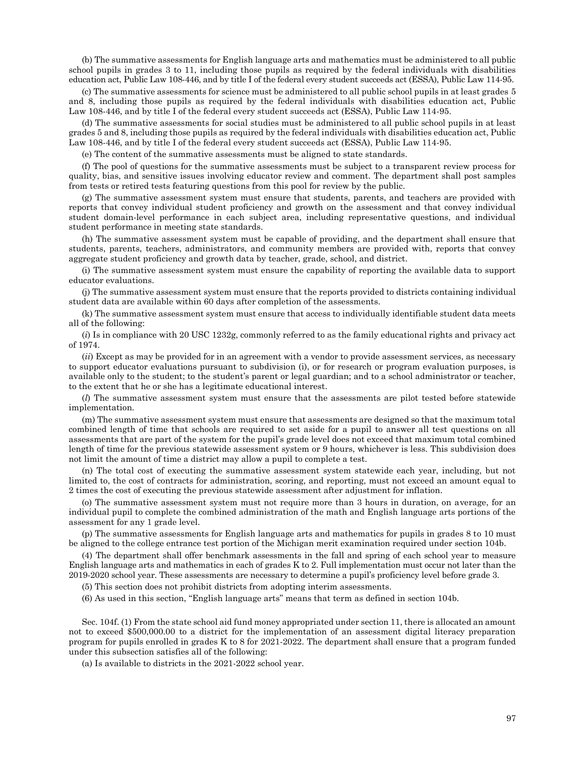(b) The summative assessments for English language arts and mathematics must be administered to all public school pupils in grades 3 to 11, including those pupils as required by the federal individuals with disabilities education act, Public Law 108-446, and by title I of the federal every student succeeds act (ESSA), Public Law 114-95.

(c) The summative assessments for science must be administered to all public school pupils in at least grades 5 and 8, including those pupils as required by the federal individuals with disabilities education act, Public Law 108-446, and by title I of the federal every student succeeds act (ESSA), Public Law 114-95.

(d) The summative assessments for social studies must be administered to all public school pupils in at least grades 5 and 8, including those pupils as required by the federal individuals with disabilities education act, Public Law 108-446, and by title I of the federal every student succeeds act (ESSA), Public Law 114-95.

(e) The content of the summative assessments must be aligned to state standards.

(f) The pool of questions for the summative assessments must be subject to a transparent review process for quality, bias, and sensitive issues involving educator review and comment. The department shall post samples from tests or retired tests featuring questions from this pool for review by the public.

(g) The summative assessment system must ensure that students, parents, and teachers are provided with reports that convey individual student proficiency and growth on the assessment and that convey individual student domain-level performance in each subject area, including representative questions, and individual student performance in meeting state standards.

(h) The summative assessment system must be capable of providing, and the department shall ensure that students, parents, teachers, administrators, and community members are provided with, reports that convey aggregate student proficiency and growth data by teacher, grade, school, and district.

(i) The summative assessment system must ensure the capability of reporting the available data to support educator evaluations.

(j) The summative assessment system must ensure that the reports provided to districts containing individual student data are available within 60 days after completion of the assessments.

(k) The summative assessment system must ensure that access to individually identifiable student data meets all of the following:

(*i*) Is in compliance with 20 USC 1232g, commonly referred to as the family educational rights and privacy act of 1974.

(*ii*) Except as may be provided for in an agreement with a vendor to provide assessment services, as necessary to support educator evaluations pursuant to subdivision (i), or for research or program evaluation purposes, is available only to the student; to the student's parent or legal guardian; and to a school administrator or teacher, to the extent that he or she has a legitimate educational interest.

(*l*) The summative assessment system must ensure that the assessments are pilot tested before statewide implementation.

(m) The summative assessment system must ensure that assessments are designed so that the maximum total combined length of time that schools are required to set aside for a pupil to answer all test questions on all assessments that are part of the system for the pupil's grade level does not exceed that maximum total combined length of time for the previous statewide assessment system or 9 hours, whichever is less. This subdivision does not limit the amount of time a district may allow a pupil to complete a test.

(n) The total cost of executing the summative assessment system statewide each year, including, but not limited to, the cost of contracts for administration, scoring, and reporting, must not exceed an amount equal to 2 times the cost of executing the previous statewide assessment after adjustment for inflation.

(o) The summative assessment system must not require more than 3 hours in duration, on average, for an individual pupil to complete the combined administration of the math and English language arts portions of the assessment for any 1 grade level.

(p) The summative assessments for English language arts and mathematics for pupils in grades 8 to 10 must be aligned to the college entrance test portion of the Michigan merit examination required under section 104b.

(4) The department shall offer benchmark assessments in the fall and spring of each school year to measure English language arts and mathematics in each of grades K to 2. Full implementation must occur not later than the 2019-2020 school year. These assessments are necessary to determine a pupil's proficiency level before grade 3.

(5) This section does not prohibit districts from adopting interim assessments.

(6) As used in this section, "English language arts" means that term as defined in section 104b.

Sec. 104f. (1) From the state school aid fund money appropriated under section 11, there is allocated an amount not to exceed $500,000.00 to a district for the implementation of an assessment digital literacy preparation program for pupils enrolled in grades K to 8 for 2021-2022. The department shall ensure that a program funded under this subsection satisfies all of the following:

(a) Is available to districts in the 2021-2022 school year.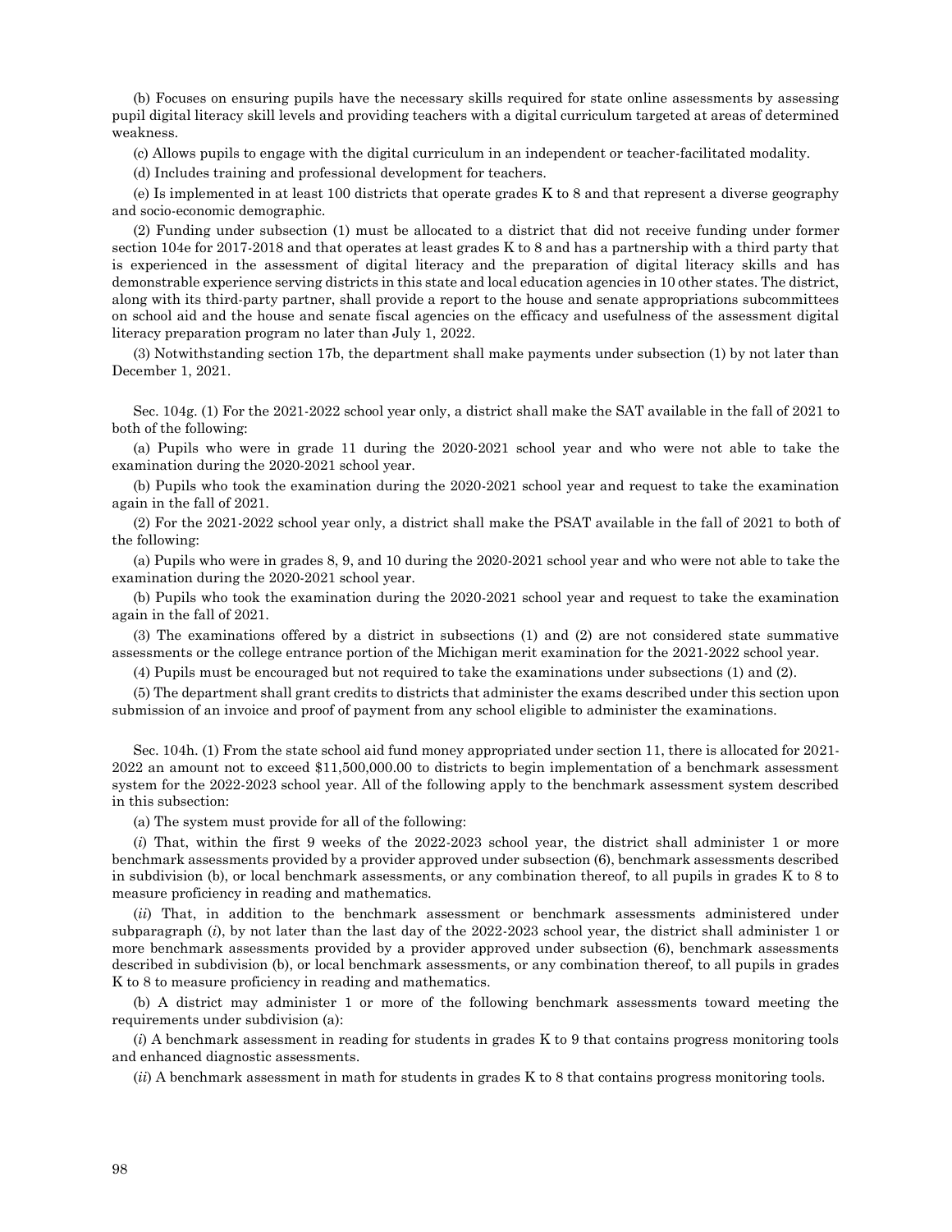(b) Focuses on ensuring pupils have the necessary skills required for state online assessments by assessing pupil digital literacy skill levels and providing teachers with a digital curriculum targeted at areas of determined weakness.

(c) Allows pupils to engage with the digital curriculum in an independent or teacher-facilitated modality.

(d) Includes training and professional development for teachers.

(e) Is implemented in at least 100 districts that operate grades K to 8 and that represent a diverse geography and socio-economic demographic.

(2) Funding under subsection (1) must be allocated to a district that did not receive funding under former section 104e for 2017-2018 and that operates at least grades K to 8 and has a partnership with a third party that is experienced in the assessment of digital literacy and the preparation of digital literacy skills and has demonstrable experience serving districts in this state and local education agencies in 10 other states. The district, along with its third-party partner, shall provide a report to the house and senate appropriations subcommittees on school aid and the house and senate fiscal agencies on the efficacy and usefulness of the assessment digital literacy preparation program no later than July 1, 2022.

(3) Notwithstanding section 17b, the department shall make payments under subsection (1) by not later than December 1, 2021.

Sec. 104g. (1) For the 2021-2022 school year only, a district shall make the SAT available in the fall of 2021 to both of the following:

(a) Pupils who were in grade 11 during the 2020-2021 school year and who were not able to take the examination during the 2020-2021 school year.

(b) Pupils who took the examination during the 2020-2021 school year and request to take the examination again in the fall of 2021.

(2) For the 2021-2022 school year only, a district shall make the PSAT available in the fall of 2021 to both of the following:

(a) Pupils who were in grades 8, 9, and 10 during the 2020-2021 school year and who were not able to take the examination during the 2020-2021 school year.

(b) Pupils who took the examination during the 2020-2021 school year and request to take the examination again in the fall of 2021.

(3) The examinations offered by a district in subsections (1) and (2) are not considered state summative assessments or the college entrance portion of the Michigan merit examination for the 2021-2022 school year.

(4) Pupils must be encouraged but not required to take the examinations under subsections (1) and (2).

(5) The department shall grant credits to districts that administer the exams described under this section upon submission of an invoice and proof of payment from any school eligible to administer the examinations.

Sec. 104h. (1) From the state school aid fund money appropriated under section 11, there is allocated for 2021-2022 an amount not to exceed $11,500,000.00 to districts to begin implementation of a benchmark assessment system for the 2022-2023 school year. All of the following apply to the benchmark assessment system described in this subsection:

(a) The system must provide for all of the following:

(*i*) That, within the first 9 weeks of the 2022-2023 school year, the district shall administer 1 or more benchmark assessments provided by a provider approved under subsection (6), benchmark assessments described in subdivision (b), or local benchmark assessments, or any combination thereof, to all pupils in grades K to 8 to measure proficiency in reading and mathematics.

(*ii*) That, in addition to the benchmark assessment or benchmark assessments administered under subparagraph (*i*), by not later than the last day of the 2022-2023 school year, the district shall administer 1 or more benchmark assessments provided by a provider approved under subsection (6), benchmark assessments described in subdivision (b), or local benchmark assessments, or any combination thereof, to all pupils in grades K to 8 to measure proficiency in reading and mathematics.

(b) A district may administer 1 or more of the following benchmark assessments toward meeting the requirements under subdivision (a):

(*i*) A benchmark assessment in reading for students in grades K to 9 that contains progress monitoring tools and enhanced diagnostic assessments.

(*ii*) A benchmark assessment in math for students in grades K to 8 that contains progress monitoring tools.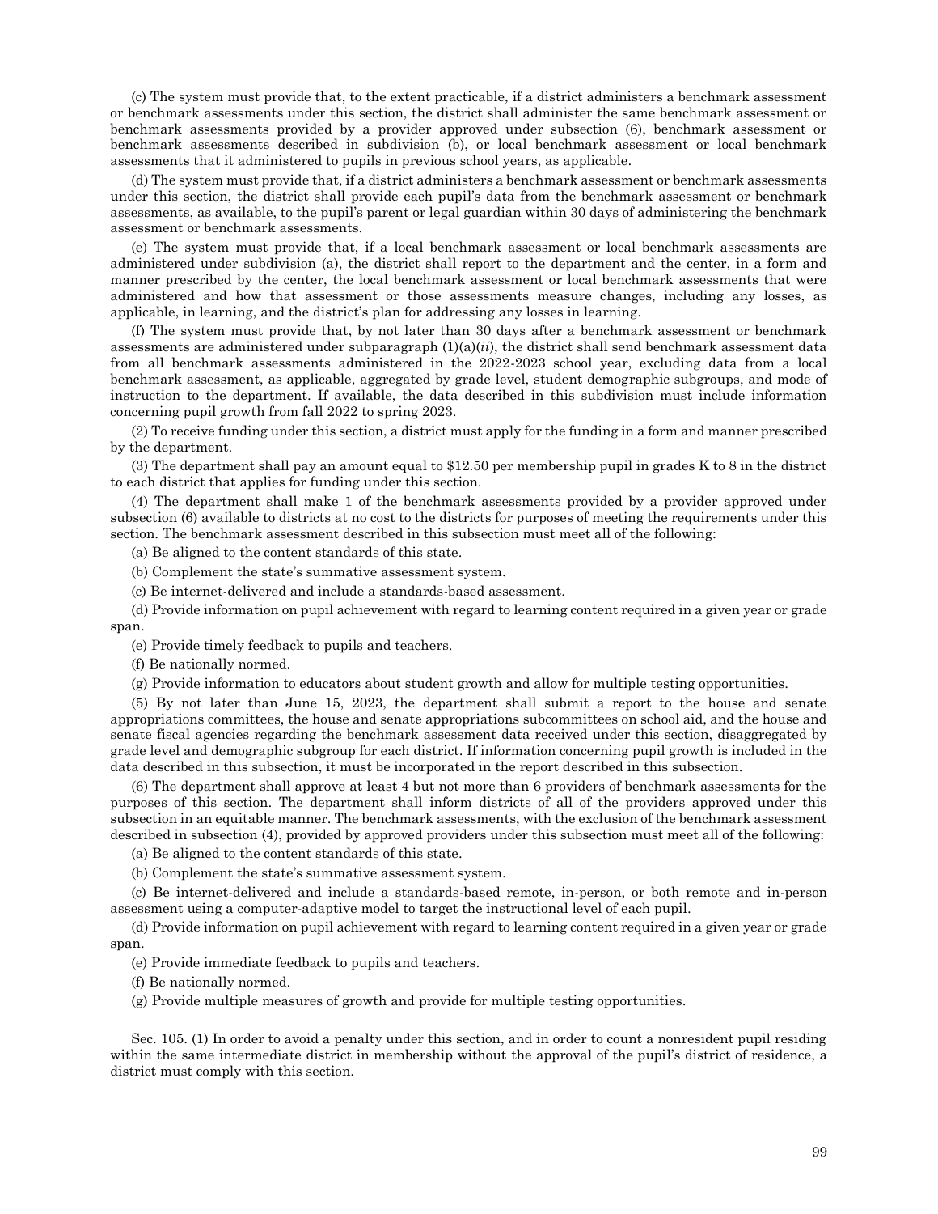(c) The system must provide that, to the extent practicable, if a district administers a benchmark assessment or benchmark assessments under this section, the district shall administer the same benchmark assessment or benchmark assessments provided by a provider approved under subsection (6), benchmark assessment or benchmark assessments described in subdivision (b), or local benchmark assessment or local benchmark assessments that it administered to pupils in previous school years, as applicable.

(d) The system must provide that, if a district administers a benchmark assessment or benchmark assessments under this section, the district shall provide each pupil's data from the benchmark assessment or benchmark assessments, as available, to the pupil's parent or legal guardian within 30 days of administering the benchmark assessment or benchmark assessments.

(e) The system must provide that, if a local benchmark assessment or local benchmark assessments are administered under subdivision (a), the district shall report to the department and the center, in a form and manner prescribed by the center, the local benchmark assessment or local benchmark assessments that were administered and how that assessment or those assessments measure changes, including any losses, as applicable, in learning, and the district's plan for addressing any losses in learning.

(f) The system must provide that, by not later than 30 days after a benchmark assessment or benchmark assessments are administered under subparagraph (1)(a)(*ii*), the district shall send benchmark assessment data from all benchmark assessments administered in the 2022-2023 school year, excluding data from a local benchmark assessment, as applicable, aggregated by grade level, student demographic subgroups, and mode of instruction to the department. If available, the data described in this subdivision must include information concerning pupil growth from fall 2022 to spring 2023.

(2) To receive funding under this section, a district must apply for the funding in a form and manner prescribed by the department.

(3) The department shall pay an amount equal to $12.50 per membership pupil in grades K to 8 in the district to each district that applies for funding under this section.

(4) The department shall make 1 of the benchmark assessments provided by a provider approved under subsection (6) available to districts at no cost to the districts for purposes of meeting the requirements under this section. The benchmark assessment described in this subsection must meet all of the following:

(a) Be aligned to the content standards of this state.

(b) Complement the state's summative assessment system.

(c) Be internet-delivered and include a standards-based assessment.

(d) Provide information on pupil achievement with regard to learning content required in a given year or grade span.

(e) Provide timely feedback to pupils and teachers.

(f) Be nationally normed.

(g) Provide information to educators about student growth and allow for multiple testing opportunities.

(5) By not later than June 15, 2023, the department shall submit a report to the house and senate appropriations committees, the house and senate appropriations subcommittees on school aid, and the house and senate fiscal agencies regarding the benchmark assessment data received under this section, disaggregated by grade level and demographic subgroup for each district. If information concerning pupil growth is included in the data described in this subsection, it must be incorporated in the report described in this subsection.

(6) The department shall approve at least 4 but not more than 6 providers of benchmark assessments for the purposes of this section. The department shall inform districts of all of the providers approved under this subsection in an equitable manner. The benchmark assessments, with the exclusion of the benchmark assessment described in subsection (4), provided by approved providers under this subsection must meet all of the following:

(a) Be aligned to the content standards of this state.

(b) Complement the state's summative assessment system.

(c) Be internet-delivered and include a standards-based remote, in-person, or both remote and in-person assessment using a computer-adaptive model to target the instructional level of each pupil.

(d) Provide information on pupil achievement with regard to learning content required in a given year or grade span.

(e) Provide immediate feedback to pupils and teachers.

(f) Be nationally normed.

(g) Provide multiple measures of growth and provide for multiple testing opportunities.

Sec. 105. (1) In order to avoid a penalty under this section, and in order to count a nonresident pupil residing within the same intermediate district in membership without the approval of the pupil's district of residence, a district must comply with this section.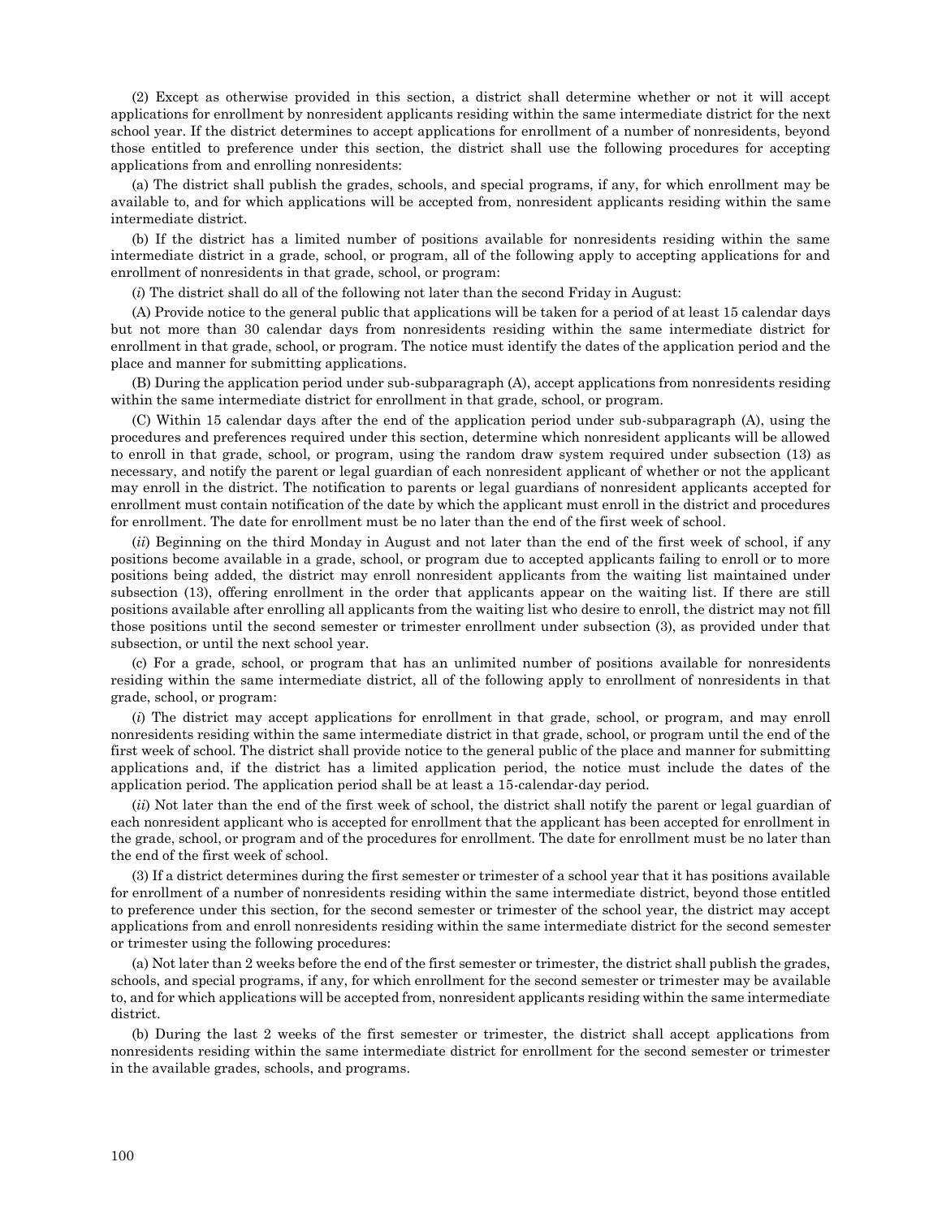(2) Except as otherwise provided in this section, a district shall determine whether or not it will accept applications for enrollment by nonresident applicants residing within the same intermediate district for the next school year. If the district determines to accept applications for enrollment of a number of nonresidents, beyond those entitled to preference under this section, the district shall use the following procedures for accepting applications from and enrolling nonresidents:

(a) The district shall publish the grades, schools, and special programs, if any, for which enrollment may be available to, and for which applications will be accepted from, nonresident applicants residing within the same intermediate district.

(b) If the district has a limited number of positions available for nonresidents residing within the same intermediate district in a grade, school, or program, all of the following apply to accepting applications for and enrollment of nonresidents in that grade, school, or program:

(*i*) The district shall do all of the following not later than the second Friday in August:

(A) Provide notice to the general public that applications will be taken for a period of at least 15 calendar days but not more than 30 calendar days from nonresidents residing within the same intermediate district for enrollment in that grade, school, or program. The notice must identify the dates of the application period and the place and manner for submitting applications.

(B) During the application period under sub-subparagraph (A), accept applications from nonresidents residing within the same intermediate district for enrollment in that grade, school, or program.

(C) Within 15 calendar days after the end of the application period under sub-subparagraph (A), using the procedures and preferences required under this section, determine which nonresident applicants will be allowed to enroll in that grade, school, or program, using the random draw system required under subsection (13) as necessary, and notify the parent or legal guardian of each nonresident applicant of whether or not the applicant may enroll in the district. The notification to parents or legal guardians of nonresident applicants accepted for enrollment must contain notification of the date by which the applicant must enroll in the district and procedures for enrollment. The date for enrollment must be no later than the end of the first week of school.

(*ii*) Beginning on the third Monday in August and not later than the end of the first week of school, if any positions become available in a grade, school, or program due to accepted applicants failing to enroll or to more positions being added, the district may enroll nonresident applicants from the waiting list maintained under subsection (13), offering enrollment in the order that applicants appear on the waiting list. If there are still positions available after enrolling all applicants from the waiting list who desire to enroll, the district may not fill those positions until the second semester or trimester enrollment under subsection (3), as provided under that subsection, or until the next school year.

(c) For a grade, school, or program that has an unlimited number of positions available for nonresidents residing within the same intermediate district, all of the following apply to enrollment of nonresidents in that grade, school, or program:

(*i*) The district may accept applications for enrollment in that grade, school, or program, and may enroll nonresidents residing within the same intermediate district in that grade, school, or program until the end of the first week of school. The district shall provide notice to the general public of the place and manner for submitting applications and, if the district has a limited application period, the notice must include the dates of the application period. The application period shall be at least a 15-calendar-day period.

(*ii*) Not later than the end of the first week of school, the district shall notify the parent or legal guardian of each nonresident applicant who is accepted for enrollment that the applicant has been accepted for enrollment in the grade, school, or program and of the procedures for enrollment. The date for enrollment must be no later than the end of the first week of school.

(3) If a district determines during the first semester or trimester of a school year that it has positions available for enrollment of a number of nonresidents residing within the same intermediate district, beyond those entitled to preference under this section, for the second semester or trimester of the school year, the district may accept applications from and enroll nonresidents residing within the same intermediate district for the second semester or trimester using the following procedures:

(a) Not later than 2 weeks before the end of the first semester or trimester, the district shall publish the grades, schools, and special programs, if any, for which enrollment for the second semester or trimester may be available to, and for which applications will be accepted from, nonresident applicants residing within the same intermediate district.

(b) During the last 2 weeks of the first semester or trimester, the district shall accept applications from nonresidents residing within the same intermediate district for enrollment for the second semester or trimester in the available grades, schools, and programs.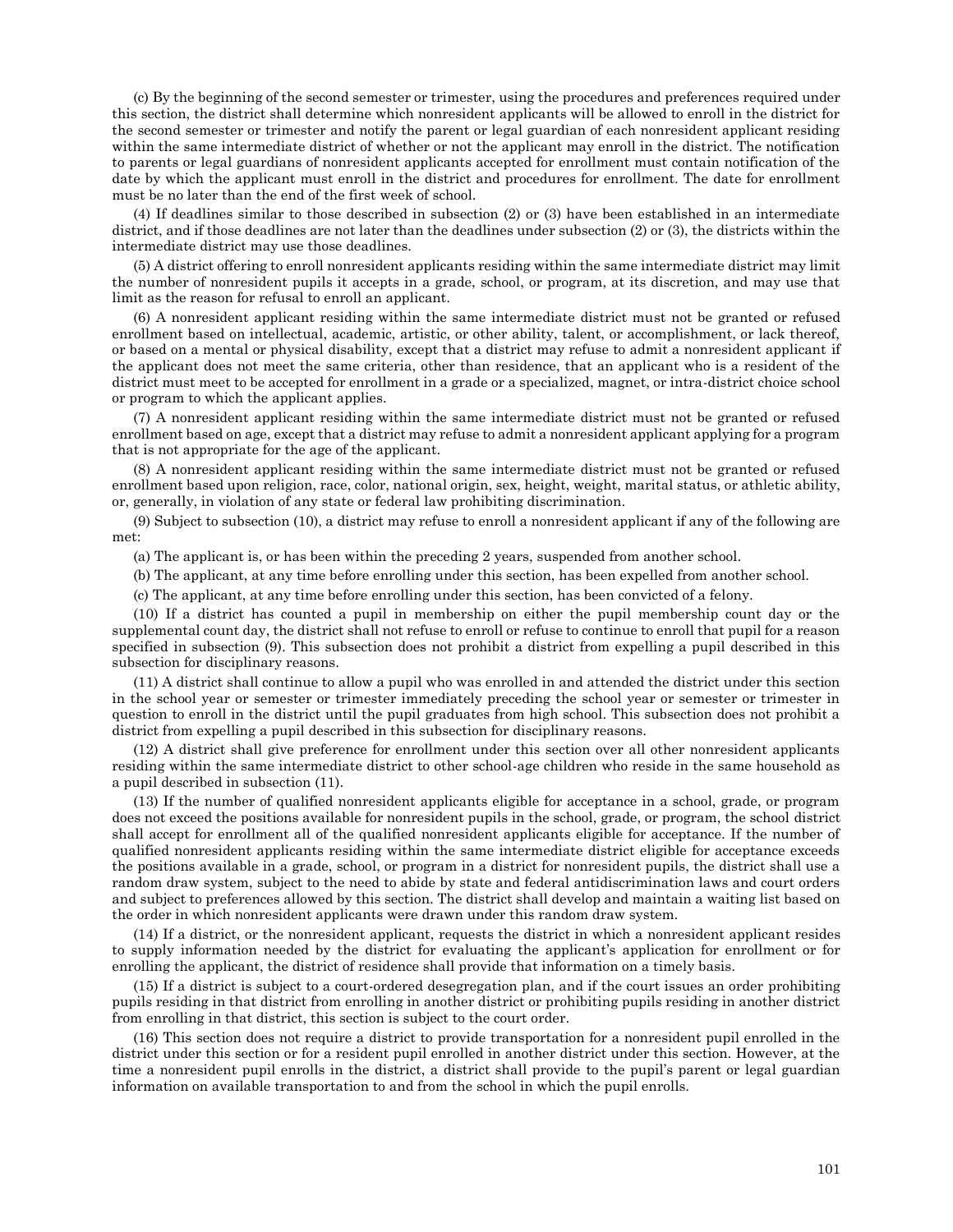(c) By the beginning of the second semester or trimester, using the procedures and preferences required under this section, the district shall determine which nonresident applicants will be allowed to enroll in the district for the second semester or trimester and notify the parent or legal guardian of each nonresident applicant residing within the same intermediate district of whether or not the applicant may enroll in the district. The notification to parents or legal guardians of nonresident applicants accepted for enrollment must contain notification of the date by which the applicant must enroll in the district and procedures for enrollment. The date for enrollment must be no later than the end of the first week of school.

(4) If deadlines similar to those described in subsection (2) or (3) have been established in an intermediate district, and if those deadlines are not later than the deadlines under subsection (2) or (3), the districts within the intermediate district may use those deadlines.

(5) A district offering to enroll nonresident applicants residing within the same intermediate district may limit the number of nonresident pupils it accepts in a grade, school, or program, at its discretion, and may use that limit as the reason for refusal to enroll an applicant.

(6) A nonresident applicant residing within the same intermediate district must not be granted or refused enrollment based on intellectual, academic, artistic, or other ability, talent, or accomplishment, or lack thereof, or based on a mental or physical disability, except that a district may refuse to admit a nonresident applicant if the applicant does not meet the same criteria, other than residence, that an applicant who is a resident of the district must meet to be accepted for enrollment in a grade or a specialized, magnet, or intra-district choice school or program to which the applicant applies.

(7) A nonresident applicant residing within the same intermediate district must not be granted or refused enrollment based on age, except that a district may refuse to admit a nonresident applicant applying for a program that is not appropriate for the age of the applicant.

(8) A nonresident applicant residing within the same intermediate district must not be granted or refused enrollment based upon religion, race, color, national origin, sex, height, weight, marital status, or athletic ability, or, generally, in violation of any state or federal law prohibiting discrimination.

(9) Subject to subsection (10), a district may refuse to enroll a nonresident applicant if any of the following are met:

(a) The applicant is, or has been within the preceding 2 years, suspended from another school.

(b) The applicant, at any time before enrolling under this section, has been expelled from another school.

(c) The applicant, at any time before enrolling under this section, has been convicted of a felony.

(10) If a district has counted a pupil in membership on either the pupil membership count day or the supplemental count day, the district shall not refuse to enroll or refuse to continue to enroll that pupil for a reason specified in subsection (9). This subsection does not prohibit a district from expelling a pupil described in this subsection for disciplinary reasons.

(11) A district shall continue to allow a pupil who was enrolled in and attended the district under this section in the school year or semester or trimester immediately preceding the school year or semester or trimester in question to enroll in the district until the pupil graduates from high school. This subsection does not prohibit a district from expelling a pupil described in this subsection for disciplinary reasons.

(12) A district shall give preference for enrollment under this section over all other nonresident applicants residing within the same intermediate district to other school-age children who reside in the same household as a pupil described in subsection (11).

(13) If the number of qualified nonresident applicants eligible for acceptance in a school, grade, or program does not exceed the positions available for nonresident pupils in the school, grade, or program, the school district shall accept for enrollment all of the qualified nonresident applicants eligible for acceptance. If the number of qualified nonresident applicants residing within the same intermediate district eligible for acceptance exceeds the positions available in a grade, school, or program in a district for nonresident pupils, the district shall use a random draw system, subject to the need to abide by state and federal antidiscrimination laws and court orders and subject to preferences allowed by this section. The district shall develop and maintain a waiting list based on the order in which nonresident applicants were drawn under this random draw system.

(14) If a district, or the nonresident applicant, requests the district in which a nonresident applicant resides to supply information needed by the district for evaluating the applicant's application for enrollment or for enrolling the applicant, the district of residence shall provide that information on a timely basis.

(15) If a district is subject to a court-ordered desegregation plan, and if the court issues an order prohibiting pupils residing in that district from enrolling in another district or prohibiting pupils residing in another district from enrolling in that district, this section is subject to the court order.

(16) This section does not require a district to provide transportation for a nonresident pupil enrolled in the district under this section or for a resident pupil enrolled in another district under this section. However, at the time a nonresident pupil enrolls in the district, a district shall provide to the pupil's parent or legal guardian information on available transportation to and from the school in which the pupil enrolls.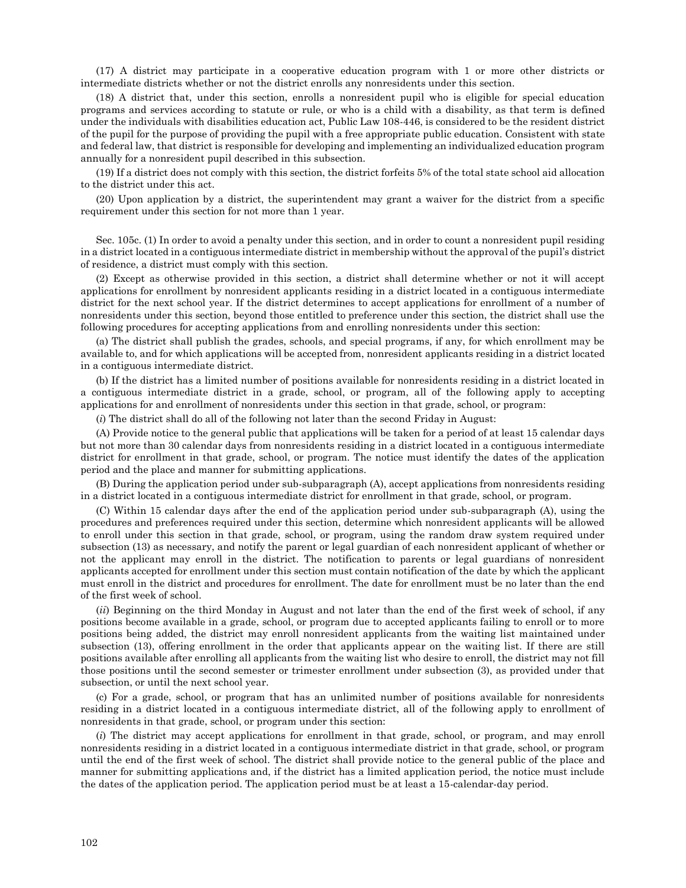(17) A district may participate in a cooperative education program with 1 or more other districts or intermediate districts whether or not the district enrolls any nonresidents under this section.

(18) A district that, under this section, enrolls a nonresident pupil who is eligible for special education programs and services according to statute or rule, or who is a child with a disability, as that term is defined under the individuals with disabilities education act, Public Law 108-446, is considered to be the resident district of the pupil for the purpose of providing the pupil with a free appropriate public education. Consistent with state and federal law, that district is responsible for developing and implementing an individualized education program annually for a nonresident pupil described in this subsection.

(19) If a district does not comply with this section, the district forfeits 5% of the total state school aid allocation to the district under this act.

(20) Upon application by a district, the superintendent may grant a waiver for the district from a specific requirement under this section for not more than 1 year.

Sec. 105c. (1) In order to avoid a penalty under this section, and in order to count a nonresident pupil residing in a district located in a contiguous intermediate district in membership without the approval of the pupil's district of residence, a district must comply with this section.

(2) Except as otherwise provided in this section, a district shall determine whether or not it will accept applications for enrollment by nonresident applicants residing in a district located in a contiguous intermediate district for the next school year. If the district determines to accept applications for enrollment of a number of nonresidents under this section, beyond those entitled to preference under this section, the district shall use the following procedures for accepting applications from and enrolling nonresidents under this section:

(a) The district shall publish the grades, schools, and special programs, if any, for which enrollment may be available to, and for which applications will be accepted from, nonresident applicants residing in a district located in a contiguous intermediate district.

(b) If the district has a limited number of positions available for nonresidents residing in a district located in a contiguous intermediate district in a grade, school, or program, all of the following apply to accepting applications for and enrollment of nonresidents under this section in that grade, school, or program:

(*i*) The district shall do all of the following not later than the second Friday in August:

(A) Provide notice to the general public that applications will be taken for a period of at least 15 calendar days but not more than 30 calendar days from nonresidents residing in a district located in a contiguous intermediate district for enrollment in that grade, school, or program. The notice must identify the dates of the application period and the place and manner for submitting applications.

(B) During the application period under sub-subparagraph (A), accept applications from nonresidents residing in a district located in a contiguous intermediate district for enrollment in that grade, school, or program.

(C) Within 15 calendar days after the end of the application period under sub-subparagraph (A), using the procedures and preferences required under this section, determine which nonresident applicants will be allowed to enroll under this section in that grade, school, or program, using the random draw system required under subsection (13) as necessary, and notify the parent or legal guardian of each nonresident applicant of whether or not the applicant may enroll in the district. The notification to parents or legal guardians of nonresident applicants accepted for enrollment under this section must contain notification of the date by which the applicant must enroll in the district and procedures for enrollment. The date for enrollment must be no later than the end of the first week of school.

(*ii*) Beginning on the third Monday in August and not later than the end of the first week of school, if any positions become available in a grade, school, or program due to accepted applicants failing to enroll or to more positions being added, the district may enroll nonresident applicants from the waiting list maintained under subsection (13), offering enrollment in the order that applicants appear on the waiting list. If there are still positions available after enrolling all applicants from the waiting list who desire to enroll, the district may not fill those positions until the second semester or trimester enrollment under subsection (3), as provided under that subsection, or until the next school year.

(c) For a grade, school, or program that has an unlimited number of positions available for nonresidents residing in a district located in a contiguous intermediate district, all of the following apply to enrollment of nonresidents in that grade, school, or program under this section:

(*i*) The district may accept applications for enrollment in that grade, school, or program, and may enroll nonresidents residing in a district located in a contiguous intermediate district in that grade, school, or program until the end of the first week of school. The district shall provide notice to the general public of the place and manner for submitting applications and, if the district has a limited application period, the notice must include the dates of the application period. The application period must be at least a 15-calendar-day period.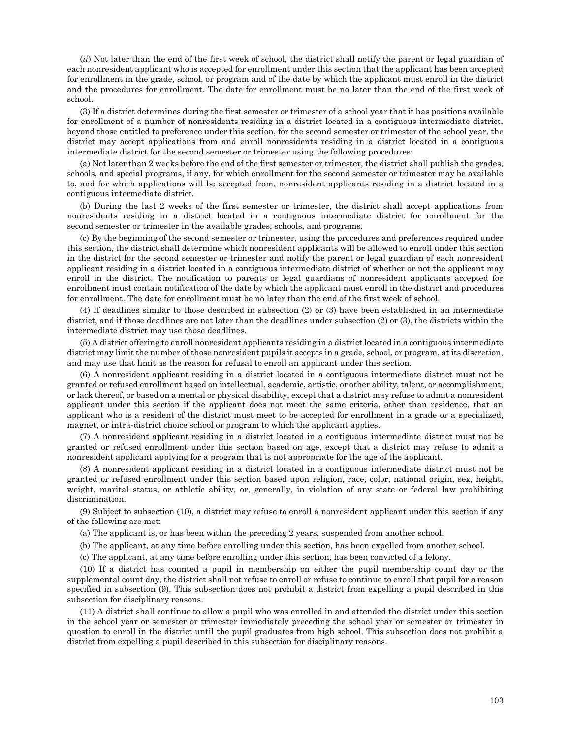(*ii*) Not later than the end of the first week of school, the district shall notify the parent or legal guardian of each nonresident applicant who is accepted for enrollment under this section that the applicant has been accepted for enrollment in the grade, school, or program and of the date by which the applicant must enroll in the district and the procedures for enrollment. The date for enrollment must be no later than the end of the first week of school.

(3) If a district determines during the first semester or trimester of a school year that it has positions available for enrollment of a number of nonresidents residing in a district located in a contiguous intermediate district, beyond those entitled to preference under this section, for the second semester or trimester of the school year, the district may accept applications from and enroll nonresidents residing in a district located in a contiguous intermediate district for the second semester or trimester using the following procedures:

(a) Not later than 2 weeks before the end of the first semester or trimester, the district shall publish the grades, schools, and special programs, if any, for which enrollment for the second semester or trimester may be available to, and for which applications will be accepted from, nonresident applicants residing in a district located in a contiguous intermediate district.

(b) During the last 2 weeks of the first semester or trimester, the district shall accept applications from nonresidents residing in a district located in a contiguous intermediate district for enrollment for the second semester or trimester in the available grades, schools, and programs.

(c) By the beginning of the second semester or trimester, using the procedures and preferences required under this section, the district shall determine which nonresident applicants will be allowed to enroll under this section in the district for the second semester or trimester and notify the parent or legal guardian of each nonresident applicant residing in a district located in a contiguous intermediate district of whether or not the applicant may enroll in the district. The notification to parents or legal guardians of nonresident applicants accepted for enrollment must contain notification of the date by which the applicant must enroll in the district and procedures for enrollment. The date for enrollment must be no later than the end of the first week of school.

(4) If deadlines similar to those described in subsection (2) or (3) have been established in an intermediate district, and if those deadlines are not later than the deadlines under subsection (2) or (3), the districts within the intermediate district may use those deadlines.

(5) A district offering to enroll nonresident applicants residing in a district located in a contiguous intermediate district may limit the number of those nonresident pupils it accepts in a grade, school, or program, at its discretion, and may use that limit as the reason for refusal to enroll an applicant under this section.

(6) A nonresident applicant residing in a district located in a contiguous intermediate district must not be granted or refused enrollment based on intellectual, academic, artistic, or other ability, talent, or accomplishment, or lack thereof, or based on a mental or physical disability, except that a district may refuse to admit a nonresident applicant under this section if the applicant does not meet the same criteria, other than residence, that an applicant who is a resident of the district must meet to be accepted for enrollment in a grade or a specialized, magnet, or intra-district choice school or program to which the applicant applies.

(7) A nonresident applicant residing in a district located in a contiguous intermediate district must not be granted or refused enrollment under this section based on age, except that a district may refuse to admit a nonresident applicant applying for a program that is not appropriate for the age of the applicant.

(8) A nonresident applicant residing in a district located in a contiguous intermediate district must not be granted or refused enrollment under this section based upon religion, race, color, national origin, sex, height, weight, marital status, or athletic ability, or, generally, in violation of any state or federal law prohibiting discrimination.

(9) Subject to subsection (10), a district may refuse to enroll a nonresident applicant under this section if any of the following are met:

(a) The applicant is, or has been within the preceding 2 years, suspended from another school.

(b) The applicant, at any time before enrolling under this section, has been expelled from another school.

(c) The applicant, at any time before enrolling under this section, has been convicted of a felony.

(10) If a district has counted a pupil in membership on either the pupil membership count day or the supplemental count day, the district shall not refuse to enroll or refuse to continue to enroll that pupil for a reason specified in subsection (9). This subsection does not prohibit a district from expelling a pupil described in this subsection for disciplinary reasons.

(11) A district shall continue to allow a pupil who was enrolled in and attended the district under this section in the school year or semester or trimester immediately preceding the school year or semester or trimester in question to enroll in the district until the pupil graduates from high school. This subsection does not prohibit a district from expelling a pupil described in this subsection for disciplinary reasons.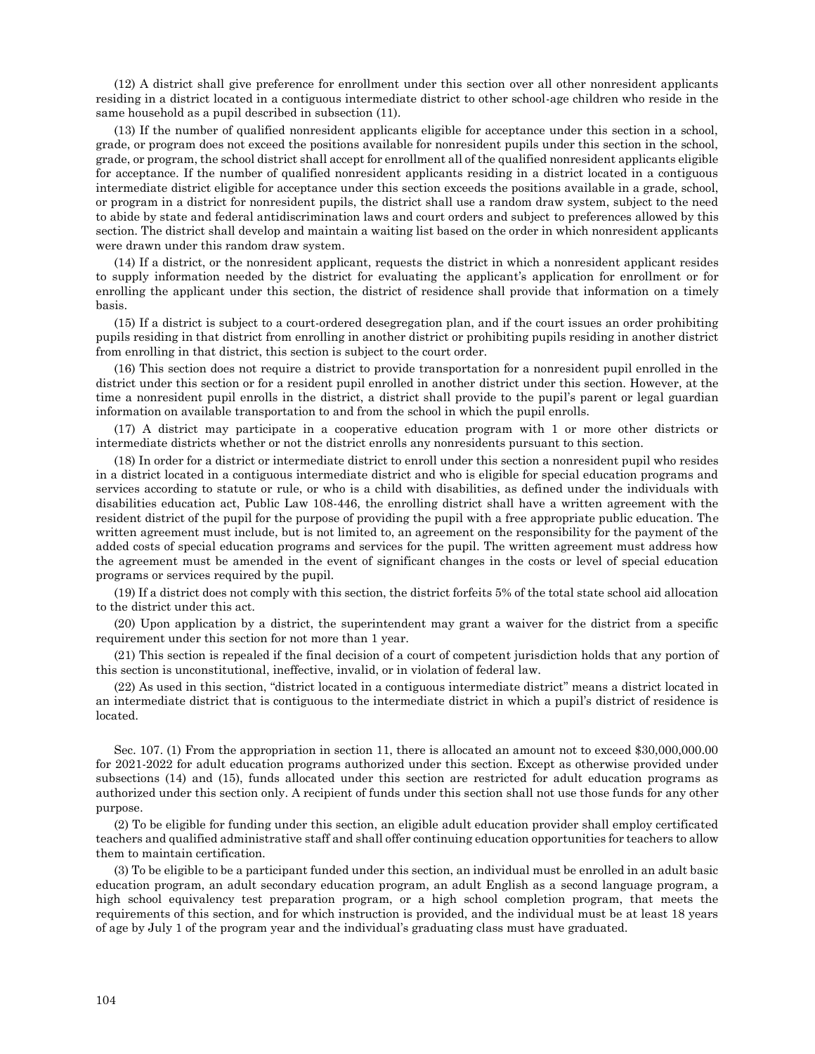(12) A district shall give preference for enrollment under this section over all other nonresident applicants residing in a district located in a contiguous intermediate district to other school-age children who reside in the same household as a pupil described in subsection (11).

(13) If the number of qualified nonresident applicants eligible for acceptance under this section in a school, grade, or program does not exceed the positions available for nonresident pupils under this section in the school, grade, or program, the school district shall accept for enrollment all of the qualified nonresident applicants eligible for acceptance. If the number of qualified nonresident applicants residing in a district located in a contiguous intermediate district eligible for acceptance under this section exceeds the positions available in a grade, school, or program in a district for nonresident pupils, the district shall use a random draw system, subject to the need to abide by state and federal antidiscrimination laws and court orders and subject to preferences allowed by this section. The district shall develop and maintain a waiting list based on the order in which nonresident applicants were drawn under this random draw system.

(14) If a district, or the nonresident applicant, requests the district in which a nonresident applicant resides to supply information needed by the district for evaluating the applicant's application for enrollment or for enrolling the applicant under this section, the district of residence shall provide that information on a timely basis.

(15) If a district is subject to a court-ordered desegregation plan, and if the court issues an order prohibiting pupils residing in that district from enrolling in another district or prohibiting pupils residing in another district from enrolling in that district, this section is subject to the court order.

(16) This section does not require a district to provide transportation for a nonresident pupil enrolled in the district under this section or for a resident pupil enrolled in another district under this section. However, at the time a nonresident pupil enrolls in the district, a district shall provide to the pupil's parent or legal guardian information on available transportation to and from the school in which the pupil enrolls.

(17) A district may participate in a cooperative education program with 1 or more other districts or intermediate districts whether or not the district enrolls any nonresidents pursuant to this section.

(18) In order for a district or intermediate district to enroll under this section a nonresident pupil who resides in a district located in a contiguous intermediate district and who is eligible for special education programs and services according to statute or rule, or who is a child with disabilities, as defined under the individuals with disabilities education act, Public Law 108-446, the enrolling district shall have a written agreement with the resident district of the pupil for the purpose of providing the pupil with a free appropriate public education. The written agreement must include, but is not limited to, an agreement on the responsibility for the payment of the added costs of special education programs and services for the pupil. The written agreement must address how the agreement must be amended in the event of significant changes in the costs or level of special education programs or services required by the pupil.

(19) If a district does not comply with this section, the district forfeits 5% of the total state school aid allocation to the district under this act.

(20) Upon application by a district, the superintendent may grant a waiver for the district from a specific requirement under this section for not more than 1 year.

(21) This section is repealed if the final decision of a court of competent jurisdiction holds that any portion of this section is unconstitutional, ineffective, invalid, or in violation of federal law.

(22) As used in this section, "district located in a contiguous intermediate district" means a district located in an intermediate district that is contiguous to the intermediate district in which a pupil's district of residence is located.

Sec. 107. (1) From the appropriation in section 11, there is allocated an amount not to exceed $30,000,000.00 for 2021-2022 for adult education programs authorized under this section. Except as otherwise provided under subsections (14) and (15), funds allocated under this section are restricted for adult education programs as authorized under this section only. A recipient of funds under this section shall not use those funds for any other purpose.

(2) To be eligible for funding under this section, an eligible adult education provider shall employ certificated teachers and qualified administrative staff and shall offer continuing education opportunities for teachers to allow them to maintain certification.

(3) To be eligible to be a participant funded under this section, an individual must be enrolled in an adult basic education program, an adult secondary education program, an adult English as a second language program, a high school equivalency test preparation program, or a high school completion program, that meets the requirements of this section, and for which instruction is provided, and the individual must be at least 18 years of age by July 1 of the program year and the individual's graduating class must have graduated.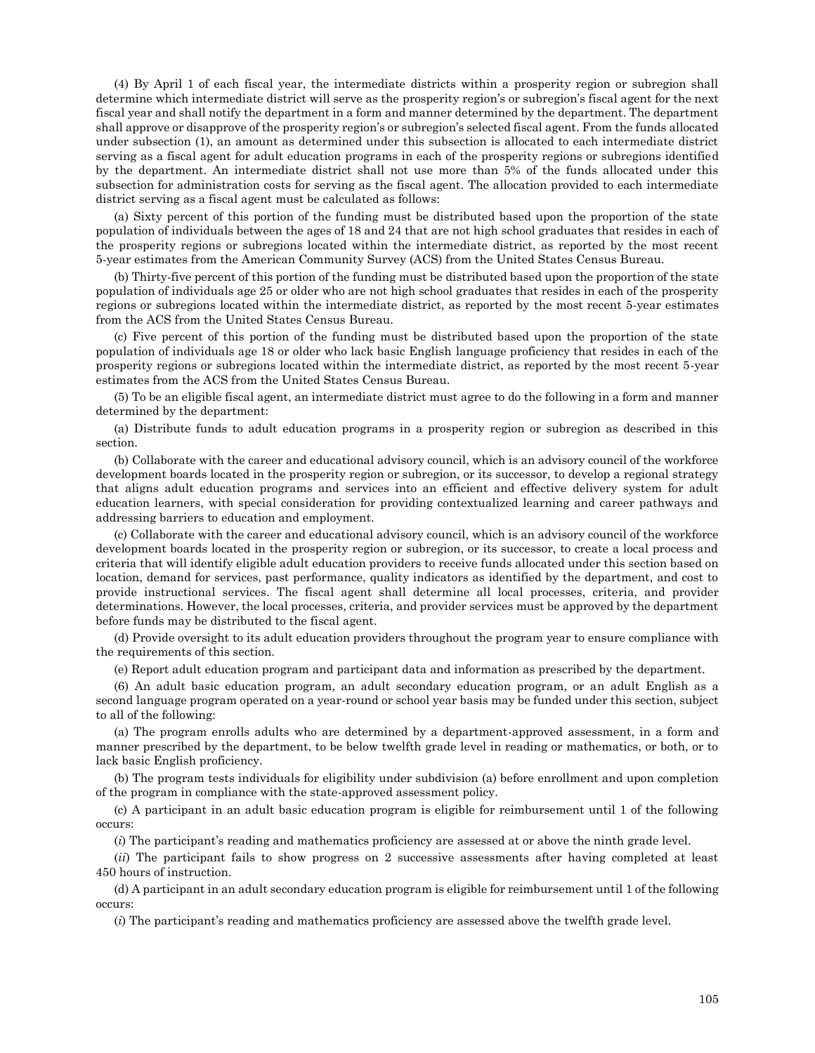(4) By April 1 of each fiscal year, the intermediate districts within a prosperity region or subregion shall determine which intermediate district will serve as the prosperity region's or subregion's fiscal agent for the next fiscal year and shall notify the department in a form and manner determined by the department. The department shall approve or disapprove of the prosperity region's or subregion's selected fiscal agent. From the funds allocated under subsection (1), an amount as determined under this subsection is allocated to each intermediate district serving as a fiscal agent for adult education programs in each of the prosperity regions or subregions identified by the department. An intermediate district shall not use more than 5% of the funds allocated under this subsection for administration costs for serving as the fiscal agent. The allocation provided to each intermediate district serving as a fiscal agent must be calculated as follows:

(a) Sixty percent of this portion of the funding must be distributed based upon the proportion of the state population of individuals between the ages of 18 and 24 that are not high school graduates that resides in each of the prosperity regions or subregions located within the intermediate district, as reported by the most recent 5-year estimates from the American Community Survey (ACS) from the United States Census Bureau.

(b) Thirty-five percent of this portion of the funding must be distributed based upon the proportion of the state population of individuals age 25 or older who are not high school graduates that resides in each of the prosperity regions or subregions located within the intermediate district, as reported by the most recent 5-year estimates from the ACS from the United States Census Bureau.

(c) Five percent of this portion of the funding must be distributed based upon the proportion of the state population of individuals age 18 or older who lack basic English language proficiency that resides in each of the prosperity regions or subregions located within the intermediate district, as reported by the most recent 5-year estimates from the ACS from the United States Census Bureau.

(5) To be an eligible fiscal agent, an intermediate district must agree to do the following in a form and manner determined by the department:

(a) Distribute funds to adult education programs in a prosperity region or subregion as described in this section.

(b) Collaborate with the career and educational advisory council, which is an advisory council of the workforce development boards located in the prosperity region or subregion, or its successor, to develop a regional strategy that aligns adult education programs and services into an efficient and effective delivery system for adult education learners, with special consideration for providing contextualized learning and career pathways and addressing barriers to education and employment.

(c) Collaborate with the career and educational advisory council, which is an advisory council of the workforce development boards located in the prosperity region or subregion, or its successor, to create a local process and criteria that will identify eligible adult education providers to receive funds allocated under this section based on location, demand for services, past performance, quality indicators as identified by the department, and cost to provide instructional services. The fiscal agent shall determine all local processes, criteria, and provider determinations. However, the local processes, criteria, and provider services must be approved by the department before funds may be distributed to the fiscal agent.

(d) Provide oversight to its adult education providers throughout the program year to ensure compliance with the requirements of this section.

(e) Report adult education program and participant data and information as prescribed by the department.

(6) An adult basic education program, an adult secondary education program, or an adult English as a second language program operated on a year-round or school year basis may be funded under this section, subject to all of the following:

(a) The program enrolls adults who are determined by a department-approved assessment, in a form and manner prescribed by the department, to be below twelfth grade level in reading or mathematics, or both, or to lack basic English proficiency.

(b) The program tests individuals for eligibility under subdivision (a) before enrollment and upon completion of the program in compliance with the state-approved assessment policy.

(c) A participant in an adult basic education program is eligible for reimbursement until 1 of the following occurs:

(*i*) The participant's reading and mathematics proficiency are assessed at or above the ninth grade level.

(*ii*) The participant fails to show progress on 2 successive assessments after having completed at least 450 hours of instruction.

(d) A participant in an adult secondary education program is eligible for reimbursement until 1 of the following occurs:

(*i*) The participant's reading and mathematics proficiency are assessed above the twelfth grade level.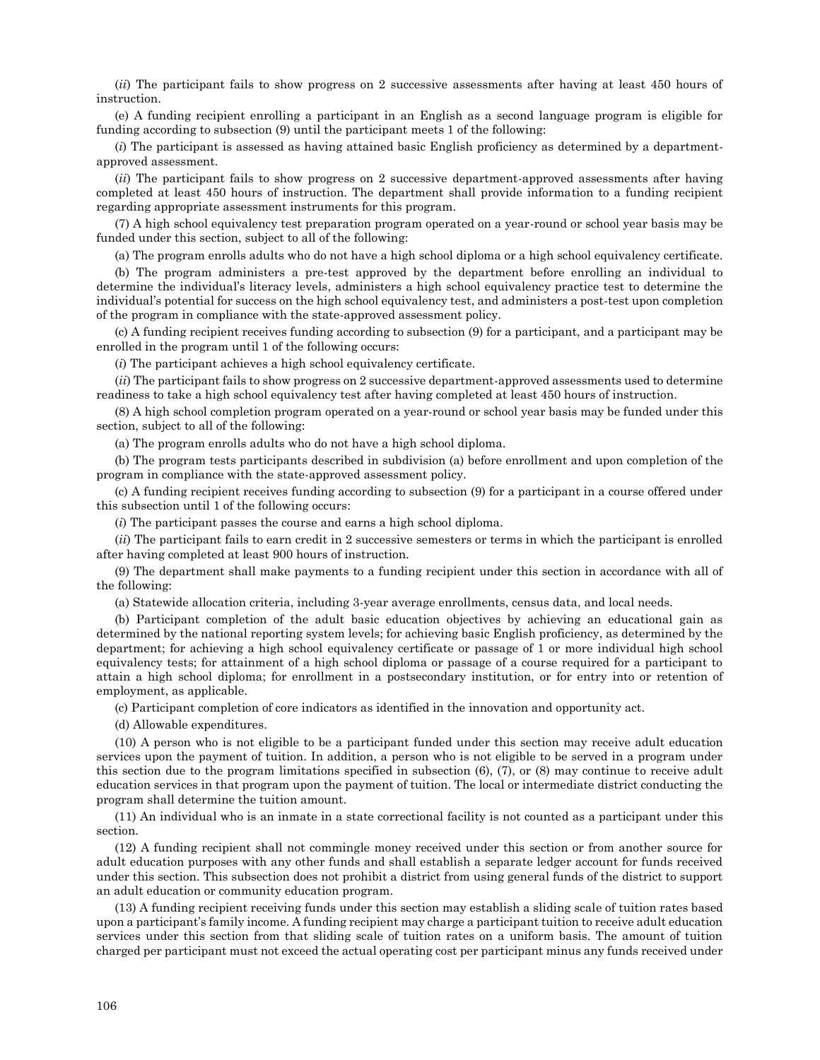(*ii*) The participant fails to show progress on 2 successive assessments after having at least 450 hours of instruction.

(e) A funding recipient enrolling a participant in an English as a second language program is eligible for funding according to subsection (9) until the participant meets 1 of the following:

(*i*) The participant is assessed as having attained basic English proficiency as determined by a department-approved assessment.

(*ii*) The participant fails to show progress on 2 successive department-approved assessments after having completed at least 450 hours of instruction. The department shall provide information to a funding recipient regarding appropriate assessment instruments for this program.

(7) A high school equivalency test preparation program operated on a year-round or school year basis may be funded under this section, subject to all of the following:

(a) The program enrolls adults who do not have a high school diploma or a high school equivalency certificate.

(b) The program administers a pre-test approved by the department before enrolling an individual to determine the individual's literacy levels, administers a high school equivalency practice test to determine the individual's potential for success on the high school equivalency test, and administers a post-test upon completion of the program in compliance with the state-approved assessment policy.

(c) A funding recipient receives funding according to subsection (9) for a participant, and a participant may be enrolled in the program until 1 of the following occurs:

(*i*) The participant achieves a high school equivalency certificate.

(*ii*) The participant fails to show progress on 2 successive department-approved assessments used to determine readiness to take a high school equivalency test after having completed at least 450 hours of instruction.

(8) A high school completion program operated on a year-round or school year basis may be funded under this section, subject to all of the following:

(a) The program enrolls adults who do not have a high school diploma.

(b) The program tests participants described in subdivision (a) before enrollment and upon completion of the program in compliance with the state-approved assessment policy.

(c) A funding recipient receives funding according to subsection (9) for a participant in a course offered under this subsection until 1 of the following occurs:

(*i*) The participant passes the course and earns a high school diploma.

(*ii*) The participant fails to earn credit in 2 successive semesters or terms in which the participant is enrolled after having completed at least 900 hours of instruction.

(9) The department shall make payments to a funding recipient under this section in accordance with all of the following:

(a) Statewide allocation criteria, including 3-year average enrollments, census data, and local needs.

(b) Participant completion of the adult basic education objectives by achieving an educational gain as determined by the national reporting system levels; for achieving basic English proficiency, as determined by the department; for achieving a high school equivalency certificate or passage of 1 or more individual high school equivalency tests; for attainment of a high school diploma or passage of a course required for a participant to attain a high school diploma; for enrollment in a postsecondary institution, or for entry into or retention of employment, as applicable.

(c) Participant completion of core indicators as identified in the innovation and opportunity act.

(d) Allowable expenditures.

(10) A person who is not eligible to be a participant funded under this section may receive adult education services upon the payment of tuition. In addition, a person who is not eligible to be served in a program under this section due to the program limitations specified in subsection (6), (7), or (8) may continue to receive adult education services in that program upon the payment of tuition. The local or intermediate district conducting the program shall determine the tuition amount.

(11) An individual who is an inmate in a state correctional facility is not counted as a participant under this section.

(12) A funding recipient shall not commingle money received under this section or from another source for adult education purposes with any other funds and shall establish a separate ledger account for funds received under this section. This subsection does not prohibit a district from using general funds of the district to support an adult education or community education program.

(13) A funding recipient receiving funds under this section may establish a sliding scale of tuition rates based upon a participant's family income. A funding recipient may charge a participant tuition to receive adult education services under this section from that sliding scale of tuition rates on a uniform basis. The amount of tuition charged per participant must not exceed the actual operating cost per participant minus any funds received under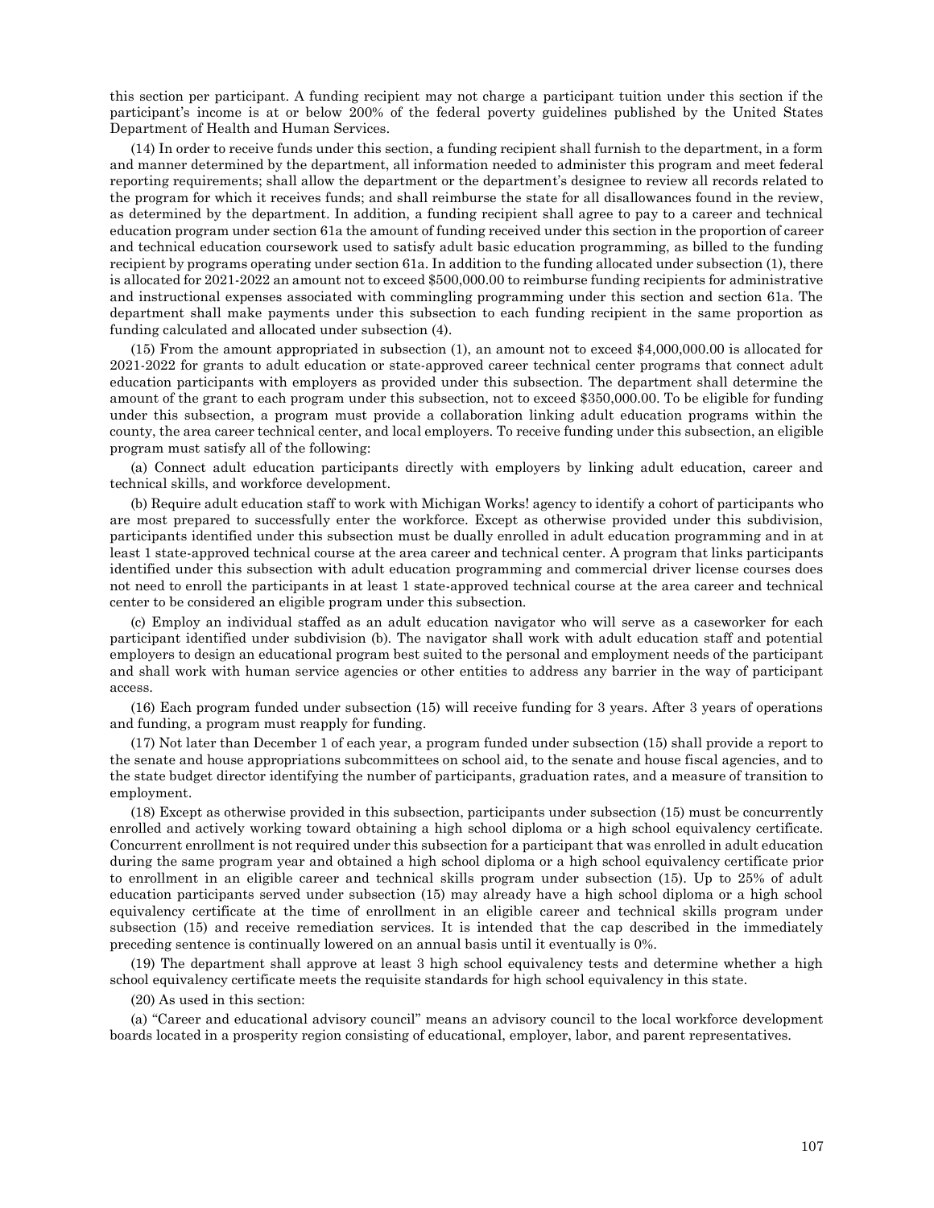this section per participant. A funding recipient may not charge a participant tuition under this section if the participant's income is at or below 200% of the federal poverty guidelines published by the United States Department of Health and Human Services.

(14) In order to receive funds under this section, a funding recipient shall furnish to the department, in a form and manner determined by the department, all information needed to administer this program and meet federal reporting requirements; shall allow the department or the department's designee to review all records related to the program for which it receives funds; and shall reimburse the state for all disallowances found in the review, as determined by the department. In addition, a funding recipient shall agree to pay to a career and technical education program under section 61a the amount of funding received under this section in the proportion of career and technical education coursework used to satisfy adult basic education programming, as billed to the funding recipient by programs operating under section 61a. In addition to the funding allocated under subsection (1), there is allocated for 2021-2022 an amount not to exceed $500,000.00 to reimburse funding recipients for administrative and instructional expenses associated with commingling programming under this section and section 61a. The department shall make payments under this subsection to each funding recipient in the same proportion as funding calculated and allocated under subsection (4).

(15) From the amount appropriated in subsection (1), an amount not to exceed $4,000,000.00 is allocated for 2021-2022 for grants to adult education or state-approved career technical center programs that connect adult education participants with employers as provided under this subsection. The department shall determine the amount of the grant to each program under this subsection, not to exceed $350,000.00. To be eligible for funding under this subsection, a program must provide a collaboration linking adult education programs within the county, the area career technical center, and local employers. To receive funding under this subsection, an eligible program must satisfy all of the following:

(a) Connect adult education participants directly with employers by linking adult education, career and technical skills, and workforce development.

(b) Require adult education staff to work with Michigan Works! agency to identify a cohort of participants who are most prepared to successfully enter the workforce. Except as otherwise provided under this subdivision, participants identified under this subsection must be dually enrolled in adult education programming and in at least 1 state-approved technical course at the area career and technical center. A program that links participants identified under this subsection with adult education programming and commercial driver license courses does not need to enroll the participants in at least 1 state-approved technical course at the area career and technical center to be considered an eligible program under this subsection.

(c) Employ an individual staffed as an adult education navigator who will serve as a caseworker for each participant identified under subdivision (b). The navigator shall work with adult education staff and potential employers to design an educational program best suited to the personal and employment needs of the participant and shall work with human service agencies or other entities to address any barrier in the way of participant access.

(16) Each program funded under subsection (15) will receive funding for 3 years. After 3 years of operations and funding, a program must reapply for funding.

(17) Not later than December 1 of each year, a program funded under subsection (15) shall provide a report to the senate and house appropriations subcommittees on school aid, to the senate and house fiscal agencies, and to the state budget director identifying the number of participants, graduation rates, and a measure of transition to employment.

(18) Except as otherwise provided in this subsection, participants under subsection (15) must be concurrently enrolled and actively working toward obtaining a high school diploma or a high school equivalency certificate. Concurrent enrollment is not required under this subsection for a participant that was enrolled in adult education during the same program year and obtained a high school diploma or a high school equivalency certificate prior to enrollment in an eligible career and technical skills program under subsection (15). Up to 25% of adult education participants served under subsection (15) may already have a high school diploma or a high school equivalency certificate at the time of enrollment in an eligible career and technical skills program under subsection (15) and receive remediation services. It is intended that the cap described in the immediately preceding sentence is continually lowered on an annual basis until it eventually is 0%.

(19) The department shall approve at least 3 high school equivalency tests and determine whether a high school equivalency certificate meets the requisite standards for high school equivalency in this state.

(20) As used in this section:

(a) "Career and educational advisory council" means an advisory council to the local workforce development boards located in a prosperity region consisting of educational, employer, labor, and parent representatives.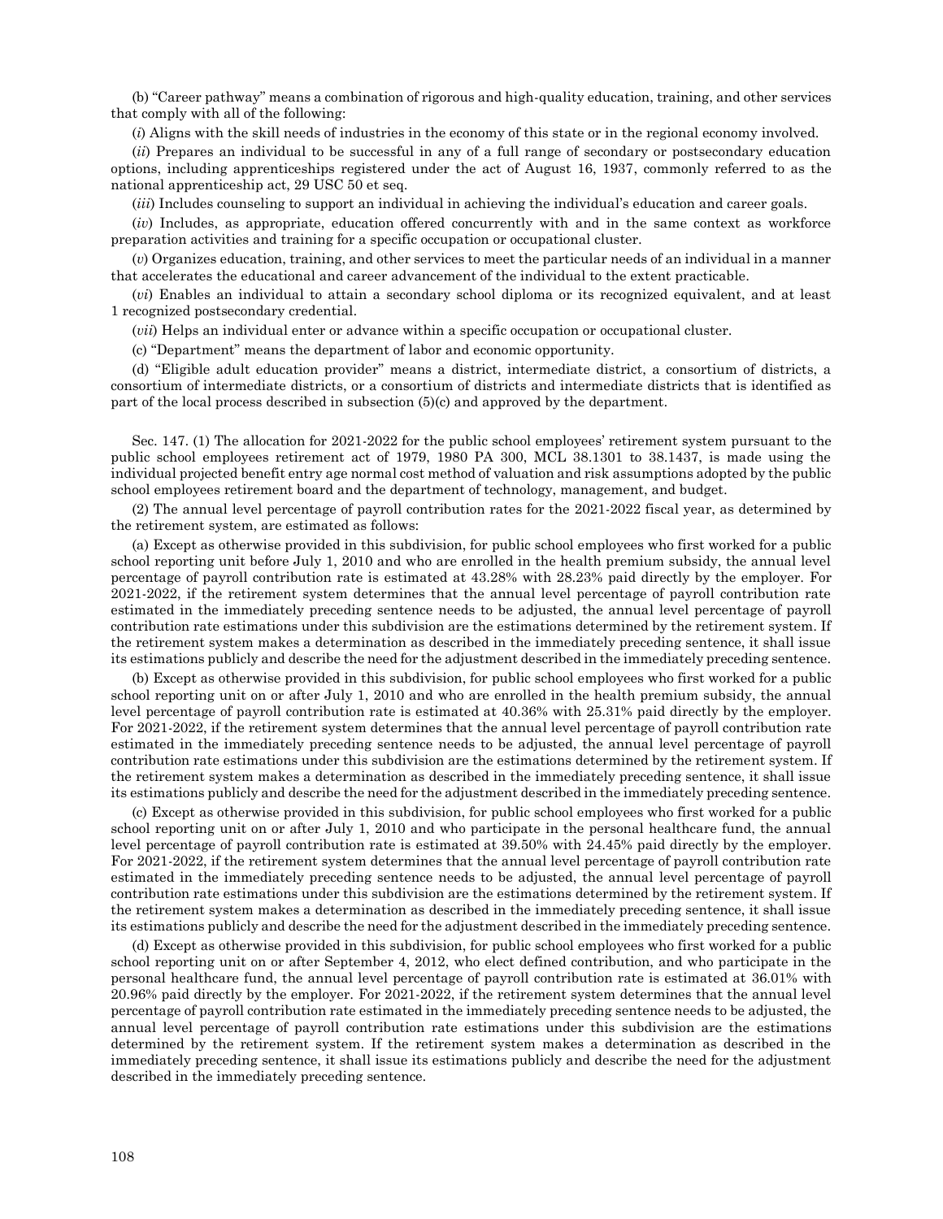(b) "Career pathway" means a combination of rigorous and high-quality education, training, and other services that comply with all of the following:

(*i*) Aligns with the skill needs of industries in the economy of this state or in the regional economy involved.

(*ii*) Prepares an individual to be successful in any of a full range of secondary or postsecondary education options, including apprenticeships registered under the act of August 16, 1937, commonly referred to as the national apprenticeship act, 29 USC 50 et seq.

(*iii*) Includes counseling to support an individual in achieving the individual's education and career goals.

(*iv*) Includes, as appropriate, education offered concurrently with and in the same context as workforce preparation activities and training for a specific occupation or occupational cluster.

(*v*) Organizes education, training, and other services to meet the particular needs of an individual in a manner that accelerates the educational and career advancement of the individual to the extent practicable.

(*vi*) Enables an individual to attain a secondary school diploma or its recognized equivalent, and at least 1 recognized postsecondary credential.

(*vii*) Helps an individual enter or advance within a specific occupation or occupational cluster.

(c) "Department" means the department of labor and economic opportunity.

(d) "Eligible adult education provider" means a district, intermediate district, a consortium of districts, a consortium of intermediate districts, or a consortium of districts and intermediate districts that is identified as part of the local process described in subsection (5)(c) and approved by the department.

Sec. 147. (1) The allocation for 2021-2022 for the public school employees' retirement system pursuant to the public school employees retirement act of 1979, 1980 PA 300, MCL 38.1301 to 38.1437, is made using the individual projected benefit entry age normal cost method of valuation and risk assumptions adopted by the public school employees retirement board and the department of technology, management, and budget.

(2) The annual level percentage of payroll contribution rates for the 2021-2022 fiscal year, as determined by the retirement system, are estimated as follows:

(a) Except as otherwise provided in this subdivision, for public school employees who first worked for a public school reporting unit before July 1, 2010 and who are enrolled in the health premium subsidy, the annual level percentage of payroll contribution rate is estimated at 43.28% with 28.23% paid directly by the employer. For 2021-2022, if the retirement system determines that the annual level percentage of payroll contribution rate estimated in the immediately preceding sentence needs to be adjusted, the annual level percentage of payroll contribution rate estimations under this subdivision are the estimations determined by the retirement system. If the retirement system makes a determination as described in the immediately preceding sentence, it shall issue its estimations publicly and describe the need for the adjustment described in the immediately preceding sentence.

(b) Except as otherwise provided in this subdivision, for public school employees who first worked for a public school reporting unit on or after July 1, 2010 and who are enrolled in the health premium subsidy, the annual level percentage of payroll contribution rate is estimated at 40.36% with 25.31% paid directly by the employer. For 2021-2022, if the retirement system determines that the annual level percentage of payroll contribution rate estimated in the immediately preceding sentence needs to be adjusted, the annual level percentage of payroll contribution rate estimations under this subdivision are the estimations determined by the retirement system. If the retirement system makes a determination as described in the immediately preceding sentence, it shall issue its estimations publicly and describe the need for the adjustment described in the immediately preceding sentence.

(c) Except as otherwise provided in this subdivision, for public school employees who first worked for a public school reporting unit on or after July 1, 2010 and who participate in the personal healthcare fund, the annual level percentage of payroll contribution rate is estimated at 39.50% with 24.45% paid directly by the employer. For 2021-2022, if the retirement system determines that the annual level percentage of payroll contribution rate estimated in the immediately preceding sentence needs to be adjusted, the annual level percentage of payroll contribution rate estimations under this subdivision are the estimations determined by the retirement system. If the retirement system makes a determination as described in the immediately preceding sentence, it shall issue its estimations publicly and describe the need for the adjustment described in the immediately preceding sentence.

(d) Except as otherwise provided in this subdivision, for public school employees who first worked for a public school reporting unit on or after September 4, 2012, who elect defined contribution, and who participate in the personal healthcare fund, the annual level percentage of payroll contribution rate is estimated at 36.01% with 20.96% paid directly by the employer. For 2021-2022, if the retirement system determines that the annual level percentage of payroll contribution rate estimated in the immediately preceding sentence needs to be adjusted, the annual level percentage of payroll contribution rate estimations under this subdivision are the estimations determined by the retirement system. If the retirement system makes a determination as described in the immediately preceding sentence, it shall issue its estimations publicly and describe the need for the adjustment described in the immediately preceding sentence.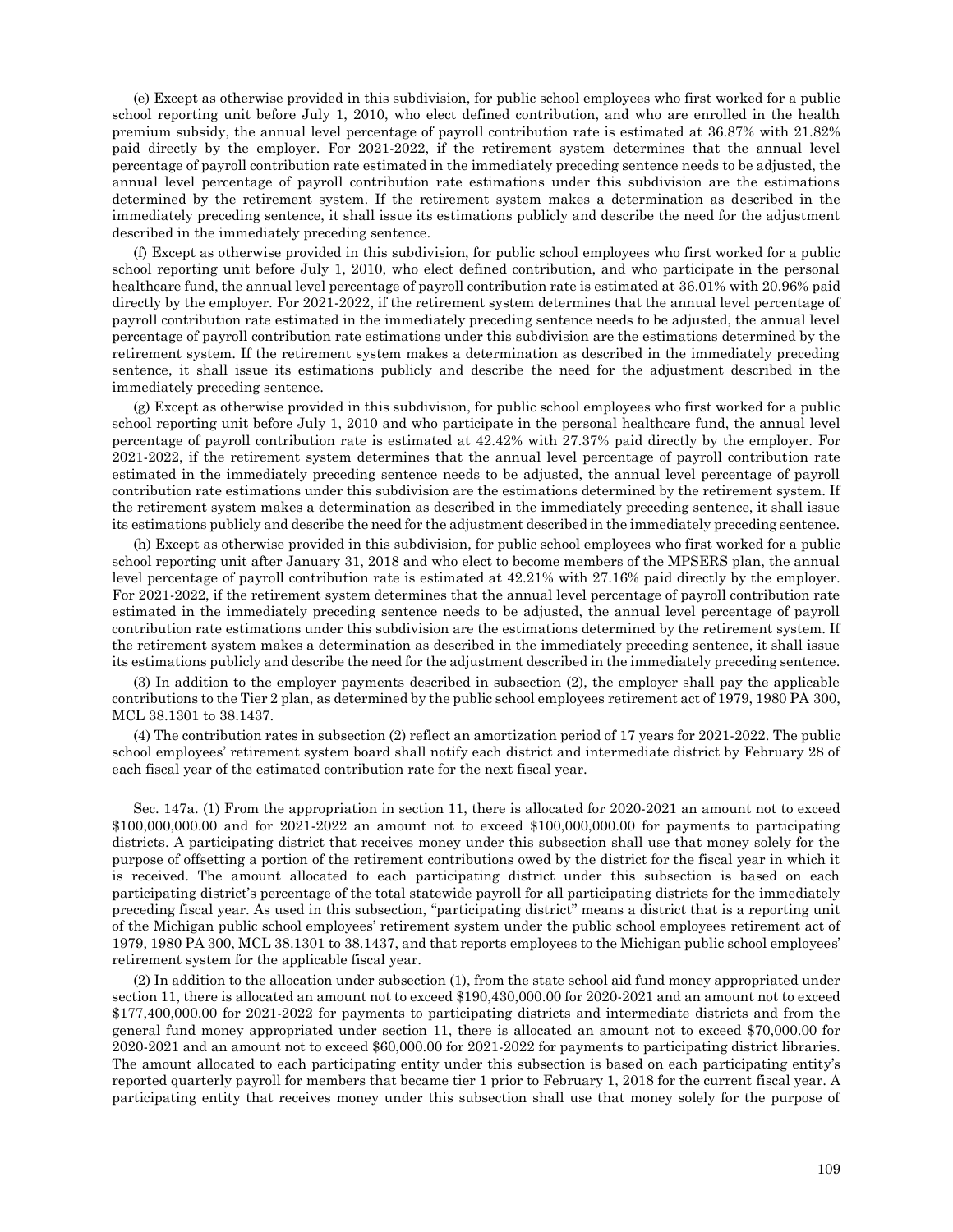(e) Except as otherwise provided in this subdivision, for public school employees who first worked for a public school reporting unit before July 1, 2010, who elect defined contribution, and who are enrolled in the health premium subsidy, the annual level percentage of payroll contribution rate is estimated at 36.87% with 21.82% paid directly by the employer. For 2021-2022, if the retirement system determines that the annual level percentage of payroll contribution rate estimated in the immediately preceding sentence needs to be adjusted, the annual level percentage of payroll contribution rate estimations under this subdivision are the estimations determined by the retirement system. If the retirement system makes a determination as described in the immediately preceding sentence, it shall issue its estimations publicly and describe the need for the adjustment described in the immediately preceding sentence.

(f) Except as otherwise provided in this subdivision, for public school employees who first worked for a public school reporting unit before July 1, 2010, who elect defined contribution, and who participate in the personal healthcare fund, the annual level percentage of payroll contribution rate is estimated at 36.01% with 20.96% paid directly by the employer. For 2021-2022, if the retirement system determines that the annual level percentage of payroll contribution rate estimated in the immediately preceding sentence needs to be adjusted, the annual level percentage of payroll contribution rate estimations under this subdivision are the estimations determined by the retirement system. If the retirement system makes a determination as described in the immediately preceding sentence, it shall issue its estimations publicly and describe the need for the adjustment described in the immediately preceding sentence.

(g) Except as otherwise provided in this subdivision, for public school employees who first worked for a public school reporting unit before July 1, 2010 and who participate in the personal healthcare fund, the annual level percentage of payroll contribution rate is estimated at 42.42% with 27.37% paid directly by the employer. For 2021-2022, if the retirement system determines that the annual level percentage of payroll contribution rate estimated in the immediately preceding sentence needs to be adjusted, the annual level percentage of payroll contribution rate estimations under this subdivision are the estimations determined by the retirement system. If the retirement system makes a determination as described in the immediately preceding sentence, it shall issue its estimations publicly and describe the need for the adjustment described in the immediately preceding sentence.

(h) Except as otherwise provided in this subdivision, for public school employees who first worked for a public school reporting unit after January 31, 2018 and who elect to become members of the MPSERS plan, the annual level percentage of payroll contribution rate is estimated at 42.21% with 27.16% paid directly by the employer. For 2021-2022, if the retirement system determines that the annual level percentage of payroll contribution rate estimated in the immediately preceding sentence needs to be adjusted, the annual level percentage of payroll contribution rate estimations under this subdivision are the estimations determined by the retirement system. If the retirement system makes a determination as described in the immediately preceding sentence, it shall issue its estimations publicly and describe the need for the adjustment described in the immediately preceding sentence.

(3) In addition to the employer payments described in subsection (2), the employer shall pay the applicable contributions to the Tier 2 plan, as determined by the public school employees retirement act of 1979, 1980 PA 300, MCL 38.1301 to 38.1437.

(4) The contribution rates in subsection (2) reflect an amortization period of 17 years for 2021-2022. The public school employees' retirement system board shall notify each district and intermediate district by February 28 of each fiscal year of the estimated contribution rate for the next fiscal year.

Sec. 147a. (1) From the appropriation in section 11, there is allocated for 2020-2021 an amount not to exceed $100,000,000.00 and for 2021-2022 an amount not to exceed $100,000,000.00 for payments to participating districts. A participating district that receives money under this subsection shall use that money solely for the purpose of offsetting a portion of the retirement contributions owed by the district for the fiscal year in which it is received. The amount allocated to each participating district under this subsection is based on each participating district's percentage of the total statewide payroll for all participating districts for the immediately preceding fiscal year. As used in this subsection, "participating district" means a district that is a reporting unit of the Michigan public school employees' retirement system under the public school employees retirement act of 1979, 1980 PA 300, MCL 38.1301 to 38.1437, and that reports employees to the Michigan public school employees' retirement system for the applicable fiscal year.

(2) In addition to the allocation under subsection (1), from the state school aid fund money appropriated under section 11, there is allocated an amount not to exceed $190,430,000.00 for 2020-2021 and an amount not to exceed $177,400,000.00 for 2021-2022 for payments to participating districts and intermediate districts and from the general fund money appropriated under section 11, there is allocated an amount not to exceed $70,000.00 for 2020-2021 and an amount not to exceed $60,000.00 for 2021-2022 for payments to participating district libraries. The amount allocated to each participating entity under this subsection is based on each participating entity's reported quarterly payroll for members that became tier 1 prior to February 1, 2018 for the current fiscal year. A participating entity that receives money under this subsection shall use that money solely for the purpose of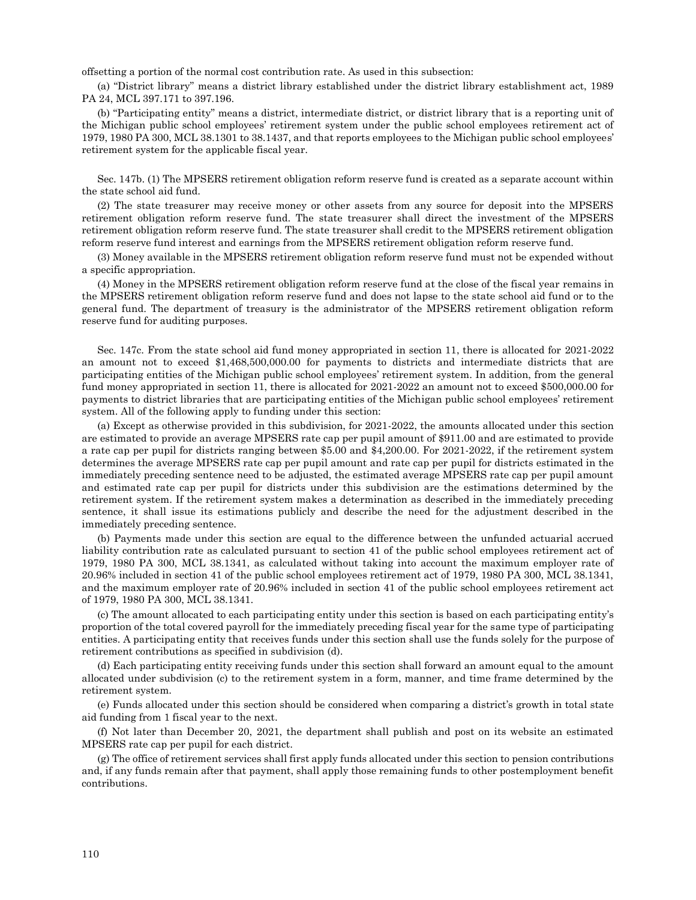offsetting a portion of the normal cost contribution rate. As used in this subsection:

(a) "District library" means a district library established under the district library establishment act, 1989 PA 24, MCL 397.171 to 397.196.

(b) "Participating entity" means a district, intermediate district, or district library that is a reporting unit of the Michigan public school employees' retirement system under the public school employees retirement act of 1979, 1980 PA 300, MCL 38.1301 to 38.1437, and that reports employees to the Michigan public school employees' retirement system for the applicable fiscal year.

Sec. 147b. (1) The MPSERS retirement obligation reform reserve fund is created as a separate account within the state school aid fund.

(2) The state treasurer may receive money or other assets from any source for deposit into the MPSERS retirement obligation reform reserve fund. The state treasurer shall direct the investment of the MPSERS retirement obligation reform reserve fund. The state treasurer shall credit to the MPSERS retirement obligation reform reserve fund interest and earnings from the MPSERS retirement obligation reform reserve fund.

(3) Money available in the MPSERS retirement obligation reform reserve fund must not be expended without a specific appropriation.

(4) Money in the MPSERS retirement obligation reform reserve fund at the close of the fiscal year remains in the MPSERS retirement obligation reform reserve fund and does not lapse to the state school aid fund or to the general fund. The department of treasury is the administrator of the MPSERS retirement obligation reform reserve fund for auditing purposes.

Sec. 147c. From the state school aid fund money appropriated in section 11, there is allocated for 2021-2022 an amount not to exceed $1,468,500,000.00 for payments to districts and intermediate districts that are participating entities of the Michigan public school employees' retirement system. In addition, from the general fund money appropriated in section 11, there is allocated for 2021-2022 an amount not to exceed $500,000.00 for payments to district libraries that are participating entities of the Michigan public school employees' retirement system. All of the following apply to funding under this section:

(a) Except as otherwise provided in this subdivision, for 2021-2022, the amounts allocated under this section are estimated to provide an average MPSERS rate cap per pupil amount of $911.00 and are estimated to provide a rate cap per pupil for districts ranging between $5.00 and $4,200.00. For 2021-2022, if the retirement system determines the average MPSERS rate cap per pupil amount and rate cap per pupil for districts estimated in the immediately preceding sentence need to be adjusted, the estimated average MPSERS rate cap per pupil amount and estimated rate cap per pupil for districts under this subdivision are the estimations determined by the retirement system. If the retirement system makes a determination as described in the immediately preceding sentence, it shall issue its estimations publicly and describe the need for the adjustment described in the immediately preceding sentence.

(b) Payments made under this section are equal to the difference between the unfunded actuarial accrued liability contribution rate as calculated pursuant to section 41 of the public school employees retirement act of 1979, 1980 PA 300, MCL 38.1341, as calculated without taking into account the maximum employer rate of 20.96% included in section 41 of the public school employees retirement act of 1979, 1980 PA 300, MCL 38.1341, and the maximum employer rate of 20.96% included in section 41 of the public school employees retirement act of 1979, 1980 PA 300, MCL 38.1341.

(c) The amount allocated to each participating entity under this section is based on each participating entity's proportion of the total covered payroll for the immediately preceding fiscal year for the same type of participating entities. A participating entity that receives funds under this section shall use the funds solely for the purpose of retirement contributions as specified in subdivision (d).

(d) Each participating entity receiving funds under this section shall forward an amount equal to the amount allocated under subdivision (c) to the retirement system in a form, manner, and time frame determined by the retirement system.

(e) Funds allocated under this section should be considered when comparing a district's growth in total state aid funding from 1 fiscal year to the next.

(f) Not later than December 20, 2021, the department shall publish and post on its website an estimated MPSERS rate cap per pupil for each district.

(g) The office of retirement services shall first apply funds allocated under this section to pension contributions and, if any funds remain after that payment, shall apply those remaining funds to other postemployment benefit contributions.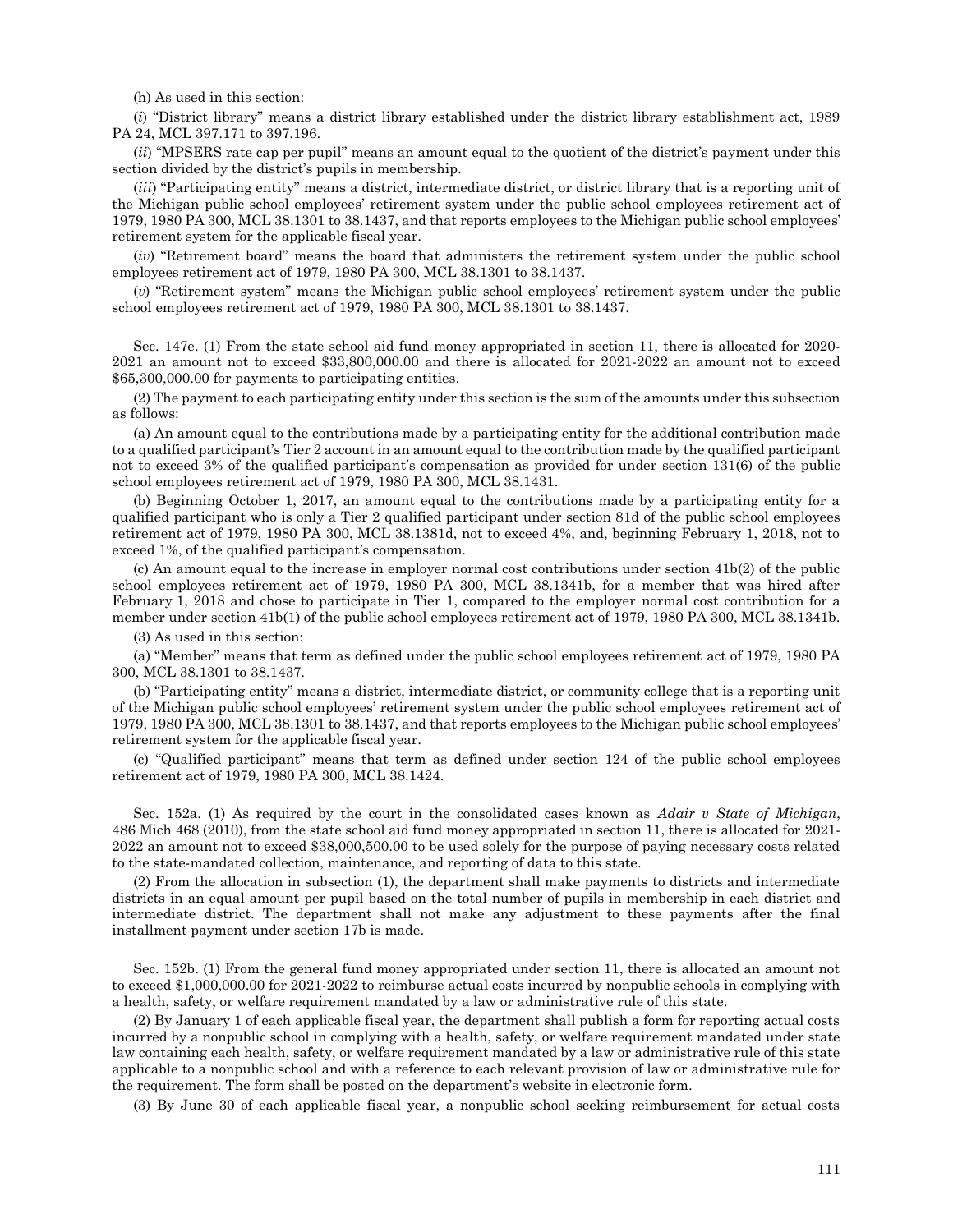(h) As used in this section:

(*i*) "District library" means a district library established under the district library establishment act, 1989 PA 24, MCL 397.171 to 397.196.

(*ii*) "MPSERS rate cap per pupil" means an amount equal to the quotient of the district's payment under this section divided by the district's pupils in membership.

(*iii*) "Participating entity" means a district, intermediate district, or district library that is a reporting unit of the Michigan public school employees' retirement system under the public school employees retirement act of 1979, 1980 PA 300, MCL 38.1301 to 38.1437, and that reports employees to the Michigan public school employees' retirement system for the applicable fiscal year.

(*iv*) "Retirement board" means the board that administers the retirement system under the public school employees retirement act of 1979, 1980 PA 300, MCL 38.1301 to 38.1437.

(*v*) "Retirement system" means the Michigan public school employees' retirement system under the public school employees retirement act of 1979, 1980 PA 300, MCL 38.1301 to 38.1437.

Sec. 147e. (1) From the state school aid fund money appropriated in section 11, there is allocated for 2020-2021 an amount not to exceed $33,800,000.00 and there is allocated for 2021-2022 an amount not to exceed $65,300,000.00 for payments to participating entities.

(2) The payment to each participating entity under this section is the sum of the amounts under this subsection as follows:

(a) An amount equal to the contributions made by a participating entity for the additional contribution made to a qualified participant's Tier 2 account in an amount equal to the contribution made by the qualified participant not to exceed 3% of the qualified participant's compensation as provided for under section 131(6) of the public school employees retirement act of 1979, 1980 PA 300, MCL 38.1431.

(b) Beginning October 1, 2017, an amount equal to the contributions made by a participating entity for a qualified participant who is only a Tier 2 qualified participant under section 81d of the public school employees retirement act of 1979, 1980 PA 300, MCL 38.1381d, not to exceed 4%, and, beginning February 1, 2018, not to exceed 1%, of the qualified participant's compensation.

(c) An amount equal to the increase in employer normal cost contributions under section 41b(2) of the public school employees retirement act of 1979, 1980 PA 300, MCL 38.1341b, for a member that was hired after February 1, 2018 and chose to participate in Tier 1, compared to the employer normal cost contribution for a member under section 41b(1) of the public school employees retirement act of 1979, 1980 PA 300, MCL 38.1341b.

(3) As used in this section:

(a) "Member" means that term as defined under the public school employees retirement act of 1979, 1980 PA 300, MCL 38.1301 to 38.1437.

(b) "Participating entity" means a district, intermediate district, or community college that is a reporting unit of the Michigan public school employees' retirement system under the public school employees retirement act of 1979, 1980 PA 300, MCL 38.1301 to 38.1437, and that reports employees to the Michigan public school employees' retirement system for the applicable fiscal year.

(c) "Qualified participant" means that term as defined under section 124 of the public school employees retirement act of 1979, 1980 PA 300, MCL 38.1424.

Sec. 152a. (1) As required by the court in the consolidated cases known as *Adair v State of Michigan*, 486 Mich 468 (2010), from the state school aid fund money appropriated in section 11, there is allocated for 2021-2022 an amount not to exceed $38,000,500.00 to be used solely for the purpose of paying necessary costs related to the state-mandated collection, maintenance, and reporting of data to this state.

(2) From the allocation in subsection (1), the department shall make payments to districts and intermediate districts in an equal amount per pupil based on the total number of pupils in membership in each district and intermediate district. The department shall not make any adjustment to these payments after the final installment payment under section 17b is made.

Sec. 152b. (1) From the general fund money appropriated under section 11, there is allocated an amount not to exceed $1,000,000.00 for 2021-2022 to reimburse actual costs incurred by nonpublic schools in complying with a health, safety, or welfare requirement mandated by a law or administrative rule of this state.

(2) By January 1 of each applicable fiscal year, the department shall publish a form for reporting actual costs incurred by a nonpublic school in complying with a health, safety, or welfare requirement mandated under state law containing each health, safety, or welfare requirement mandated by a law or administrative rule of this state applicable to a nonpublic school and with a reference to each relevant provision of law or administrative rule for the requirement. The form shall be posted on the department's website in electronic form.

(3) By June 30 of each applicable fiscal year, a nonpublic school seeking reimbursement for actual costs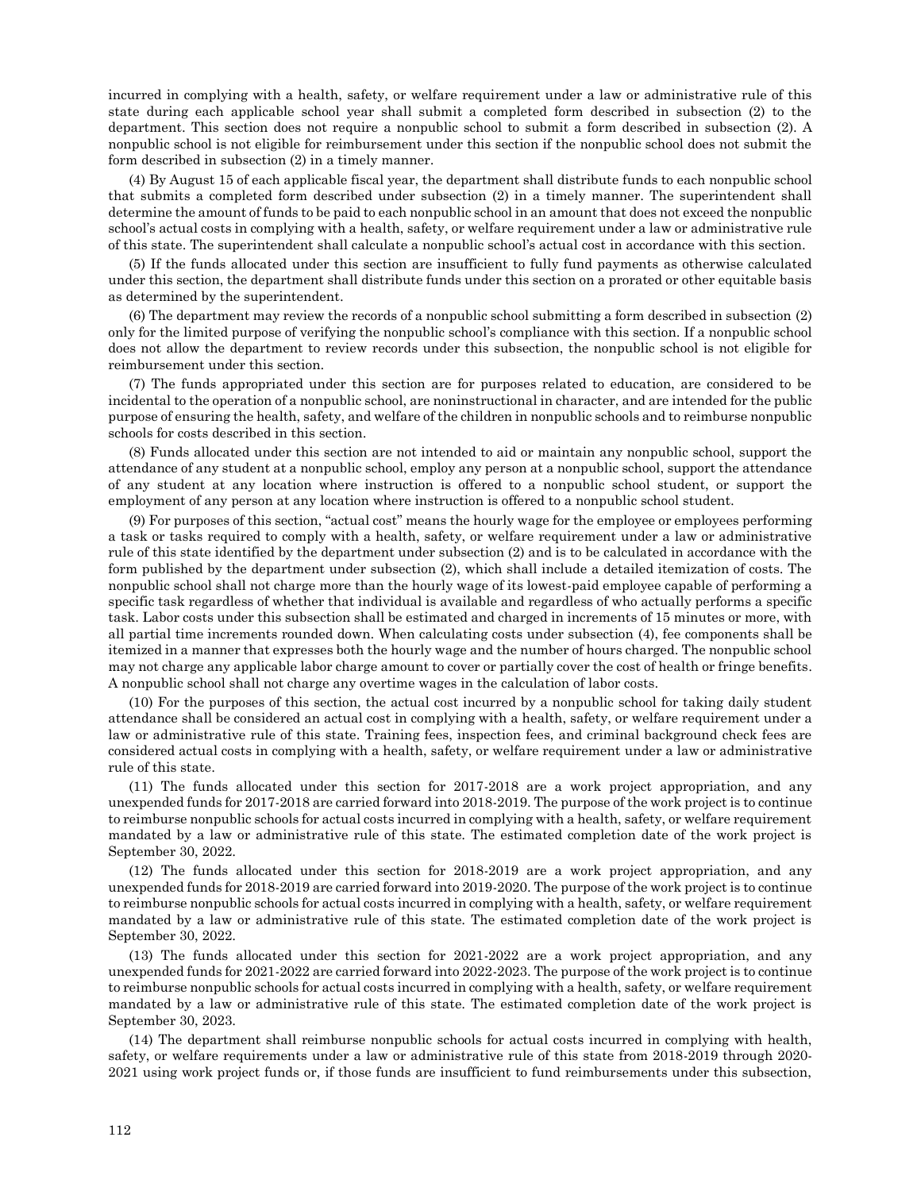incurred in complying with a health, safety, or welfare requirement under a law or administrative rule of this state during each applicable school year shall submit a completed form described in subsection (2) to the department. This section does not require a nonpublic school to submit a form described in subsection (2). A nonpublic school is not eligible for reimbursement under this section if the nonpublic school does not submit the form described in subsection (2) in a timely manner.

(4) By August 15 of each applicable fiscal year, the department shall distribute funds to each nonpublic school that submits a completed form described under subsection (2) in a timely manner. The superintendent shall determine the amount of funds to be paid to each nonpublic school in an amount that does not exceed the nonpublic school's actual costs in complying with a health, safety, or welfare requirement under a law or administrative rule of this state. The superintendent shall calculate a nonpublic school's actual cost in accordance with this section.

(5) If the funds allocated under this section are insufficient to fully fund payments as otherwise calculated under this section, the department shall distribute funds under this section on a prorated or other equitable basis as determined by the superintendent.

(6) The department may review the records of a nonpublic school submitting a form described in subsection (2) only for the limited purpose of verifying the nonpublic school's compliance with this section. If a nonpublic school does not allow the department to review records under this subsection, the nonpublic school is not eligible for reimbursement under this section.

(7) The funds appropriated under this section are for purposes related to education, are considered to be incidental to the operation of a nonpublic school, are noninstructional in character, and are intended for the public purpose of ensuring the health, safety, and welfare of the children in nonpublic schools and to reimburse nonpublic schools for costs described in this section.

(8) Funds allocated under this section are not intended to aid or maintain any nonpublic school, support the attendance of any student at a nonpublic school, employ any person at a nonpublic school, support the attendance of any student at any location where instruction is offered to a nonpublic school student, or support the employment of any person at any location where instruction is offered to a nonpublic school student.

(9) For purposes of this section, "actual cost" means the hourly wage for the employee or employees performing a task or tasks required to comply with a health, safety, or welfare requirement under a law or administrative rule of this state identified by the department under subsection (2) and is to be calculated in accordance with the form published by the department under subsection (2), which shall include a detailed itemization of costs. The nonpublic school shall not charge more than the hourly wage of its lowest-paid employee capable of performing a specific task regardless of whether that individual is available and regardless of who actually performs a specific task. Labor costs under this subsection shall be estimated and charged in increments of 15 minutes or more, with all partial time increments rounded down. When calculating costs under subsection (4), fee components shall be itemized in a manner that expresses both the hourly wage and the number of hours charged. The nonpublic school may not charge any applicable labor charge amount to cover or partially cover the cost of health or fringe benefits. A nonpublic school shall not charge any overtime wages in the calculation of labor costs.

(10) For the purposes of this section, the actual cost incurred by a nonpublic school for taking daily student attendance shall be considered an actual cost in complying with a health, safety, or welfare requirement under a law or administrative rule of this state. Training fees, inspection fees, and criminal background check fees are considered actual costs in complying with a health, safety, or welfare requirement under a law or administrative rule of this state.

(11) The funds allocated under this section for 2017-2018 are a work project appropriation, and any unexpended funds for 2017-2018 are carried forward into 2018-2019. The purpose of the work project is to continue to reimburse nonpublic schools for actual costs incurred in complying with a health, safety, or welfare requirement mandated by a law or administrative rule of this state. The estimated completion date of the work project is September 30, 2022.

(12) The funds allocated under this section for 2018-2019 are a work project appropriation, and any unexpended funds for 2018-2019 are carried forward into 2019-2020. The purpose of the work project is to continue to reimburse nonpublic schools for actual costs incurred in complying with a health, safety, or welfare requirement mandated by a law or administrative rule of this state. The estimated completion date of the work project is September 30, 2022.

(13) The funds allocated under this section for 2021-2022 are a work project appropriation, and any unexpended funds for 2021-2022 are carried forward into 2022-2023. The purpose of the work project is to continue to reimburse nonpublic schools for actual costs incurred in complying with a health, safety, or welfare requirement mandated by a law or administrative rule of this state. The estimated completion date of the work project is September 30, 2023.

(14) The department shall reimburse nonpublic schools for actual costs incurred in complying with health, safety, or welfare requirements under a law or administrative rule of this state from 2018-2019 through 2020-2021 using work project funds or, if those funds are insufficient to fund reimbursements under this subsection,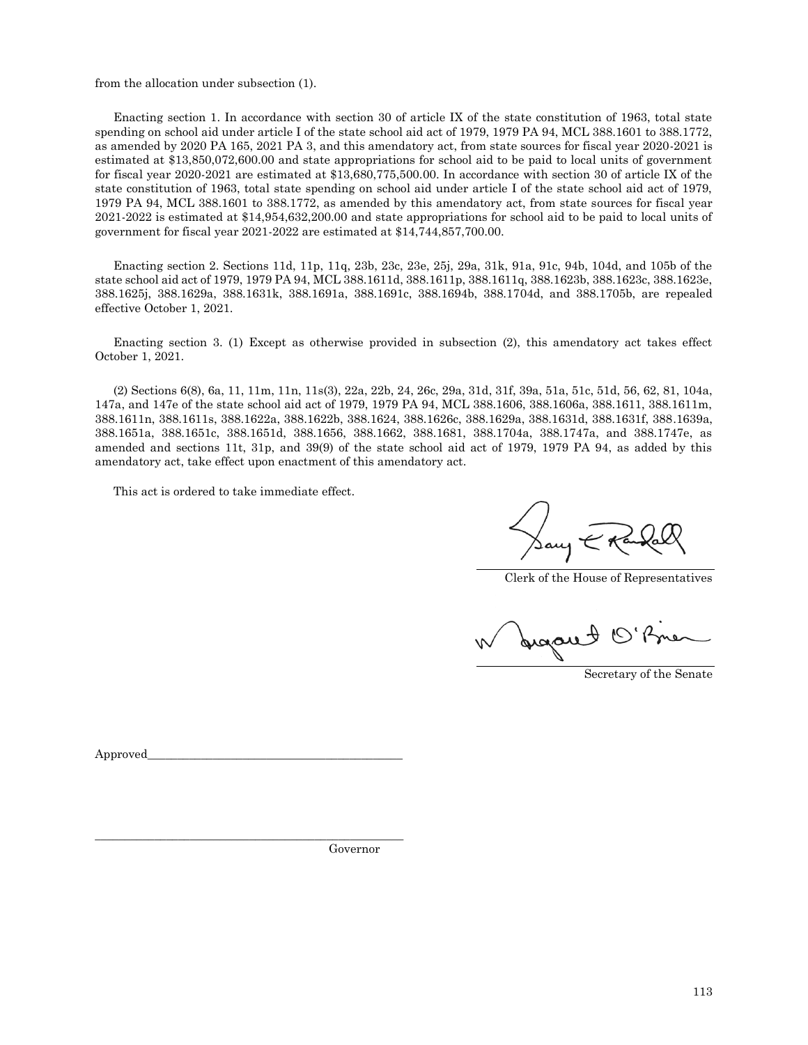from the allocation under subsection (1).

Enacting section 1. In accordance with section 30 of article IX of the state constitution of 1963, total state spending on school aid under article I of the state school aid act of 1979, 1979 PA 94, MCL 388.1601 to 388.1772, as amended by 2020 PA 165, 2021 PA 3, and this amendatory act, from state sources for fiscal year 2020-2021 is estimated at $13,850,072,600.00 and state appropriations for school aid to be paid to local units of government for fiscal year 2020-2021 are estimated at $13,680,775,500.00. In accordance with section 30 of article IX of the state constitution of 1963, total state spending on school aid under article I of the state school aid act of 1979, 1979 PA 94, MCL 388.1601 to 388.1772, as amended by this amendatory act, from state sources for fiscal year 2021-2022 is estimated at $14,954,632,200.00 and state appropriations for school aid to be paid to local units of government for fiscal year 2021-2022 are estimated at $14,744,857,700.00.

Enacting section 2. Sections 11d, 11p, 11q, 23b, 23c, 23e, 25j, 29a, 31k, 91a, 91c, 94b, 104d, and 105b of the state school aid act of 1979, 1979 PA 94, MCL 388.1611d, 388.1611p, 388.1611q, 388.1623b, 388.1623c, 388.1623e, 388.1625j, 388.1629a, 388.1631k, 388.1691a, 388.1691c, 388.1694b, 388.1704d, and 388.1705b, are repealed effective October 1, 2021.

Enacting section 3. (1) Except as otherwise provided in subsection (2), this amendatory act takes effect October 1, 2021.

(2) Sections 6(8), 6a, 11, 11m, 11n, 11s(3), 22a, 22b, 24, 26c, 29a, 31d, 31f, 39a, 51a, 51c, 51d, 56, 62, 81, 104a, 147a, and 147e of the state school aid act of 1979, 1979 PA 94, MCL 388.1606, 388.1606a, 388.1611, 388.1611m, 388.1611n, 388.1611s, 388.1622a, 388.1622b, 388.1624, 388.1626c, 388.1629a, 388.1631d, 388.1631f, 388.1639a, 388.1651a, 388.1651c, 388.1651d, 388.1656, 388.1662, 388.1681, 388.1704a, 388.1747a, and 388.1747e, as amended and sections 11t, 31p, and 39(9) of the state school aid act of 1979, 1979 PA 94, as added by this amendatory act, take effect upon enactment of this amendatory act.

This act is ordered to take immediate effect.

Clerk of the House of Representatives

Secretary of the Senate

Approved\_\_\_\_\_\_\_\_\_\_\_\_\_\_\_\_\_\_\_\_\_\_\_\_\_\_\_\_\_\_\_\_\_\_\_\_\_\_\_\_\_\_\_\_

\_\_\_\_\_\_\_\_\_\_\_\_\_\_\_\_\_\_\_\_\_\_\_\_\_\_\_\_\_\_\_\_\_\_\_\_\_\_\_\_\_\_\_\_\_\_\_\_\_\_\_\_\_\_

Governor